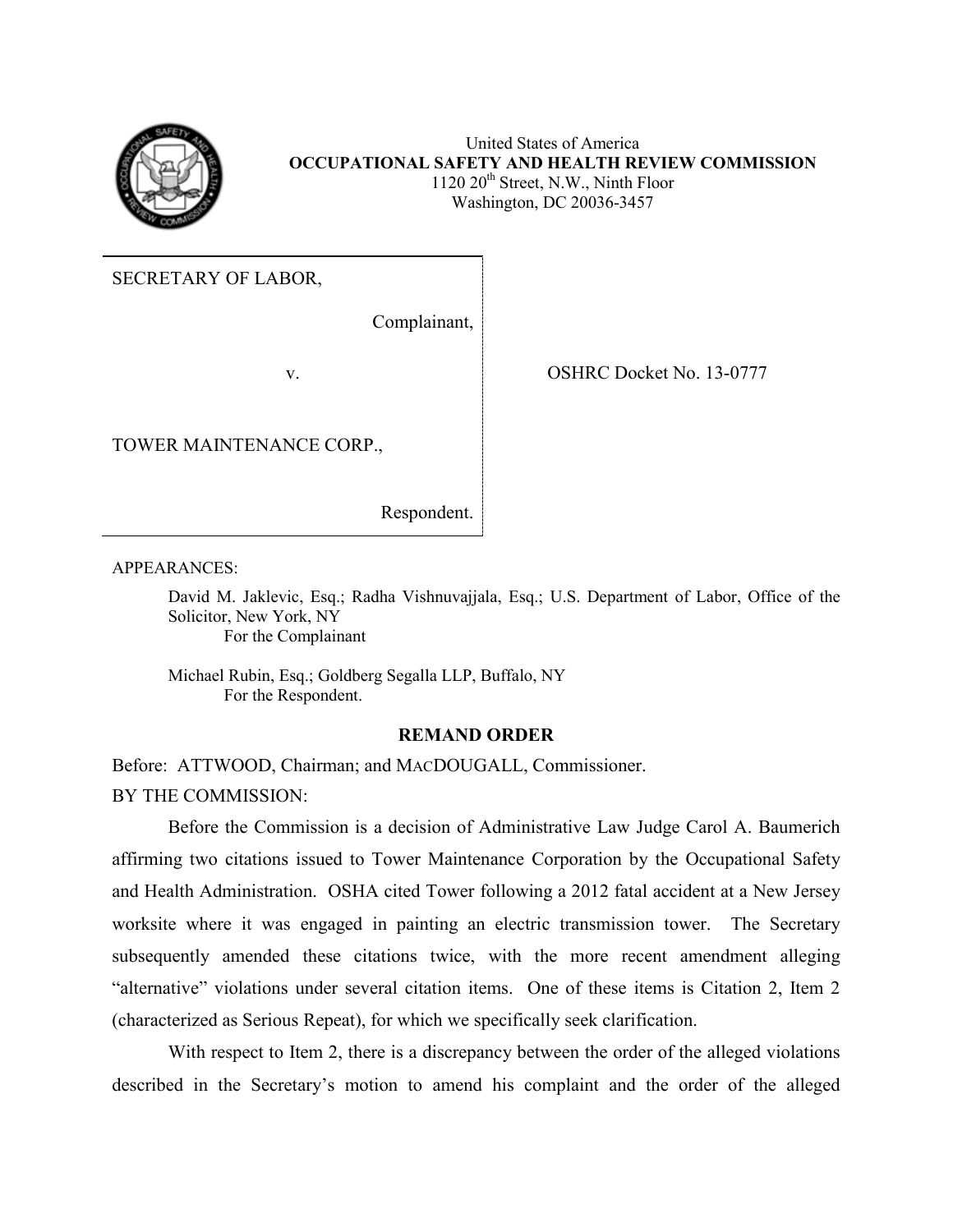United States of America
**OCCUPATIONAL SAFETY AND HEALTH REVIEW COMMISSION**
1120 20th Street, N.W., Ninth Floor
Washington, DC 20036-3457

SECRETARY OF LABOR,

Complainant,

v.

TOWER MAINTENANCE CORP.,

Respondent.

OSHRC Docket No. 13-0777

APPEARANCES:

David M. Jaklevic, Esq.; Radha Vishnuvajjala, Esq.; U.S. Department of Labor, Office of the Solicitor, New York, NY
For the Complainant

Michael Rubin, Esq.; Goldberg Segalla LLP, Buffalo, NY
For the Respondent.

**REMAND ORDER**

Before: ATTWOOD, Chairman; and MACDOUGALL, Commissioner.

BY THE COMMISSION:

Before the Commission is a decision of Administrative Law Judge Carol A. Baumerich affirming two citations issued to Tower Maintenance Corporation by the Occupational Safety and Health Administration. OSHA cited Tower following a 2012 fatal accident at a New Jersey worksite where it was engaged in painting an electric transmission tower. The Secretary subsequently amended these citations twice, with the more recent amendment alleging "alternative" violations under several citation items. One of these items is Citation 2, Item 2 (characterized as Serious Repeat), for which we specifically seek clarification.

With respect to Item 2, there is a discrepancy between the order of the alleged violations described in the Secretary's motion to amend his complaint and the order of the alleged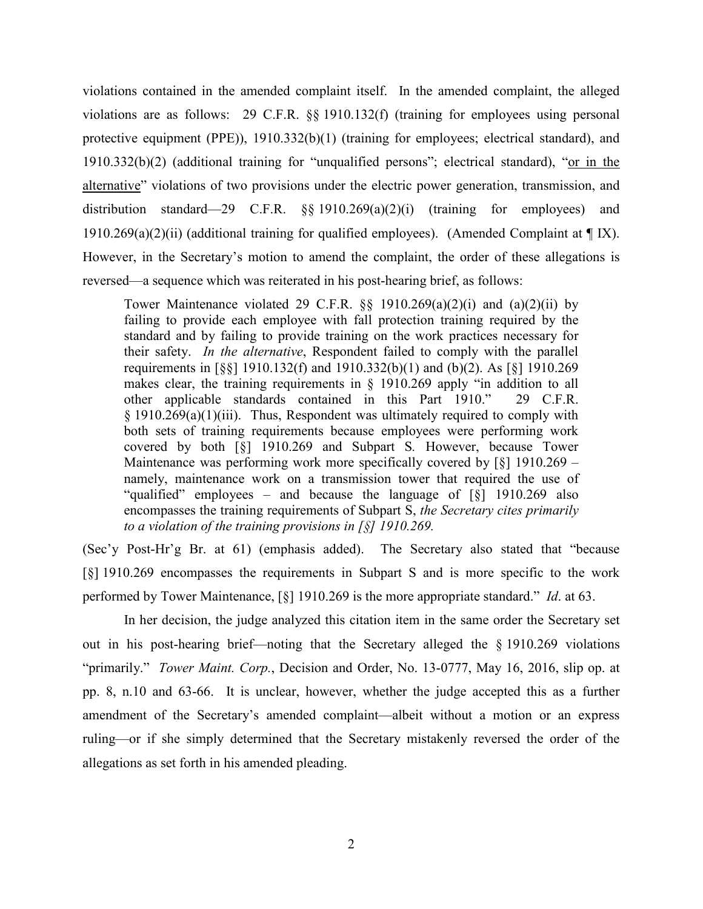violations contained in the amended complaint itself. In the amended complaint, the alleged violations are as follows: 29 C.F.R. §§ 1910.132(f) (training for employees using personal protective equipment (PPE)), 1910.332(b)(1) (training for employees; electrical standard), and 1910.332(b)(2) (additional training for "unqualified persons"; electrical standard), "<u>or in the alternative</u>" violations of two provisions under the electric power generation, transmission, and distribution standard—29 C.F.R. §§ 1910.269(a)(2)(i) (training for employees) and 1910.269(a)(2)(ii) (additional training for qualified employees). (Amended Complaint at ¶ IX). However, in the Secretary's motion to amend the complaint, the order of these allegations is reversed—a sequence which was reiterated in his post-hearing brief, as follows:

> Tower Maintenance violated 29 C.F.R. §§ 1910.269(a)(2)(i) and (a)(2)(ii) by failing to provide each employee with fall protection training required by the standard and by failing to provide training on the work practices necessary for their safety. *In the alternative*, Respondent failed to comply with the parallel requirements in [§§] 1910.132(f) and 1910.332(b)(1) and (b)(2). As [§] 1910.269 makes clear, the training requirements in § 1910.269 apply "in addition to all other applicable standards contained in this Part 1910." 29 C.F.R. § 1910.269(a)(1)(iii). Thus, Respondent was ultimately required to comply with both sets of training requirements because employees were performing work covered by both [§] 1910.269 and Subpart S. However, because Tower Maintenance was performing work more specifically covered by [§] 1910.269 – namely, maintenance work on a transmission tower that required the use of "qualified" employees – and because the language of [§] 1910.269 also encompasses the training requirements of Subpart S, *the Secretary cites primarily to a violation of the training provisions in [§] 1910.269.*

(Sec'y Post-Hr'g Br. at 61) (emphasis added). The Secretary also stated that "because [§] 1910.269 encompasses the requirements in Subpart S and is more specific to the work performed by Tower Maintenance, [§] 1910.269 is the more appropriate standard." *Id*. at 63.

In her decision, the judge analyzed this citation item in the same order the Secretary set out in his post-hearing brief—noting that the Secretary alleged the § 1910.269 violations "primarily." *Tower Maint. Corp.*, Decision and Order, No. 13-0777, May 16, 2016, slip op. at pp. 8, n.10 and 63-66. It is unclear, however, whether the judge accepted this as a further amendment of the Secretary's amended complaint—albeit without a motion or an express ruling—or if she simply determined that the Secretary mistakenly reversed the order of the allegations as set forth in his amended pleading.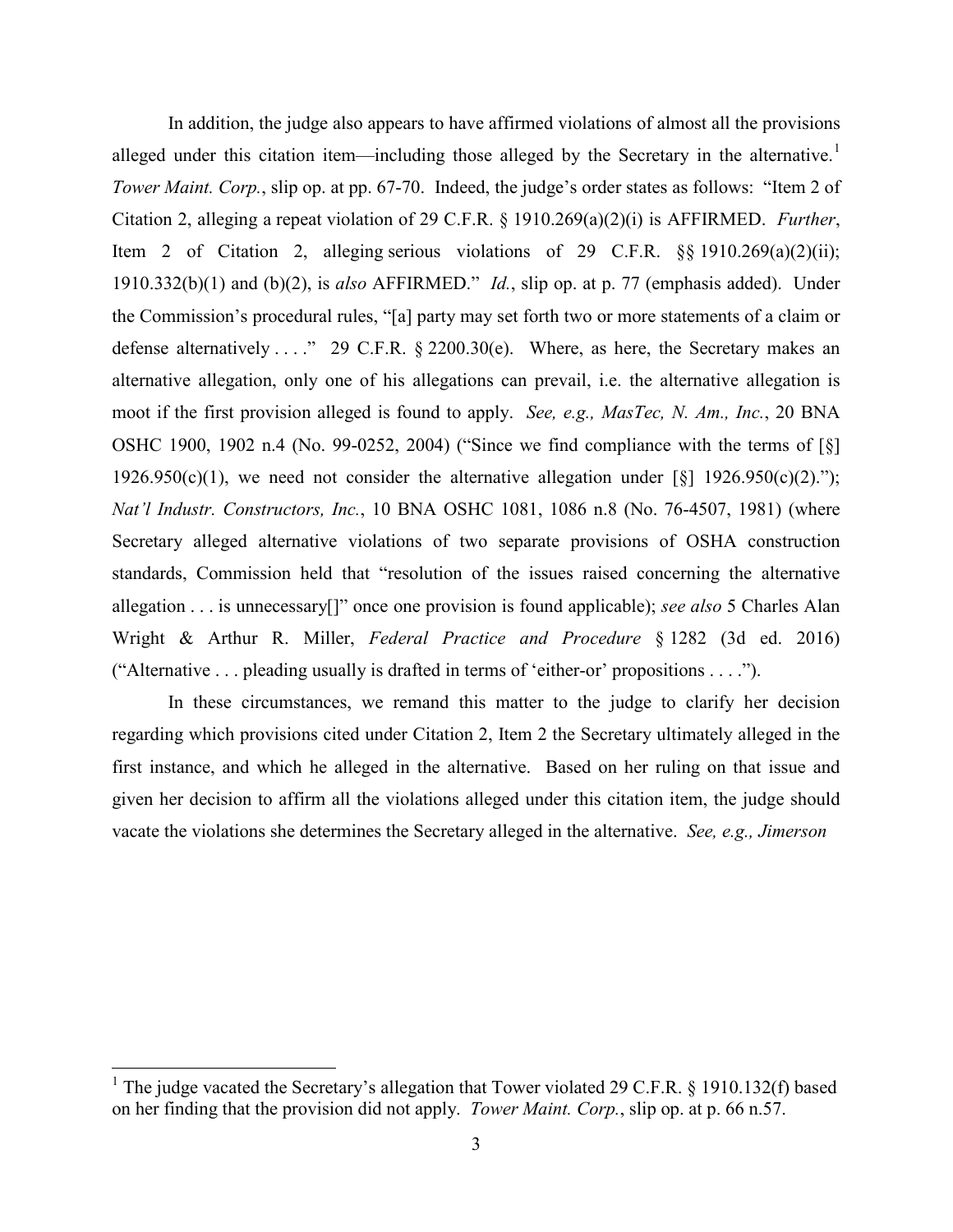In addition, the judge also appears to have affirmed violations of almost all the provisions alleged under this citation item—including those alleged by the Secretary in the alternative.[1] *Tower Maint. Corp.*, slip op. at pp. 67-70. Indeed, the judge's order states as follows: "Item 2 of Citation 2, alleging a repeat violation of 29 C.F.R. § 1910.269(a)(2)(i) is AFFIRMED. *Further*, Item 2 of Citation 2, alleging serious violations of 29 C.F.R. §§ 1910.269(a)(2)(ii); 1910.332(b)(1) and (b)(2), is *also* AFFIRMED." *Id.*, slip op. at p. 77 (emphasis added). Under the Commission's procedural rules, "[a] party may set forth two or more statements of a claim or defense alternatively . . . ." 29 C.F.R. § 2200.30(e). Where, as here, the Secretary makes an alternative allegation, only one of his allegations can prevail, i.e. the alternative allegation is moot if the first provision alleged is found to apply. *See, e.g., MasTec, N. Am., Inc.*, 20 BNA OSHC 1900, 1902 n.4 (No. 99-0252, 2004) ("Since we find compliance with the terms of [§] 1926.950(c)(1), we need not consider the alternative allegation under [§] 1926.950(c)(2)."); *Nat'l Industr. Constructors, Inc.*, 10 BNA OSHC 1081, 1086 n.8 (No. 76-4507, 1981) (where Secretary alleged alternative violations of two separate provisions of OSHA construction standards, Commission held that "resolution of the issues raised concerning the alternative allegation . . . is unnecessary[]" once one provision is found applicable); *see also* 5 Charles Alan Wright & Arthur R. Miller, *Federal Practice and Procedure* § 1282 (3d ed. 2016) ("Alternative . . . pleading usually is drafted in terms of 'either-or' propositions . . . .").

In these circumstances, we remand this matter to the judge to clarify her decision regarding which provisions cited under Citation 2, Item 2 the Secretary ultimately alleged in the first instance, and which he alleged in the alternative. Based on her ruling on that issue and given her decision to affirm all the violations alleged under this citation item, the judge should vacate the violations she determines the Secretary alleged in the alternative. *See, e.g., Jimerson*

[1] The judge vacated the Secretary's allegation that Tower violated 29 C.F.R. § 1910.132(f) based on her finding that the provision did not apply. *Tower Maint. Corp.*, slip op. at p. 66 n.57.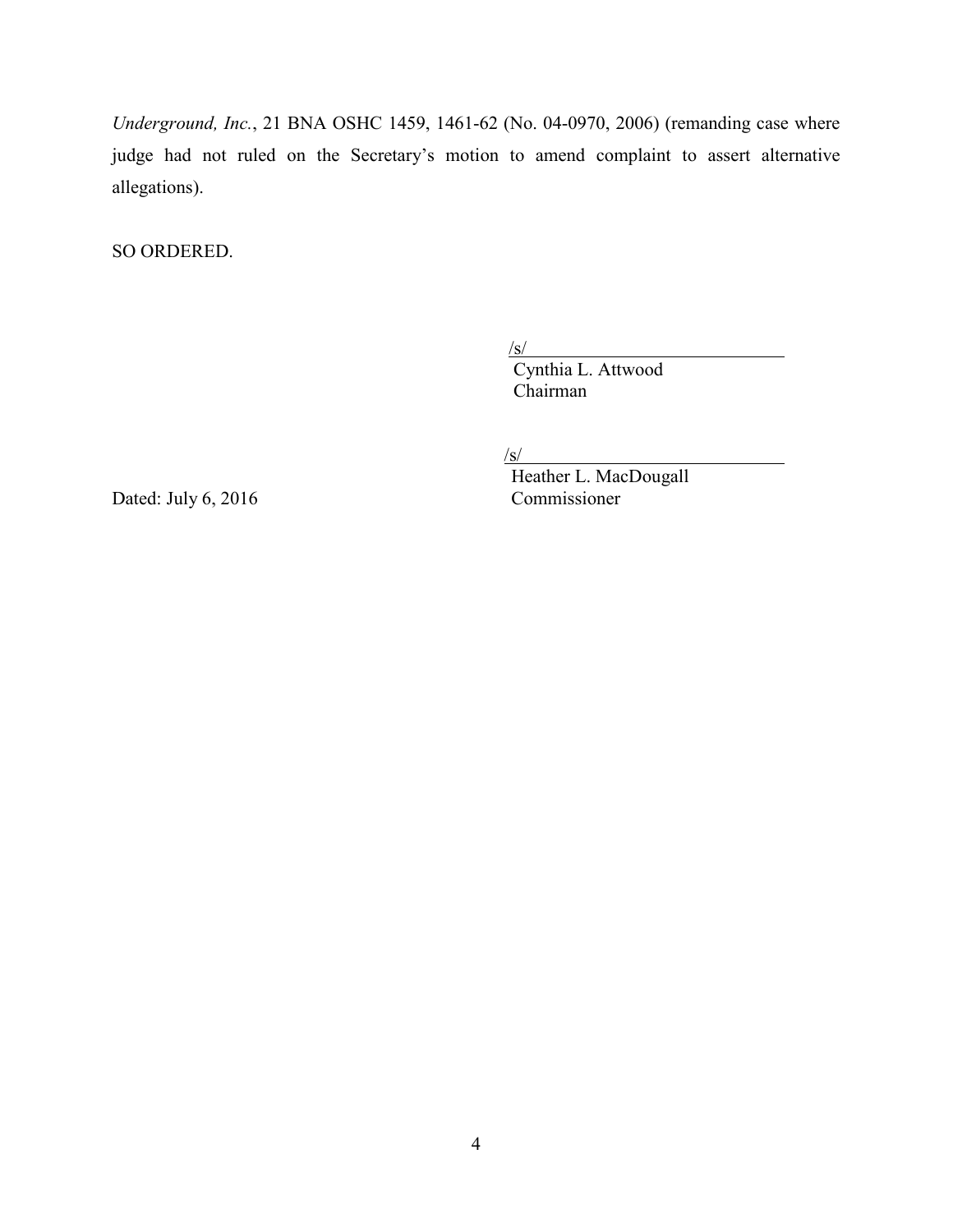*Underground, Inc.*, 21 BNA OSHC 1459, 1461-62 (No. 04-0970, 2006) (remanding case where judge had not ruled on the Secretary's motion to amend complaint to assert alternative allegations).

SO ORDERED.

/s/
Cynthia L. Attwood
Chairman

/s/
Heather L. MacDougall
Commissioner

Dated: July 6, 2016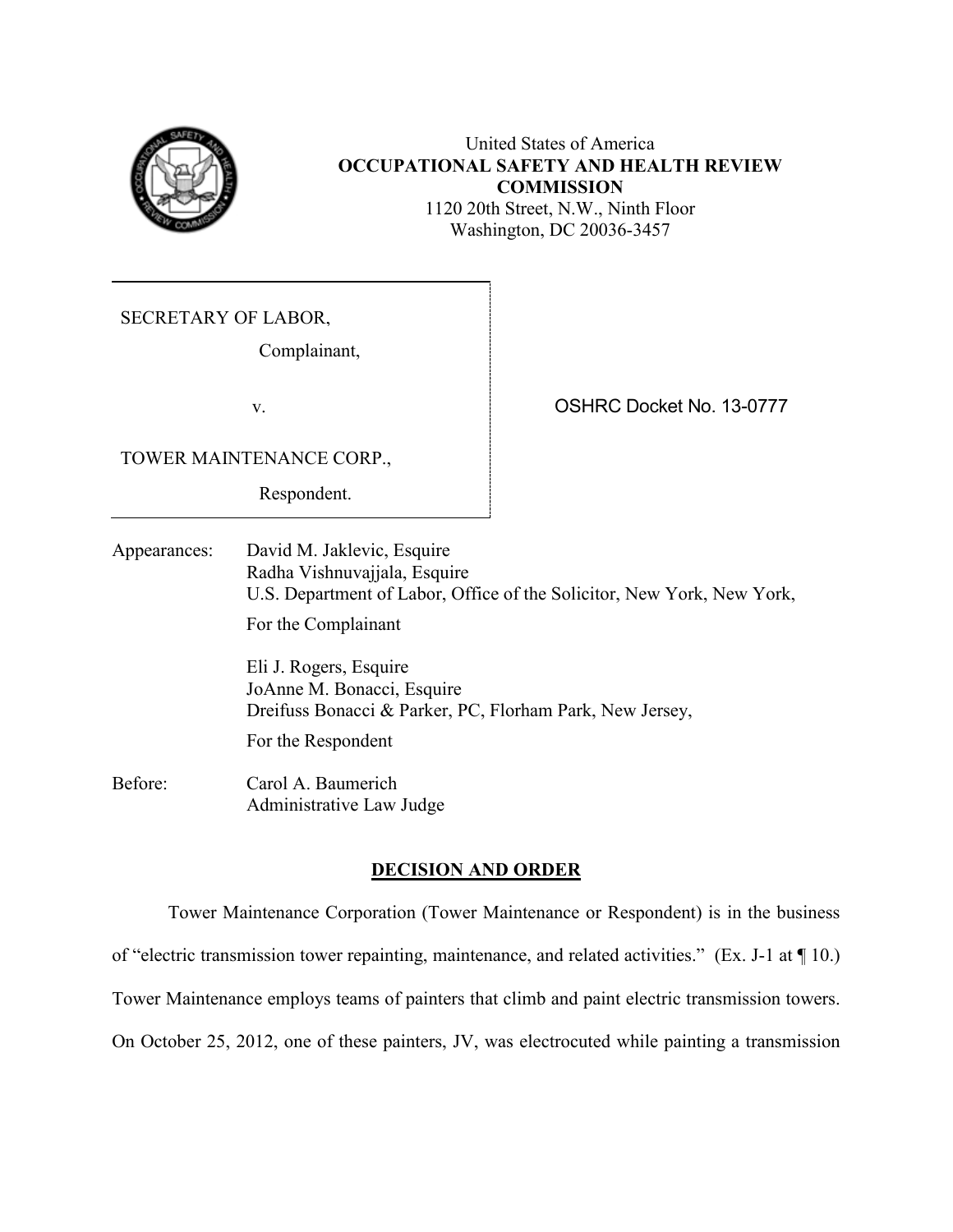United States of America
**OCCUPATIONAL SAFETY AND HEALTH REVIEW COMMISSION**
1120 20th Street, N.W., Ninth Floor
Washington, DC 20036-3457

SECRETARY OF LABOR,

Complainant,

v.

TOWER MAINTENANCE CORP.,

Respondent.

OSHRC Docket No. 13-0777

Appearances: David M. Jaklevic, Esquire
Radha Vishnuvajjala, Esquire
U.S. Department of Labor, Office of the Solicitor, New York, New York,
For the Complainant

Eli J. Rogers, Esquire
JoAnne M. Bonacci, Esquire
Dreifuss Bonacci & Parker, PC, Florham Park, New Jersey,
For the Respondent

Before: Carol A. Baumerich
Administrative Law Judge

## DECISION AND ORDER

Tower Maintenance Corporation (Tower Maintenance or Respondent) is in the business of "electric transmission tower repainting, maintenance, and related activities." (Ex. J-1 at ¶ 10.) Tower Maintenance employs teams of painters that climb and paint electric transmission towers. On October 25, 2012, one of these painters, JV, was electrocuted while painting a transmission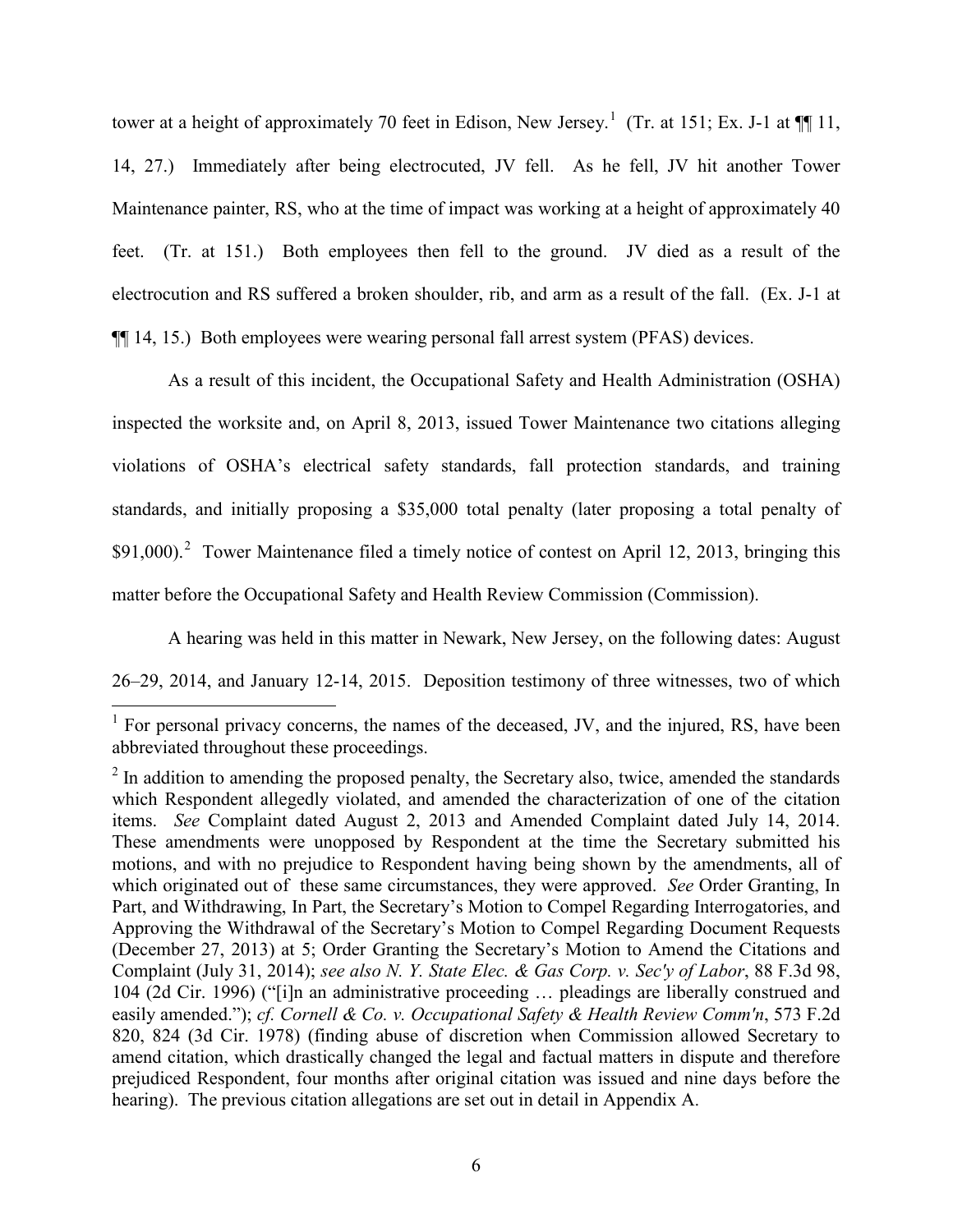tower at a height of approximately 70 feet in Edison, New Jersey.[1] (Tr. at 151; Ex. J-1 at ¶¶ 11, 14, 27.) Immediately after being electrocuted, JV fell. As he fell, JV hit another Tower Maintenance painter, RS, who at the time of impact was working at a height of approximately 40 feet. (Tr. at 151.) Both employees then fell to the ground. JV died as a result of the electrocution and RS suffered a broken shoulder, rib, and arm as a result of the fall. (Ex. J-1 at ¶¶ 14, 15.) Both employees were wearing personal fall arrest system (PFAS) devices.

As a result of this incident, the Occupational Safety and Health Administration (OSHA) inspected the worksite and, on April 8, 2013, issued Tower Maintenance two citations alleging violations of OSHA's electrical safety standards, fall protection standards, and training standards, and initially proposing a $35,000 total penalty (later proposing a total penalty of $91,000).[2] Tower Maintenance filed a timely notice of contest on April 12, 2013, bringing this matter before the Occupational Safety and Health Review Commission (Commission).

A hearing was held in this matter in Newark, New Jersey, on the following dates: August 26–29, 2014, and January 12-14, 2015. Deposition testimony of three witnesses, two of which

---

[1] For personal privacy concerns, the names of the deceased, JV, and the injured, RS, have been abbreviated throughout these proceedings.

[2] In addition to amending the proposed penalty, the Secretary also, twice, amended the standards which Respondent allegedly violated, and amended the characterization of one of the citation items. *See* Complaint dated August 2, 2013 and Amended Complaint dated July 14, 2014. These amendments were unopposed by Respondent at the time the Secretary submitted his motions, and with no prejudice to Respondent having being shown by the amendments, all of which originated out of these same circumstances, they were approved. *See* Order Granting, In Part, and Withdrawing, In Part, the Secretary's Motion to Compel Regarding Interrogatories, and Approving the Withdrawal of the Secretary's Motion to Compel Regarding Document Requests (December 27, 2013) at 5; Order Granting the Secretary's Motion to Amend the Citations and Complaint (July 31, 2014); *see also N. Y. State Elec. & Gas Corp. v. Sec'y of Labor*, 88 F.3d 98, 104 (2d Cir. 1996) ("[i]n an administrative proceeding … pleadings are liberally construed and easily amended."); *cf. Cornell & Co. v. Occupational Safety & Health Review Comm'n*, 573 F.2d 820, 824 (3d Cir. 1978) (finding abuse of discretion when Commission allowed Secretary to amend citation, which drastically changed the legal and factual matters in dispute and therefore prejudiced Respondent, four months after original citation was issued and nine days before the hearing). The previous citation allegations are set out in detail in Appendix A.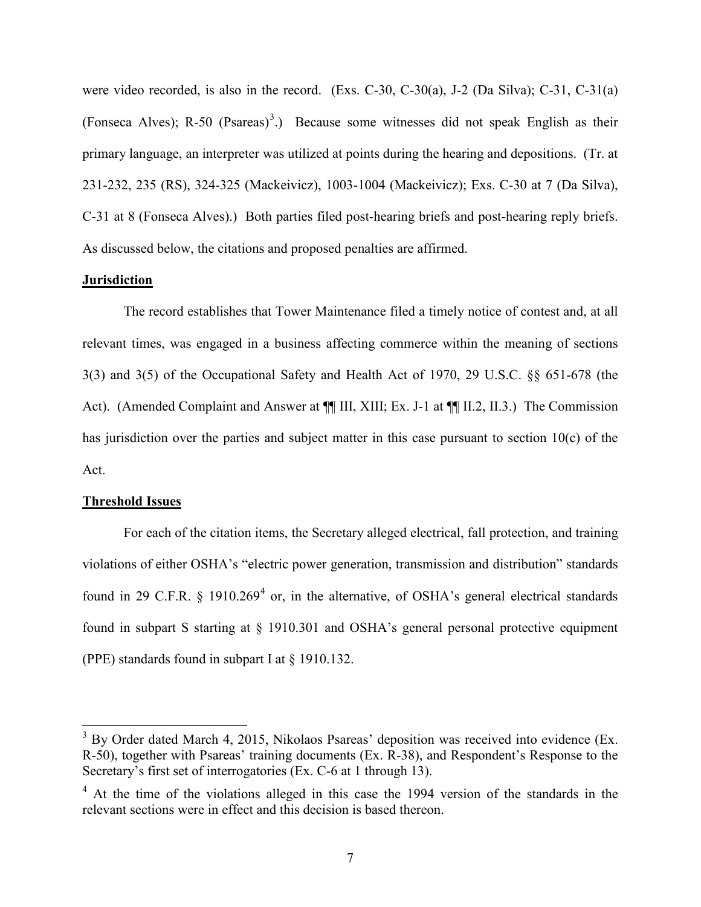were video recorded, is also in the record. (Exs. C-30, C-30(a), J-2 (Da Silva); C-31, C-31(a) (Fonseca Alves); R-50 (Psareas)[3].) Because some witnesses did not speak English as their primary language, an interpreter was utilized at points during the hearing and depositions. (Tr. at 231-232, 235 (RS), 324-325 (Mackeivicz), 1003-1004 (Mackeivicz); Exs. C-30 at 7 (Da Silva), C-31 at 8 (Fonseca Alves).) Both parties filed post-hearing briefs and post-hearing reply briefs. As discussed below, the citations and proposed penalties are affirmed.

**Jurisdiction**

The record establishes that Tower Maintenance filed a timely notice of contest and, at all relevant times, was engaged in a business affecting commerce within the meaning of sections 3(3) and 3(5) of the Occupational Safety and Health Act of 1970, 29 U.S.C. §§ 651-678 (the Act). (Amended Complaint and Answer at ¶¶ III, XIII; Ex. J-1 at ¶¶ II.2, II.3.) The Commission has jurisdiction over the parties and subject matter in this case pursuant to section 10(c) of the Act.

**Threshold Issues**

For each of the citation items, the Secretary alleged electrical, fall protection, and training violations of either OSHA's "electric power generation, transmission and distribution" standards found in 29 C.F.R. § 1910.269[4] or, in the alternative, of OSHA's general electrical standards found in subpart S starting at § 1910.301 and OSHA's general personal protective equipment (PPE) standards found in subpart I at § 1910.132.

---

[3] By Order dated March 4, 2015, Nikolaos Psareas' deposition was received into evidence (Ex. R-50), together with Psareas' training documents (Ex. R-38), and Respondent's Response to the Secretary's first set of interrogatories (Ex. C-6 at 1 through 13).

[4] At the time of the violations alleged in this case the 1994 version of the standards in the relevant sections were in effect and this decision is based thereon.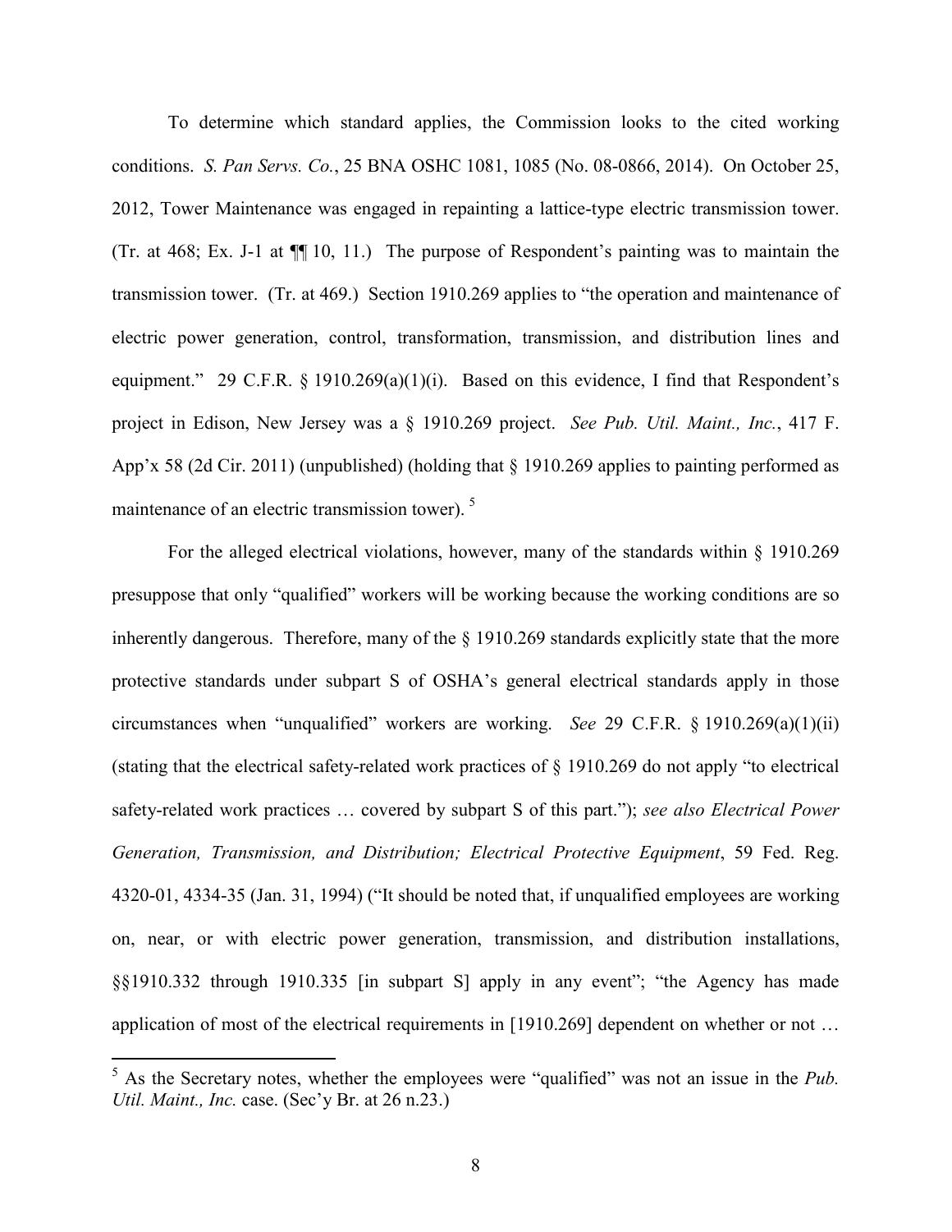To determine which standard applies, the Commission looks to the cited working conditions. *S. Pan Servs. Co.*, 25 BNA OSHC 1081, 1085 (No. 08-0866, 2014). On October 25, 2012, Tower Maintenance was engaged in repainting a lattice-type electric transmission tower. (Tr. at 468; Ex. J-1 at ¶¶ 10, 11.) The purpose of Respondent's painting was to maintain the transmission tower. (Tr. at 469.) Section 1910.269 applies to "the operation and maintenance of electric power generation, control, transformation, transmission, and distribution lines and equipment." 29 C.F.R. § 1910.269(a)(1)(i). Based on this evidence, I find that Respondent's project in Edison, New Jersey was a § 1910.269 project. *See Pub. Util. Maint., Inc.*, 417 F. App'x 58 (2d Cir. 2011) (unpublished) (holding that § 1910.269 applies to painting performed as maintenance of an electric transmission tower). [5]

For the alleged electrical violations, however, many of the standards within § 1910.269 presuppose that only "qualified" workers will be working because the working conditions are so inherently dangerous. Therefore, many of the § 1910.269 standards explicitly state that the more protective standards under subpart S of OSHA's general electrical standards apply in those circumstances when "unqualified" workers are working. *See* 29 C.F.R. § 1910.269(a)(1)(ii) (stating that the electrical safety-related work practices of § 1910.269 do not apply "to electrical safety-related work practices … covered by subpart S of this part."); *see also Electrical Power Generation, Transmission, and Distribution; Electrical Protective Equipment*, 59 Fed. Reg. 4320-01, 4334-35 (Jan. 31, 1994) ("It should be noted that, if unqualified employees are working on, near, or with electric power generation, transmission, and distribution installations, §§1910.332 through 1910.335 [in subpart S] apply in any event"; "the Agency has made application of most of the electrical requirements in [1910.269] dependent on whether or not …

---

[5] As the Secretary notes, whether the employees were "qualified" was not an issue in the *Pub. Util. Maint., Inc.* case. (Sec'y Br. at 26 n.23.)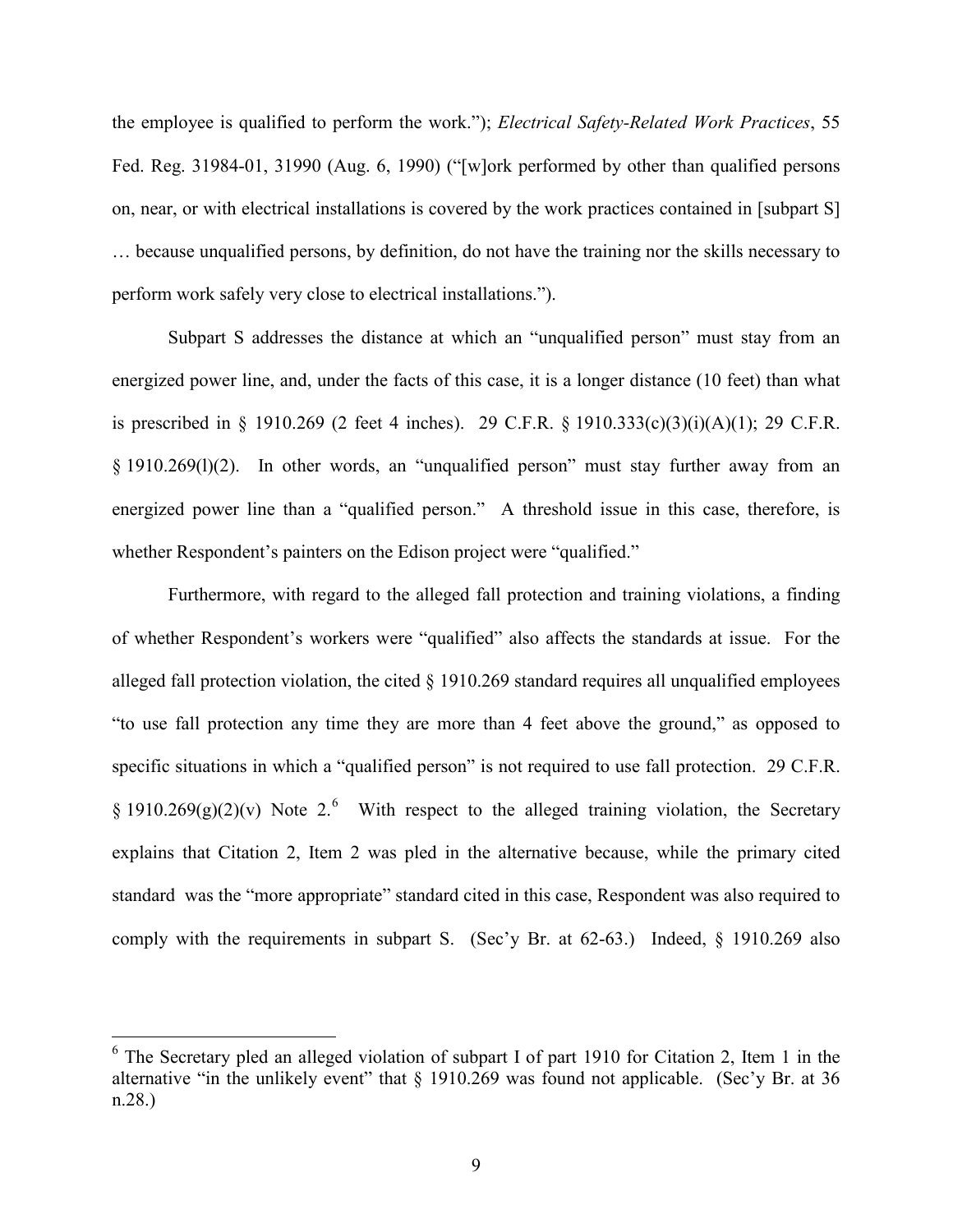the employee is qualified to perform the work."); *Electrical Safety-Related Work Practices*, 55 Fed. Reg. 31984-01, 31990 (Aug. 6, 1990) ("[w]ork performed by other than qualified persons on, near, or with electrical installations is covered by the work practices contained in [subpart S] … because unqualified persons, by definition, do not have the training nor the skills necessary to perform work safely very close to electrical installations.").

Subpart S addresses the distance at which an "unqualified person" must stay from an energized power line, and, under the facts of this case, it is a longer distance (10 feet) than what is prescribed in § 1910.269 (2 feet 4 inches). 29 C.F.R. § 1910.333(c)(3)(i)(A)(1); 29 C.F.R. § 1910.269(l)(2). In other words, an "unqualified person" must stay further away from an energized power line than a "qualified person." A threshold issue in this case, therefore, is whether Respondent's painters on the Edison project were "qualified."

Furthermore, with regard to the alleged fall protection and training violations, a finding of whether Respondent's workers were "qualified" also affects the standards at issue. For the alleged fall protection violation, the cited § 1910.269 standard requires all unqualified employees "to use fall protection any time they are more than 4 feet above the ground," as opposed to specific situations in which a "qualified person" is not required to use fall protection. 29 C.F.R. § 1910.269(g)(2)(v) Note 2.[6] With respect to the alleged training violation, the Secretary explains that Citation 2, Item 2 was pled in the alternative because, while the primary cited standard was the "more appropriate" standard cited in this case, Respondent was also required to comply with the requirements in subpart S. (Sec'y Br. at 62-63.) Indeed, § 1910.269 also

[6] The Secretary pled an alleged violation of subpart I of part 1910 for Citation 2, Item 1 in the alternative "in the unlikely event" that § 1910.269 was found not applicable. (Sec'y Br. at 36 n.28.)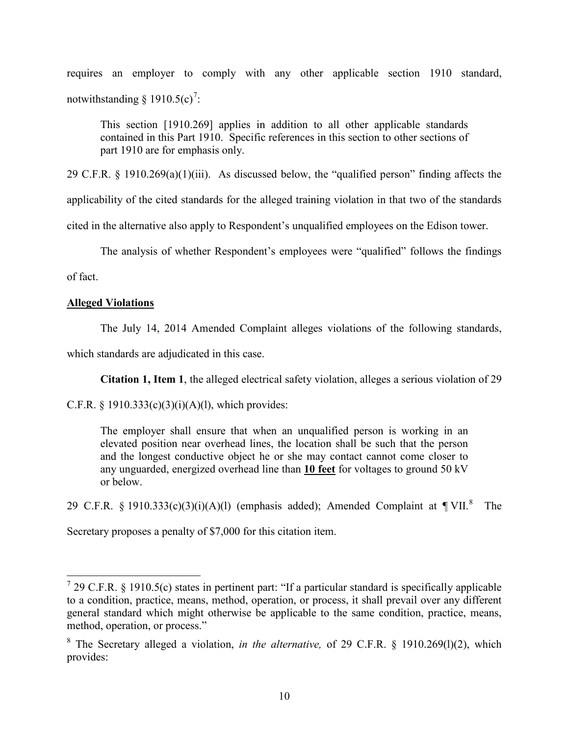requires an employer to comply with any other applicable section 1910 standard, notwithstanding § 1910.5(c)[7]:

> This section [1910.269] applies in addition to all other applicable standards contained in this Part 1910. Specific references in this section to other sections of part 1910 are for emphasis only.

29 C.F.R. § 1910.269(a)(1)(iii). As discussed below, the "qualified person" finding affects the applicability of the cited standards for the alleged training violation in that two of the standards cited in the alternative also apply to Respondent's unqualified employees on the Edison tower.

The analysis of whether Respondent's employees were "qualified" follows the findings of fact.

**Alleged Violations**

The July 14, 2014 Amended Complaint alleges violations of the following standards, which standards are adjudicated in this case.

**Citation 1, Item 1**, the alleged electrical safety violation, alleges a serious violation of 29 C.F.R. § 1910.333(c)(3)(i)(A)(l), which provides:

> The employer shall ensure that when an unqualified person is working in an elevated position near overhead lines, the location shall be such that the person and the longest conductive object he or she may contact cannot come closer to any unguarded, energized overhead line than **10 feet** for voltages to ground 50 kV or below.

29 C.F.R. § 1910.333(c)(3)(i)(A)(l) (emphasis added); Amended Complaint at ¶ VII.[8] The Secretary proposes a penalty of $7,000 for this citation item.

---

[7] 29 C.F.R. § 1910.5(c) states in pertinent part: "If a particular standard is specifically applicable to a condition, practice, means, method, operation, or process, it shall prevail over any different general standard which might otherwise be applicable to the same condition, practice, means, method, operation, or process."

[8] The Secretary alleged a violation, *in the alternative,* of 29 C.F.R. § 1910.269(l)(2), which provides: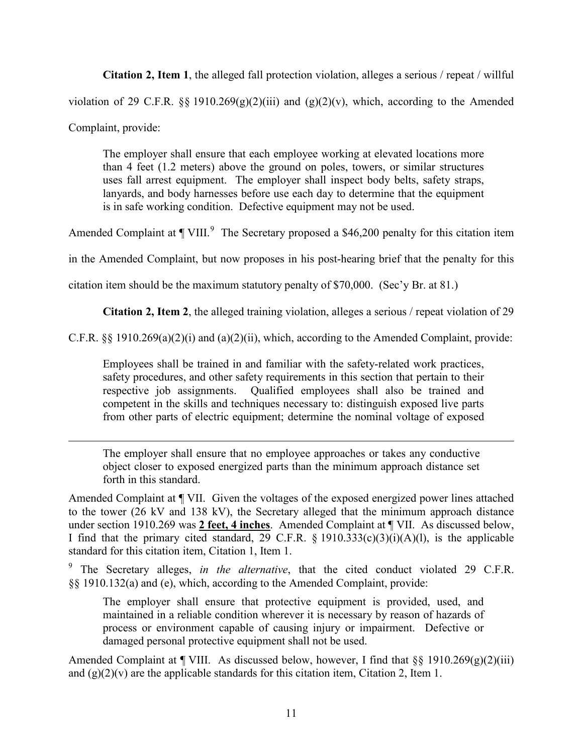**Citation 2, Item 1**, the alleged fall protection violation, alleges a serious / repeat / willful violation of 29 C.F.R. §§ 1910.269(g)(2)(iii) and (g)(2)(v), which, according to the Amended Complaint, provide:

> The employer shall ensure that each employee working at elevated locations more than 4 feet (1.2 meters) above the ground on poles, towers, or similar structures uses fall arrest equipment. The employer shall inspect body belts, safety straps, lanyards, and body harnesses before use each day to determine that the equipment is in safe working condition. Defective equipment may not be used.

Amended Complaint at ¶ VIII.[9] The Secretary proposed a $46,200 penalty for this citation item in the Amended Complaint, but now proposes in his post-hearing brief that the penalty for this citation item should be the maximum statutory penalty of $70,000. (Sec'y Br. at 81.)

**Citation 2, Item 2**, the alleged training violation, alleges a serious / repeat violation of 29 C.F.R. §§ 1910.269(a)(2)(i) and (a)(2)(ii), which, according to the Amended Complaint, provide:

> Employees shall be trained in and familiar with the safety-related work practices, safety procedures, and other safety requirements in this section that pertain to their respective job assignments. Qualified employees shall also be trained and competent in the skills and techniques necessary to: distinguish exposed live parts from other parts of electric equipment; determine the nominal voltage of exposed

---

> The employer shall ensure that no employee approaches or takes any conductive object closer to exposed energized parts than the minimum approach distance set forth in this standard.

Amended Complaint at ¶ VII. Given the voltages of the exposed energized power lines attached to the tower (26 kV and 138 kV), the Secretary alleged that the minimum approach distance under section 1910.269 was **2 feet, 4 inches**. Amended Complaint at ¶ VII. As discussed below, I find that the primary cited standard, 29 C.F.R. § 1910.333(c)(3)(i)(A)(l), is the applicable standard for this citation item, Citation 1, Item 1.

[9] The Secretary alleges, *in the alternative*, that the cited conduct violated 29 C.F.R. §§ 1910.132(a) and (e), which, according to the Amended Complaint, provide:

> The employer shall ensure that protective equipment is provided, used, and maintained in a reliable condition wherever it is necessary by reason of hazards of process or environment capable of causing injury or impairment. Defective or damaged personal protective equipment shall not be used.

Amended Complaint at ¶ VIII. As discussed below, however, I find that §§ 1910.269(g)(2)(iii) and (g)(2)(v) are the applicable standards for this citation item, Citation 2, Item 1.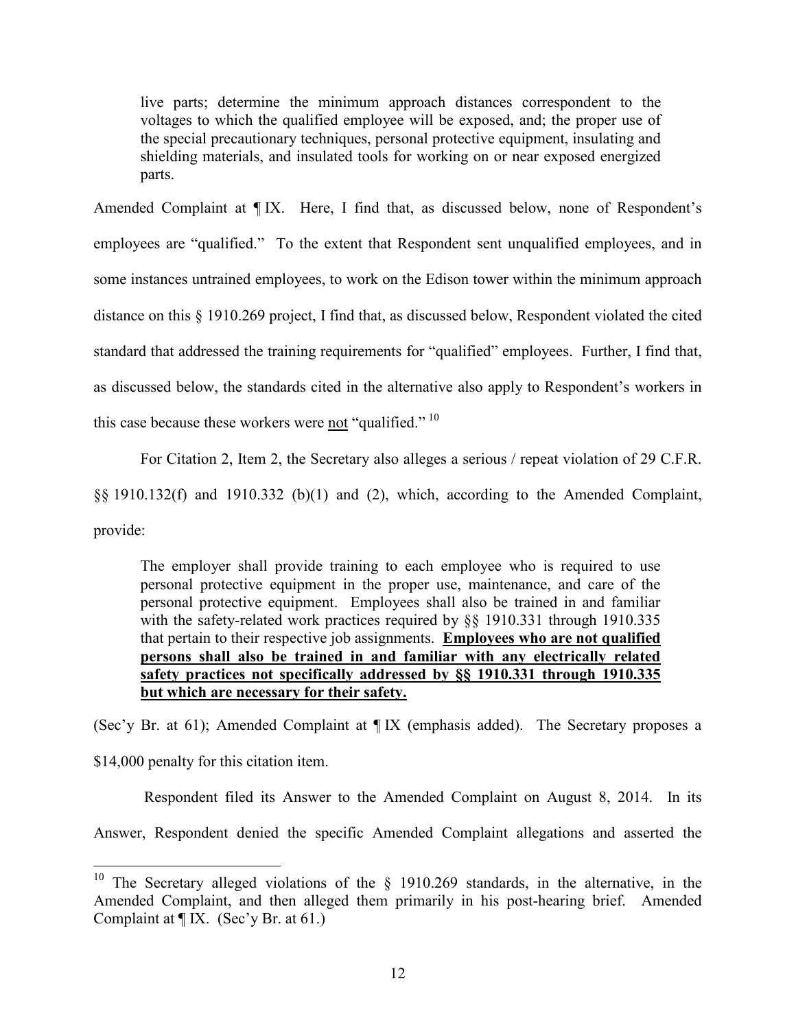> live parts; determine the minimum approach distances correspondent to the voltages to which the qualified employee will be exposed, and; the proper use of the special precautionary techniques, personal protective equipment, insulating and shielding materials, and insulated tools for working on or near exposed energized parts.

Amended Complaint at ¶ IX. Here, I find that, as discussed below, none of Respondent's employees are "qualified." To the extent that Respondent sent unqualified employees, and in some instances untrained employees, to work on the Edison tower within the minimum approach distance on this § 1910.269 project, I find that, as discussed below, Respondent violated the cited standard that addressed the training requirements for "qualified" employees. Further, I find that, as discussed below, the standards cited in the alternative also apply to Respondent's workers in this case because these workers were <u>not</u> "qualified." [10]

For Citation 2, Item 2, the Secretary also alleges a serious / repeat violation of 29 C.F.R. §§ 1910.132(f) and 1910.332 (b)(1) and (2), which, according to the Amended Complaint, provide:

> The employer shall provide training to each employee who is required to use personal protective equipment in the proper use, maintenance, and care of the personal protective equipment. Employees shall also be trained in and familiar with the safety-related work practices required by §§ 1910.331 through 1910.335 that pertain to their respective job assignments. <u>**Employees who are not qualified persons shall also be trained in and familiar with any electrically related safety practices not specifically addressed by §§ 1910.331 through 1910.335 but which are necessary for their safety.**</u>

(Sec'y Br. at 61); Amended Complaint at ¶ IX (emphasis added). The Secretary proposes a $14,000 penalty for this citation item.

Respondent filed its Answer to the Amended Complaint on August 8, 2014. In its Answer, Respondent denied the specific Amended Complaint allegations and asserted the

---

[10] The Secretary alleged violations of the § 1910.269 standards, in the alternative, in the Amended Complaint, and then alleged them primarily in his post-hearing brief. Amended Complaint at ¶ IX. (Sec'y Br. at 61.)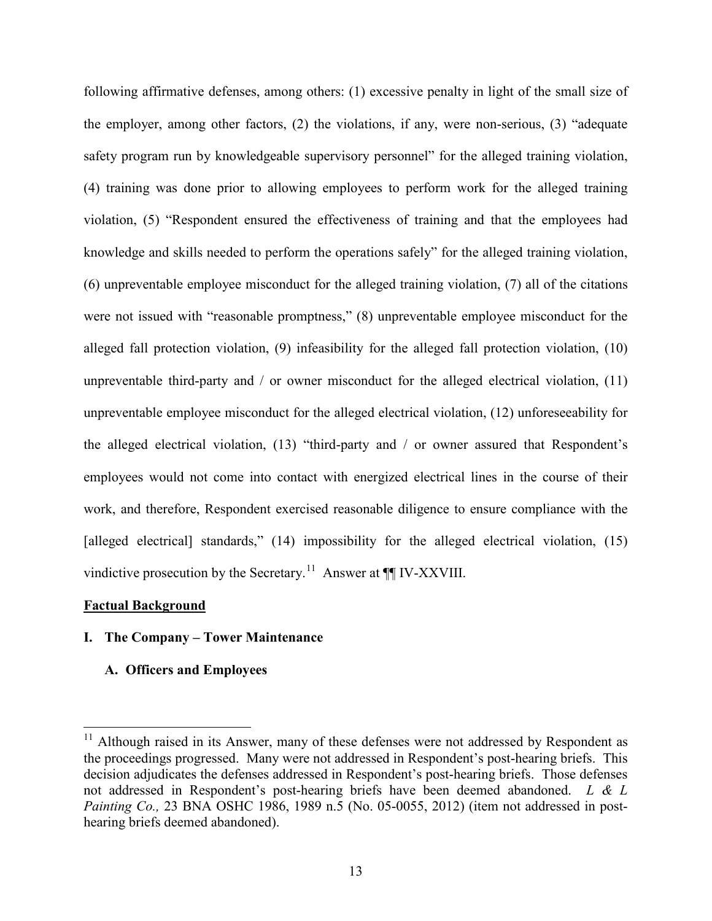following affirmative defenses, among others: (1) excessive penalty in light of the small size of the employer, among other factors, (2) the violations, if any, were non-serious, (3) "adequate safety program run by knowledgeable supervisory personnel" for the alleged training violation, (4) training was done prior to allowing employees to perform work for the alleged training violation, (5) "Respondent ensured the effectiveness of training and that the employees had knowledge and skills needed to perform the operations safely" for the alleged training violation, (6) unpreventable employee misconduct for the alleged training violation, (7) all of the citations were not issued with "reasonable promptness," (8) unpreventable employee misconduct for the alleged fall protection violation, (9) infeasibility for the alleged fall protection violation, (10) unpreventable third-party and / or owner misconduct for the alleged electrical violation, (11) unpreventable employee misconduct for the alleged electrical violation, (12) unforeseeability for the alleged electrical violation, (13) "third-party and / or owner assured that Respondent's employees would not come into contact with energized electrical lines in the course of their work, and therefore, Respondent exercised reasonable diligence to ensure compliance with the [alleged electrical] standards," (14) impossibility for the alleged electrical violation, (15) vindictive prosecution by the Secretary.[11] Answer at ¶¶ IV-XXVIII.

## Factual Background

### I. The Company – Tower Maintenance

#### A. Officers and Employees

---

[11] Although raised in its Answer, many of these defenses were not addressed by Respondent as the proceedings progressed. Many were not addressed in Respondent's post-hearing briefs. This decision adjudicates the defenses addressed in Respondent's post-hearing briefs. Those defenses not addressed in Respondent's post-hearing briefs have been deemed abandoned. *L & L Painting Co.,* 23 BNA OSHC 1986, 1989 n.5 (No. 05-0055, 2012) (item not addressed in post-hearing briefs deemed abandoned).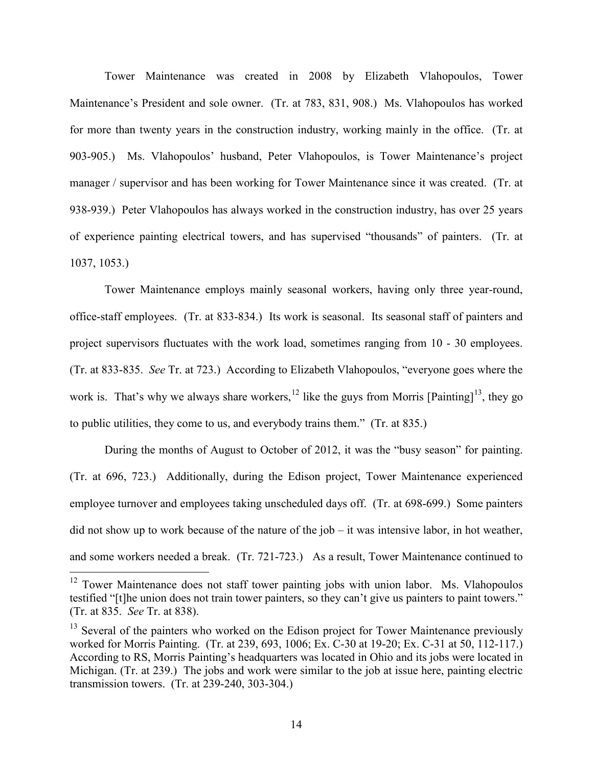Tower Maintenance was created in 2008 by Elizabeth Vlahopoulos, Tower Maintenance's President and sole owner. (Tr. at 783, 831, 908.) Ms. Vlahopoulos has worked for more than twenty years in the construction industry, working mainly in the office. (Tr. at 903-905.) Ms. Vlahopoulos' husband, Peter Vlahopoulos, is Tower Maintenance's project manager / supervisor and has been working for Tower Maintenance since it was created. (Tr. at 938-939.) Peter Vlahopoulos has always worked in the construction industry, has over 25 years of experience painting electrical towers, and has supervised "thousands" of painters. (Tr. at 1037, 1053.)

Tower Maintenance employs mainly seasonal workers, having only three year-round, office-staff employees. (Tr. at 833-834.) Its work is seasonal. Its seasonal staff of painters and project supervisors fluctuates with the work load, sometimes ranging from 10 - 30 employees. (Tr. at 833-835. *See* Tr. at 723.) According to Elizabeth Vlahopoulos, "everyone goes where the work is. That's why we always share workers,[12] like the guys from Morris [Painting][13], they go to public utilities, they come to us, and everybody trains them." (Tr. at 835.)

During the months of August to October of 2012, it was the "busy season" for painting. (Tr. at 696, 723.) Additionally, during the Edison project, Tower Maintenance experienced employee turnover and employees taking unscheduled days off. (Tr. at 698-699.) Some painters did not show up to work because of the nature of the job – it was intensive labor, in hot weather, and some workers needed a break. (Tr. 721-723.) As a result, Tower Maintenance continued to

---

[12] Tower Maintenance does not staff tower painting jobs with union labor. Ms. Vlahopoulos testified "[t]he union does not train tower painters, so they can't give us painters to paint towers." (Tr. at 835. *See* Tr. at 838).

[13] Several of the painters who worked on the Edison project for Tower Maintenance previously worked for Morris Painting. (Tr. at 239, 693, 1006; Ex. C-30 at 19-20; Ex. C-31 at 50, 112-117.) According to RS, Morris Painting's headquarters was located in Ohio and its jobs were located in Michigan. (Tr. at 239.) The jobs and work were similar to the job at issue here, painting electric transmission towers. (Tr. at 239-240, 303-304.)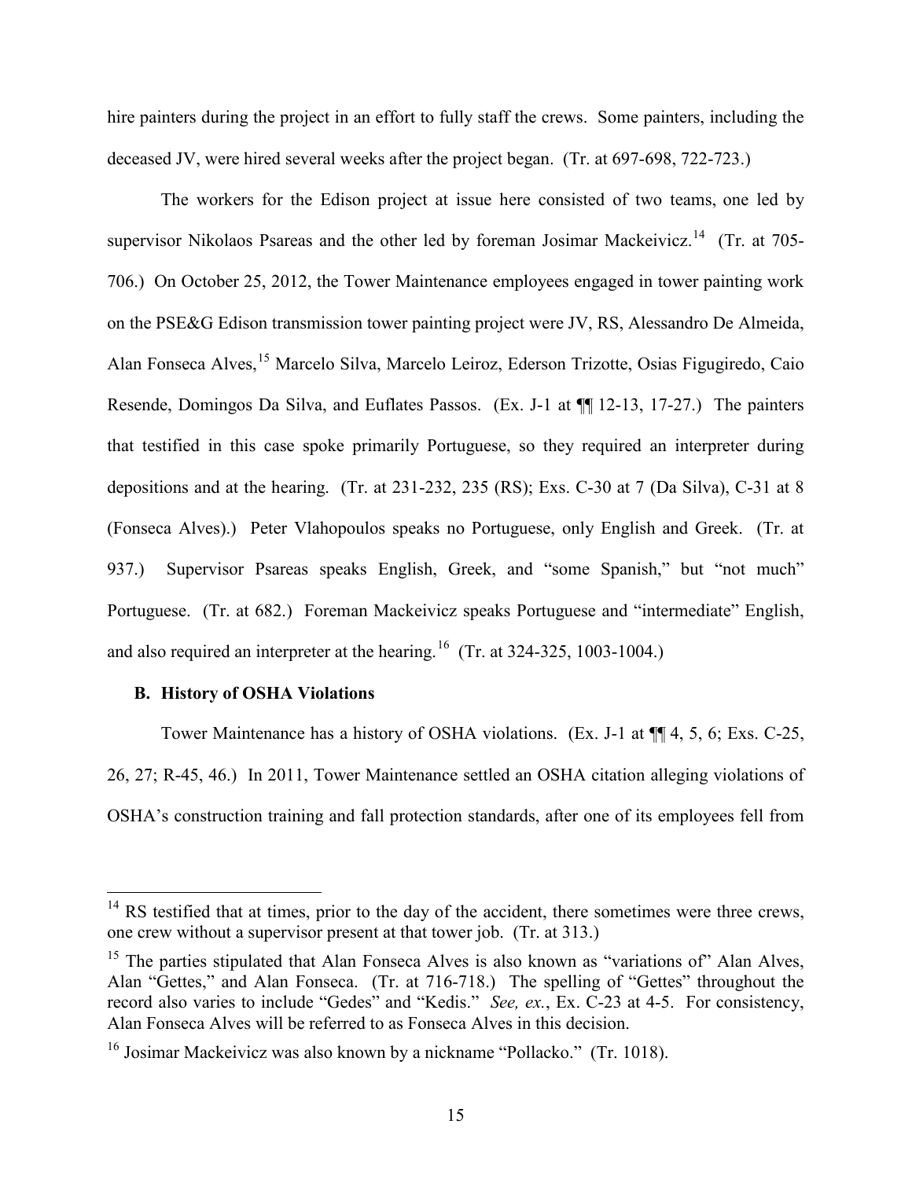hire painters during the project in an effort to fully staff the crews. Some painters, including the deceased JV, were hired several weeks after the project began. (Tr. at 697-698, 722-723.)

The workers for the Edison project at issue here consisted of two teams, one led by supervisor Nikolaos Psareas and the other led by foreman Josimar Mackeivicz.[14] (Tr. at 705-706.) On October 25, 2012, the Tower Maintenance employees engaged in tower painting work on the PSE&G Edison transmission tower painting project were JV, RS, Alessandro De Almeida, Alan Fonseca Alves,[15] Marcelo Silva, Marcelo Leiroz, Ederson Trizotte, Osias Figugiredo, Caio Resende, Domingos Da Silva, and Euflates Passos. (Ex. J-1 at ¶¶ 12-13, 17-27.) The painters that testified in this case spoke primarily Portuguese, so they required an interpreter during depositions and at the hearing. (Tr. at 231-232, 235 (RS); Exs. C-30 at 7 (Da Silva), C-31 at 8 (Fonseca Alves).) Peter Vlahopoulos speaks no Portuguese, only English and Greek. (Tr. at 937.) Supervisor Psareas speaks English, Greek, and "some Spanish," but "not much" Portuguese. (Tr. at 682.) Foreman Mackeivicz speaks Portuguese and "intermediate" English, and also required an interpreter at the hearing.[16] (Tr. at 324-325, 1003-1004.)

### B. History of OSHA Violations

Tower Maintenance has a history of OSHA violations. (Ex. J-1 at ¶¶ 4, 5, 6; Exs. C-25, 26, 27; R-45, 46.) In 2011, Tower Maintenance settled an OSHA citation alleging violations of OSHA's construction training and fall protection standards, after one of its employees fell from

---

[14] RS testified that at times, prior to the day of the accident, there sometimes were three crews, one crew without a supervisor present at that tower job. (Tr. at 313.)

[15] The parties stipulated that Alan Fonseca Alves is also known as "variations of" Alan Alves, Alan "Gettes," and Alan Fonseca. (Tr. at 716-718.) The spelling of "Gettes" throughout the record also varies to include "Gedes" and "Kedis." *See, ex.*, Ex. C-23 at 4-5. For consistency, Alan Fonseca Alves will be referred to as Fonseca Alves in this decision.

[16] Josimar Mackeivicz was also known by a nickname "Pollacko." (Tr. 1018).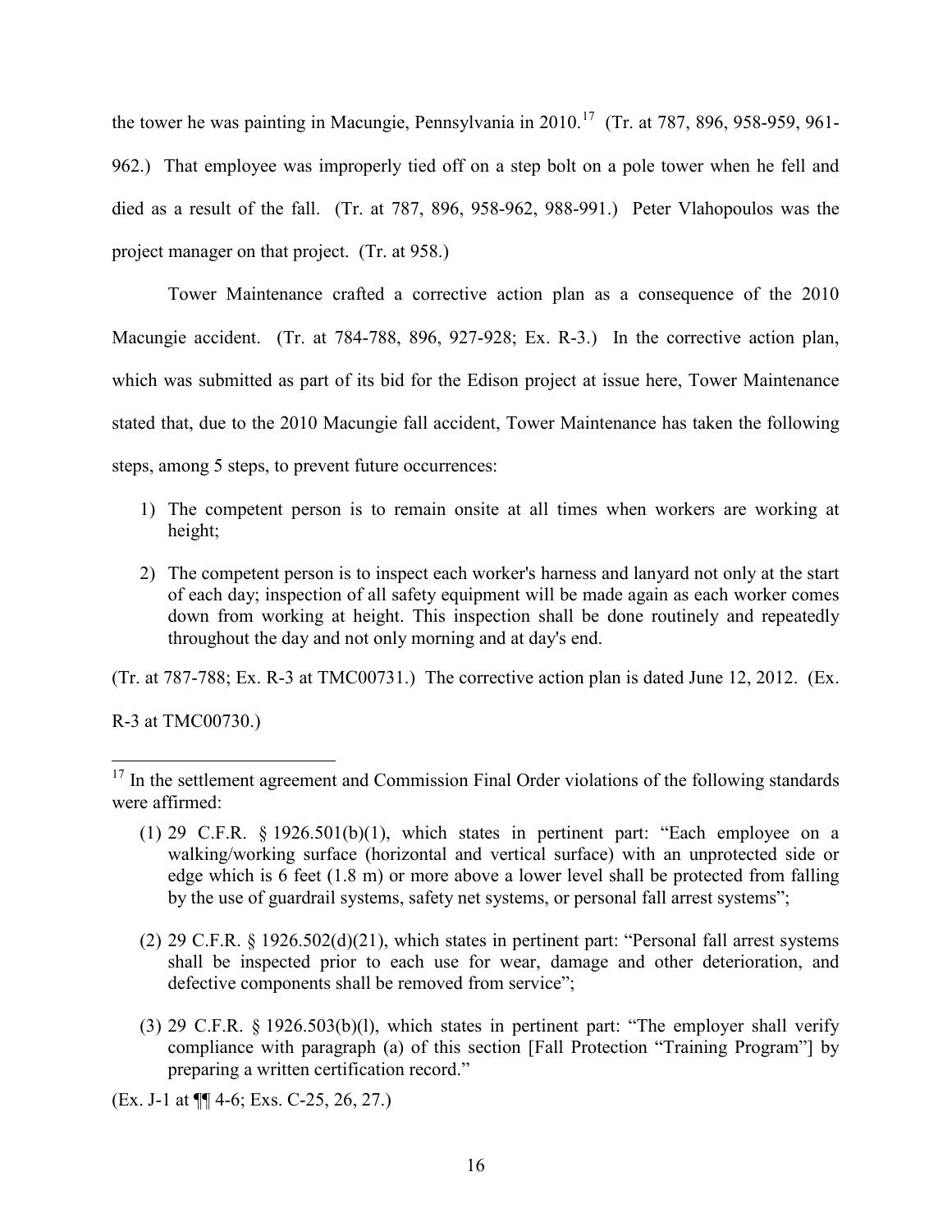the tower he was painting in Macungie, Pennsylvania in 2010.[17] (Tr. at 787, 896, 958-959, 961-962.) That employee was improperly tied off on a step bolt on a pole tower when he fell and died as a result of the fall. (Tr. at 787, 896, 958-962, 988-991.) Peter Vlahopoulos was the project manager on that project. (Tr. at 958.)

Tower Maintenance crafted a corrective action plan as a consequence of the 2010 Macungie accident. (Tr. at 784-788, 896, 927-928; Ex. R-3.) In the corrective action plan, which was submitted as part of its bid for the Edison project at issue here, Tower Maintenance stated that, due to the 2010 Macungie fall accident, Tower Maintenance has taken the following steps, among 5 steps, to prevent future occurrences:

1) The competent person is to remain onsite at all times when workers are working at height;

2) The competent person is to inspect each worker's harness and lanyard not only at the start of each day; inspection of all safety equipment will be made again as each worker comes down from working at height. This inspection shall be done routinely and repeatedly throughout the day and not only morning and at day's end.

(Tr. at 787-788; Ex. R-3 at TMC00731.) The corrective action plan is dated June 12, 2012. (Ex. R-3 at TMC00730.)

---

[17] In the settlement agreement and Commission Final Order violations of the following standards were affirmed:

(1) 29 C.F.R. § 1926.501(b)(1), which states in pertinent part: "Each employee on a walking/working surface (horizontal and vertical surface) with an unprotected side or edge which is 6 feet (1.8 m) or more above a lower level shall be protected from falling by the use of guardrail systems, safety net systems, or personal fall arrest systems";

(2) 29 C.F.R. § 1926.502(d)(21), which states in pertinent part: "Personal fall arrest systems shall be inspected prior to each use for wear, damage and other deterioration, and defective components shall be removed from service";

(3) 29 C.F.R. § 1926.503(b)(l), which states in pertinent part: "The employer shall verify compliance with paragraph (a) of this section [Fall Protection "Training Program"] by preparing a written certification record."

(Ex. J-1 at ¶¶ 4-6; Exs. C-25, 26, 27.)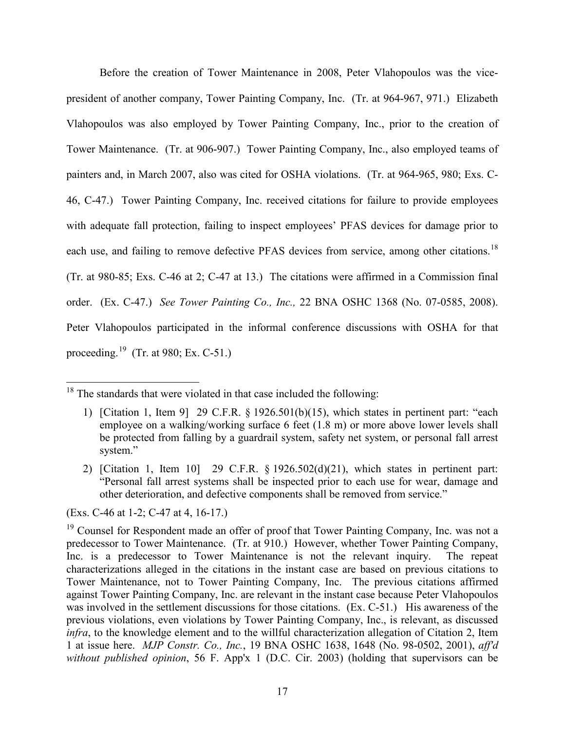Before the creation of Tower Maintenance in 2008, Peter Vlahopoulos was the vice-president of another company, Tower Painting Company, Inc. (Tr. at 964-967, 971.) Elizabeth Vlahopoulos was also employed by Tower Painting Company, Inc., prior to the creation of Tower Maintenance. (Tr. at 906-907.) Tower Painting Company, Inc., also employed teams of painters and, in March 2007, also was cited for OSHA violations. (Tr. at 964-965, 980; Exs. C-46, C-47.) Tower Painting Company, Inc. received citations for failure to provide employees with adequate fall protection, failing to inspect employees' PFAS devices for damage prior to each use, and failing to remove defective PFAS devices from service, among other citations.[18] (Tr. at 980-85; Exs. C-46 at 2; C-47 at 13.) The citations were affirmed in a Commission final order. (Ex. C-47.) *See Tower Painting Co., Inc.,* 22 BNA OSHC 1368 (No. 07-0585, 2008). Peter Vlahopoulos participated in the informal conference discussions with OSHA for that proceeding.[19] (Tr. at 980; Ex. C-51.)

---

[18] The standards that were violated in that case included the following:

1) [Citation 1, Item 9] 29 C.F.R. § 1926.501(b)(15), which states in pertinent part: "each employee on a walking/working surface 6 feet (1.8 m) or more above lower levels shall be protected from falling by a guardrail system, safety net system, or personal fall arrest system."

2) [Citation 1, Item 10] 29 C.F.R. § 1926.502(d)(21), which states in pertinent part: "Personal fall arrest systems shall be inspected prior to each use for wear, damage and other deterioration, and defective components shall be removed from service."

(Exs. C-46 at 1-2; C-47 at 4, 16-17.)

[19] Counsel for Respondent made an offer of proof that Tower Painting Company, Inc. was not a predecessor to Tower Maintenance. (Tr. at 910.) However, whether Tower Painting Company, Inc. is a predecessor to Tower Maintenance is not the relevant inquiry. The repeat characterizations alleged in the citations in the instant case are based on previous citations to Tower Maintenance, not to Tower Painting Company, Inc. The previous citations affirmed against Tower Painting Company, Inc. are relevant in the instant case because Peter Vlahopoulos was involved in the settlement discussions for those citations. (Ex. C-51.) His awareness of the previous violations, even violations by Tower Painting Company, Inc., is relevant, as discussed *infra*, to the knowledge element and to the willful characterization allegation of Citation 2, Item 1 at issue here. *MJP Constr. Co., Inc.*, 19 BNA OSHC 1638, 1648 (No. 98-0502, 2001), *aff'd without published opinion*, 56 F. App'x 1 (D.C. Cir. 2003) (holding that supervisors can be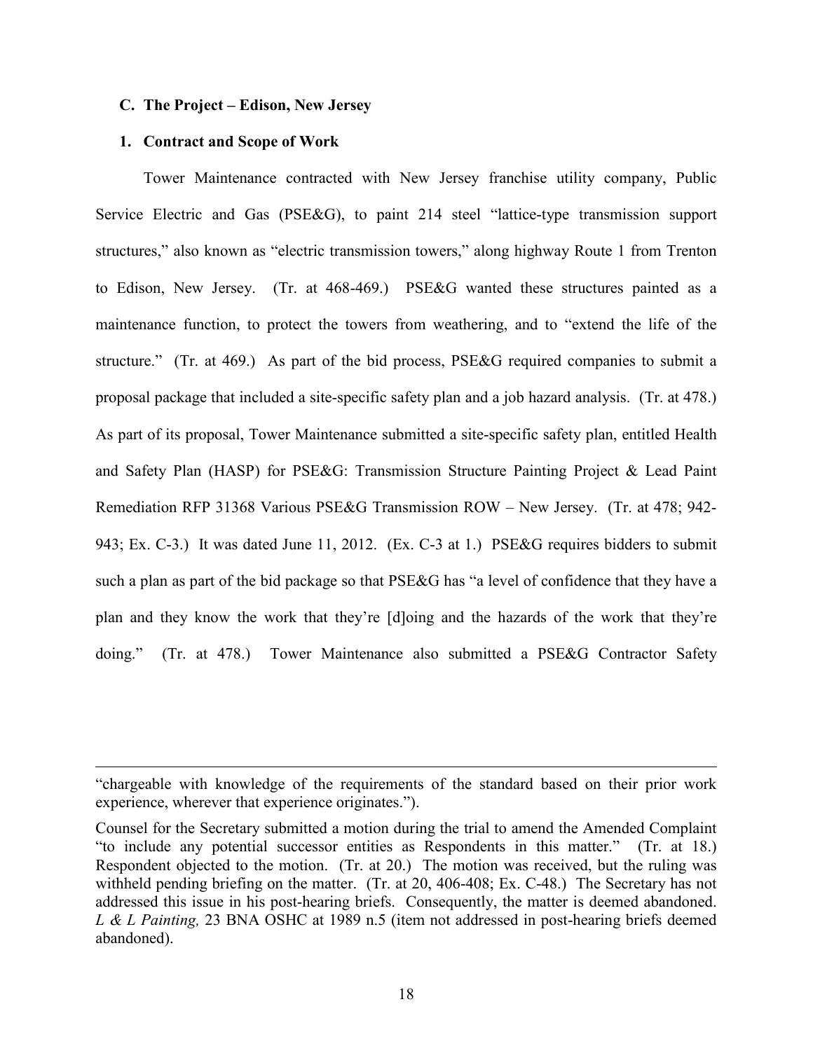### C. The Project – Edison, New Jersey

#### 1. Contract and Scope of Work

Tower Maintenance contracted with New Jersey franchise utility company, Public Service Electric and Gas (PSE&G), to paint 214 steel "lattice-type transmission support structures," also known as "electric transmission towers," along highway Route 1 from Trenton to Edison, New Jersey. (Tr. at 468-469.) PSE&G wanted these structures painted as a maintenance function, to protect the towers from weathering, and to "extend the life of the structure." (Tr. at 469.) As part of the bid process, PSE&G required companies to submit a proposal package that included a site-specific safety plan and a job hazard analysis. (Tr. at 478.) As part of its proposal, Tower Maintenance submitted a site-specific safety plan, entitled Health and Safety Plan (HASP) for PSE&G: Transmission Structure Painting Project & Lead Paint Remediation RFP 31368 Various PSE&G Transmission ROW – New Jersey. (Tr. at 478; 942-943; Ex. C-3.) It was dated June 11, 2012. (Ex. C-3 at 1.) PSE&G requires bidders to submit such a plan as part of the bid package so that PSE&G has "a level of confidence that they have a plan and they know the work that they're [d]oing and the hazards of the work that they're doing." (Tr. at 478.) Tower Maintenance also submitted a PSE&G Contractor Safety

---

"chargeable with knowledge of the requirements of the standard based on their prior work experience, wherever that experience originates.").

Counsel for the Secretary submitted a motion during the trial to amend the Amended Complaint "to include any potential successor entities as Respondents in this matter." (Tr. at 18.) Respondent objected to the motion. (Tr. at 20.) The motion was received, but the ruling was withheld pending briefing on the matter. (Tr. at 20, 406-408; Ex. C-48.) The Secretary has not addressed this issue in his post-hearing briefs. Consequently, the matter is deemed abandoned. *L & L Painting,* 23 BNA OSHC at 1989 n.5 (item not addressed in post-hearing briefs deemed abandoned).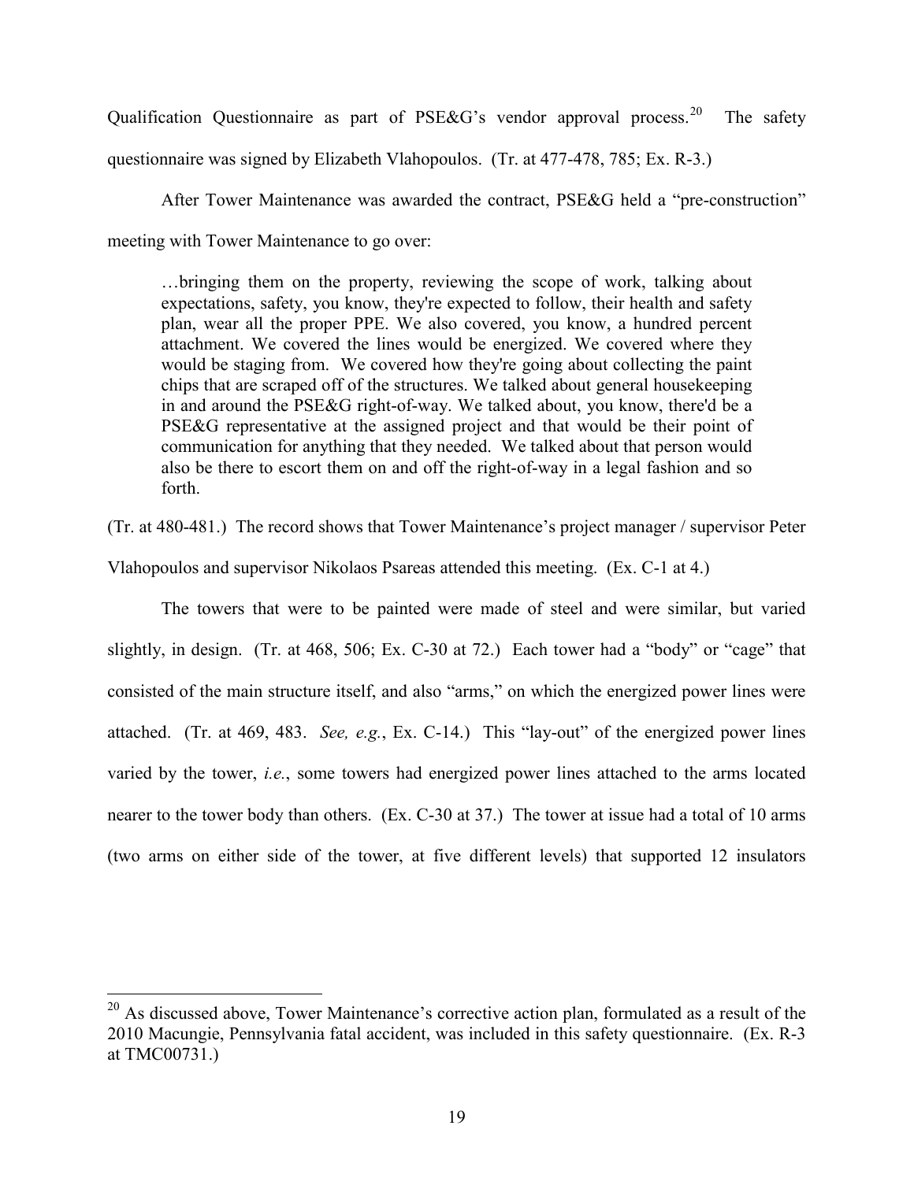Qualification Questionnaire as part of PSE&G's vendor approval process.[20] The safety questionnaire was signed by Elizabeth Vlahopoulos. (Tr. at 477-478, 785; Ex. R-3.)

After Tower Maintenance was awarded the contract, PSE&G held a "pre-construction" meeting with Tower Maintenance to go over:

> …bringing them on the property, reviewing the scope of work, talking about expectations, safety, you know, they're expected to follow, their health and safety plan, wear all the proper PPE. We also covered, you know, a hundred percent attachment. We covered the lines would be energized. We covered where they would be staging from. We covered how they're going about collecting the paint chips that are scraped off of the structures. We talked about general housekeeping in and around the PSE&G right-of-way. We talked about, you know, there'd be a PSE&G representative at the assigned project and that would be their point of communication for anything that they needed. We talked about that person would also be there to escort them on and off the right-of-way in a legal fashion and so forth.

(Tr. at 480-481.) The record shows that Tower Maintenance's project manager / supervisor Peter Vlahopoulos and supervisor Nikolaos Psareas attended this meeting. (Ex. C-1 at 4.)

The towers that were to be painted were made of steel and were similar, but varied slightly, in design. (Tr. at 468, 506; Ex. C-30 at 72.) Each tower had a "body" or "cage" that consisted of the main structure itself, and also "arms," on which the energized power lines were attached. (Tr. at 469, 483. *See, e.g.*, Ex. C-14.) This "lay-out" of the energized power lines varied by the tower, *i.e.*, some towers had energized power lines attached to the arms located nearer to the tower body than others. (Ex. C-30 at 37.) The tower at issue had a total of 10 arms (two arms on either side of the tower, at five different levels) that supported 12 insulators

[20] As discussed above, Tower Maintenance's corrective action plan, formulated as a result of the 2010 Macungie, Pennsylvania fatal accident, was included in this safety questionnaire. (Ex. R-3 at TMC00731.)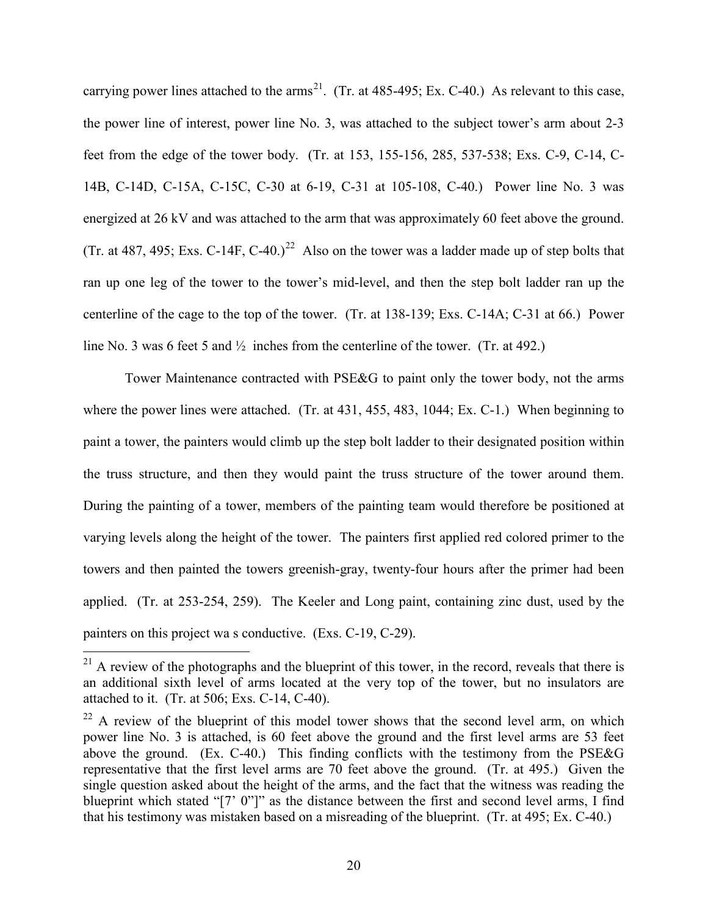carrying power lines attached to the arms[21]. (Tr. at 485-495; Ex. C-40.) As relevant to this case, the power line of interest, power line No. 3, was attached to the subject tower's arm about 2-3 feet from the edge of the tower body. (Tr. at 153, 155-156, 285, 537-538; Exs. C-9, C-14, C-14B, C-14D, C-15A, C-15C, C-30 at 6-19, C-31 at 105-108, C-40.) Power line No. 3 was energized at 26 kV and was attached to the arm that was approximately 60 feet above the ground. (Tr. at 487, 495; Exs. C-14F, C-40.)[22] Also on the tower was a ladder made up of step bolts that ran up one leg of the tower to the tower's mid-level, and then the step bolt ladder ran up the centerline of the cage to the top of the tower. (Tr. at 138-139; Exs. C-14A; C-31 at 66.) Power line No. 3 was 6 feet 5 and ½ inches from the centerline of the tower. (Tr. at 492.)

Tower Maintenance contracted with PSE&G to paint only the tower body, not the arms where the power lines were attached. (Tr. at 431, 455, 483, 1044; Ex. C-1.) When beginning to paint a tower, the painters would climb up the step bolt ladder to their designated position within the truss structure, and then they would paint the truss structure of the tower around them. During the painting of a tower, members of the painting team would therefore be positioned at varying levels along the height of the tower. The painters first applied red colored primer to the towers and then painted the towers greenish-gray, twenty-four hours after the primer had been applied. (Tr. at 253-254, 259). The Keeler and Long paint, containing zinc dust, used by the painters on this project wa s conductive. (Exs. C-19, C-29).

---

[21] A review of the photographs and the blueprint of this tower, in the record, reveals that there is an additional sixth level of arms located at the very top of the tower, but no insulators are attached to it. (Tr. at 506; Exs. C-14, C-40).

[22] A review of the blueprint of this model tower shows that the second level arm, on which power line No. 3 is attached, is 60 feet above the ground and the first level arms are 53 feet above the ground. (Ex. C-40.) This finding conflicts with the testimony from the PSE&G representative that the first level arms are 70 feet above the ground. (Tr. at 495.) Given the single question asked about the height of the arms, and the fact that the witness was reading the blueprint which stated "[7' 0"]" as the distance between the first and second level arms, I find that his testimony was mistaken based on a misreading of the blueprint. (Tr. at 495; Ex. C-40.)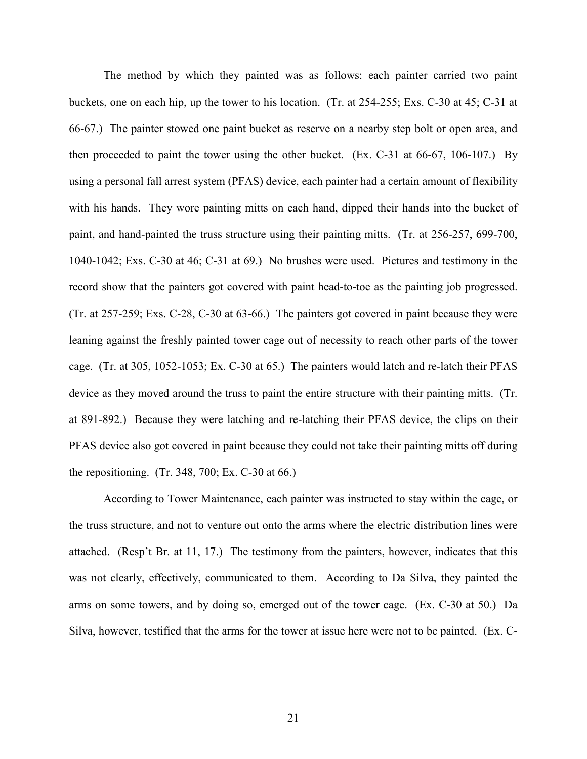The method by which they painted was as follows: each painter carried two paint buckets, one on each hip, up the tower to his location. (Tr. at 254-255; Exs. C-30 at 45; C-31 at 66-67.) The painter stowed one paint bucket as reserve on a nearby step bolt or open area, and then proceeded to paint the tower using the other bucket. (Ex. C-31 at 66-67, 106-107.) By using a personal fall arrest system (PFAS) device, each painter had a certain amount of flexibility with his hands. They wore painting mitts on each hand, dipped their hands into the bucket of paint, and hand-painted the truss structure using their painting mitts. (Tr. at 256-257, 699-700, 1040-1042; Exs. C-30 at 46; C-31 at 69.) No brushes were used. Pictures and testimony in the record show that the painters got covered with paint head-to-toe as the painting job progressed. (Tr. at 257-259; Exs. C-28, C-30 at 63-66.) The painters got covered in paint because they were leaning against the freshly painted tower cage out of necessity to reach other parts of the tower cage. (Tr. at 305, 1052-1053; Ex. C-30 at 65.) The painters would latch and re-latch their PFAS device as they moved around the truss to paint the entire structure with their painting mitts. (Tr. at 891-892.) Because they were latching and re-latching their PFAS device, the clips on their PFAS device also got covered in paint because they could not take their painting mitts off during the repositioning. (Tr. 348, 700; Ex. C-30 at 66.)

According to Tower Maintenance, each painter was instructed to stay within the cage, or the truss structure, and not to venture out onto the arms where the electric distribution lines were attached. (Resp't Br. at 11, 17.) The testimony from the painters, however, indicates that this was not clearly, effectively, communicated to them. According to Da Silva, they painted the arms on some towers, and by doing so, emerged out of the tower cage. (Ex. C-30 at 50.) Da Silva, however, testified that the arms for the tower at issue here were not to be painted. (Ex. C-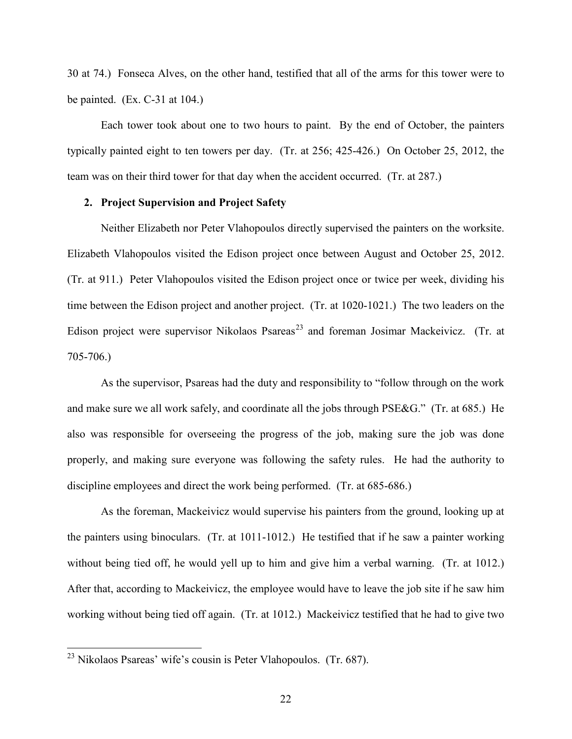30 at 74.) Fonseca Alves, on the other hand, testified that all of the arms for this tower were to be painted. (Ex. C-31 at 104.)

Each tower took about one to two hours to paint. By the end of October, the painters typically painted eight to ten towers per day. (Tr. at 256; 425-426.) On October 25, 2012, the team was on their third tower for that day when the accident occurred. (Tr. at 287.)

**2. Project Supervision and Project Safety**

Neither Elizabeth nor Peter Vlahopoulos directly supervised the painters on the worksite. Elizabeth Vlahopoulos visited the Edison project once between August and October 25, 2012. (Tr. at 911.) Peter Vlahopoulos visited the Edison project once or twice per week, dividing his time between the Edison project and another project. (Tr. at 1020-1021.) The two leaders on the Edison project were supervisor Nikolaos Psareas[23] and foreman Josimar Mackeivicz. (Tr. at 705-706.)

As the supervisor, Psareas had the duty and responsibility to "follow through on the work and make sure we all work safely, and coordinate all the jobs through PSE&G." (Tr. at 685.) He also was responsible for overseeing the progress of the job, making sure the job was done properly, and making sure everyone was following the safety rules. He had the authority to discipline employees and direct the work being performed. (Tr. at 685-686.)

As the foreman, Mackeivicz would supervise his painters from the ground, looking up at the painters using binoculars. (Tr. at 1011-1012.) He testified that if he saw a painter working without being tied off, he would yell up to him and give him a verbal warning. (Tr. at 1012.) After that, according to Mackeivicz, the employee would have to leave the job site if he saw him working without being tied off again. (Tr. at 1012.) Mackeivicz testified that he had to give two

---

[23] Nikolaos Psareas' wife's cousin is Peter Vlahopoulos. (Tr. 687).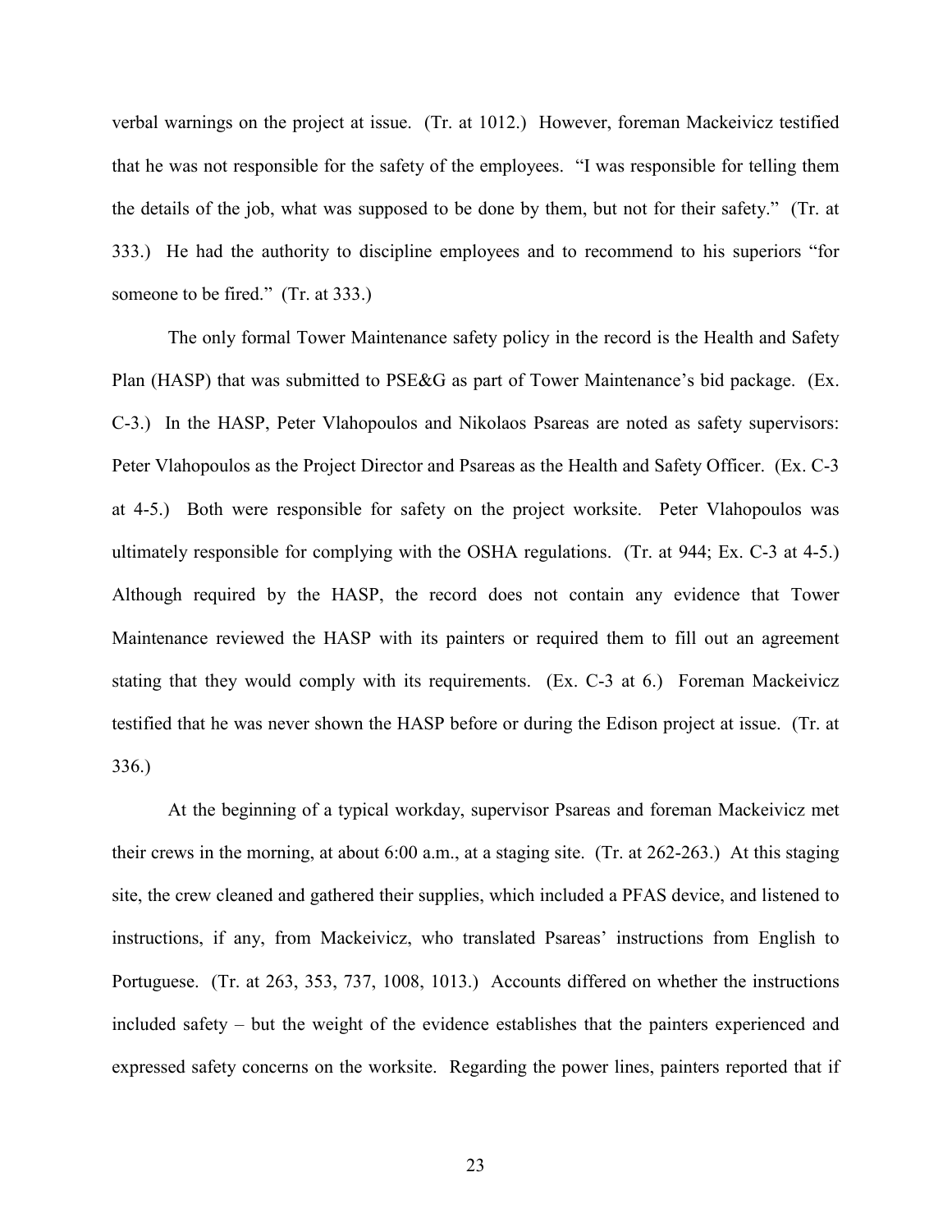verbal warnings on the project at issue. (Tr. at 1012.) However, foreman Mackeivicz testified that he was not responsible for the safety of the employees. "I was responsible for telling them the details of the job, what was supposed to be done by them, but not for their safety." (Tr. at 333.) He had the authority to discipline employees and to recommend to his superiors "for someone to be fired." (Tr. at 333.)

The only formal Tower Maintenance safety policy in the record is the Health and Safety Plan (HASP) that was submitted to PSE&G as part of Tower Maintenance's bid package. (Ex. C-3.) In the HASP, Peter Vlahopoulos and Nikolaos Psareas are noted as safety supervisors: Peter Vlahopoulos as the Project Director and Psareas as the Health and Safety Officer. (Ex. C-3 at 4-5.) Both were responsible for safety on the project worksite. Peter Vlahopoulos was ultimately responsible for complying with the OSHA regulations. (Tr. at 944; Ex. C-3 at 4-5.) Although required by the HASP, the record does not contain any evidence that Tower Maintenance reviewed the HASP with its painters or required them to fill out an agreement stating that they would comply with its requirements. (Ex. C-3 at 6.) Foreman Mackeivicz testified that he was never shown the HASP before or during the Edison project at issue. (Tr. at 336.)

At the beginning of a typical workday, supervisor Psareas and foreman Mackeivicz met their crews in the morning, at about 6:00 a.m., at a staging site. (Tr. at 262-263.) At this staging site, the crew cleaned and gathered their supplies, which included a PFAS device, and listened to instructions, if any, from Mackeivicz, who translated Psareas' instructions from English to Portuguese. (Tr. at 263, 353, 737, 1008, 1013.) Accounts differed on whether the instructions included safety – but the weight of the evidence establishes that the painters experienced and expressed safety concerns on the worksite. Regarding the power lines, painters reported that if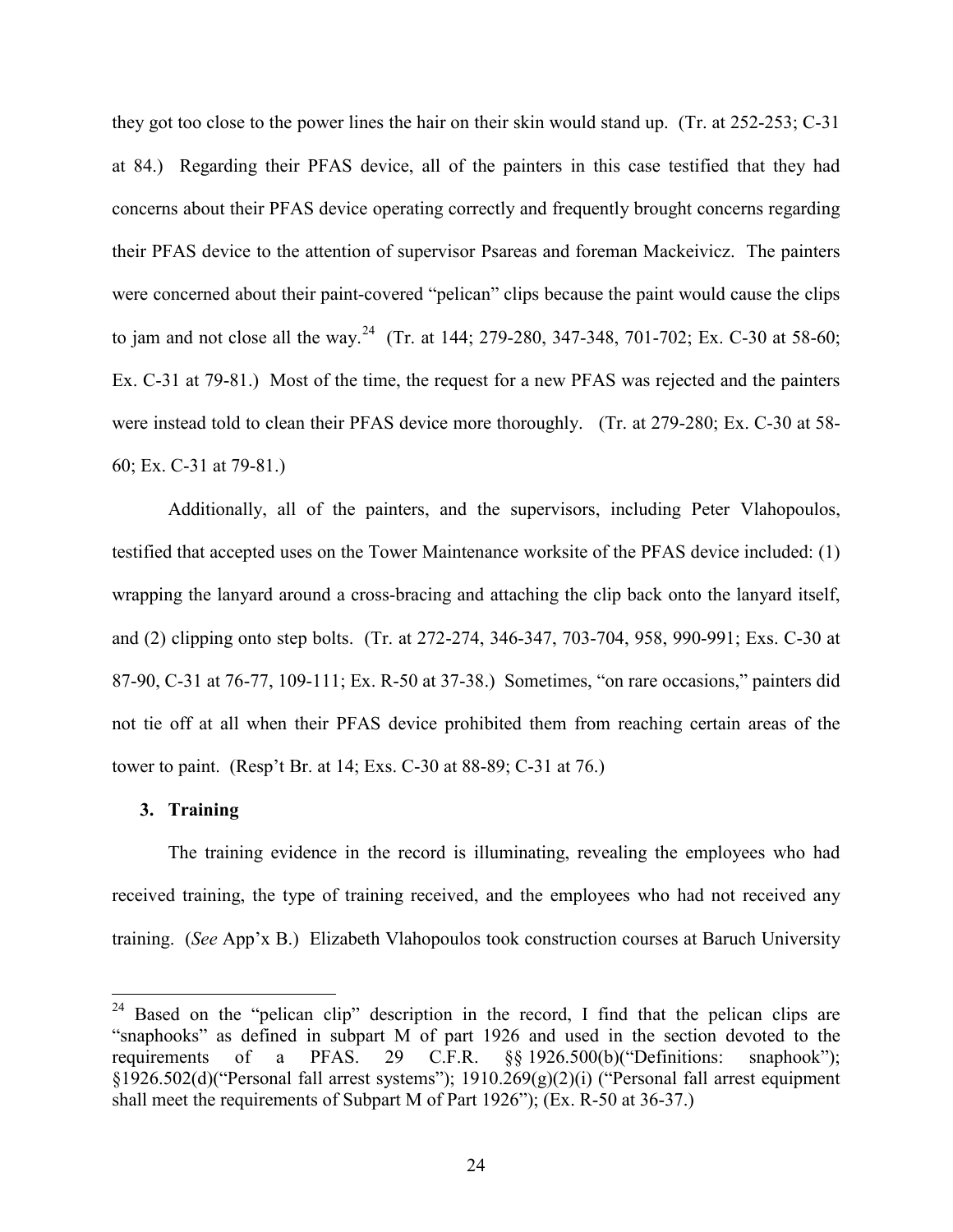they got too close to the power lines the hair on their skin would stand up. (Tr. at 252-253; C-31 at 84.) Regarding their PFAS device, all of the painters in this case testified that they had concerns about their PFAS device operating correctly and frequently brought concerns regarding their PFAS device to the attention of supervisor Psareas and foreman Mackeivicz. The painters were concerned about their paint-covered "pelican" clips because the paint would cause the clips to jam and not close all the way.[24] (Tr. at 144; 279-280, 347-348, 701-702; Ex. C-30 at 58-60; Ex. C-31 at 79-81.) Most of the time, the request for a new PFAS was rejected and the painters were instead told to clean their PFAS device more thoroughly. (Tr. at 279-280; Ex. C-30 at 58-60; Ex. C-31 at 79-81.)

Additionally, all of the painters, and the supervisors, including Peter Vlahopoulos, testified that accepted uses on the Tower Maintenance worksite of the PFAS device included: (1) wrapping the lanyard around a cross-bracing and attaching the clip back onto the lanyard itself, and (2) clipping onto step bolts. (Tr. at 272-274, 346-347, 703-704, 958, 990-991; Exs. C-30 at 87-90, C-31 at 76-77, 109-111; Ex. R-50 at 37-38.) Sometimes, "on rare occasions," painters did not tie off at all when their PFAS device prohibited them from reaching certain areas of the tower to paint. (Resp't Br. at 14; Exs. C-30 at 88-89; C-31 at 76.)

### 3. Training

The training evidence in the record is illuminating, revealing the employees who had received training, the type of training received, and the employees who had not received any training. (*See* App'x B.) Elizabeth Vlahopoulos took construction courses at Baruch University

[24] Based on the "pelican clip" description in the record, I find that the pelican clips are "snaphooks" as defined in subpart M of part 1926 and used in the section devoted to the requirements of a PFAS. 29 C.F.R. §§ 1926.500(b)("Definitions: snaphook"); §1926.502(d)("Personal fall arrest systems"); 1910.269(g)(2)(i) ("Personal fall arrest equipment shall meet the requirements of Subpart M of Part 1926"); (Ex. R-50 at 36-37.)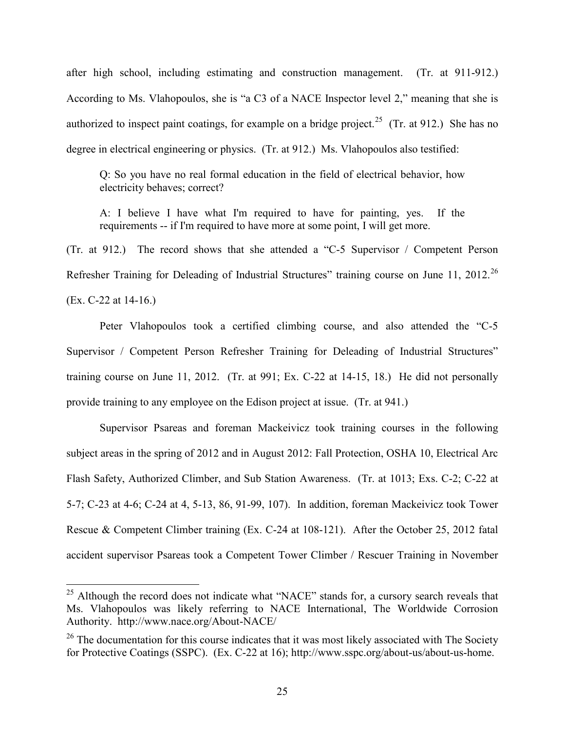after high school, including estimating and construction management. (Tr. at 911-912.) According to Ms. Vlahopoulos, she is "a C3 of a NACE Inspector level 2," meaning that she is authorized to inspect paint coatings, for example on a bridge project.[25] (Tr. at 912.) She has no degree in electrical engineering or physics. (Tr. at 912.) Ms. Vlahopoulos also testified:

> Q: So you have no real formal education in the field of electrical behavior, how electricity behaves; correct?
>
> A: I believe I have what I'm required to have for painting, yes. If the requirements -- if I'm required to have more at some point, I will get more.

(Tr. at 912.) The record shows that she attended a "C-5 Supervisor / Competent Person Refresher Training for Deleading of Industrial Structures" training course on June 11, 2012.[26] (Ex. C-22 at 14-16.)

Peter Vlahopoulos took a certified climbing course, and also attended the "C-5 Supervisor / Competent Person Refresher Training for Deleading of Industrial Structures" training course on June 11, 2012. (Tr. at 991; Ex. C-22 at 14-15, 18.) He did not personally provide training to any employee on the Edison project at issue. (Tr. at 941.)

Supervisor Psareas and foreman Mackeivicz took training courses in the following subject areas in the spring of 2012 and in August 2012: Fall Protection, OSHA 10, Electrical Arc Flash Safety, Authorized Climber, and Sub Station Awareness. (Tr. at 1013; Exs. C-2; C-22 at 5-7; C-23 at 4-6; C-24 at 4, 5-13, 86, 91-99, 107). In addition, foreman Mackeivicz took Tower Rescue & Competent Climber training (Ex. C-24 at 108-121). After the October 25, 2012 fatal accident supervisor Psareas took a Competent Tower Climber / Rescuer Training in November

---

[25] Although the record does not indicate what "NACE" stands for, a cursory search reveals that Ms. Vlahopoulos was likely referring to NACE International, The Worldwide Corrosion Authority. http://www.nace.org/About-NACE/

[26] The documentation for this course indicates that it was most likely associated with The Society for Protective Coatings (SSPC). (Ex. C-22 at 16); http://www.sspc.org/about-us/about-us-home.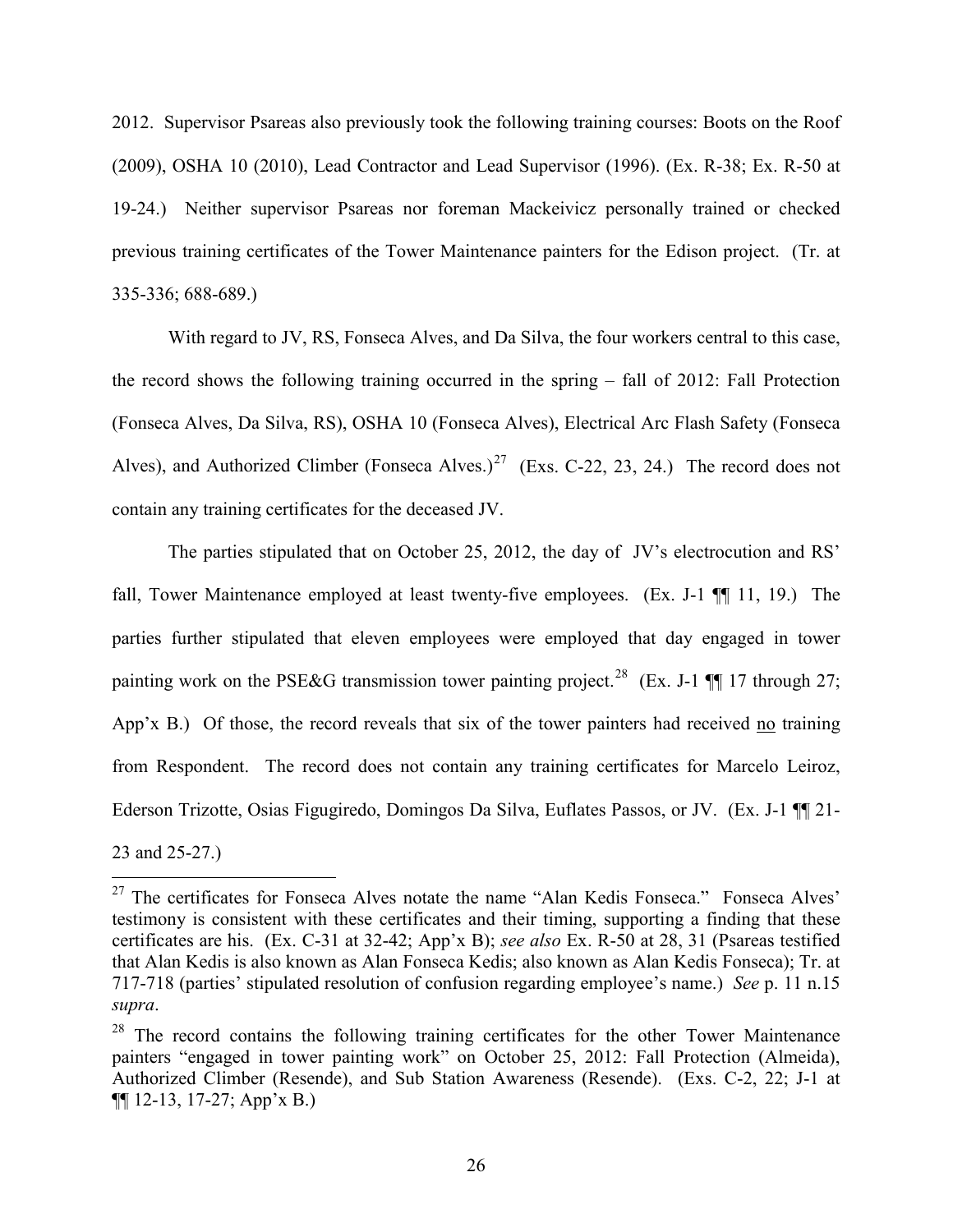2012. Supervisor Psareas also previously took the following training courses: Boots on the Roof (2009), OSHA 10 (2010), Lead Contractor and Lead Supervisor (1996). (Ex. R-38; Ex. R-50 at 19-24.) Neither supervisor Psareas nor foreman Mackeivicz personally trained or checked previous training certificates of the Tower Maintenance painters for the Edison project. (Tr. at 335-336; 688-689.)

With regard to JV, RS, Fonseca Alves, and Da Silva, the four workers central to this case, the record shows the following training occurred in the spring – fall of 2012: Fall Protection (Fonseca Alves, Da Silva, RS), OSHA 10 (Fonseca Alves), Electrical Arc Flash Safety (Fonseca Alves), and Authorized Climber (Fonseca Alves.)[27] (Exs. C-22, 23, 24.) The record does not contain any training certificates for the deceased JV.

The parties stipulated that on October 25, 2012, the day of JV's electrocution and RS' fall, Tower Maintenance employed at least twenty-five employees. (Ex. J-1 ¶¶ 11, 19.) The parties further stipulated that eleven employees were employed that day engaged in tower painting work on the PSE&G transmission tower painting project.[28] (Ex. J-1 ¶¶ 17 through 27; App'x B.) Of those, the record reveals that six of the tower painters had received <u>no</u> training from Respondent. The record does not contain any training certificates for Marcelo Leiroz, Ederson Trizotte, Osias Figugiredo, Domingos Da Silva, Euflates Passos, or JV. (Ex. J-1 ¶¶ 21-23 and 25-27.)

---

[27] The certificates for Fonseca Alves notate the name "Alan Kedis Fonseca." Fonseca Alves' testimony is consistent with these certificates and their timing, supporting a finding that these certificates are his. (Ex. C-31 at 32-42; App'x B); *see also* Ex. R-50 at 28, 31 (Psareas testified that Alan Kedis is also known as Alan Fonseca Kedis; also known as Alan Kedis Fonseca); Tr. at 717-718 (parties' stipulated resolution of confusion regarding employee's name.) *See* p. 11 n.15 *supra*.

[28] The record contains the following training certificates for the other Tower Maintenance painters "engaged in tower painting work" on October 25, 2012: Fall Protection (Almeida), Authorized Climber (Resende), and Sub Station Awareness (Resende). (Exs. C-2, 22; J-1 at ¶¶ 12-13, 17-27; App'x B.)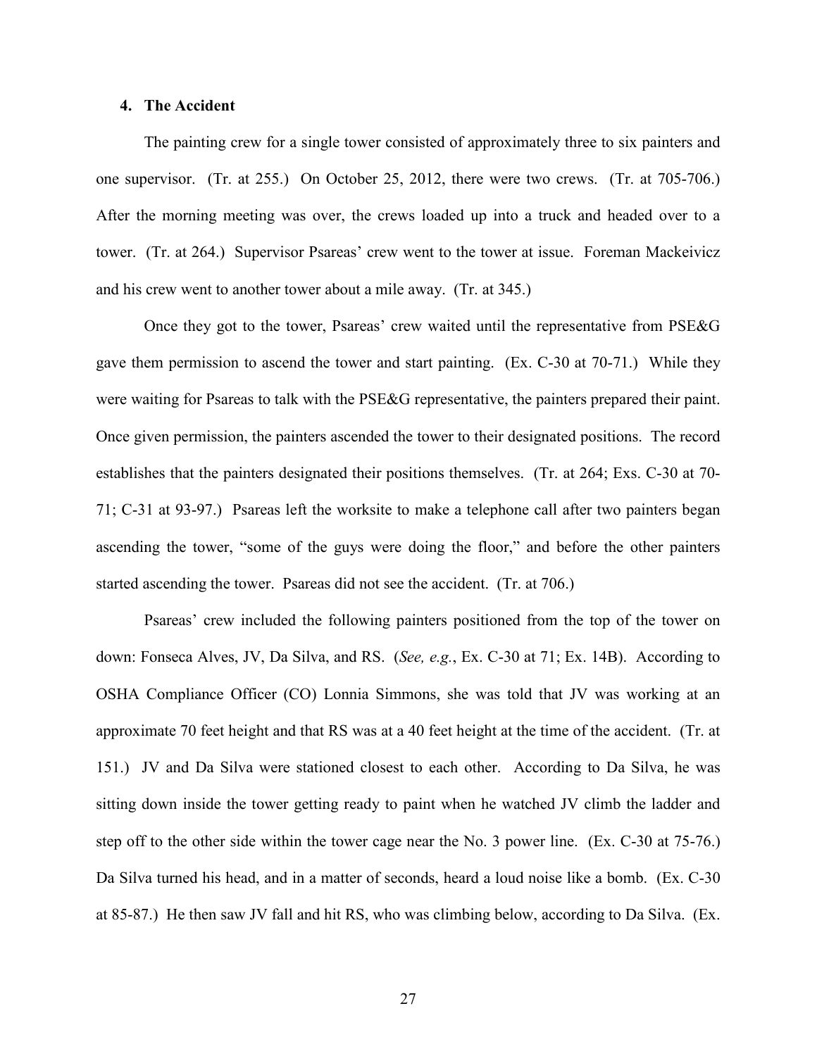#### 4. The Accident

The painting crew for a single tower consisted of approximately three to six painters and one supervisor. (Tr. at 255.) On October 25, 2012, there were two crews. (Tr. at 705-706.) After the morning meeting was over, the crews loaded up into a truck and headed over to a tower. (Tr. at 264.) Supervisor Psareas' crew went to the tower at issue. Foreman Mackeivicz and his crew went to another tower about a mile away. (Tr. at 345.)

Once they got to the tower, Psareas' crew waited until the representative from PSE&G gave them permission to ascend the tower and start painting. (Ex. C-30 at 70-71.) While they were waiting for Psareas to talk with the PSE&G representative, the painters prepared their paint. Once given permission, the painters ascended the tower to their designated positions. The record establishes that the painters designated their positions themselves. (Tr. at 264; Exs. C-30 at 70-71; C-31 at 93-97.) Psareas left the worksite to make a telephone call after two painters began ascending the tower, "some of the guys were doing the floor," and before the other painters started ascending the tower. Psareas did not see the accident. (Tr. at 706.)

Psareas' crew included the following painters positioned from the top of the tower on down: Fonseca Alves, JV, Da Silva, and RS. (*See, e.g.*, Ex. C-30 at 71; Ex. 14B). According to OSHA Compliance Officer (CO) Lonnia Simmons, she was told that JV was working at an approximate 70 feet height and that RS was at a 40 feet height at the time of the accident. (Tr. at 151.) JV and Da Silva were stationed closest to each other. According to Da Silva, he was sitting down inside the tower getting ready to paint when he watched JV climb the ladder and step off to the other side within the tower cage near the No. 3 power line. (Ex. C-30 at 75-76.) Da Silva turned his head, and in a matter of seconds, heard a loud noise like a bomb. (Ex. C-30 at 85-87.) He then saw JV fall and hit RS, who was climbing below, according to Da Silva. (Ex.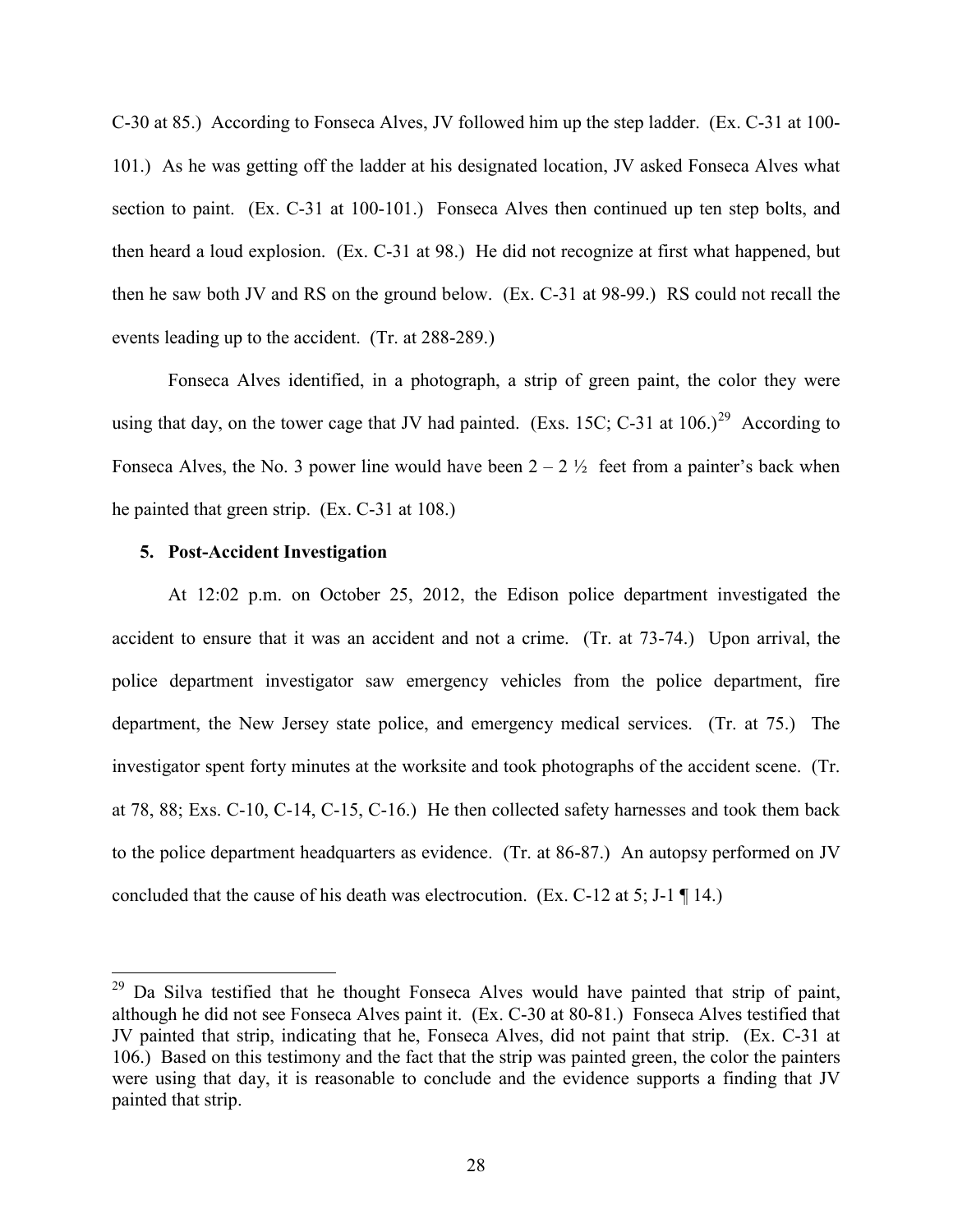C-30 at 85.) According to Fonseca Alves, JV followed him up the step ladder. (Ex. C-31 at 100-101.) As he was getting off the ladder at his designated location, JV asked Fonseca Alves what section to paint. (Ex. C-31 at 100-101.) Fonseca Alves then continued up ten step bolts, and then heard a loud explosion. (Ex. C-31 at 98.) He did not recognize at first what happened, but then he saw both JV and RS on the ground below. (Ex. C-31 at 98-99.) RS could not recall the events leading up to the accident. (Tr. at 288-289.)

Fonseca Alves identified, in a photograph, a strip of green paint, the color they were using that day, on the tower cage that JV had painted. (Exs. 15C; C-31 at 106.)[29] According to Fonseca Alves, the No. 3 power line would have been 2 – 2 ½ feet from a painter's back when he painted that green strip. (Ex. C-31 at 108.)

### 5. Post-Accident Investigation

At 12:02 p.m. on October 25, 2012, the Edison police department investigated the accident to ensure that it was an accident and not a crime. (Tr. at 73-74.) Upon arrival, the police department investigator saw emergency vehicles from the police department, fire department, the New Jersey state police, and emergency medical services. (Tr. at 75.) The investigator spent forty minutes at the worksite and took photographs of the accident scene. (Tr. at 78, 88; Exs. C-10, C-14, C-15, C-16.) He then collected safety harnesses and took them back to the police department headquarters as evidence. (Tr. at 86-87.) An autopsy performed on JV concluded that the cause of his death was electrocution. (Ex. C-12 at 5; J-1 ¶ 14.)

---

[29] Da Silva testified that he thought Fonseca Alves would have painted that strip of paint, although he did not see Fonseca Alves paint it. (Ex. C-30 at 80-81.) Fonseca Alves testified that JV painted that strip, indicating that he, Fonseca Alves, did not paint that strip. (Ex. C-31 at 106.) Based on this testimony and the fact that the strip was painted green, the color the painters were using that day, it is reasonable to conclude and the evidence supports a finding that JV painted that strip.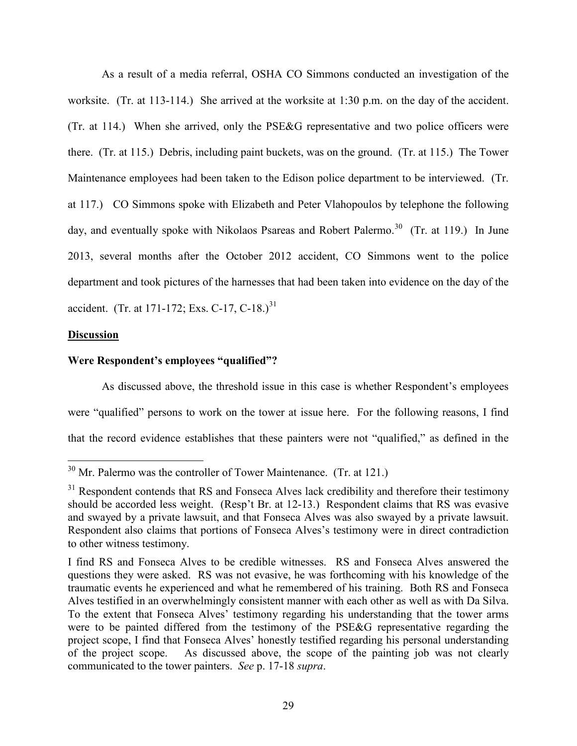As a result of a media referral, OSHA CO Simmons conducted an investigation of the worksite. (Tr. at 113-114.) She arrived at the worksite at 1:30 p.m. on the day of the accident. (Tr. at 114.) When she arrived, only the PSE&G representative and two police officers were there. (Tr. at 115.) Debris, including paint buckets, was on the ground. (Tr. at 115.) The Tower Maintenance employees had been taken to the Edison police department to be interviewed. (Tr. at 117.) CO Simmons spoke with Elizabeth and Peter Vlahopoulos by telephone the following day, and eventually spoke with Nikolaos Psareas and Robert Palermo.[30] (Tr. at 119.) In June 2013, several months after the October 2012 accident, CO Simmons went to the police department and took pictures of the harnesses that had been taken into evidence on the day of the accident. (Tr. at 171-172; Exs. C-17, C-18.)[31]

**Discussion**

**Were Respondent's employees "qualified"?**

As discussed above, the threshold issue in this case is whether Respondent's employees were "qualified" persons to work on the tower at issue here. For the following reasons, I find that the record evidence establishes that these painters were not "qualified," as defined in the

---

[30] Mr. Palermo was the controller of Tower Maintenance. (Tr. at 121.)

[31] Respondent contends that RS and Fonseca Alves lack credibility and therefore their testimony should be accorded less weight. (Resp't Br. at 12-13.) Respondent claims that RS was evasive and swayed by a private lawsuit, and that Fonseca Alves was also swayed by a private lawsuit. Respondent also claims that portions of Fonseca Alves's testimony were in direct contradiction to other witness testimony.

I find RS and Fonseca Alves to be credible witnesses. RS and Fonseca Alves answered the questions they were asked. RS was not evasive, he was forthcoming with his knowledge of the traumatic events he experienced and what he remembered of his training. Both RS and Fonseca Alves testified in an overwhelmingly consistent manner with each other as well as with Da Silva. To the extent that Fonseca Alves' testimony regarding his understanding that the tower arms were to be painted differed from the testimony of the PSE&G representative regarding the project scope, I find that Fonseca Alves' honestly testified regarding his personal understanding of the project scope. As discussed above, the scope of the painting job was not clearly communicated to the tower painters. *See* p. 17-18 *supra*.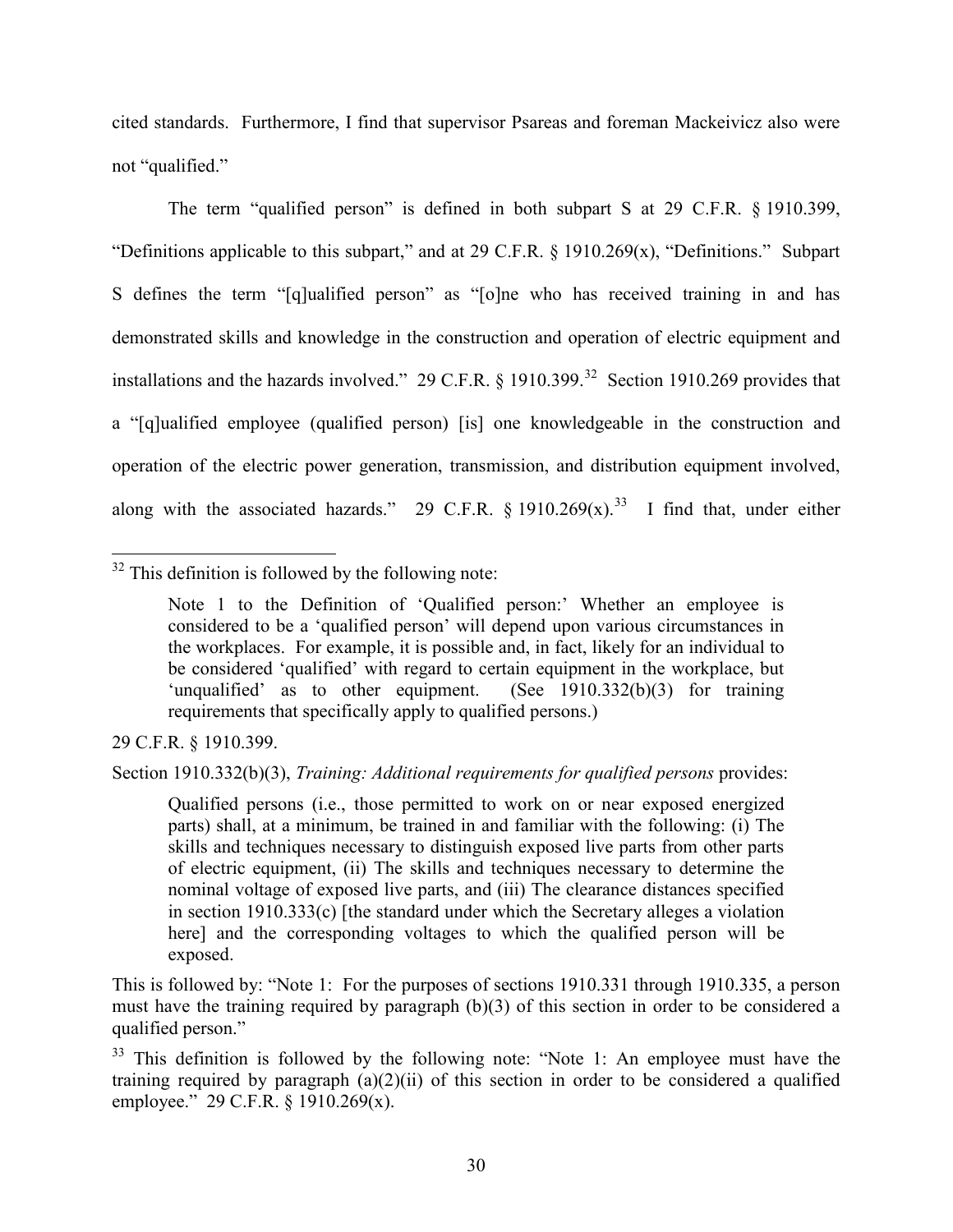cited standards. Furthermore, I find that supervisor Psareas and foreman Mackeivicz also were not "qualified."

The term "qualified person" is defined in both subpart S at 29 C.F.R. § 1910.399, "Definitions applicable to this subpart," and at 29 C.F.R. § 1910.269(x), "Definitions." Subpart S defines the term "[q]ualified person" as "[o]ne who has received training in and has demonstrated skills and knowledge in the construction and operation of electric equipment and installations and the hazards involved." 29 C.F.R. § 1910.399.[32] Section 1910.269 provides that a "[q]ualified employee (qualified person) [is] one knowledgeable in the construction and operation of the electric power generation, transmission, and distribution equipment involved, along with the associated hazards." 29 C.F.R. § 1910.269(x).[33] I find that, under either

---

[32] This definition is followed by the following note:

> Note 1 to the Definition of 'Qualified person:' Whether an employee is considered to be a 'qualified person' will depend upon various circumstances in the workplaces. For example, it is possible and, in fact, likely for an individual to be considered 'qualified' with regard to certain equipment in the workplace, but 'unqualified' as to other equipment. (See 1910.332(b)(3) for training requirements that specifically apply to qualified persons.)

29 C.F.R. § 1910.399.

Section 1910.332(b)(3), *Training: Additional requirements for qualified persons* provides:

> Qualified persons (i.e., those permitted to work on or near exposed energized parts) shall, at a minimum, be trained in and familiar with the following: (i) The skills and techniques necessary to distinguish exposed live parts from other parts of electric equipment, (ii) The skills and techniques necessary to determine the nominal voltage of exposed live parts, and (iii) The clearance distances specified in section 1910.333(c) [the standard under which the Secretary alleges a violation here] and the corresponding voltages to which the qualified person will be exposed.

This is followed by: "Note 1: For the purposes of sections 1910.331 through 1910.335, a person must have the training required by paragraph (b)(3) of this section in order to be considered a qualified person."

[33] This definition is followed by the following note: "Note 1: An employee must have the training required by paragraph (a)(2)(ii) of this section in order to be considered a qualified employee." 29 C.F.R. § 1910.269(x).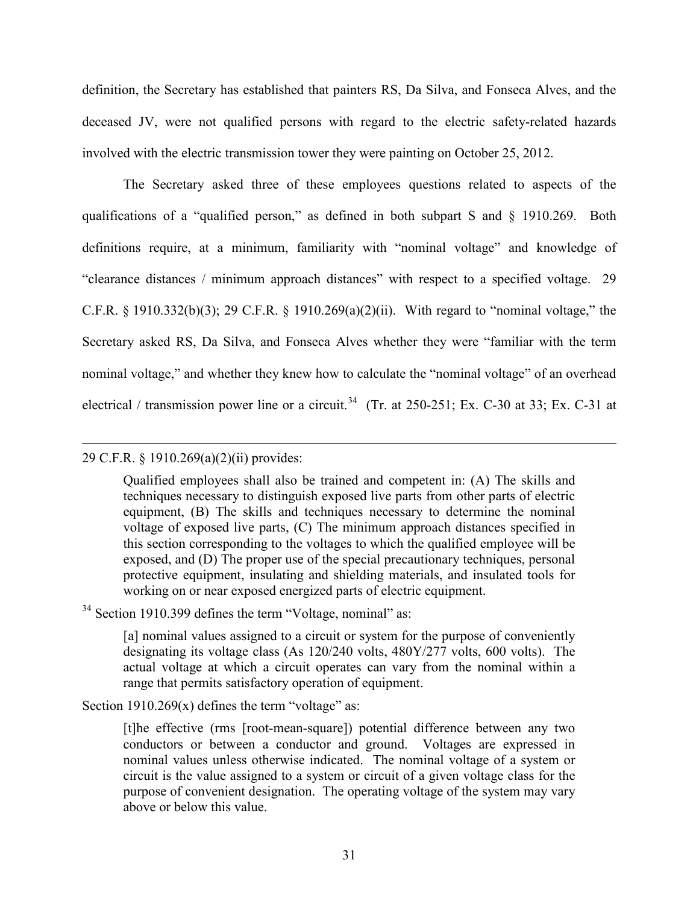definition, the Secretary has established that painters RS, Da Silva, and Fonseca Alves, and the deceased JV, were not qualified persons with regard to the electric safety-related hazards involved with the electric transmission tower they were painting on October 25, 2012.

The Secretary asked three of these employees questions related to aspects of the qualifications of a "qualified person," as defined in both subpart S and § 1910.269. Both definitions require, at a minimum, familiarity with "nominal voltage" and knowledge of "clearance distances / minimum approach distances" with respect to a specified voltage. 29 C.F.R. § 1910.332(b)(3); 29 C.F.R. § 1910.269(a)(2)(ii). With regard to "nominal voltage," the Secretary asked RS, Da Silva, and Fonseca Alves whether they were "familiar with the term nominal voltage," and whether they knew how to calculate the "nominal voltage" of an overhead electrical / transmission power line or a circuit.[34] (Tr. at 250-251; Ex. C-30 at 33; Ex. C-31 at

---

29 C.F.R. § 1910.269(a)(2)(ii) provides:

> Qualified employees shall also be trained and competent in: (A) The skills and techniques necessary to distinguish exposed live parts from other parts of electric equipment, (B) The skills and techniques necessary to determine the nominal voltage of exposed live parts, (C) The minimum approach distances specified in this section corresponding to the voltages to which the qualified employee will be exposed, and (D) The proper use of the special precautionary techniques, personal protective equipment, insulating and shielding materials, and insulated tools for working on or near exposed energized parts of electric equipment.

[34] Section 1910.399 defines the term "Voltage, nominal" as:

> [a] nominal values assigned to a circuit or system for the purpose of conveniently designating its voltage class (As 120/240 volts, 480Y/277 volts, 600 volts). The actual voltage at which a circuit operates can vary from the nominal within a range that permits satisfactory operation of equipment.

Section 1910.269(x) defines the term "voltage" as:

> [t]he effective (rms [root-mean-square]) potential difference between any two conductors or between a conductor and ground. Voltages are expressed in nominal values unless otherwise indicated. The nominal voltage of a system or circuit is the value assigned to a system or circuit of a given voltage class for the purpose of convenient designation. The operating voltage of the system may vary above or below this value.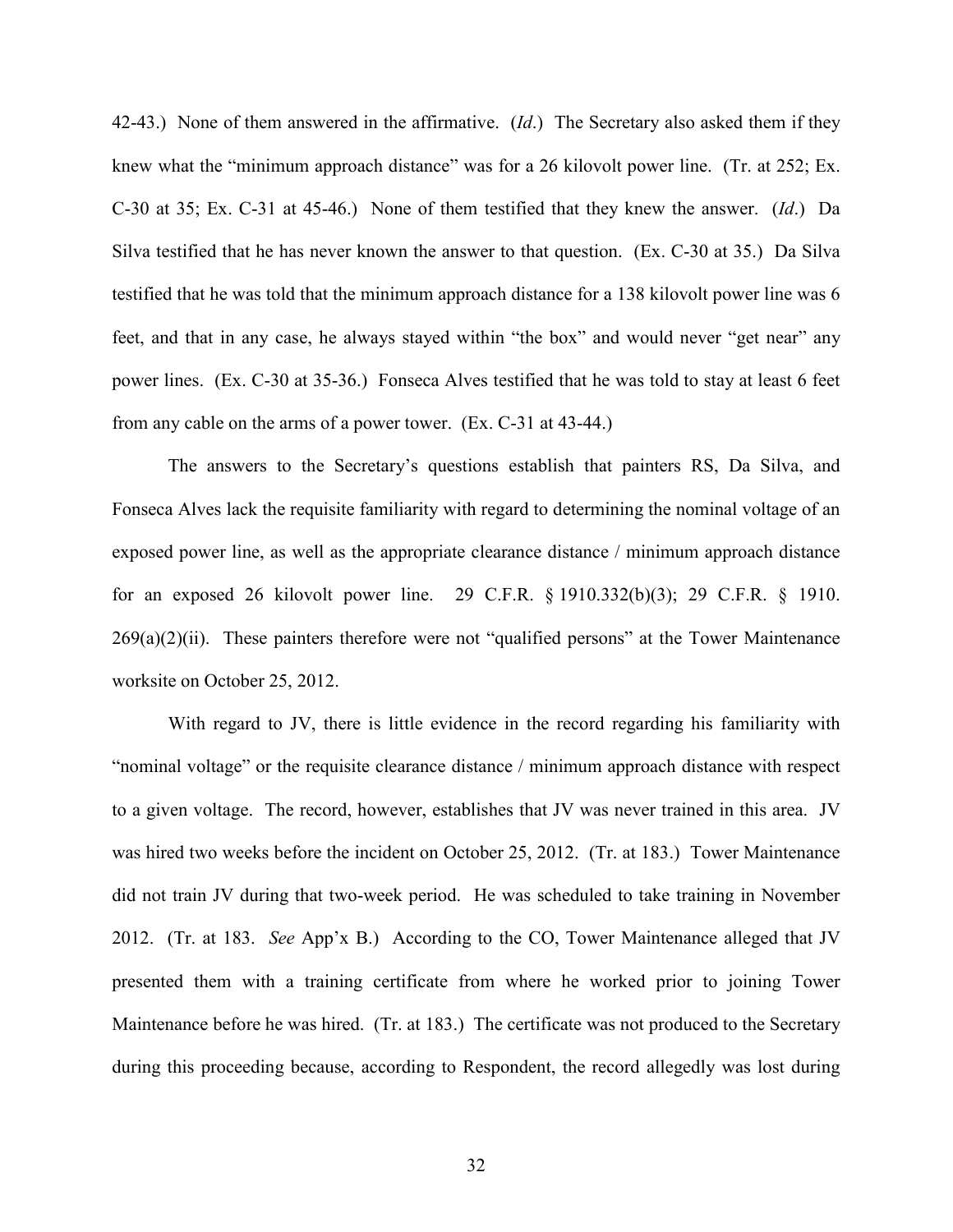42-43.) None of them answered in the affirmative. (*Id*.) The Secretary also asked them if they knew what the "minimum approach distance" was for a 26 kilovolt power line. (Tr. at 252; Ex. C-30 at 35; Ex. C-31 at 45-46.) None of them testified that they knew the answer. (*Id*.) Da Silva testified that he has never known the answer to that question. (Ex. C-30 at 35.) Da Silva testified that he was told that the minimum approach distance for a 138 kilovolt power line was 6 feet, and that in any case, he always stayed within "the box" and would never "get near" any power lines. (Ex. C-30 at 35-36.) Fonseca Alves testified that he was told to stay at least 6 feet from any cable on the arms of a power tower. (Ex. C-31 at 43-44.)

The answers to the Secretary's questions establish that painters RS, Da Silva, and Fonseca Alves lack the requisite familiarity with regard to determining the nominal voltage of an exposed power line, as well as the appropriate clearance distance / minimum approach distance for an exposed 26 kilovolt power line. 29 C.F.R. § 1910.332(b)(3); 29 C.F.R. § 1910. 269(a)(2)(ii). These painters therefore were not "qualified persons" at the Tower Maintenance worksite on October 25, 2012.

With regard to JV, there is little evidence in the record regarding his familiarity with "nominal voltage" or the requisite clearance distance / minimum approach distance with respect to a given voltage. The record, however, establishes that JV was never trained in this area. JV was hired two weeks before the incident on October 25, 2012. (Tr. at 183.) Tower Maintenance did not train JV during that two-week period. He was scheduled to take training in November 2012. (Tr. at 183. *See* App'x B.) According to the CO, Tower Maintenance alleged that JV presented them with a training certificate from where he worked prior to joining Tower Maintenance before he was hired. (Tr. at 183.) The certificate was not produced to the Secretary during this proceeding because, according to Respondent, the record allegedly was lost during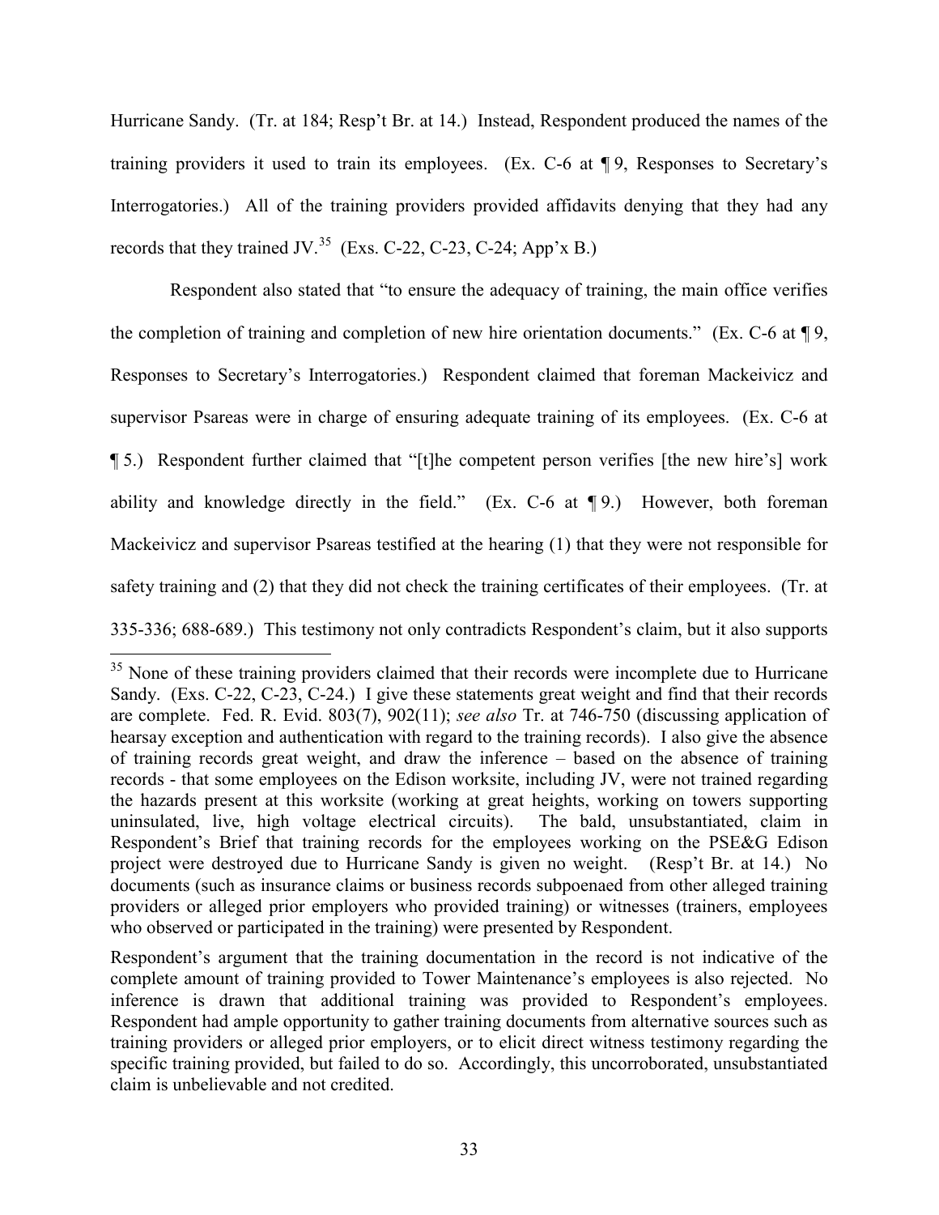Hurricane Sandy. (Tr. at 184; Resp't Br. at 14.) Instead, Respondent produced the names of the training providers it used to train its employees. (Ex. C-6 at ¶ 9, Responses to Secretary's Interrogatories.) All of the training providers provided affidavits denying that they had any records that they trained JV.[35] (Exs. C-22, C-23, C-24; App'x B.)

Respondent also stated that "to ensure the adequacy of training, the main office verifies the completion of training and completion of new hire orientation documents." (Ex. C-6 at ¶ 9, Responses to Secretary's Interrogatories.) Respondent claimed that foreman Mackeivicz and supervisor Psareas were in charge of ensuring adequate training of its employees. (Ex. C-6 at ¶ 5.) Respondent further claimed that "[t]he competent person verifies [the new hire's] work ability and knowledge directly in the field." (Ex. C-6 at ¶ 9.) However, both foreman Mackeivicz and supervisor Psareas testified at the hearing (1) that they were not responsible for safety training and (2) that they did not check the training certificates of their employees. (Tr. at 335-336; 688-689.) This testimony not only contradicts Respondent's claim, but it also supports

---

[35] None of these training providers claimed that their records were incomplete due to Hurricane Sandy. (Exs. C-22, C-23, C-24.) I give these statements great weight and find that their records are complete. Fed. R. Evid. 803(7), 902(11); *see also* Tr. at 746-750 (discussing application of hearsay exception and authentication with regard to the training records). I also give the absence of training records great weight, and draw the inference – based on the absence of training records - that some employees on the Edison worksite, including JV, were not trained regarding the hazards present at this worksite (working at great heights, working on towers supporting uninsulated, live, high voltage electrical circuits). The bald, unsubstantiated, claim in Respondent's Brief that training records for the employees working on the PSE&G Edison project were destroyed due to Hurricane Sandy is given no weight. (Resp't Br. at 14.) No documents (such as insurance claims or business records subpoenaed from other alleged training providers or alleged prior employers who provided training) or witnesses (trainers, employees who observed or participated in the training) were presented by Respondent.

Respondent's argument that the training documentation in the record is not indicative of the complete amount of training provided to Tower Maintenance's employees is also rejected. No inference is drawn that additional training was provided to Respondent's employees. Respondent had ample opportunity to gather training documents from alternative sources such as training providers or alleged prior employers, or to elicit direct witness testimony regarding the specific training provided, but failed to do so. Accordingly, this uncorroborated, unsubstantiated claim is unbelievable and not credited.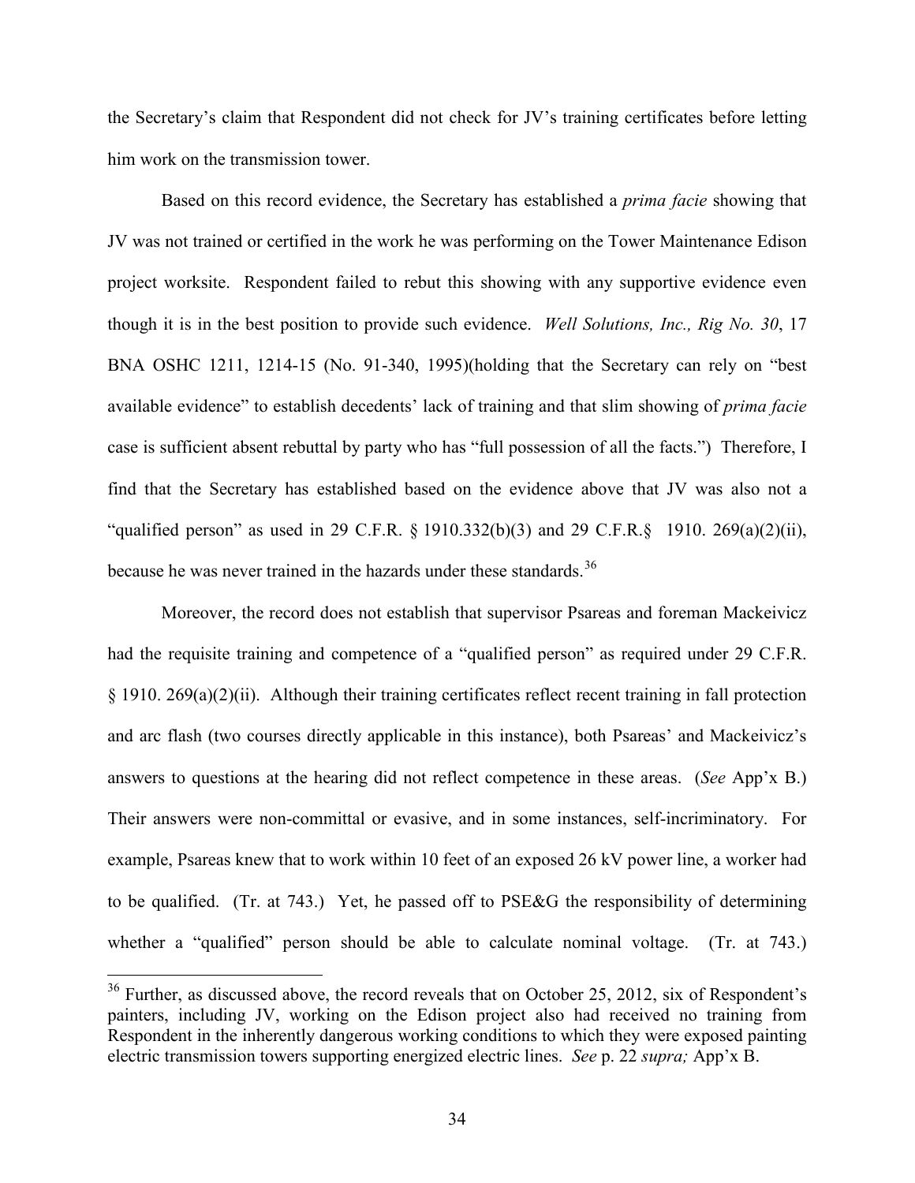the Secretary's claim that Respondent did not check for JV's training certificates before letting him work on the transmission tower.

Based on this record evidence, the Secretary has established a *prima facie* showing that JV was not trained or certified in the work he was performing on the Tower Maintenance Edison project worksite. Respondent failed to rebut this showing with any supportive evidence even though it is in the best position to provide such evidence. *Well Solutions, Inc., Rig No. 30*, 17 BNA OSHC 1211, 1214-15 (No. 91-340, 1995)(holding that the Secretary can rely on "best available evidence" to establish decedents' lack of training and that slim showing of *prima facie* case is sufficient absent rebuttal by party who has "full possession of all the facts.") Therefore, I find that the Secretary has established based on the evidence above that JV was also not a "qualified person" as used in 29 C.F.R. § 1910.332(b)(3) and 29 C.F.R.§ 1910. 269(a)(2)(ii), because he was never trained in the hazards under these standards.[36]

Moreover, the record does not establish that supervisor Psareas and foreman Mackeivicz had the requisite training and competence of a "qualified person" as required under 29 C.F.R. § 1910. 269(a)(2)(ii). Although their training certificates reflect recent training in fall protection and arc flash (two courses directly applicable in this instance), both Psareas' and Mackeivicz's answers to questions at the hearing did not reflect competence in these areas. (*See* App'x B.) Their answers were non-committal or evasive, and in some instances, self-incriminatory. For example, Psareas knew that to work within 10 feet of an exposed 26 kV power line, a worker had to be qualified. (Tr. at 743.) Yet, he passed off to PSE&G the responsibility of determining whether a "qualified" person should be able to calculate nominal voltage. (Tr. at 743.)

[36] Further, as discussed above, the record reveals that on October 25, 2012, six of Respondent's painters, including JV, working on the Edison project also had received no training from Respondent in the inherently dangerous working conditions to which they were exposed painting electric transmission towers supporting energized electric lines. *See* p. 22 *supra;* App'x B.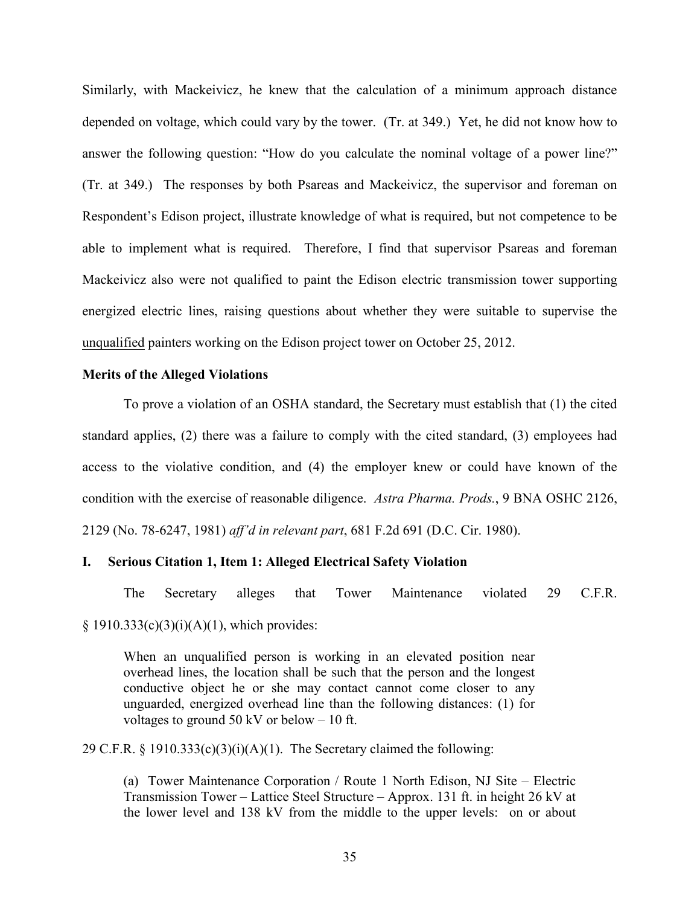Similarly, with Mackeivicz, he knew that the calculation of a minimum approach distance depended on voltage, which could vary by the tower. (Tr. at 349.) Yet, he did not know how to answer the following question: "How do you calculate the nominal voltage of a power line?" (Tr. at 349.) The responses by both Psareas and Mackeivicz, the supervisor and foreman on Respondent's Edison project, illustrate knowledge of what is required, but not competence to be able to implement what is required. Therefore, I find that supervisor Psareas and foreman Mackeivicz also were not qualified to paint the Edison electric transmission tower supporting energized electric lines, raising questions about whether they were suitable to supervise the <u>unqualified</u> painters working on the Edison project tower on October 25, 2012.

**Merits of the Alleged Violations**

To prove a violation of an OSHA standard, the Secretary must establish that (1) the cited standard applies, (2) there was a failure to comply with the cited standard, (3) employees had access to the violative condition, and (4) the employer knew or could have known of the condition with the exercise of reasonable diligence. *Astra Pharma. Prods.*, 9 BNA OSHC 2126, 2129 (No. 78-6247, 1981) *aff'd in relevant part*, 681 F.2d 691 (D.C. Cir. 1980).

**I. Serious Citation 1, Item 1: Alleged Electrical Safety Violation**

The Secretary alleges that Tower Maintenance violated 29 C.F.R. § 1910.333(c)(3)(i)(A)(1), which provides:

> When an unqualified person is working in an elevated position near overhead lines, the location shall be such that the person and the longest conductive object he or she may contact cannot come closer to any unguarded, energized overhead line than the following distances: (1) for voltages to ground 50 kV or below – 10 ft.

29 C.F.R. § 1910.333(c)(3)(i)(A)(1). The Secretary claimed the following:

> (a) Tower Maintenance Corporation / Route 1 North Edison, NJ Site – Electric Transmission Tower – Lattice Steel Structure – Approx. 131 ft. in height 26 kV at the lower level and 138 kV from the middle to the upper levels: on or about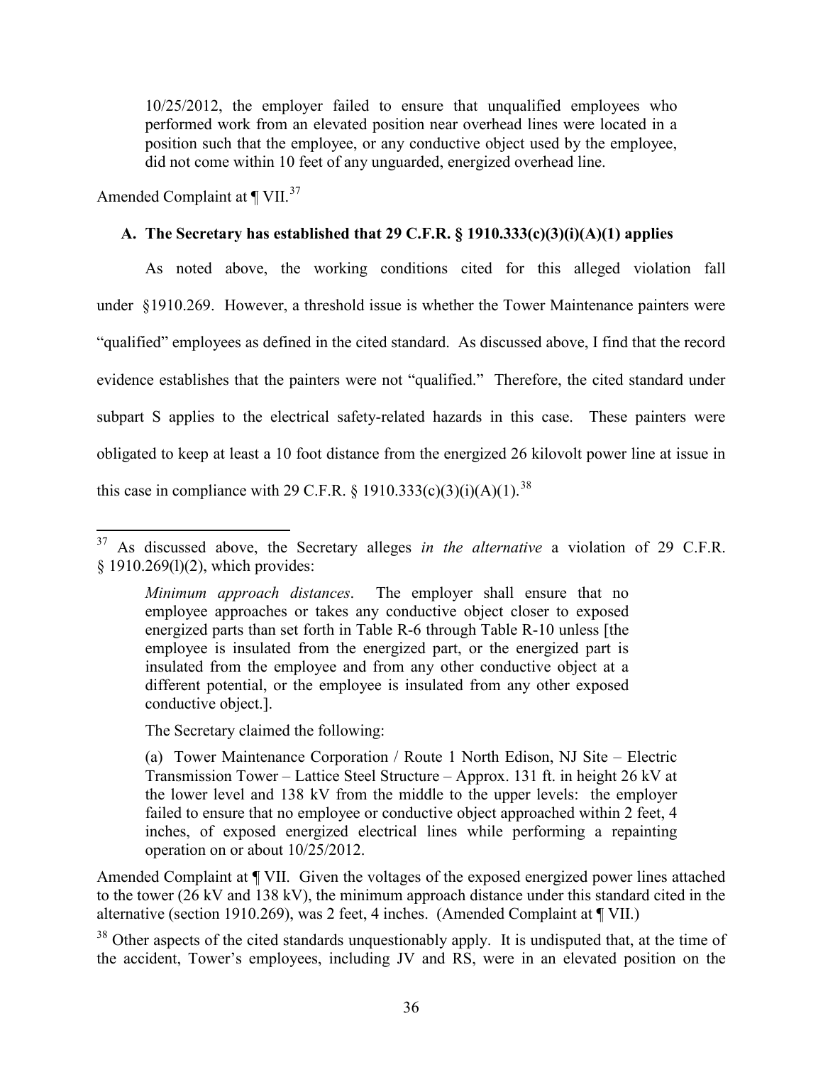> 10/25/2012, the employer failed to ensure that unqualified employees who performed work from an elevated position near overhead lines were located in a position such that the employee, or any conductive object used by the employee, did not come within 10 feet of any unguarded, energized overhead line.

Amended Complaint at ¶ VII.[37]

### A. The Secretary has established that 29 C.F.R. § 1910.333(c)(3)(i)(A)(1) applies

As noted above, the working conditions cited for this alleged violation fall under §1910.269. However, a threshold issue is whether the Tower Maintenance painters were "qualified" employees as defined in the cited standard. As discussed above, I find that the record evidence establishes that the painters were not "qualified." Therefore, the cited standard under subpart S applies to the electrical safety-related hazards in this case. These painters were obligated to keep at least a 10 foot distance from the energized 26 kilovolt power line at issue in this case in compliance with 29 C.F.R. § 1910.333(c)(3)(i)(A)(1).[38]

---

[37] As discussed above, the Secretary alleges *in the alternative* a violation of 29 C.F.R. § 1910.269(l)(2), which provides:

> *Minimum approach distances*. The employer shall ensure that no employee approaches or takes any conductive object closer to exposed energized parts than set forth in Table R-6 through Table R-10 unless [the employee is insulated from the energized part, or the energized part is insulated from the employee and from any other conductive object at a different potential, or the employee is insulated from any other exposed conductive object.].

The Secretary claimed the following:

> (a) Tower Maintenance Corporation / Route 1 North Edison, NJ Site – Electric Transmission Tower – Lattice Steel Structure – Approx. 131 ft. in height 26 kV at the lower level and 138 kV from the middle to the upper levels: the employer failed to ensure that no employee or conductive object approached within 2 feet, 4 inches, of exposed energized electrical lines while performing a repainting operation on or about 10/25/2012.

Amended Complaint at ¶ VII. Given the voltages of the exposed energized power lines attached to the tower (26 kV and 138 kV), the minimum approach distance under this standard cited in the alternative (section 1910.269), was 2 feet, 4 inches. (Amended Complaint at ¶ VII.)

[38] Other aspects of the cited standards unquestionably apply. It is undisputed that, at the time of the accident, Tower's employees, including JV and RS, were in an elevated position on the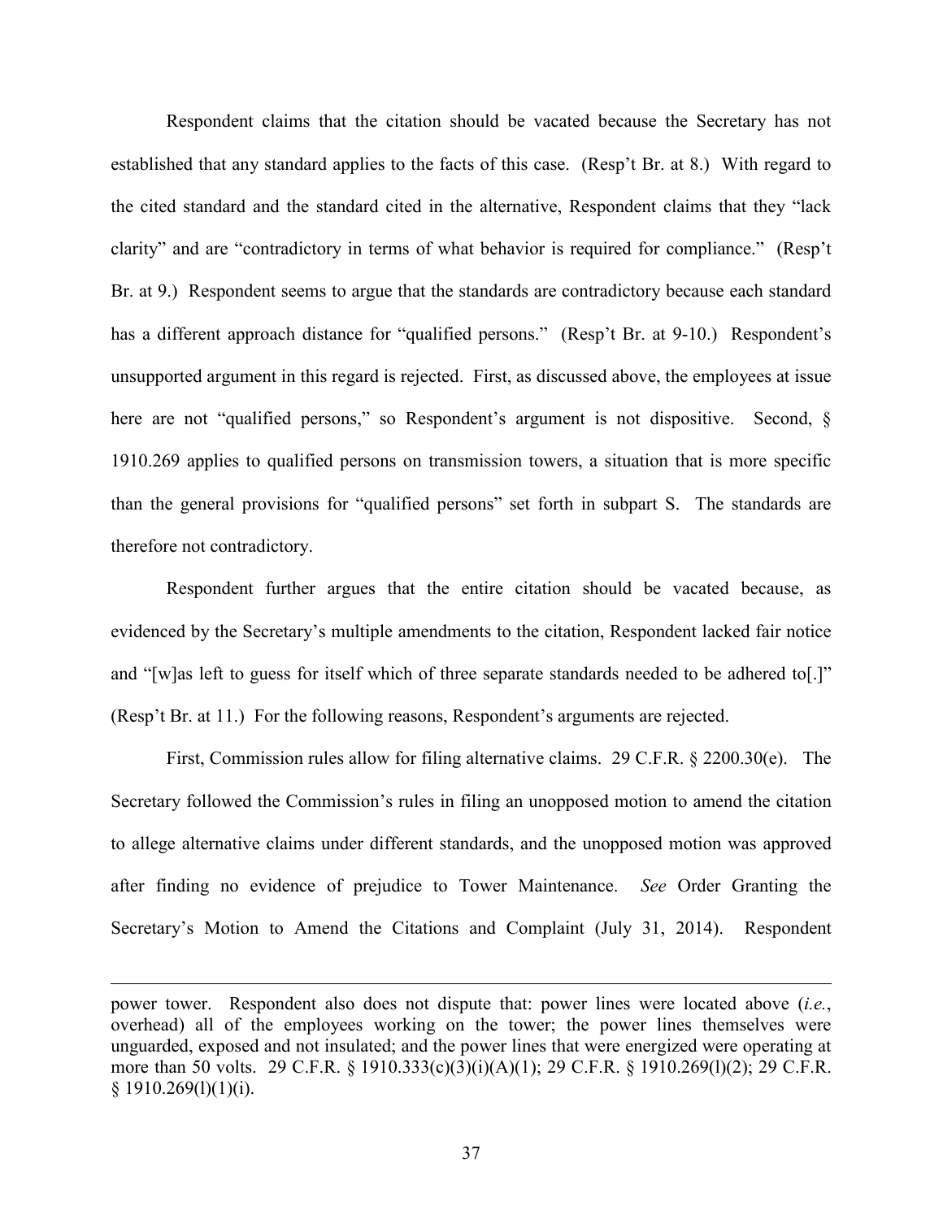Respondent claims that the citation should be vacated because the Secretary has not established that any standard applies to the facts of this case. (Resp't Br. at 8.) With regard to the cited standard and the standard cited in the alternative, Respondent claims that they "lack clarity" and are "contradictory in terms of what behavior is required for compliance." (Resp't Br. at 9.) Respondent seems to argue that the standards are contradictory because each standard has a different approach distance for "qualified persons." (Resp't Br. at 9-10.) Respondent's unsupported argument in this regard is rejected. First, as discussed above, the employees at issue here are not "qualified persons," so Respondent's argument is not dispositive. Second, § 1910.269 applies to qualified persons on transmission towers, a situation that is more specific than the general provisions for "qualified persons" set forth in subpart S. The standards are therefore not contradictory.

Respondent further argues that the entire citation should be vacated because, as evidenced by the Secretary's multiple amendments to the citation, Respondent lacked fair notice and "[w]as left to guess for itself which of three separate standards needed to be adhered to[.]" (Resp't Br. at 11.) For the following reasons, Respondent's arguments are rejected.

First, Commission rules allow for filing alternative claims. 29 C.F.R. § 2200.30(e). The Secretary followed the Commission's rules in filing an unopposed motion to amend the citation to allege alternative claims under different standards, and the unopposed motion was approved after finding no evidence of prejudice to Tower Maintenance. *See* Order Granting the Secretary's Motion to Amend the Citations and Complaint (July 31, 2014). Respondent

---

power tower. Respondent also does not dispute that: power lines were located above (*i.e.*, overhead) all of the employees working on the tower; the power lines themselves were unguarded, exposed and not insulated; and the power lines that were energized were operating at more than 50 volts. 29 C.F.R. § 1910.333(c)(3)(i)(A)(1); 29 C.F.R. § 1910.269(l)(2); 29 C.F.R. § 1910.269(l)(1)(i).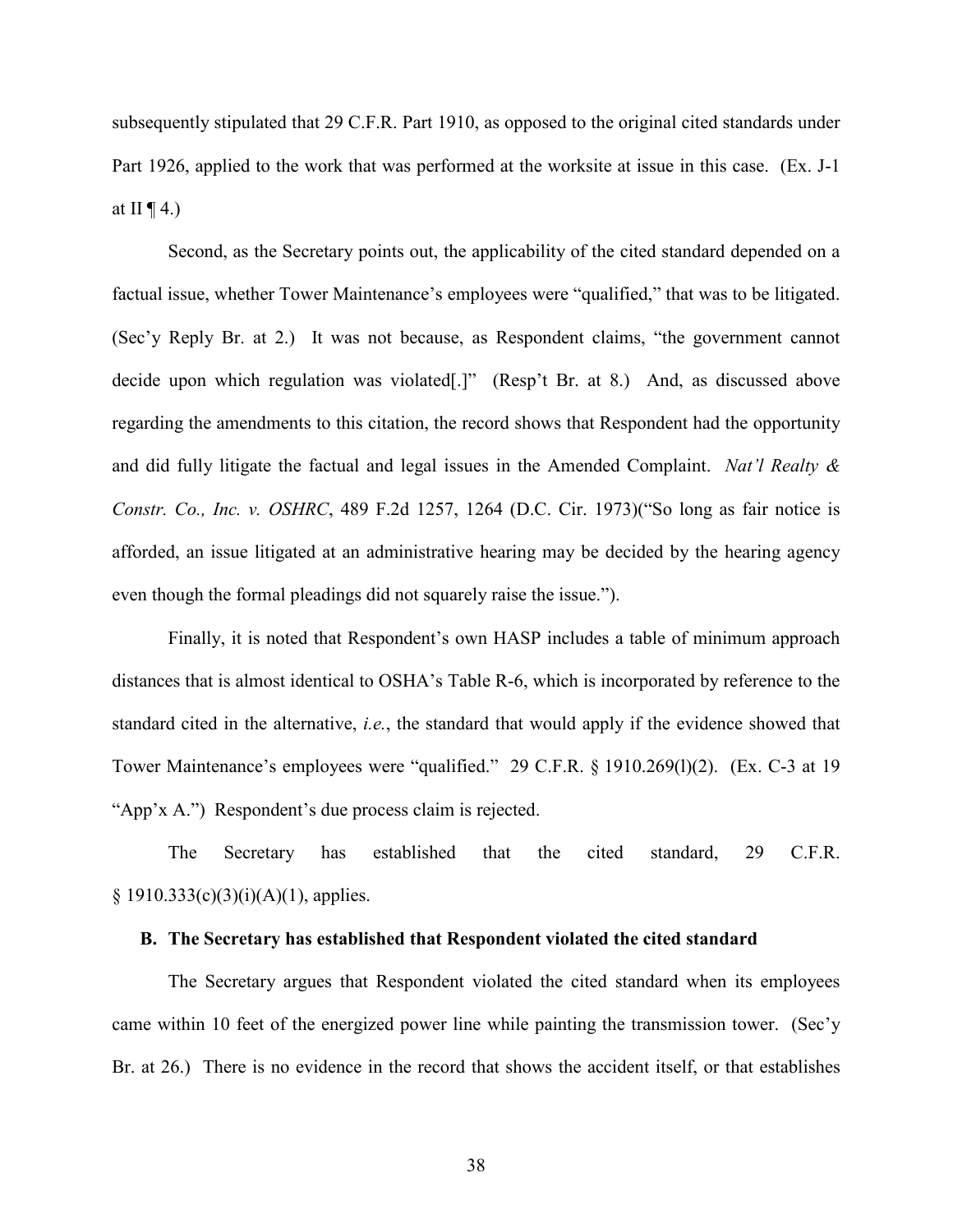subsequently stipulated that 29 C.F.R. Part 1910, as opposed to the original cited standards under Part 1926, applied to the work that was performed at the worksite at issue in this case. (Ex. J-1 at II ¶ 4.)

Second, as the Secretary points out, the applicability of the cited standard depended on a factual issue, whether Tower Maintenance's employees were "qualified," that was to be litigated. (Sec'y Reply Br. at 2.) It was not because, as Respondent claims, "the government cannot decide upon which regulation was violated[.]" (Resp't Br. at 8.) And, as discussed above regarding the amendments to this citation, the record shows that Respondent had the opportunity and did fully litigate the factual and legal issues in the Amended Complaint. *Nat'l Realty & Constr. Co., Inc. v. OSHRC*, 489 F.2d 1257, 1264 (D.C. Cir. 1973)("So long as fair notice is afforded, an issue litigated at an administrative hearing may be decided by the hearing agency even though the formal pleadings did not squarely raise the issue.").

Finally, it is noted that Respondent's own HASP includes a table of minimum approach distances that is almost identical to OSHA's Table R-6, which is incorporated by reference to the standard cited in the alternative, *i.e.*, the standard that would apply if the evidence showed that Tower Maintenance's employees were "qualified." 29 C.F.R. § 1910.269(l)(2). (Ex. C-3 at 19 "App'x A.") Respondent's due process claim is rejected.

The Secretary has established that the cited standard, 29 C.F.R. § 1910.333(c)(3)(i)(A)(1), applies.

### B. The Secretary has established that Respondent violated the cited standard

The Secretary argues that Respondent violated the cited standard when its employees came within 10 feet of the energized power line while painting the transmission tower. (Sec'y Br. at 26.) There is no evidence in the record that shows the accident itself, or that establishes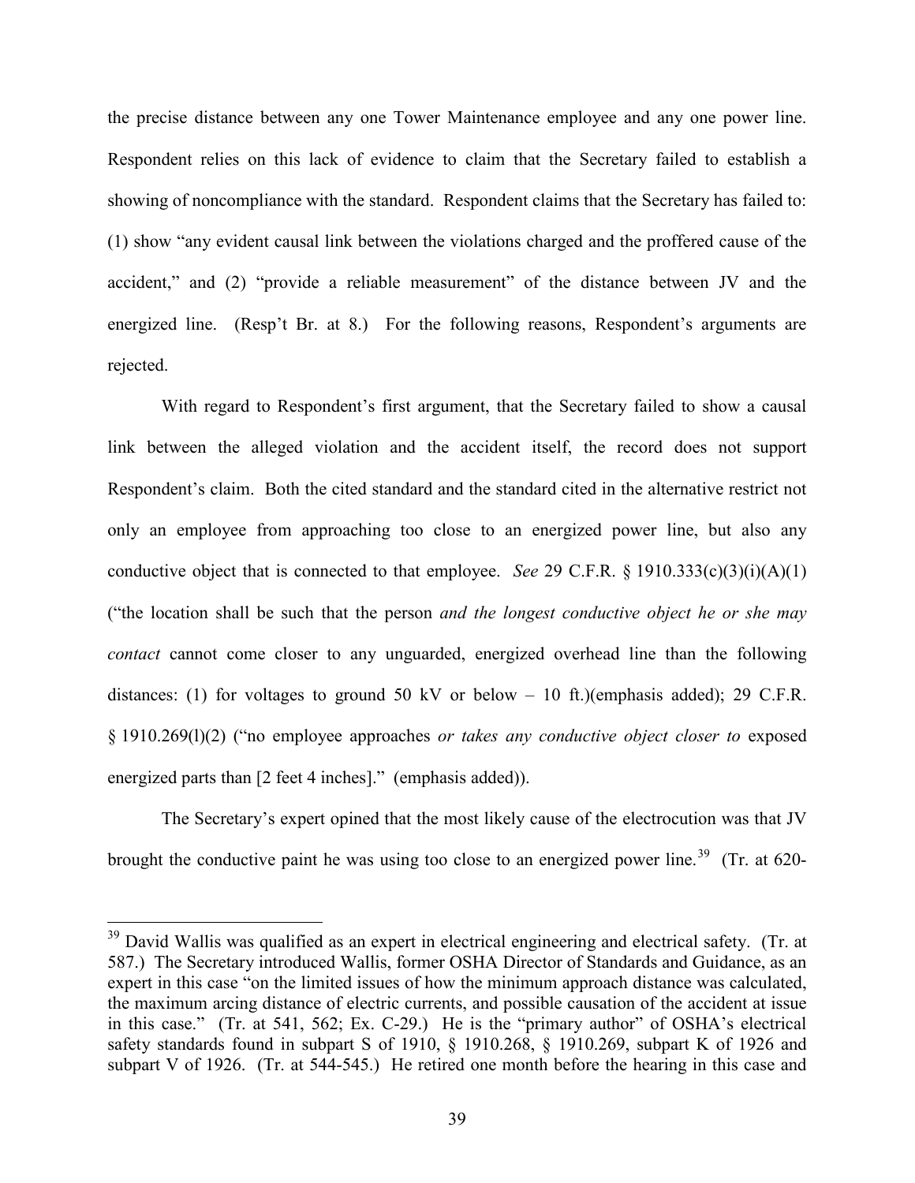the precise distance between any one Tower Maintenance employee and any one power line. Respondent relies on this lack of evidence to claim that the Secretary failed to establish a showing of noncompliance with the standard. Respondent claims that the Secretary has failed to: (1) show "any evident causal link between the violations charged and the proffered cause of the accident," and (2) "provide a reliable measurement" of the distance between JV and the energized line. (Resp't Br. at 8.) For the following reasons, Respondent's arguments are rejected.

With regard to Respondent's first argument, that the Secretary failed to show a causal link between the alleged violation and the accident itself, the record does not support Respondent's claim. Both the cited standard and the standard cited in the alternative restrict not only an employee from approaching too close to an energized power line, but also any conductive object that is connected to that employee. *See* 29 C.F.R. § 1910.333(c)(3)(i)(A)(1) ("the location shall be such that the person *and the longest conductive object he or she may contact* cannot come closer to any unguarded, energized overhead line than the following distances: (1) for voltages to ground 50 kV or below – 10 ft.)(emphasis added); 29 C.F.R. § 1910.269(l)(2) ("no employee approaches *or takes any conductive object closer to* exposed energized parts than [2 feet 4 inches]." (emphasis added)).

The Secretary's expert opined that the most likely cause of the electrocution was that JV brought the conductive paint he was using too close to an energized power line.[39] (Tr. at 620-

[39] David Wallis was qualified as an expert in electrical engineering and electrical safety. (Tr. at 587.) The Secretary introduced Wallis, former OSHA Director of Standards and Guidance, as an expert in this case "on the limited issues of how the minimum approach distance was calculated, the maximum arcing distance of electric currents, and possible causation of the accident at issue in this case." (Tr. at 541, 562; Ex. C-29.) He is the "primary author" of OSHA's electrical safety standards found in subpart S of 1910, § 1910.268, § 1910.269, subpart K of 1926 and subpart V of 1926. (Tr. at 544-545.) He retired one month before the hearing in this case and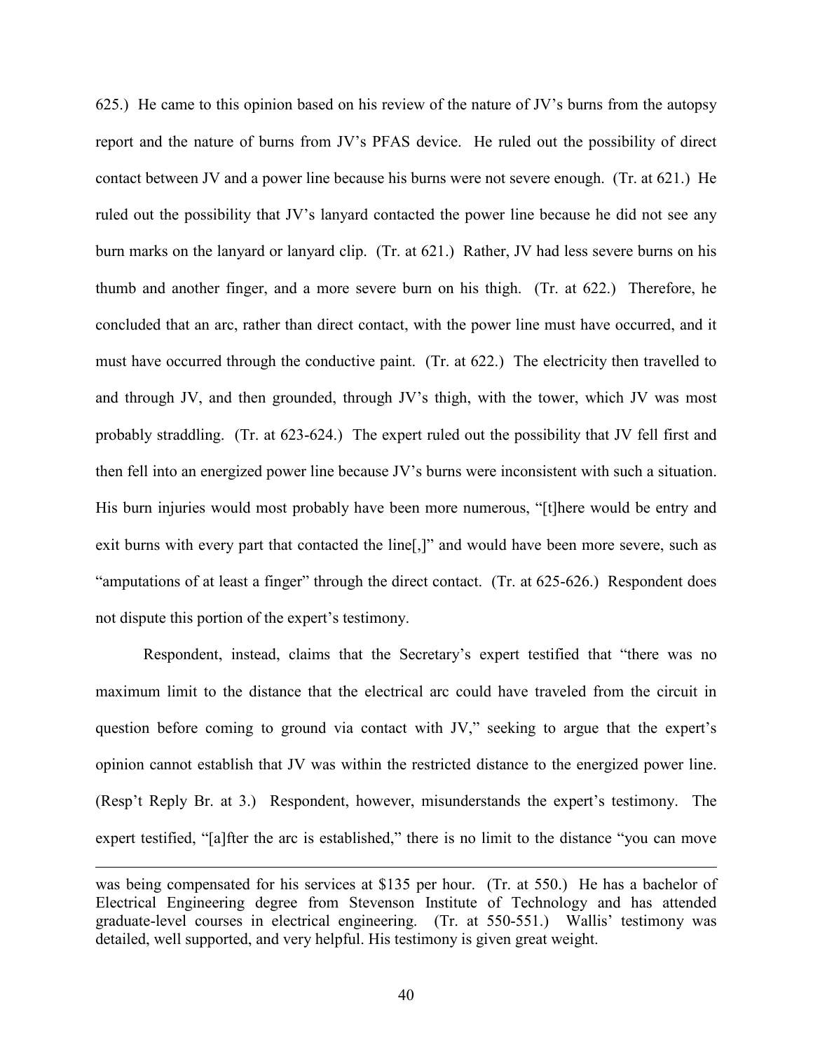625.) He came to this opinion based on his review of the nature of JV's burns from the autopsy report and the nature of burns from JV's PFAS device. He ruled out the possibility of direct contact between JV and a power line because his burns were not severe enough. (Tr. at 621.) He ruled out the possibility that JV's lanyard contacted the power line because he did not see any burn marks on the lanyard or lanyard clip. (Tr. at 621.) Rather, JV had less severe burns on his thumb and another finger, and a more severe burn on his thigh. (Tr. at 622.) Therefore, he concluded that an arc, rather than direct contact, with the power line must have occurred, and it must have occurred through the conductive paint. (Tr. at 622.) The electricity then travelled to and through JV, and then grounded, through JV's thigh, with the tower, which JV was most probably straddling. (Tr. at 623-624.) The expert ruled out the possibility that JV fell first and then fell into an energized power line because JV's burns were inconsistent with such a situation. His burn injuries would most probably have been more numerous, "[t]here would be entry and exit burns with every part that contacted the line[,]" and would have been more severe, such as "amputations of at least a finger" through the direct contact. (Tr. at 625-626.) Respondent does not dispute this portion of the expert's testimony.

Respondent, instead, claims that the Secretary's expert testified that "there was no maximum limit to the distance that the electrical arc could have traveled from the circuit in question before coming to ground via contact with JV," seeking to argue that the expert's opinion cannot establish that JV was within the restricted distance to the energized power line. (Resp't Reply Br. at 3.) Respondent, however, misunderstands the expert's testimony. The expert testified, "[a]fter the arc is established," there is no limit to the distance "you can move

---

was being compensated for his services at $135 per hour. (Tr. at 550.) He has a bachelor of Electrical Engineering degree from Stevenson Institute of Technology and has attended graduate-level courses in electrical engineering. (Tr. at 550-551.) Wallis' testimony was detailed, well supported, and very helpful. His testimony is given great weight.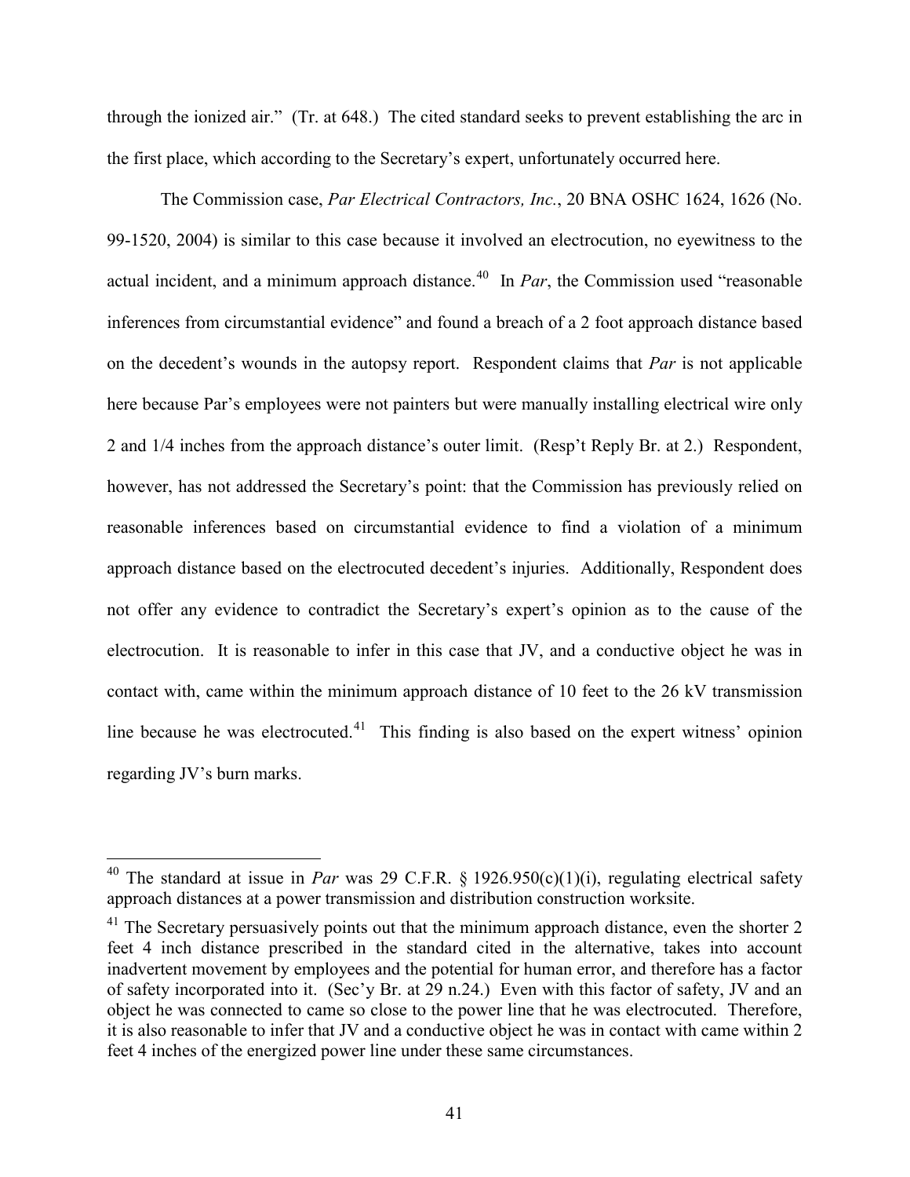through the ionized air." (Tr. at 648.) The cited standard seeks to prevent establishing the arc in the first place, which according to the Secretary's expert, unfortunately occurred here.

The Commission case, *Par Electrical Contractors, Inc.*, 20 BNA OSHC 1624, 1626 (No. 99-1520, 2004) is similar to this case because it involved an electrocution, no eyewitness to the actual incident, and a minimum approach distance.[40] In *Par*, the Commission used "reasonable inferences from circumstantial evidence" and found a breach of a 2 foot approach distance based on the decedent's wounds in the autopsy report. Respondent claims that *Par* is not applicable here because Par's employees were not painters but were manually installing electrical wire only 2 and 1/4 inches from the approach distance's outer limit. (Resp't Reply Br. at 2.) Respondent, however, has not addressed the Secretary's point: that the Commission has previously relied on reasonable inferences based on circumstantial evidence to find a violation of a minimum approach distance based on the electrocuted decedent's injuries. Additionally, Respondent does not offer any evidence to contradict the Secretary's expert's opinion as to the cause of the electrocution. It is reasonable to infer in this case that JV, and a conductive object he was in contact with, came within the minimum approach distance of 10 feet to the 26 kV transmission line because he was electrocuted.[41] This finding is also based on the expert witness' opinion regarding JV's burn marks.

---

[40] The standard at issue in *Par* was 29 C.F.R. § 1926.950(c)(1)(i), regulating electrical safety approach distances at a power transmission and distribution construction worksite.

[41] The Secretary persuasively points out that the minimum approach distance, even the shorter 2 feet 4 inch distance prescribed in the standard cited in the alternative, takes into account inadvertent movement by employees and the potential for human error, and therefore has a factor of safety incorporated into it. (Sec'y Br. at 29 n.24.) Even with this factor of safety, JV and an object he was connected to came so close to the power line that he was electrocuted. Therefore, it is also reasonable to infer that JV and a conductive object he was in contact with came within 2 feet 4 inches of the energized power line under these same circumstances.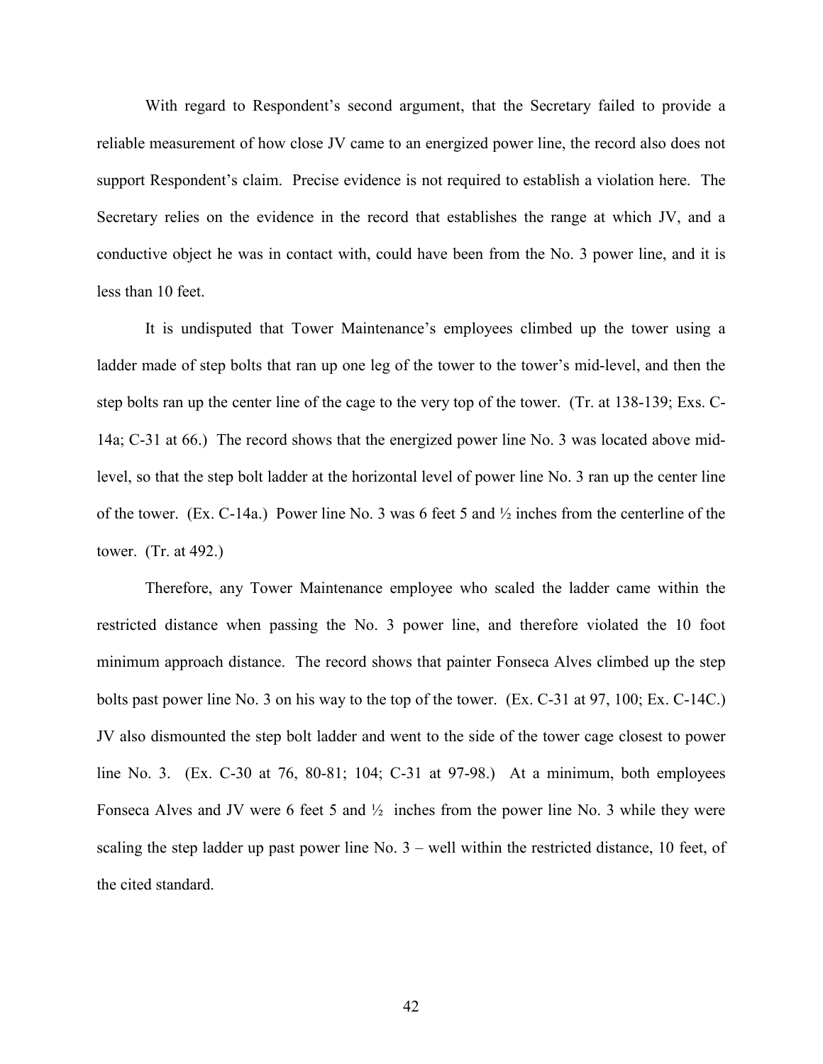With regard to Respondent's second argument, that the Secretary failed to provide a reliable measurement of how close JV came to an energized power line, the record also does not support Respondent's claim. Precise evidence is not required to establish a violation here. The Secretary relies on the evidence in the record that establishes the range at which JV, and a conductive object he was in contact with, could have been from the No. 3 power line, and it is less than 10 feet.

It is undisputed that Tower Maintenance's employees climbed up the tower using a ladder made of step bolts that ran up one leg of the tower to the tower's mid-level, and then the step bolts ran up the center line of the cage to the very top of the tower. (Tr. at 138-139; Exs. C-14a; C-31 at 66.) The record shows that the energized power line No. 3 was located above mid-level, so that the step bolt ladder at the horizontal level of power line No. 3 ran up the center line of the tower. (Ex. C-14a.) Power line No. 3 was 6 feet 5 and ½ inches from the centerline of the tower. (Tr. at 492.)

Therefore, any Tower Maintenance employee who scaled the ladder came within the restricted distance when passing the No. 3 power line, and therefore violated the 10 foot minimum approach distance. The record shows that painter Fonseca Alves climbed up the step bolts past power line No. 3 on his way to the top of the tower. (Ex. C-31 at 97, 100; Ex. C-14C.) JV also dismounted the step bolt ladder and went to the side of the tower cage closest to power line No. 3. (Ex. C-30 at 76, 80-81; 104; C-31 at 97-98.) At a minimum, both employees Fonseca Alves and JV were 6 feet 5 and ½ inches from the power line No. 3 while they were scaling the step ladder up past power line No. 3 – well within the restricted distance, 10 feet, of the cited standard.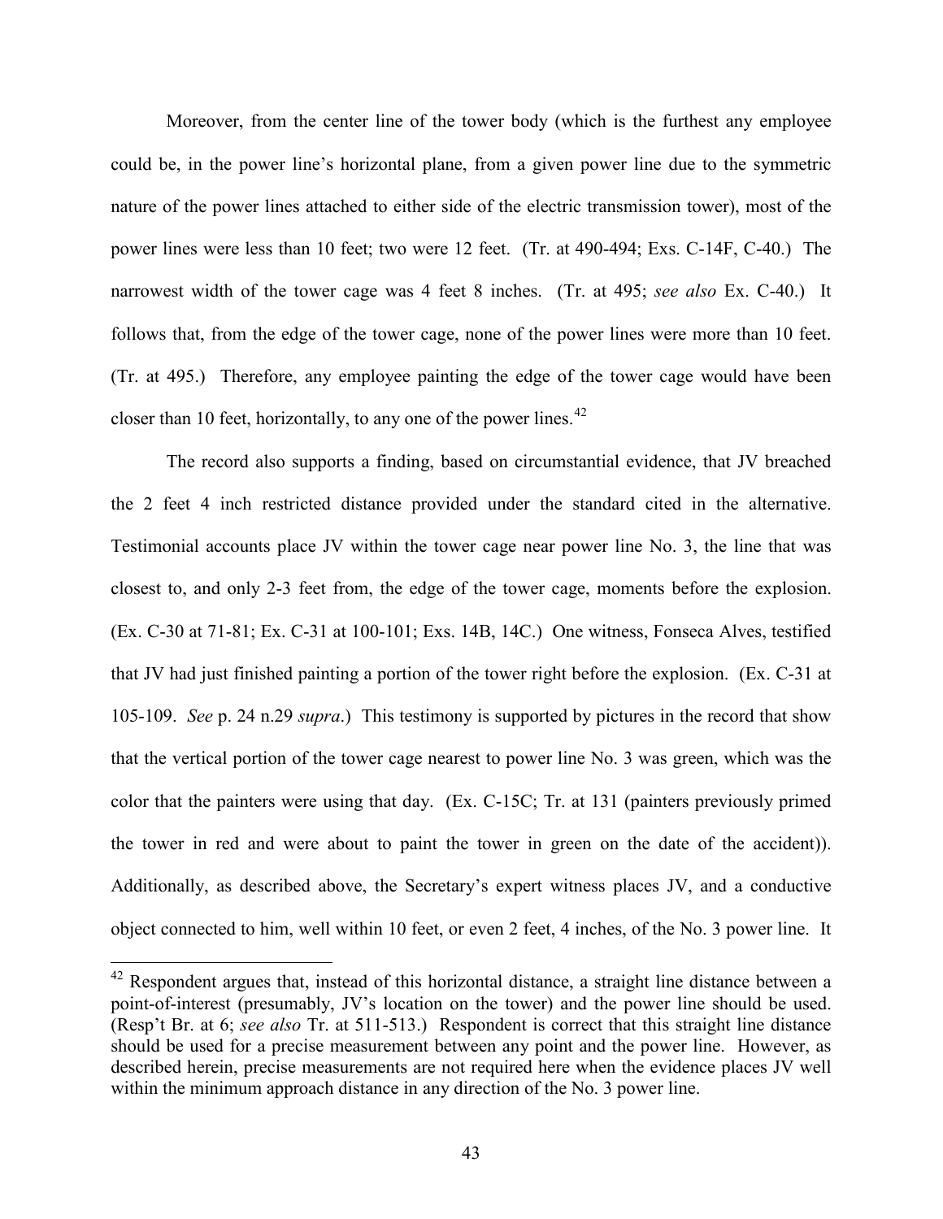Moreover, from the center line of the tower body (which is the furthest any employee could be, in the power line's horizontal plane, from a given power line due to the symmetric nature of the power lines attached to either side of the electric transmission tower), most of the power lines were less than 10 feet; two were 12 feet. (Tr. at 490-494; Exs. C-14F, C-40.) The narrowest width of the tower cage was 4 feet 8 inches. (Tr. at 495; *see also* Ex. C-40.) It follows that, from the edge of the tower cage, none of the power lines were more than 10 feet. (Tr. at 495.) Therefore, any employee painting the edge of the tower cage would have been closer than 10 feet, horizontally, to any one of the power lines.[42]

The record also supports a finding, based on circumstantial evidence, that JV breached the 2 feet 4 inch restricted distance provided under the standard cited in the alternative. Testimonial accounts place JV within the tower cage near power line No. 3, the line that was closest to, and only 2-3 feet from, the edge of the tower cage, moments before the explosion. (Ex. C-30 at 71-81; Ex. C-31 at 100-101; Exs. 14B, 14C.) One witness, Fonseca Alves, testified that JV had just finished painting a portion of the tower right before the explosion. (Ex. C-31 at 105-109. *See* p. 24 n.29 *supra*.) This testimony is supported by pictures in the record that show that the vertical portion of the tower cage nearest to power line No. 3 was green, which was the color that the painters were using that day. (Ex. C-15C; Tr. at 131 (painters previously primed the tower in red and were about to paint the tower in green on the date of the accident)). Additionally, as described above, the Secretary's expert witness places JV, and a conductive object connected to him, well within 10 feet, or even 2 feet, 4 inches, of the No. 3 power line. It

---

[42] Respondent argues that, instead of this horizontal distance, a straight line distance between a point-of-interest (presumably, JV's location on the tower) and the power line should be used. (Resp't Br. at 6; *see also* Tr. at 511-513.) Respondent is correct that this straight line distance should be used for a precise measurement between any point and the power line. However, as described herein, precise measurements are not required here when the evidence places JV well within the minimum approach distance in any direction of the No. 3 power line.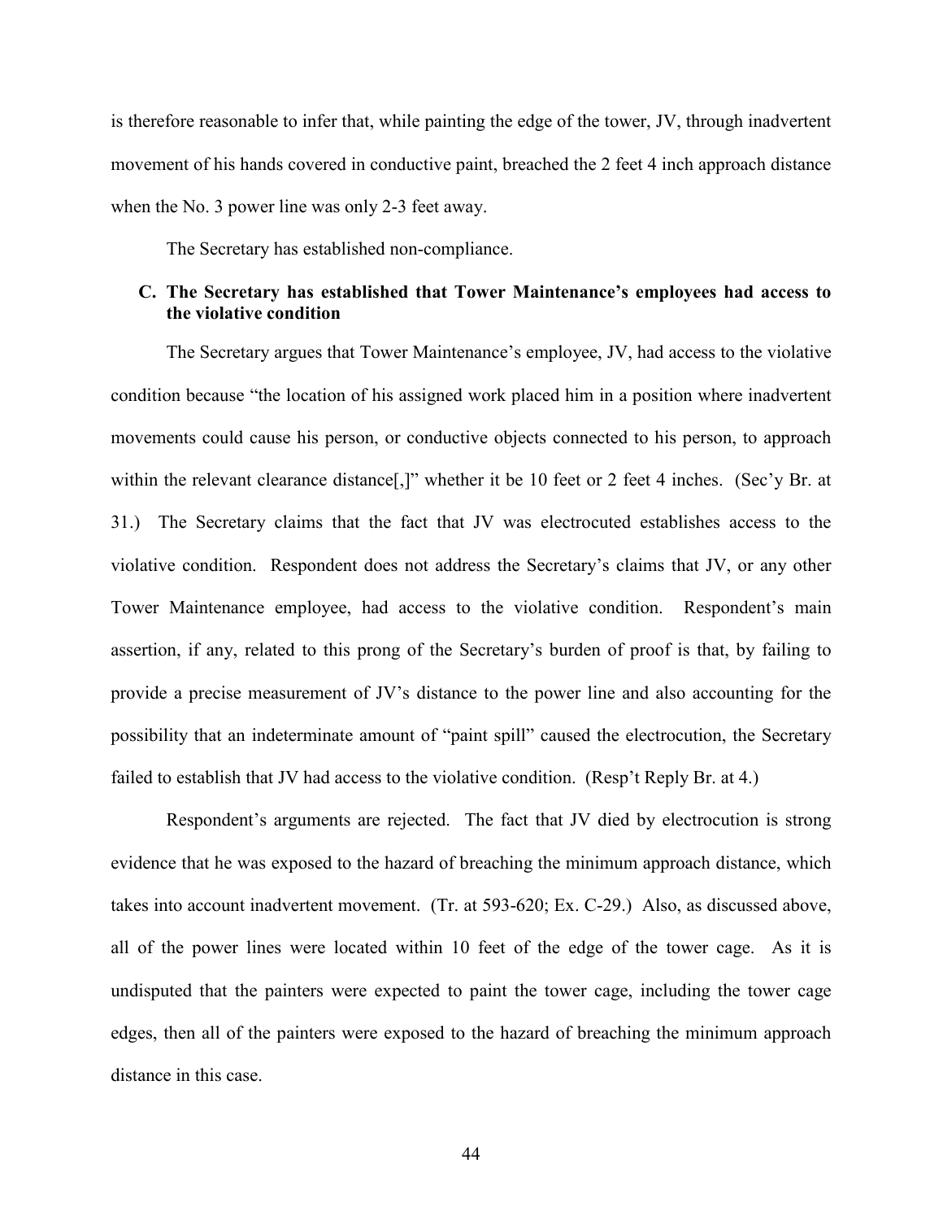is therefore reasonable to infer that, while painting the edge of the tower, JV, through inadvertent movement of his hands covered in conductive paint, breached the 2 feet 4 inch approach distance when the No. 3 power line was only 2-3 feet away.

The Secretary has established non-compliance.

### C. The Secretary has established that Tower Maintenance's employees had access to the violative condition

The Secretary argues that Tower Maintenance's employee, JV, had access to the violative condition because "the location of his assigned work placed him in a position where inadvertent movements could cause his person, or conductive objects connected to his person, to approach within the relevant clearance distance[,]" whether it be 10 feet or 2 feet 4 inches. (Sec'y Br. at 31.) The Secretary claims that the fact that JV was electrocuted establishes access to the violative condition. Respondent does not address the Secretary's claims that JV, or any other Tower Maintenance employee, had access to the violative condition. Respondent's main assertion, if any, related to this prong of the Secretary's burden of proof is that, by failing to provide a precise measurement of JV's distance to the power line and also accounting for the possibility that an indeterminate amount of "paint spill" caused the electrocution, the Secretary failed to establish that JV had access to the violative condition. (Resp't Reply Br. at 4.)

Respondent's arguments are rejected. The fact that JV died by electrocution is strong evidence that he was exposed to the hazard of breaching the minimum approach distance, which takes into account inadvertent movement. (Tr. at 593-620; Ex. C-29.) Also, as discussed above, all of the power lines were located within 10 feet of the edge of the tower cage. As it is undisputed that the painters were expected to paint the tower cage, including the tower cage edges, then all of the painters were exposed to the hazard of breaching the minimum approach distance in this case.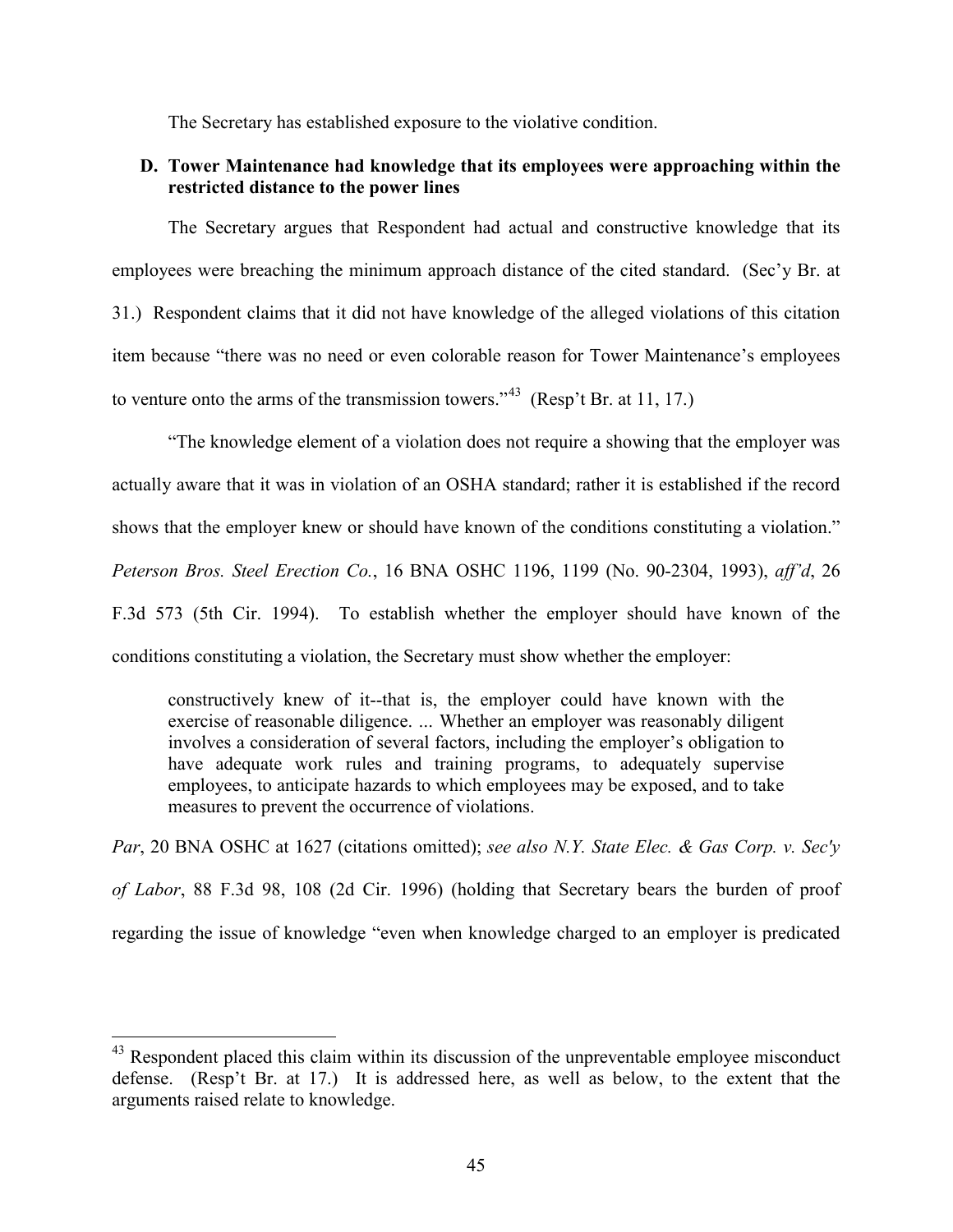The Secretary has established exposure to the violative condition.

### D. Tower Maintenance had knowledge that its employees were approaching within the restricted distance to the power lines

The Secretary argues that Respondent had actual and constructive knowledge that its employees were breaching the minimum approach distance of the cited standard. (Sec'y Br. at 31.) Respondent claims that it did not have knowledge of the alleged violations of this citation item because "there was no need or even colorable reason for Tower Maintenance's employees to venture onto the arms of the transmission towers."[43] (Resp't Br. at 11, 17.)

"The knowledge element of a violation does not require a showing that the employer was actually aware that it was in violation of an OSHA standard; rather it is established if the record shows that the employer knew or should have known of the conditions constituting a violation." *Peterson Bros. Steel Erection Co.*, 16 BNA OSHC 1196, 1199 (No. 90-2304, 1993), *aff'd*, 26 F.3d 573 (5th Cir. 1994). To establish whether the employer should have known of the conditions constituting a violation, the Secretary must show whether the employer:

> constructively knew of it--that is, the employer could have known with the exercise of reasonable diligence. ... Whether an employer was reasonably diligent involves a consideration of several factors, including the employer's obligation to have adequate work rules and training programs, to adequately supervise employees, to anticipate hazards to which employees may be exposed, and to take measures to prevent the occurrence of violations.

*Par*, 20 BNA OSHC at 1627 (citations omitted); *see also N.Y. State Elec. & Gas Corp. v. Sec'y of Labor*, 88 F.3d 98, 108 (2d Cir. 1996) (holding that Secretary bears the burden of proof regarding the issue of knowledge "even when knowledge charged to an employer is predicated

---

[43] Respondent placed this claim within its discussion of the unpreventable employee misconduct defense. (Resp't Br. at 17.) It is addressed here, as well as below, to the extent that the arguments raised relate to knowledge.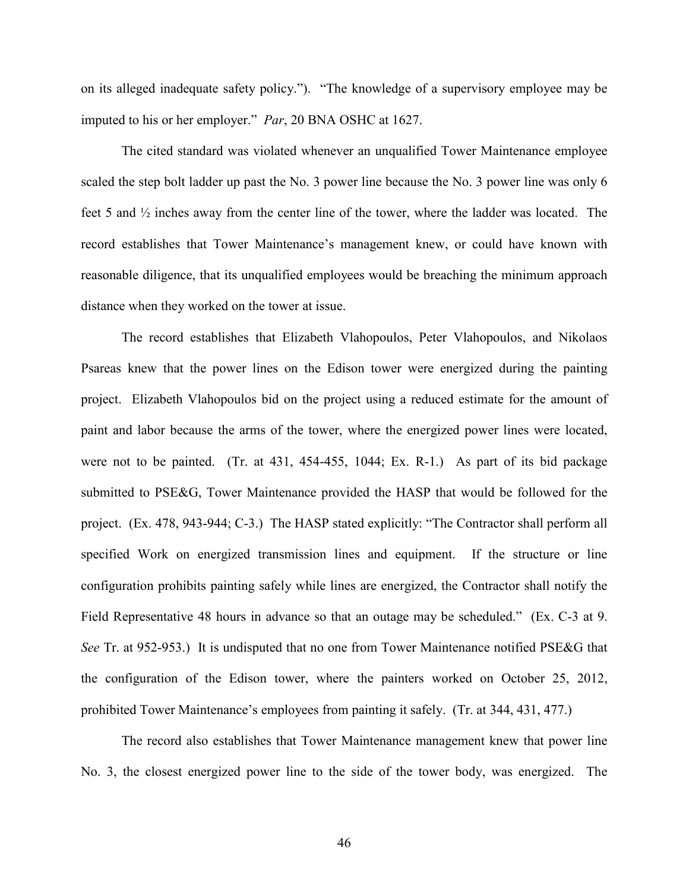on its alleged inadequate safety policy."). "The knowledge of a supervisory employee may be imputed to his or her employer." *Par*, 20 BNA OSHC at 1627.

The cited standard was violated whenever an unqualified Tower Maintenance employee scaled the step bolt ladder up past the No. 3 power line because the No. 3 power line was only 6 feet 5 and ½ inches away from the center line of the tower, where the ladder was located. The record establishes that Tower Maintenance's management knew, or could have known with reasonable diligence, that its unqualified employees would be breaching the minimum approach distance when they worked on the tower at issue.

The record establishes that Elizabeth Vlahopoulos, Peter Vlahopoulos, and Nikolaos Psareas knew that the power lines on the Edison tower were energized during the painting project. Elizabeth Vlahopoulos bid on the project using a reduced estimate for the amount of paint and labor because the arms of the tower, where the energized power lines were located, were not to be painted. (Tr. at 431, 454-455, 1044; Ex. R-1.) As part of its bid package submitted to PSE&G, Tower Maintenance provided the HASP that would be followed for the project. (Ex. 478, 943-944; C-3.) The HASP stated explicitly: "The Contractor shall perform all specified Work on energized transmission lines and equipment. If the structure or line configuration prohibits painting safely while lines are energized, the Contractor shall notify the Field Representative 48 hours in advance so that an outage may be scheduled." (Ex. C-3 at 9. *See* Tr. at 952-953.) It is undisputed that no one from Tower Maintenance notified PSE&G that the configuration of the Edison tower, where the painters worked on October 25, 2012, prohibited Tower Maintenance's employees from painting it safely. (Tr. at 344, 431, 477.)

The record also establishes that Tower Maintenance management knew that power line No. 3, the closest energized power line to the side of the tower body, was energized. The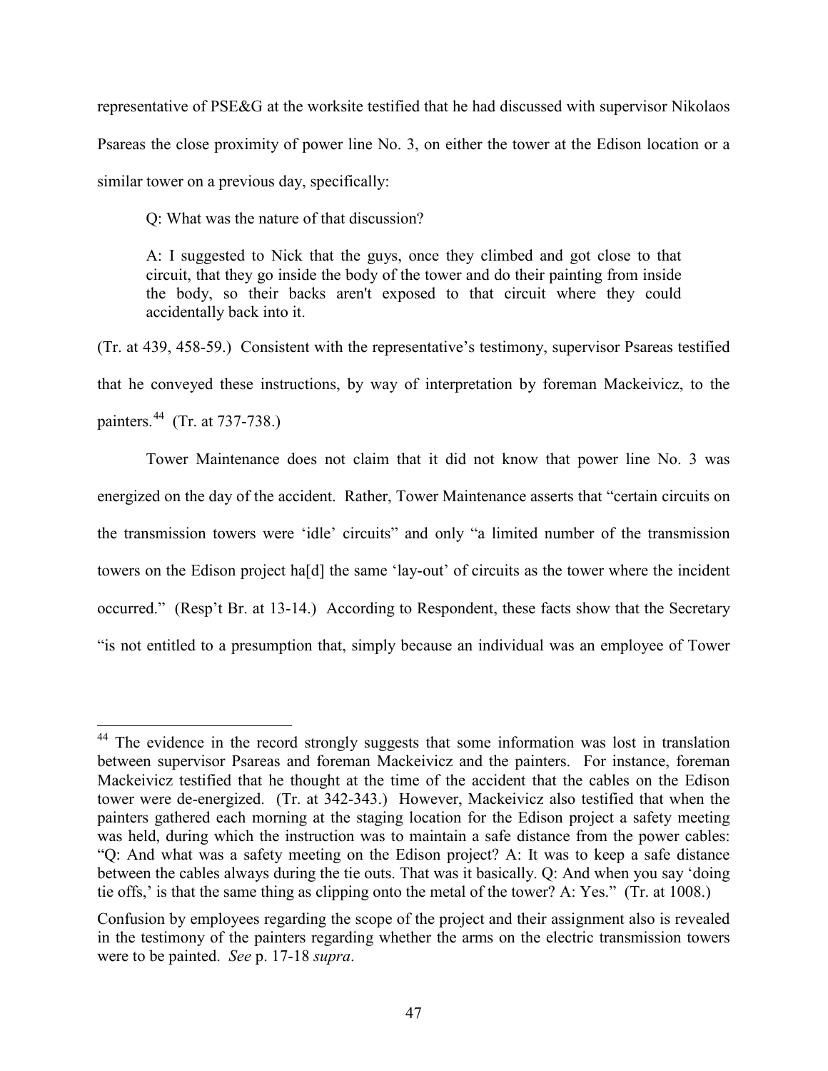representative of PSE&G at the worksite testified that he had discussed with supervisor Nikolaos Psareas the close proximity of power line No. 3, on either the tower at the Edison location or a similar tower on a previous day, specifically:

> Q: What was the nature of that discussion?
>
> A: I suggested to Nick that the guys, once they climbed and got close to that circuit, that they go inside the body of the tower and do their painting from inside the body, so their backs aren't exposed to that circuit where they could accidentally back into it.

(Tr. at 439, 458-59.) Consistent with the representative's testimony, supervisor Psareas testified that he conveyed these instructions, by way of interpretation by foreman Mackeivicz, to the painters.[44] (Tr. at 737-738.)

Tower Maintenance does not claim that it did not know that power line No. 3 was energized on the day of the accident. Rather, Tower Maintenance asserts that "certain circuits on the transmission towers were 'idle' circuits" and only "a limited number of the transmission towers on the Edison project ha[d] the same 'lay-out' of circuits as the tower where the incident occurred." (Resp't Br. at 13-14.) According to Respondent, these facts show that the Secretary "is not entitled to a presumption that, simply because an individual was an employee of Tower

---

[44] The evidence in the record strongly suggests that some information was lost in translation between supervisor Psareas and foreman Mackeivicz and the painters. For instance, foreman Mackeivicz testified that he thought at the time of the accident that the cables on the Edison tower were de-energized. (Tr. at 342-343.) However, Mackeivicz also testified that when the painters gathered each morning at the staging location for the Edison project a safety meeting was held, during which the instruction was to maintain a safe distance from the power cables: "Q: And what was a safety meeting on the Edison project? A: It was to keep a safe distance between the cables always during the tie outs. That was it basically. Q: And when you say 'doing tie offs,' is that the same thing as clipping onto the metal of the tower? A: Yes." (Tr. at 1008.)

Confusion by employees regarding the scope of the project and their assignment also is revealed in the testimony of the painters regarding whether the arms on the electric transmission towers were to be painted. *See* p. 17-18 *supra*.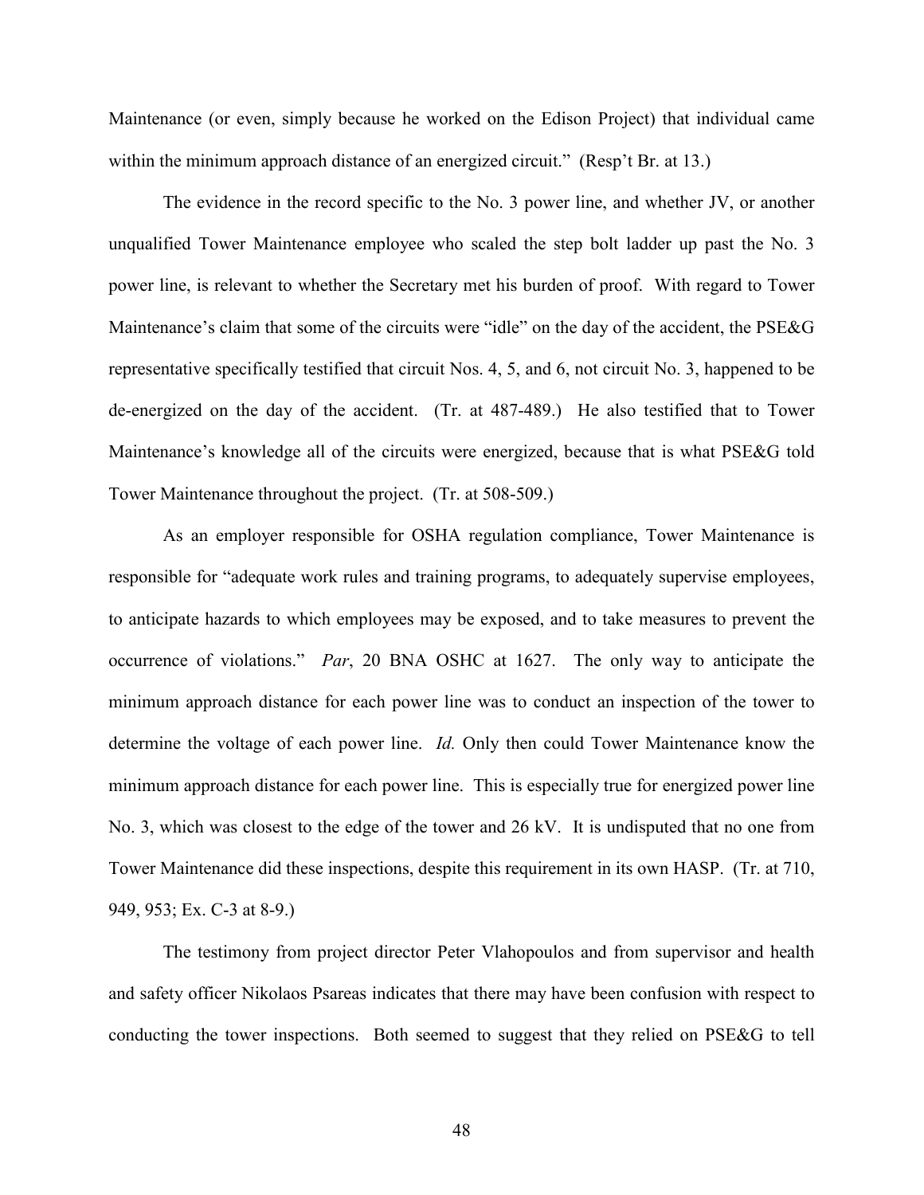Maintenance (or even, simply because he worked on the Edison Project) that individual came within the minimum approach distance of an energized circuit." (Resp't Br. at 13.)

The evidence in the record specific to the No. 3 power line, and whether JV, or another unqualified Tower Maintenance employee who scaled the step bolt ladder up past the No. 3 power line, is relevant to whether the Secretary met his burden of proof. With regard to Tower Maintenance's claim that some of the circuits were "idle" on the day of the accident, the PSE&G representative specifically testified that circuit Nos. 4, 5, and 6, not circuit No. 3, happened to be de-energized on the day of the accident. (Tr. at 487-489.) He also testified that to Tower Maintenance's knowledge all of the circuits were energized, because that is what PSE&G told Tower Maintenance throughout the project. (Tr. at 508-509.)

As an employer responsible for OSHA regulation compliance, Tower Maintenance is responsible for "adequate work rules and training programs, to adequately supervise employees, to anticipate hazards to which employees may be exposed, and to take measures to prevent the occurrence of violations." *Par*, 20 BNA OSHC at 1627. The only way to anticipate the minimum approach distance for each power line was to conduct an inspection of the tower to determine the voltage of each power line. *Id.* Only then could Tower Maintenance know the minimum approach distance for each power line. This is especially true for energized power line No. 3, which was closest to the edge of the tower and 26 kV. It is undisputed that no one from Tower Maintenance did these inspections, despite this requirement in its own HASP. (Tr. at 710, 949, 953; Ex. C-3 at 8-9.)

The testimony from project director Peter Vlahopoulos and from supervisor and health and safety officer Nikolaos Psareas indicates that there may have been confusion with respect to conducting the tower inspections. Both seemed to suggest that they relied on PSE&G to tell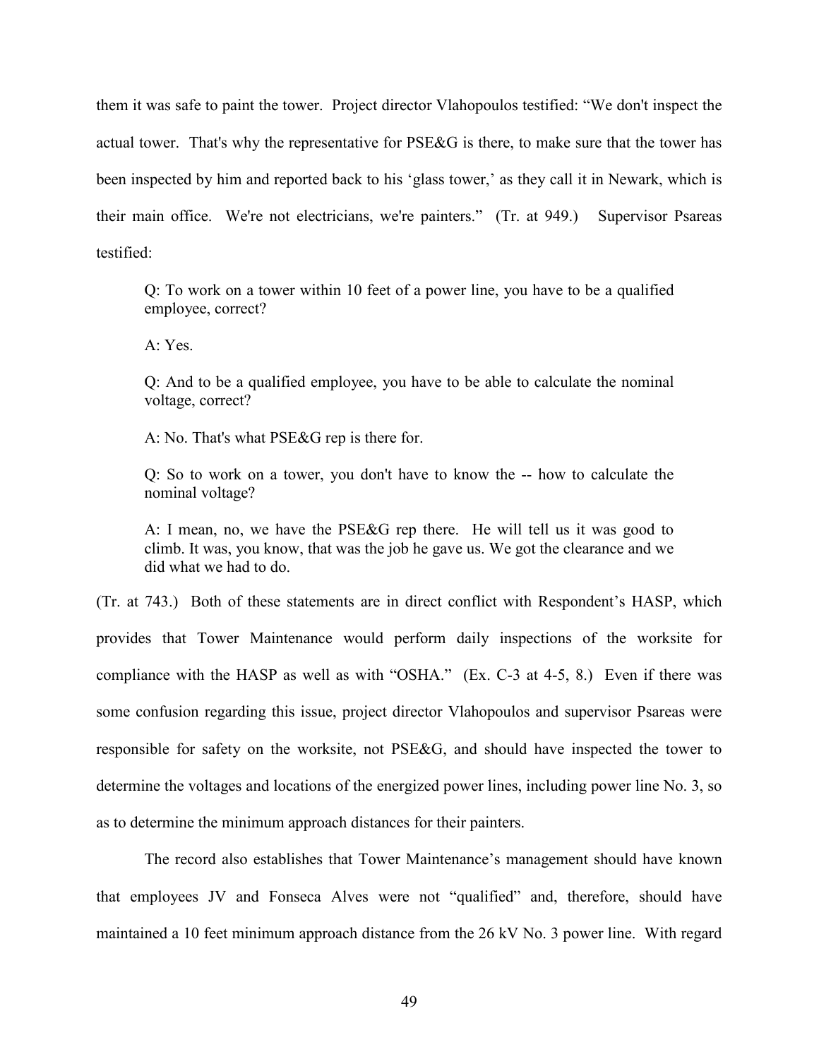them it was safe to paint the tower. Project director Vlahopoulos testified: "We don't inspect the actual tower. That's why the representative for PSE&G is there, to make sure that the tower has been inspected by him and reported back to his 'glass tower,' as they call it in Newark, which is their main office. We're not electricians, we're painters." (Tr. at 949.) Supervisor Psareas testified:

> Q: To work on a tower within 10 feet of a power line, you have to be a qualified employee, correct?
>
> A: Yes.
>
> Q: And to be a qualified employee, you have to be able to calculate the nominal voltage, correct?
>
> A: No. That's what PSE&G rep is there for.
>
> Q: So to work on a tower, you don't have to know the -- how to calculate the nominal voltage?
>
> A: I mean, no, we have the PSE&G rep there. He will tell us it was good to climb. It was, you know, that was the job he gave us. We got the clearance and we did what we had to do.

(Tr. at 743.) Both of these statements are in direct conflict with Respondent's HASP, which provides that Tower Maintenance would perform daily inspections of the worksite for compliance with the HASP as well as with "OSHA." (Ex. C-3 at 4-5, 8.) Even if there was some confusion regarding this issue, project director Vlahopoulos and supervisor Psareas were responsible for safety on the worksite, not PSE&G, and should have inspected the tower to determine the voltages and locations of the energized power lines, including power line No. 3, so as to determine the minimum approach distances for their painters.

The record also establishes that Tower Maintenance's management should have known that employees JV and Fonseca Alves were not "qualified" and, therefore, should have maintained a 10 feet minimum approach distance from the 26 kV No. 3 power line. With regard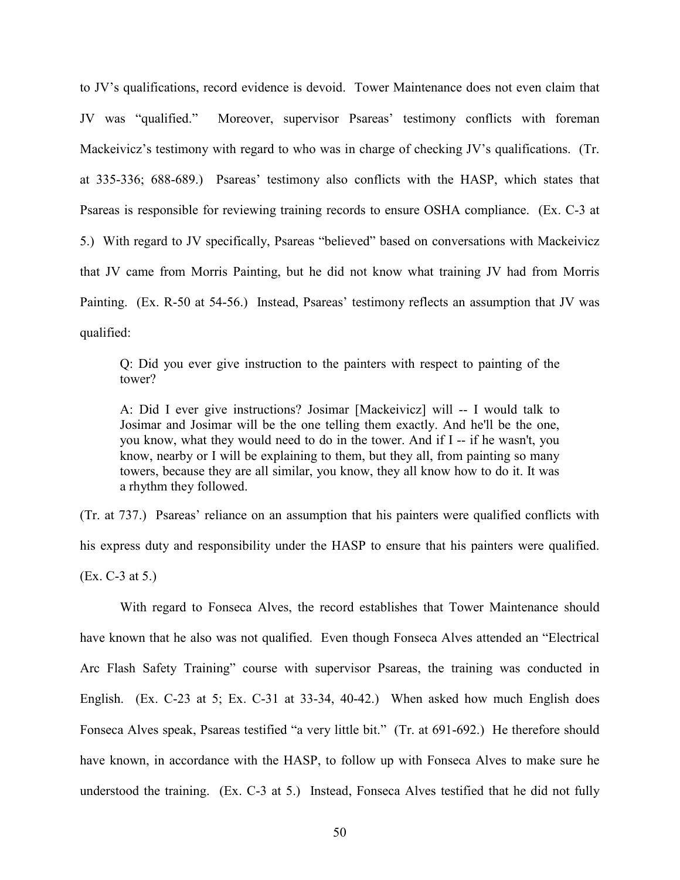to JV's qualifications, record evidence is devoid. Tower Maintenance does not even claim that JV was "qualified." Moreover, supervisor Psareas' testimony conflicts with foreman Mackeivicz's testimony with regard to who was in charge of checking JV's qualifications. (Tr. at 335-336; 688-689.) Psareas' testimony also conflicts with the HASP, which states that Psareas is responsible for reviewing training records to ensure OSHA compliance. (Ex. C-3 at 5.) With regard to JV specifically, Psareas "believed" based on conversations with Mackeivicz that JV came from Morris Painting, but he did not know what training JV had from Morris Painting. (Ex. R-50 at 54-56.) Instead, Psareas' testimony reflects an assumption that JV was qualified:

> Q: Did you ever give instruction to the painters with respect to painting of the tower?
>
> A: Did I ever give instructions? Josimar [Mackeivicz] will -- I would talk to Josimar and Josimar will be the one telling them exactly. And he'll be the one, you know, what they would need to do in the tower. And if I -- if he wasn't, you know, nearby or I will be explaining to them, but they all, from painting so many towers, because they are all similar, you know, they all know how to do it. It was a rhythm they followed.

(Tr. at 737.) Psareas' reliance on an assumption that his painters were qualified conflicts with his express duty and responsibility under the HASP to ensure that his painters were qualified. (Ex. C-3 at 5.)

With regard to Fonseca Alves, the record establishes that Tower Maintenance should have known that he also was not qualified. Even though Fonseca Alves attended an "Electrical Arc Flash Safety Training" course with supervisor Psareas, the training was conducted in English. (Ex. C-23 at 5; Ex. C-31 at 33-34, 40-42.) When asked how much English does Fonseca Alves speak, Psareas testified "a very little bit." (Tr. at 691-692.) He therefore should have known, in accordance with the HASP, to follow up with Fonseca Alves to make sure he understood the training. (Ex. C-3 at 5.) Instead, Fonseca Alves testified that he did not fully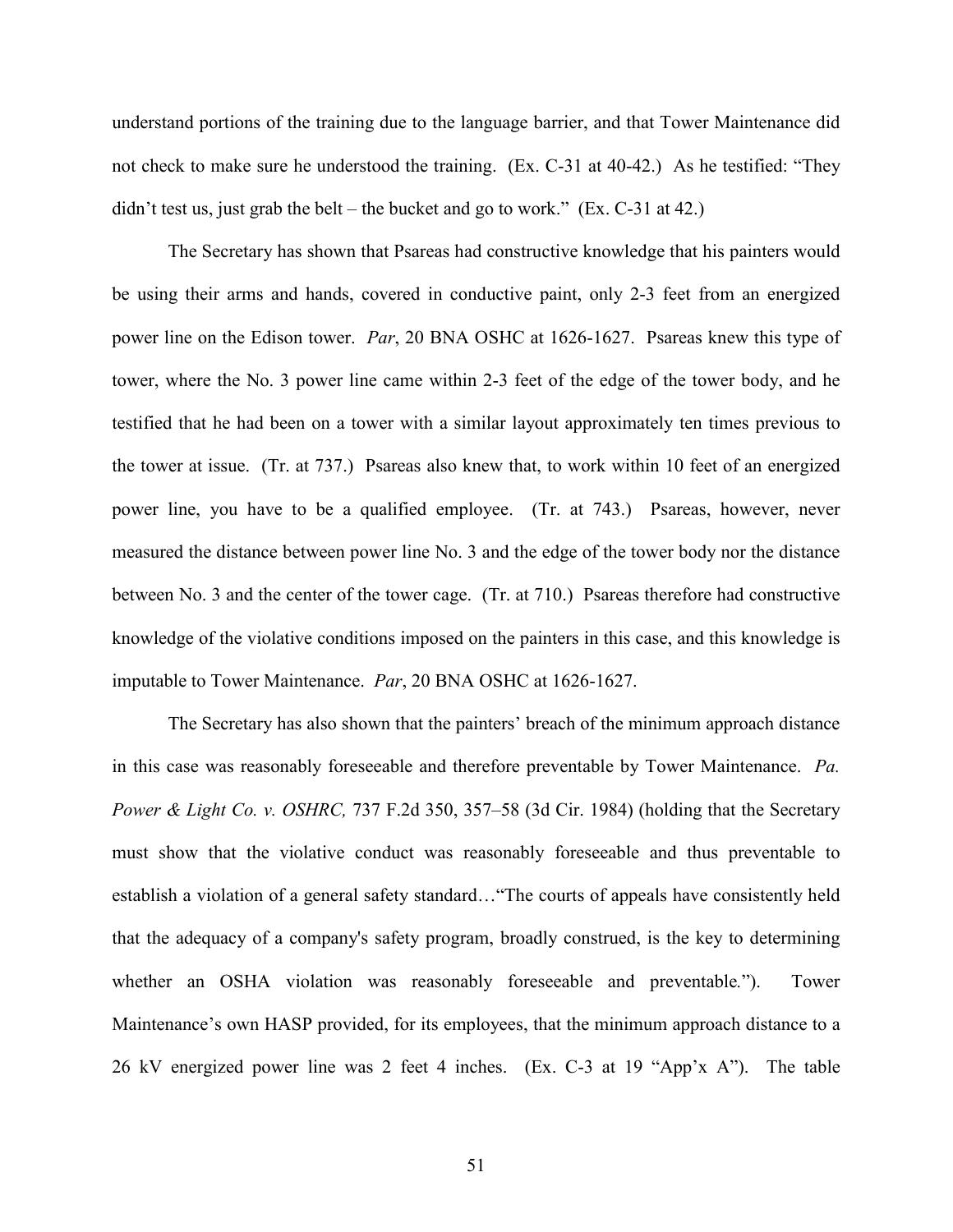understand portions of the training due to the language barrier, and that Tower Maintenance did not check to make sure he understood the training. (Ex. C-31 at 40-42.) As he testified: "They didn't test us, just grab the belt – the bucket and go to work." (Ex. C-31 at 42.)

The Secretary has shown that Psareas had constructive knowledge that his painters would be using their arms and hands, covered in conductive paint, only 2-3 feet from an energized power line on the Edison tower. *Par*, 20 BNA OSHC at 1626-1627. Psareas knew this type of tower, where the No. 3 power line came within 2-3 feet of the edge of the tower body, and he testified that he had been on a tower with a similar layout approximately ten times previous to the tower at issue. (Tr. at 737.) Psareas also knew that, to work within 10 feet of an energized power line, you have to be a qualified employee. (Tr. at 743.) Psareas, however, never measured the distance between power line No. 3 and the edge of the tower body nor the distance between No. 3 and the center of the tower cage. (Tr. at 710.) Psareas therefore had constructive knowledge of the violative conditions imposed on the painters in this case, and this knowledge is imputable to Tower Maintenance. *Par*, 20 BNA OSHC at 1626-1627.

The Secretary has also shown that the painters' breach of the minimum approach distance in this case was reasonably foreseeable and therefore preventable by Tower Maintenance. *Pa. Power & Light Co. v. OSHRC,* 737 F.2d 350, 357–58 (3d Cir. 1984) (holding that the Secretary must show that the violative conduct was reasonably foreseeable and thus preventable to establish a violation of a general safety standard…"The courts of appeals have consistently held that the adequacy of a company's safety program, broadly construed, is the key to determining whether an OSHA violation was reasonably foreseeable and preventable."). Tower Maintenance's own HASP provided, for its employees, that the minimum approach distance to a 26 kV energized power line was 2 feet 4 inches. (Ex. C-3 at 19 "App'x A"). The table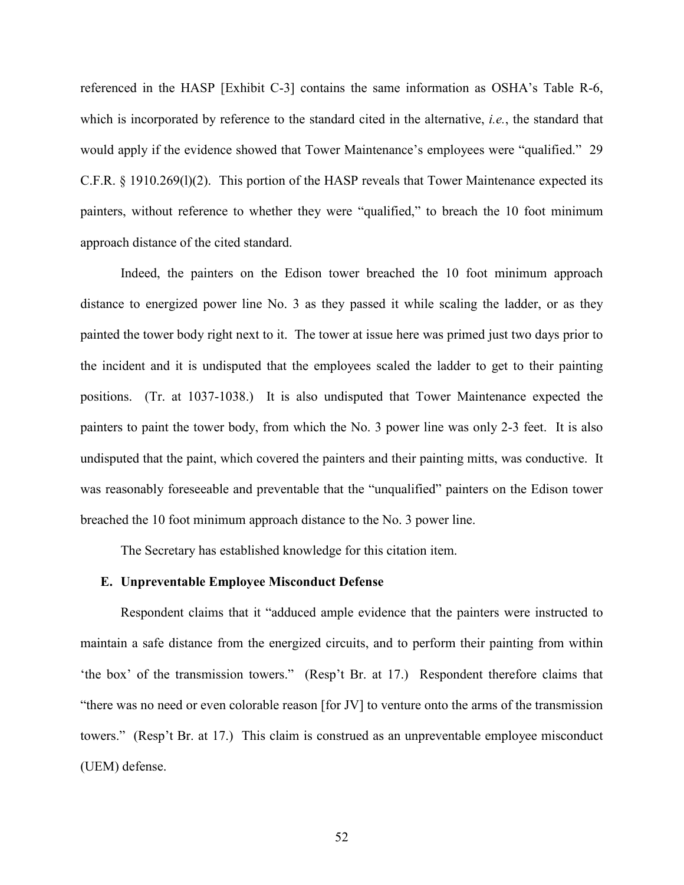referenced in the HASP [Exhibit C-3] contains the same information as OSHA's Table R-6, which is incorporated by reference to the standard cited in the alternative, *i.e.*, the standard that would apply if the evidence showed that Tower Maintenance's employees were "qualified." 29 C.F.R. § 1910.269(l)(2). This portion of the HASP reveals that Tower Maintenance expected its painters, without reference to whether they were "qualified," to breach the 10 foot minimum approach distance of the cited standard.

Indeed, the painters on the Edison tower breached the 10 foot minimum approach distance to energized power line No. 3 as they passed it while scaling the ladder, or as they painted the tower body right next to it. The tower at issue here was primed just two days prior to the incident and it is undisputed that the employees scaled the ladder to get to their painting positions. (Tr. at 1037-1038.) It is also undisputed that Tower Maintenance expected the painters to paint the tower body, from which the No. 3 power line was only 2-3 feet. It is also undisputed that the paint, which covered the painters and their painting mitts, was conductive. It was reasonably foreseeable and preventable that the "unqualified" painters on the Edison tower breached the 10 foot minimum approach distance to the No. 3 power line.

The Secretary has established knowledge for this citation item.

### E. Unpreventable Employee Misconduct Defense

Respondent claims that it "adduced ample evidence that the painters were instructed to maintain a safe distance from the energized circuits, and to perform their painting from within 'the box' of the transmission towers." (Resp't Br. at 17.) Respondent therefore claims that "there was no need or even colorable reason [for JV] to venture onto the arms of the transmission towers." (Resp't Br. at 17.) This claim is construed as an unpreventable employee misconduct (UEM) defense.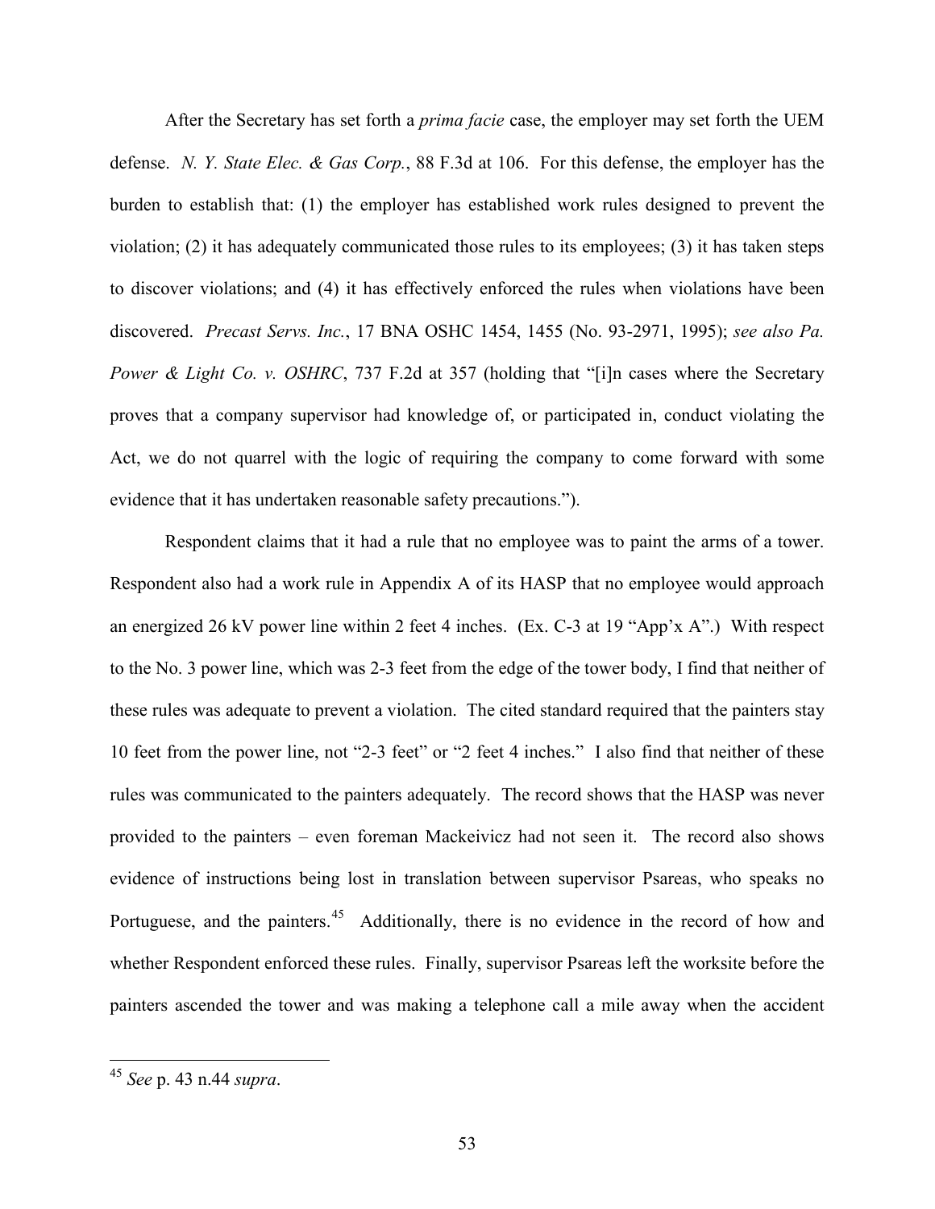After the Secretary has set forth a *prima facie* case, the employer may set forth the UEM defense. *N. Y. State Elec. & Gas Corp.*, 88 F.3d at 106. For this defense, the employer has the burden to establish that: (1) the employer has established work rules designed to prevent the violation; (2) it has adequately communicated those rules to its employees; (3) it has taken steps to discover violations; and (4) it has effectively enforced the rules when violations have been discovered. *Precast Servs. Inc.*, 17 BNA OSHC 1454, 1455 (No. 93-2971, 1995); *see also Pa. Power & Light Co. v. OSHRC*, 737 F.2d at 357 (holding that "[i]n cases where the Secretary proves that a company supervisor had knowledge of, or participated in, conduct violating the Act, we do not quarrel with the logic of requiring the company to come forward with some evidence that it has undertaken reasonable safety precautions.").

Respondent claims that it had a rule that no employee was to paint the arms of a tower. Respondent also had a work rule in Appendix A of its HASP that no employee would approach an energized 26 kV power line within 2 feet 4 inches. (Ex. C-3 at 19 "App'x A".) With respect to the No. 3 power line, which was 2-3 feet from the edge of the tower body, I find that neither of these rules was adequate to prevent a violation. The cited standard required that the painters stay 10 feet from the power line, not "2-3 feet" or "2 feet 4 inches." I also find that neither of these rules was communicated to the painters adequately. The record shows that the HASP was never provided to the painters – even foreman Mackeivicz had not seen it. The record also shows evidence of instructions being lost in translation between supervisor Psareas, who speaks no Portuguese, and the painters.[45] Additionally, there is no evidence in the record of how and whether Respondent enforced these rules. Finally, supervisor Psareas left the worksite before the painters ascended the tower and was making a telephone call a mile away when the accident

[45] *See* p. 43 n.44 *supra*.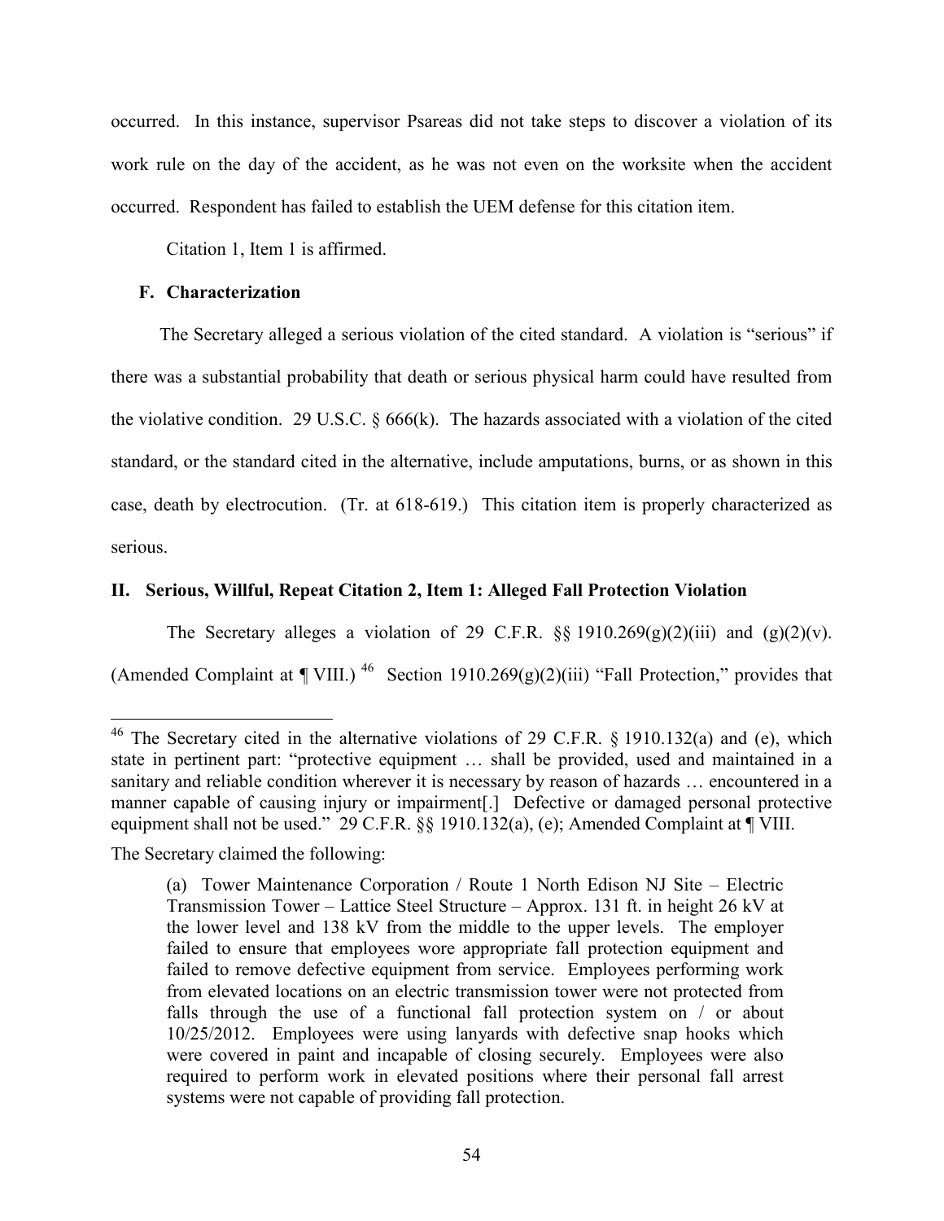occurred. In this instance, supervisor Psareas did not take steps to discover a violation of its work rule on the day of the accident, as he was not even on the worksite when the accident occurred. Respondent has failed to establish the UEM defense for this citation item.

Citation 1, Item 1 is affirmed.

### F. Characterization

The Secretary alleged a serious violation of the cited standard. A violation is "serious" if there was a substantial probability that death or serious physical harm could have resulted from the violative condition. 29 U.S.C. § 666(k). The hazards associated with a violation of the cited standard, or the standard cited in the alternative, include amputations, burns, or as shown in this case, death by electrocution. (Tr. at 618-619.) This citation item is properly characterized as serious.

## II. Serious, Willful, Repeat Citation 2, Item 1: Alleged Fall Protection Violation

The Secretary alleges a violation of 29 C.F.R. §§ 1910.269(g)(2)(iii) and (g)(2)(v). (Amended Complaint at ¶ VIII.) [46] Section 1910.269(g)(2)(iii) "Fall Protection," provides that

---

[46] The Secretary cited in the alternative violations of 29 C.F.R. § 1910.132(a) and (e), which state in pertinent part: "protective equipment … shall be provided, used and maintained in a sanitary and reliable condition wherever it is necessary by reason of hazards … encountered in a manner capable of causing injury or impairment[.] Defective or damaged personal protective equipment shall not be used." 29 C.F.R. §§ 1910.132(a), (e); Amended Complaint at ¶ VIII.

The Secretary claimed the following:

> (a) Tower Maintenance Corporation / Route 1 North Edison NJ Site – Electric Transmission Tower – Lattice Steel Structure – Approx. 131 ft. in height 26 kV at the lower level and 138 kV from the middle to the upper levels. The employer failed to ensure that employees wore appropriate fall protection equipment and failed to remove defective equipment from service. Employees performing work from elevated locations on an electric transmission tower were not protected from falls through the use of a functional fall protection system on / or about 10/25/2012. Employees were using lanyards with defective snap hooks which were covered in paint and incapable of closing securely. Employees were also required to perform work in elevated positions where their personal fall arrest systems were not capable of providing fall protection.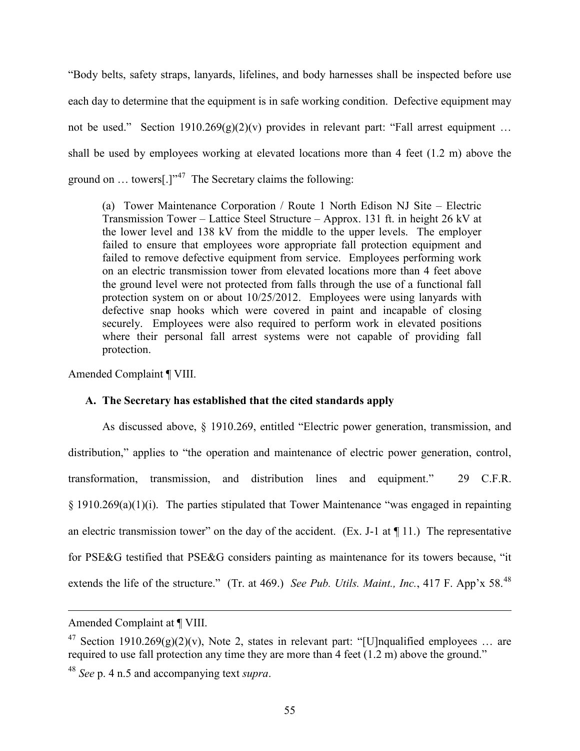"Body belts, safety straps, lanyards, lifelines, and body harnesses shall be inspected before use each day to determine that the equipment is in safe working condition. Defective equipment may not be used." Section 1910.269(g)(2)(v) provides in relevant part: "Fall arrest equipment … shall be used by employees working at elevated locations more than 4 feet (1.2 m) above the ground on … towers[.]"[47] The Secretary claims the following:

> (a) Tower Maintenance Corporation / Route 1 North Edison NJ Site – Electric Transmission Tower – Lattice Steel Structure – Approx. 131 ft. in height 26 kV at the lower level and 138 kV from the middle to the upper levels. The employer failed to ensure that employees wore appropriate fall protection equipment and failed to remove defective equipment from service. Employees performing work on an electric transmission tower from elevated locations more than 4 feet above the ground level were not protected from falls through the use of a functional fall protection system on or about 10/25/2012. Employees were using lanyards with defective snap hooks which were covered in paint and incapable of closing securely. Employees were also required to perform work in elevated positions where their personal fall arrest systems were not capable of providing fall protection.

Amended Complaint ¶ VIII.

### A. The Secretary has established that the cited standards apply

As discussed above, § 1910.269, entitled "Electric power generation, transmission, and distribution," applies to "the operation and maintenance of electric power generation, control, transformation, transmission, and distribution lines and equipment." 29 C.F.R. § 1910.269(a)(1)(i). The parties stipulated that Tower Maintenance "was engaged in repainting an electric transmission tower" on the day of the accident. (Ex. J-1 at ¶ 11.) The representative for PSE&G testified that PSE&G considers painting as maintenance for its towers because, "it extends the life of the structure." (Tr. at 469.) *See Pub. Utils. Maint., Inc.*, 417 F. App'x 58.[48]

---

Amended Complaint at ¶ VIII.

[47] Section 1910.269(g)(2)(v), Note 2, states in relevant part: "[U]nqualified employees … are required to use fall protection any time they are more than 4 feet (1.2 m) above the ground."

[48] *See* p. 4 n.5 and accompanying text *supra*.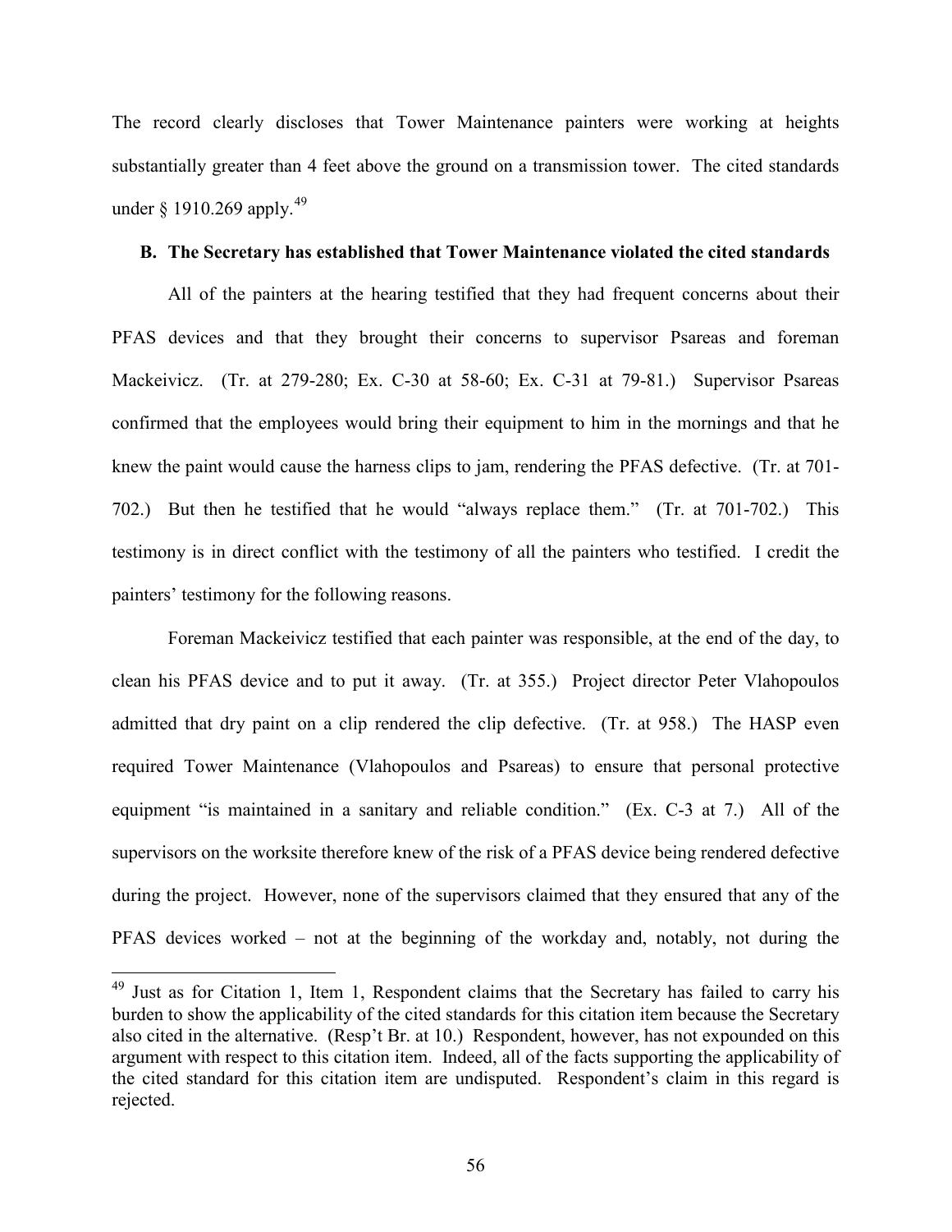The record clearly discloses that Tower Maintenance painters were working at heights substantially greater than 4 feet above the ground on a transmission tower. The cited standards under § 1910.269 apply.[49]

**B. The Secretary has established that Tower Maintenance violated the cited standards**

All of the painters at the hearing testified that they had frequent concerns about their PFAS devices and that they brought their concerns to supervisor Psareas and foreman Mackeivicz. (Tr. at 279-280; Ex. C-30 at 58-60; Ex. C-31 at 79-81.) Supervisor Psareas confirmed that the employees would bring their equipment to him in the mornings and that he knew the paint would cause the harness clips to jam, rendering the PFAS defective. (Tr. at 701-702.) But then he testified that he would "always replace them." (Tr. at 701-702.) This testimony is in direct conflict with the testimony of all the painters who testified. I credit the painters' testimony for the following reasons.

Foreman Mackeivicz testified that each painter was responsible, at the end of the day, to clean his PFAS device and to put it away. (Tr. at 355.) Project director Peter Vlahopoulos admitted that dry paint on a clip rendered the clip defective. (Tr. at 958.) The HASP even required Tower Maintenance (Vlahopoulos and Psareas) to ensure that personal protective equipment "is maintained in a sanitary and reliable condition." (Ex. C-3 at 7.) All of the supervisors on the worksite therefore knew of the risk of a PFAS device being rendered defective during the project. However, none of the supervisors claimed that they ensured that any of the PFAS devices worked – not at the beginning of the workday and, notably, not during the

[49] Just as for Citation 1, Item 1, Respondent claims that the Secretary has failed to carry his burden to show the applicability of the cited standards for this citation item because the Secretary also cited in the alternative. (Resp't Br. at 10.) Respondent, however, has not expounded on this argument with respect to this citation item. Indeed, all of the facts supporting the applicability of the cited standard for this citation item are undisputed. Respondent's claim in this regard is rejected.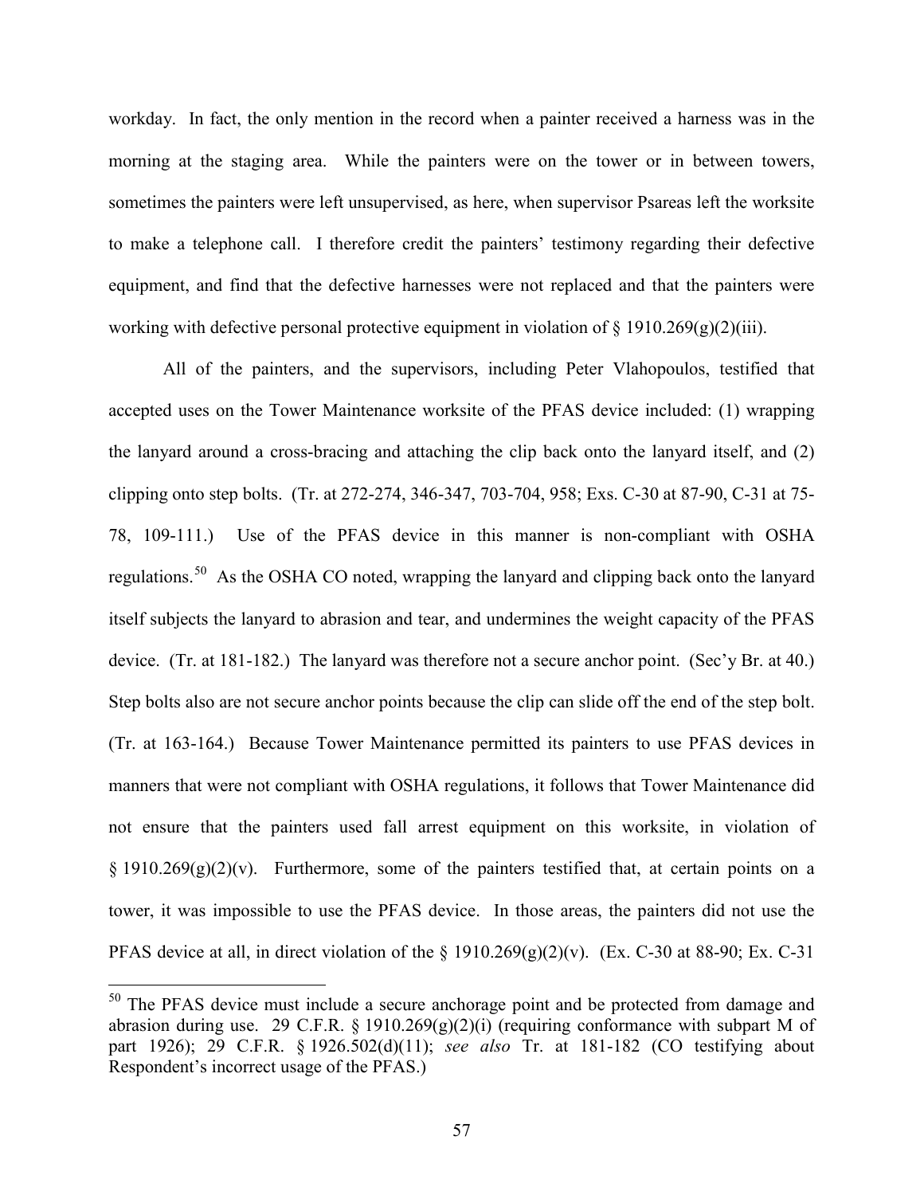workday. In fact, the only mention in the record when a painter received a harness was in the morning at the staging area. While the painters were on the tower or in between towers, sometimes the painters were left unsupervised, as here, when supervisor Psareas left the worksite to make a telephone call. I therefore credit the painters' testimony regarding their defective equipment, and find that the defective harnesses were not replaced and that the painters were working with defective personal protective equipment in violation of § 1910.269(g)(2)(iii).

All of the painters, and the supervisors, including Peter Vlahopoulos, testified that accepted uses on the Tower Maintenance worksite of the PFAS device included: (1) wrapping the lanyard around a cross-bracing and attaching the clip back onto the lanyard itself, and (2) clipping onto step bolts. (Tr. at 272-274, 346-347, 703-704, 958; Exs. C-30 at 87-90, C-31 at 75-78, 109-111.) Use of the PFAS device in this manner is non-compliant with OSHA regulations.[50] As the OSHA CO noted, wrapping the lanyard and clipping back onto the lanyard itself subjects the lanyard to abrasion and tear, and undermines the weight capacity of the PFAS device. (Tr. at 181-182.) The lanyard was therefore not a secure anchor point. (Sec'y Br. at 40.) Step bolts also are not secure anchor points because the clip can slide off the end of the step bolt. (Tr. at 163-164.) Because Tower Maintenance permitted its painters to use PFAS devices in manners that were not compliant with OSHA regulations, it follows that Tower Maintenance did not ensure that the painters used fall arrest equipment on this worksite, in violation of § 1910.269(g)(2)(v). Furthermore, some of the painters testified that, at certain points on a tower, it was impossible to use the PFAS device. In those areas, the painters did not use the PFAS device at all, in direct violation of the § 1910.269(g)(2)(v). (Ex. C-30 at 88-90; Ex. C-31

---

[50] The PFAS device must include a secure anchorage point and be protected from damage and abrasion during use. 29 C.F.R. § 1910.269(g)(2)(i) (requiring conformance with subpart M of part 1926); 29 C.F.R. § 1926.502(d)(11); *see also* Tr. at 181-182 (CO testifying about Respondent's incorrect usage of the PFAS.)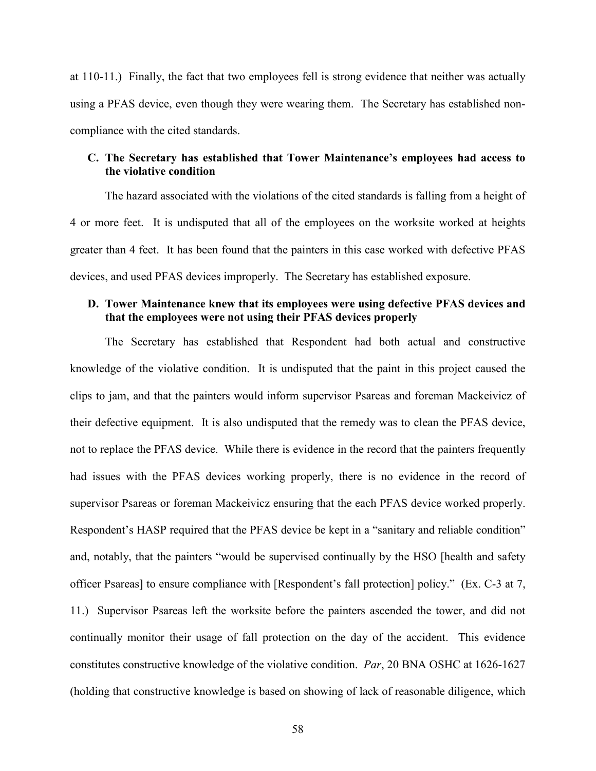at 110-11.) Finally, the fact that two employees fell is strong evidence that neither was actually using a PFAS device, even though they were wearing them. The Secretary has established non-compliance with the cited standards.

### C. The Secretary has established that Tower Maintenance's employees had access to the violative condition

The hazard associated with the violations of the cited standards is falling from a height of 4 or more feet. It is undisputed that all of the employees on the worksite worked at heights greater than 4 feet. It has been found that the painters in this case worked with defective PFAS devices, and used PFAS devices improperly. The Secretary has established exposure.

### D. Tower Maintenance knew that its employees were using defective PFAS devices and that the employees were not using their PFAS devices properly

The Secretary has established that Respondent had both actual and constructive knowledge of the violative condition. It is undisputed that the paint in this project caused the clips to jam, and that the painters would inform supervisor Psareas and foreman Mackeivicz of their defective equipment. It is also undisputed that the remedy was to clean the PFAS device, not to replace the PFAS device. While there is evidence in the record that the painters frequently had issues with the PFAS devices working properly, there is no evidence in the record of supervisor Psareas or foreman Mackeivicz ensuring that the each PFAS device worked properly. Respondent's HASP required that the PFAS device be kept in a "sanitary and reliable condition" and, notably, that the painters "would be supervised continually by the HSO [health and safety officer Psareas] to ensure compliance with [Respondent's fall protection] policy." (Ex. C-3 at 7, 11.) Supervisor Psareas left the worksite before the painters ascended the tower, and did not continually monitor their usage of fall protection on the day of the accident. This evidence constitutes constructive knowledge of the violative condition. *Par*, 20 BNA OSHC at 1626-1627 (holding that constructive knowledge is based on showing of lack of reasonable diligence, which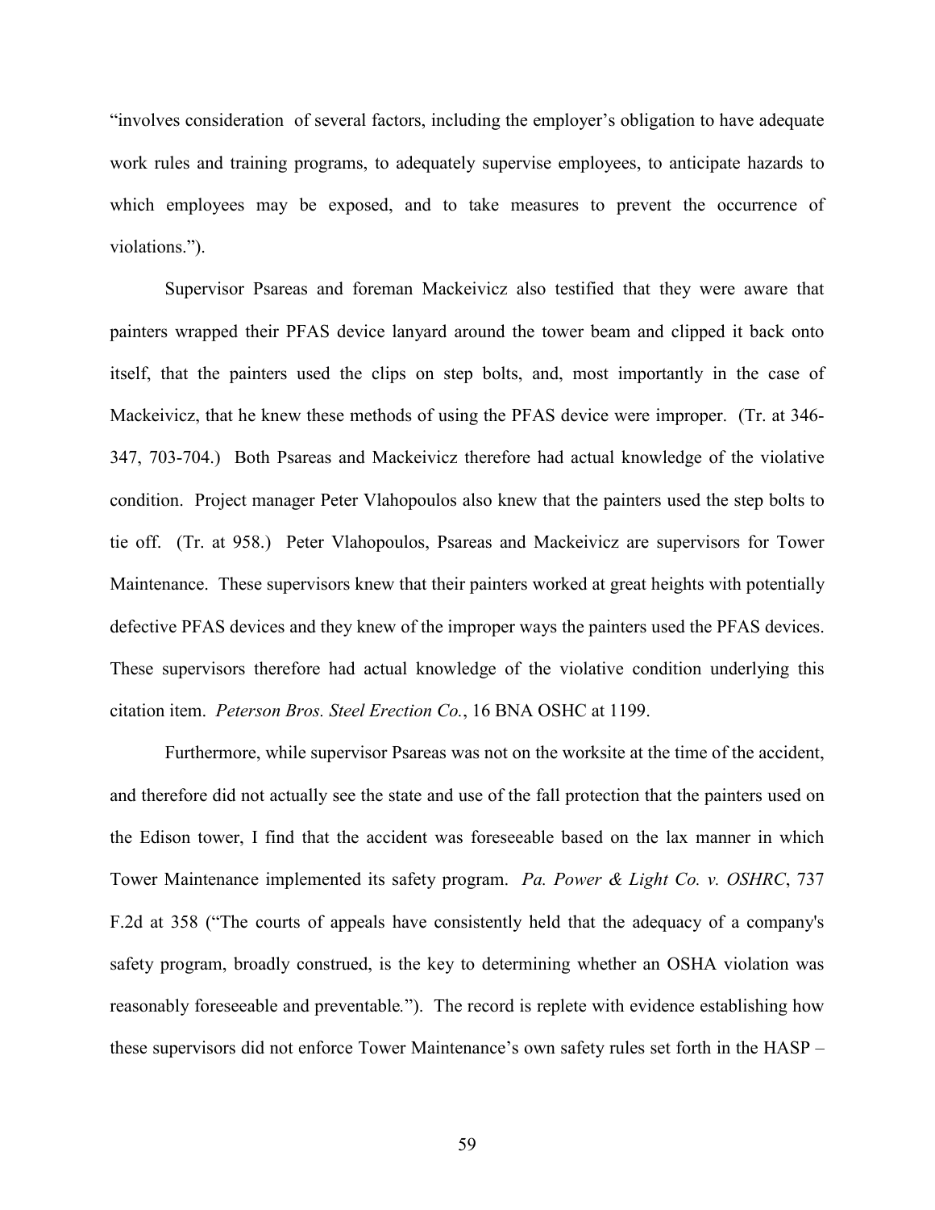"involves consideration of several factors, including the employer's obligation to have adequate work rules and training programs, to adequately supervise employees, to anticipate hazards to which employees may be exposed, and to take measures to prevent the occurrence of violations.").

Supervisor Psareas and foreman Mackeivicz also testified that they were aware that painters wrapped their PFAS device lanyard around the tower beam and clipped it back onto itself, that the painters used the clips on step bolts, and, most importantly in the case of Mackeivicz, that he knew these methods of using the PFAS device were improper. (Tr. at 346-347, 703-704.) Both Psareas and Mackeivicz therefore had actual knowledge of the violative condition. Project manager Peter Vlahopoulos also knew that the painters used the step bolts to tie off. (Tr. at 958.) Peter Vlahopoulos, Psareas and Mackeivicz are supervisors for Tower Maintenance. These supervisors knew that their painters worked at great heights with potentially defective PFAS devices and they knew of the improper ways the painters used the PFAS devices. These supervisors therefore had actual knowledge of the violative condition underlying this citation item. *Peterson Bros. Steel Erection Co.*, 16 BNA OSHC at 1199.

Furthermore, while supervisor Psareas was not on the worksite at the time of the accident, and therefore did not actually see the state and use of the fall protection that the painters used on the Edison tower, I find that the accident was foreseeable based on the lax manner in which Tower Maintenance implemented its safety program. *Pa. Power & Light Co. v. OSHRC*, 737 F.2d at 358 ("The courts of appeals have consistently held that the adequacy of a company's safety program, broadly construed, is the key to determining whether an OSHA violation was reasonably foreseeable and preventable."). The record is replete with evidence establishing how these supervisors did not enforce Tower Maintenance's own safety rules set forth in the HASP –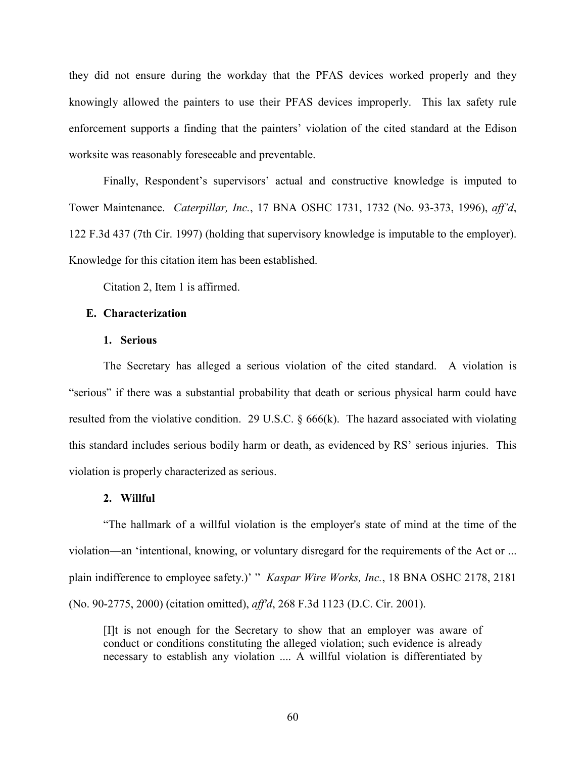they did not ensure during the workday that the PFAS devices worked properly and they knowingly allowed the painters to use their PFAS devices improperly. This lax safety rule enforcement supports a finding that the painters' violation of the cited standard at the Edison worksite was reasonably foreseeable and preventable.

Finally, Respondent's supervisors' actual and constructive knowledge is imputed to Tower Maintenance. *Caterpillar, Inc.*, 17 BNA OSHC 1731, 1732 (No. 93-373, 1996), *aff'd*, 122 F.3d 437 (7th Cir. 1997) (holding that supervisory knowledge is imputable to the employer). Knowledge for this citation item has been established.

Citation 2, Item 1 is affirmed.

### E. Characterization

#### 1. Serious

The Secretary has alleged a serious violation of the cited standard. A violation is "serious" if there was a substantial probability that death or serious physical harm could have resulted from the violative condition. 29 U.S.C. § 666(k). The hazard associated with violating this standard includes serious bodily harm or death, as evidenced by RS' serious injuries. This violation is properly characterized as serious.

#### 2. Willful

"The hallmark of a willful violation is the employer's state of mind at the time of the violation—an 'intentional, knowing, or voluntary disregard for the requirements of the Act or ... plain indifference to employee safety.)' " *Kaspar Wire Works, Inc.*, 18 BNA OSHC 2178, 2181 (No. 90-2775, 2000) (citation omitted), *aff'd*, 268 F.3d 1123 (D.C. Cir. 2001).

> [I]t is not enough for the Secretary to show that an employer was aware of conduct or conditions constituting the alleged violation; such evidence is already necessary to establish any violation .... A willful violation is differentiated by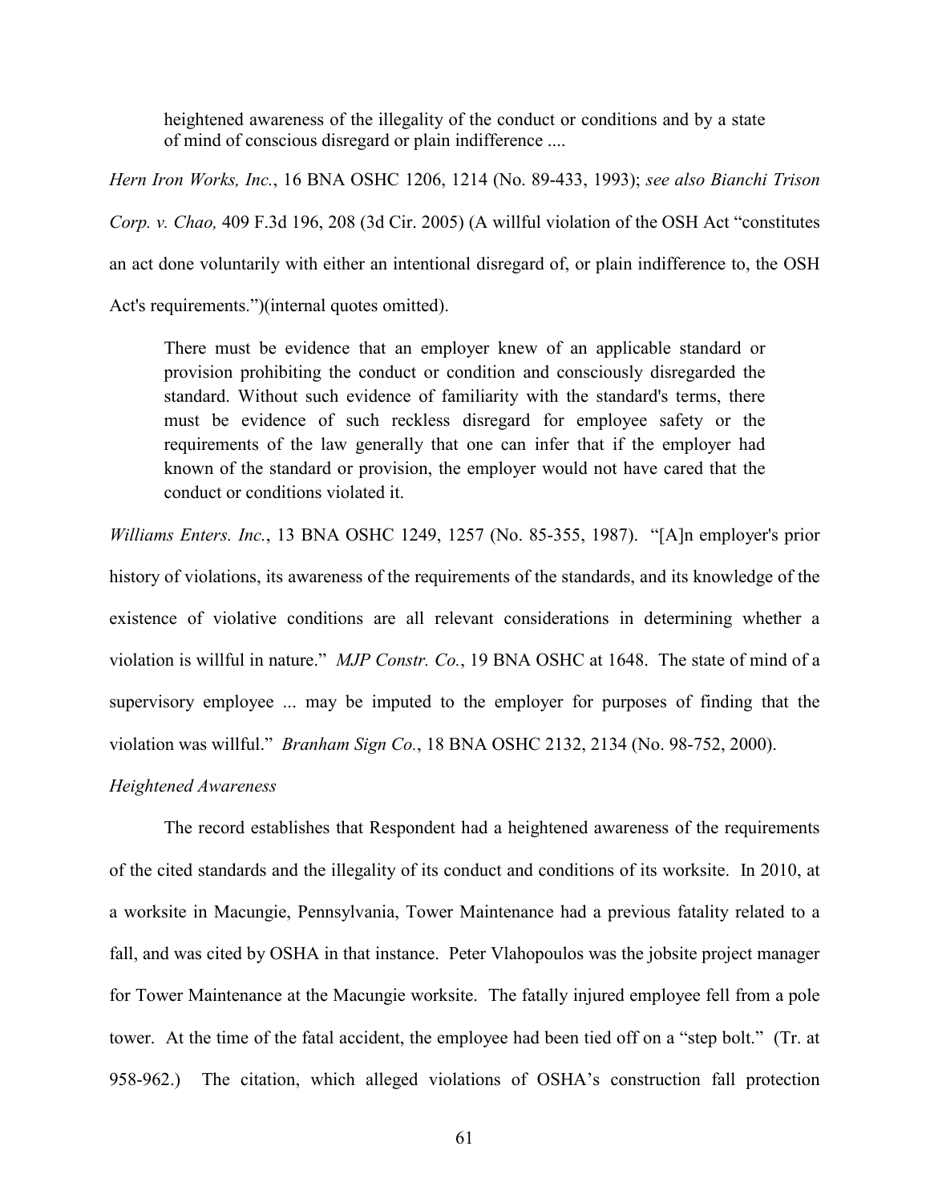> heightened awareness of the illegality of the conduct or conditions and by a state of mind of conscious disregard or plain indifference ....

*Hern Iron Works, Inc.*, 16 BNA OSHC 1206, 1214 (No. 89-433, 1993); *see also Bianchi Trison Corp. v. Chao,* 409 F.3d 196, 208 (3d Cir. 2005) (A willful violation of the OSH Act "constitutes an act done voluntarily with either an intentional disregard of, or plain indifference to, the OSH Act's requirements.")(internal quotes omitted).

> There must be evidence that an employer knew of an applicable standard or provision prohibiting the conduct or condition and consciously disregarded the standard. Without such evidence of familiarity with the standard's terms, there must be evidence of such reckless disregard for employee safety or the requirements of the law generally that one can infer that if the employer had known of the standard or provision, the employer would not have cared that the conduct or conditions violated it.

*Williams Enters. Inc.*, 13 BNA OSHC 1249, 1257 (No. 85-355, 1987). "[A]n employer's prior history of violations, its awareness of the requirements of the standards, and its knowledge of the existence of violative conditions are all relevant considerations in determining whether a violation is willful in nature." *MJP Constr. Co.*, 19 BNA OSHC at 1648. The state of mind of a supervisory employee ... may be imputed to the employer for purposes of finding that the violation was willful." *Branham Sign Co.*, 18 BNA OSHC 2132, 2134 (No. 98-752, 2000).

*Heightened Awareness*

The record establishes that Respondent had a heightened awareness of the requirements of the cited standards and the illegality of its conduct and conditions of its worksite. In 2010, at a worksite in Macungie, Pennsylvania, Tower Maintenance had a previous fatality related to a fall, and was cited by OSHA in that instance. Peter Vlahopoulos was the jobsite project manager for Tower Maintenance at the Macungie worksite. The fatally injured employee fell from a pole tower. At the time of the fatal accident, the employee had been tied off on a "step bolt." (Tr. at 958-962.) The citation, which alleged violations of OSHA's construction fall protection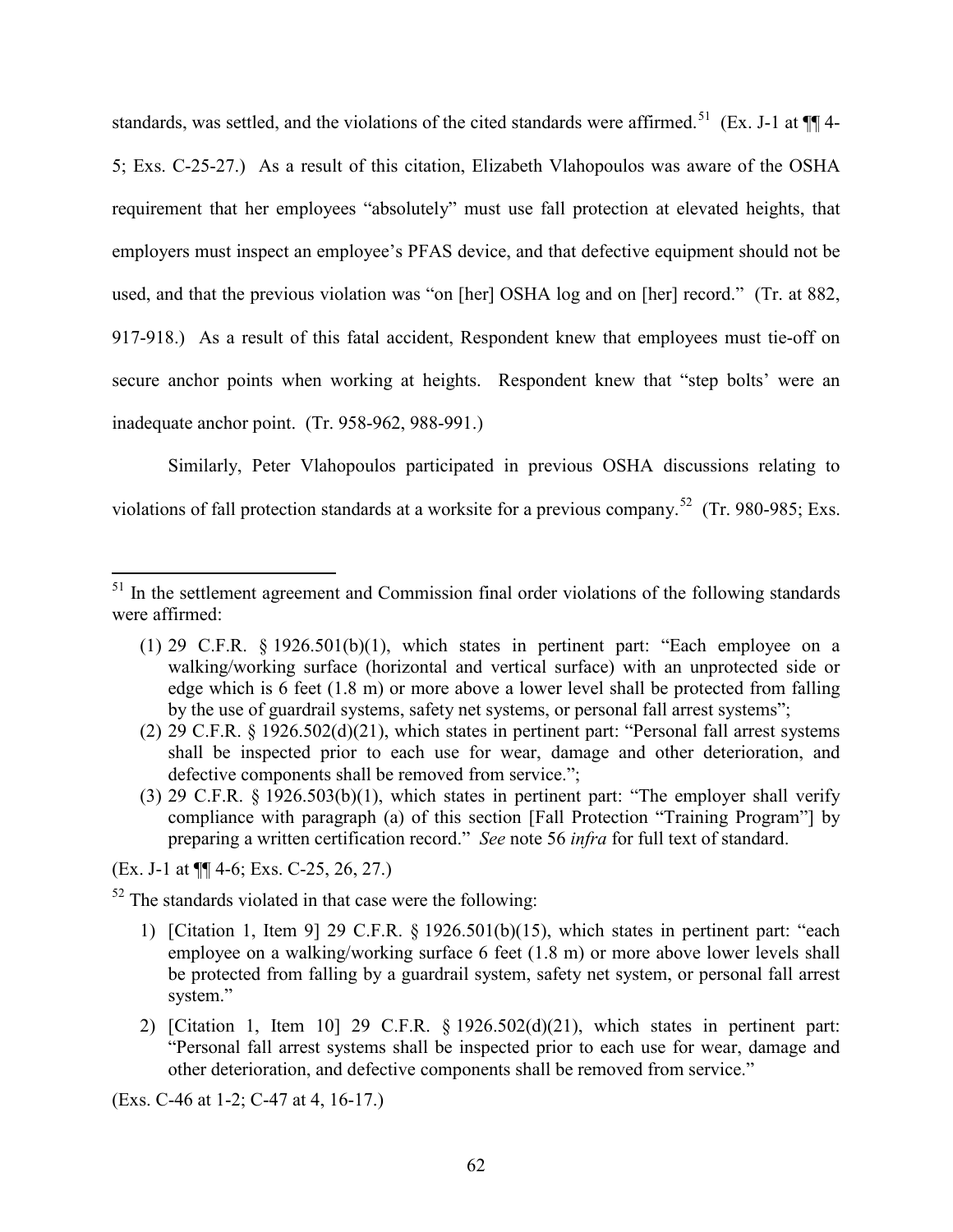standards, was settled, and the violations of the cited standards were affirmed.[51] (Ex. J-1 at ¶¶ 4-5; Exs. C-25-27.) As a result of this citation, Elizabeth Vlahopoulos was aware of the OSHA requirement that her employees "absolutely" must use fall protection at elevated heights, that employers must inspect an employee's PFAS device, and that defective equipment should not be used, and that the previous violation was "on [her] OSHA log and on [her] record." (Tr. at 882, 917-918.) As a result of this fatal accident, Respondent knew that employees must tie-off on secure anchor points when working at heights. Respondent knew that "step bolts' were an inadequate anchor point. (Tr. 958-962, 988-991.)

Similarly, Peter Vlahopoulos participated in previous OSHA discussions relating to violations of fall protection standards at a worksite for a previous company.[52] (Tr. 980-985; Exs.

---

[51] In the settlement agreement and Commission final order violations of the following standards were affirmed:

(1) 29 C.F.R. § 1926.501(b)(1), which states in pertinent part: "Each employee on a walking/working surface (horizontal and vertical surface) with an unprotected side or edge which is 6 feet (1.8 m) or more above a lower level shall be protected from falling by the use of guardrail systems, safety net systems, or personal fall arrest systems";
(2) 29 C.F.R. § 1926.502(d)(21), which states in pertinent part: "Personal fall arrest systems shall be inspected prior to each use for wear, damage and other deterioration, and defective components shall be removed from service.";
(3) 29 C.F.R. § 1926.503(b)(1), which states in pertinent part: "The employer shall verify compliance with paragraph (a) of this section [Fall Protection "Training Program"] by preparing a written certification record." *See* note 56 *infra* for full text of standard.

(Ex. J-1 at ¶¶ 4-6; Exs. C-25, 26, 27.)

[52] The standards violated in that case were the following:

1) [Citation 1, Item 9] 29 C.F.R. § 1926.501(b)(15), which states in pertinent part: "each employee on a walking/working surface 6 feet (1.8 m) or more above lower levels shall be protected from falling by a guardrail system, safety net system, or personal fall arrest system."
2) [Citation 1, Item 10] 29 C.F.R. § 1926.502(d)(21), which states in pertinent part: "Personal fall arrest systems shall be inspected prior to each use for wear, damage and other deterioration, and defective components shall be removed from service."

(Exs. C-46 at 1-2; C-47 at 4, 16-17.)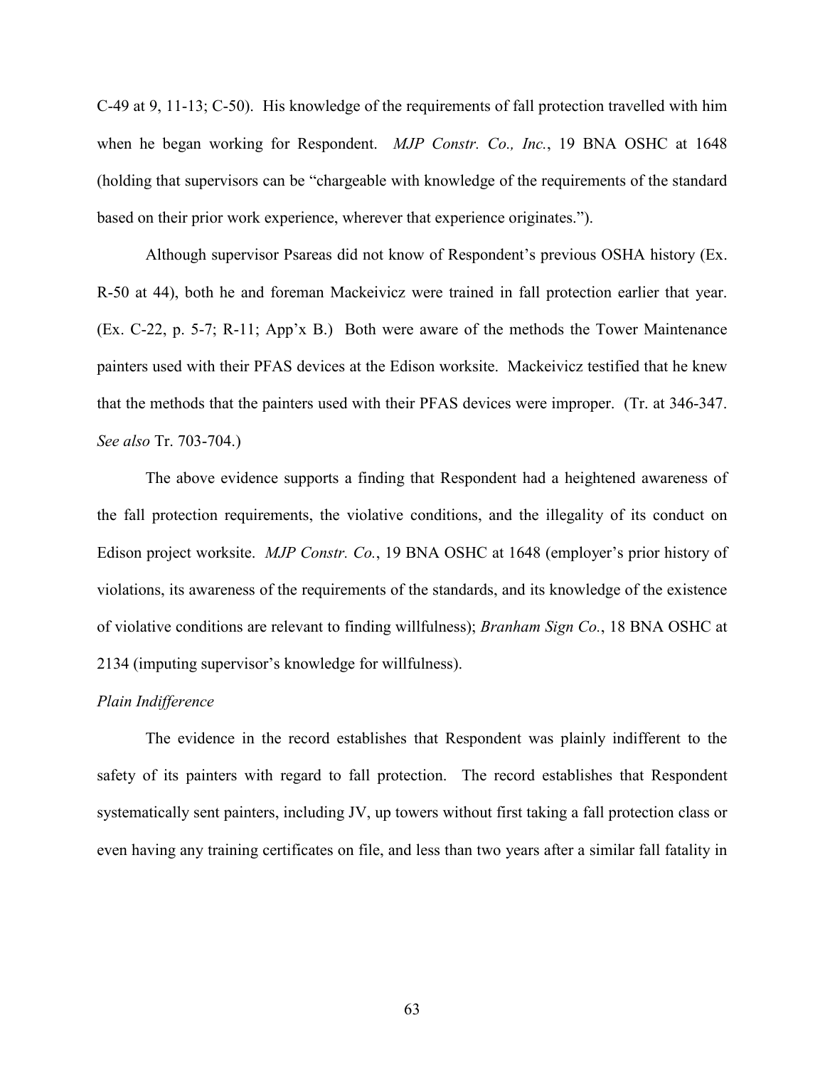C-49 at 9, 11-13; C-50). His knowledge of the requirements of fall protection travelled with him when he began working for Respondent. *MJP Constr. Co., Inc.*, 19 BNA OSHC at 1648 (holding that supervisors can be "chargeable with knowledge of the requirements of the standard based on their prior work experience, wherever that experience originates.").

Although supervisor Psareas did not know of Respondent's previous OSHA history (Ex. R-50 at 44), both he and foreman Mackeivicz were trained in fall protection earlier that year. (Ex. C-22, p. 5-7; R-11; App'x B.) Both were aware of the methods the Tower Maintenance painters used with their PFAS devices at the Edison worksite. Mackeivicz testified that he knew that the methods that the painters used with their PFAS devices were improper. (Tr. at 346-347. *See also* Tr. 703-704.)

The above evidence supports a finding that Respondent had a heightened awareness of the fall protection requirements, the violative conditions, and the illegality of its conduct on Edison project worksite. *MJP Constr. Co.*, 19 BNA OSHC at 1648 (employer's prior history of violations, its awareness of the requirements of the standards, and its knowledge of the existence of violative conditions are relevant to finding willfulness); *Branham Sign Co.*, 18 BNA OSHC at 2134 (imputing supervisor's knowledge for willfulness).

*Plain Indifference*

The evidence in the record establishes that Respondent was plainly indifferent to the safety of its painters with regard to fall protection. The record establishes that Respondent systematically sent painters, including JV, up towers without first taking a fall protection class or even having any training certificates on file, and less than two years after a similar fall fatality in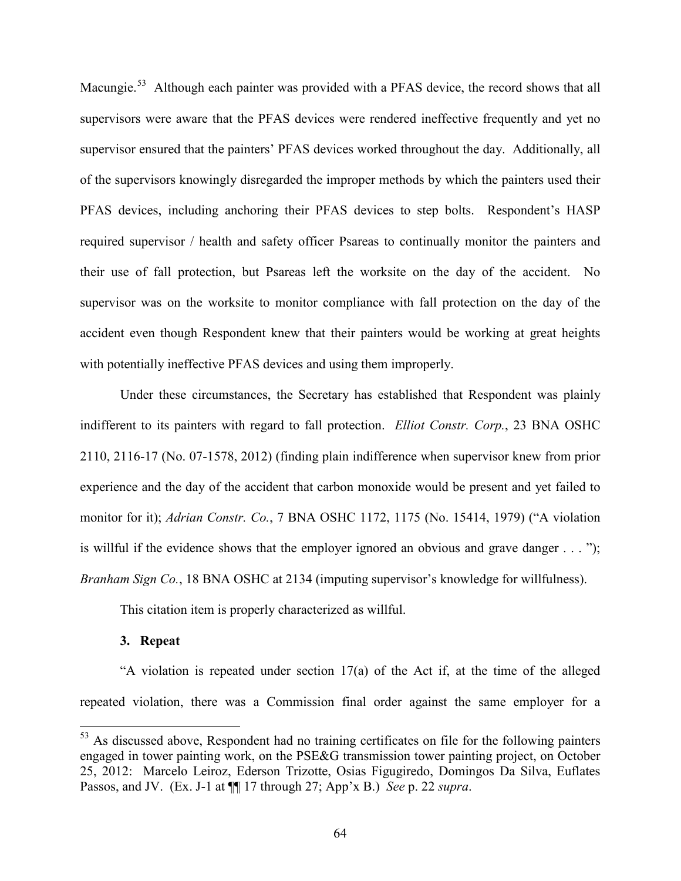Macungie.[53] Although each painter was provided with a PFAS device, the record shows that all supervisors were aware that the PFAS devices were rendered ineffective frequently and yet no supervisor ensured that the painters' PFAS devices worked throughout the day. Additionally, all of the supervisors knowingly disregarded the improper methods by which the painters used their PFAS devices, including anchoring their PFAS devices to step bolts. Respondent's HASP required supervisor / health and safety officer Psareas to continually monitor the painters and their use of fall protection, but Psareas left the worksite on the day of the accident. No supervisor was on the worksite to monitor compliance with fall protection on the day of the accident even though Respondent knew that their painters would be working at great heights with potentially ineffective PFAS devices and using them improperly.

Under these circumstances, the Secretary has established that Respondent was plainly indifferent to its painters with regard to fall protection. *Elliot Constr. Corp.*, 23 BNA OSHC 2110, 2116-17 (No. 07-1578, 2012) (finding plain indifference when supervisor knew from prior experience and the day of the accident that carbon monoxide would be present and yet failed to monitor for it); *Adrian Constr. Co.*, 7 BNA OSHC 1172, 1175 (No. 15414, 1979) ("A violation is willful if the evidence shows that the employer ignored an obvious and grave danger . . . "); *Branham Sign Co.*, 18 BNA OSHC at 2134 (imputing supervisor's knowledge for willfulness).

This citation item is properly characterized as willful.

**3. Repeat**

"A violation is repeated under section 17(a) of the Act if, at the time of the alleged repeated violation, there was a Commission final order against the same employer for a

[53] As discussed above, Respondent had no training certificates on file for the following painters engaged in tower painting work, on the PSE&G transmission tower painting project, on October 25, 2012: Marcelo Leiroz, Ederson Trizotte, Osias Figugiredo, Domingos Da Silva, Euflates Passos, and JV. (Ex. J-1 at ¶¶ 17 through 27; App'x B.) *See* p. 22 *supra*.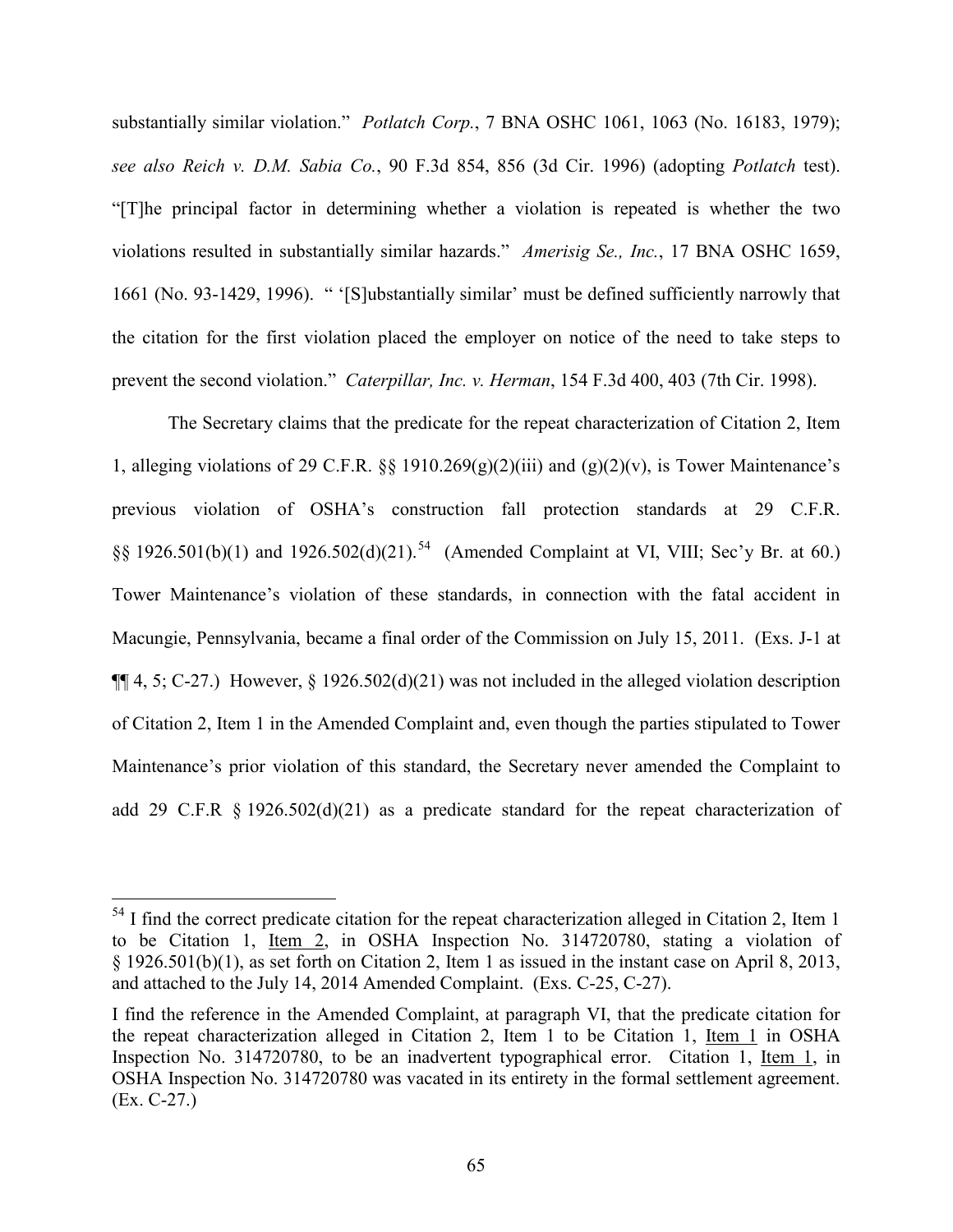substantially similar violation." *Potlatch Corp.*, 7 BNA OSHC 1061, 1063 (No. 16183, 1979); *see also Reich v. D.M. Sabia Co.*, 90 F.3d 854, 856 (3d Cir. 1996) (adopting *Potlatch* test). "[T]he principal factor in determining whether a violation is repeated is whether the two violations resulted in substantially similar hazards." *Amerisig Se., Inc.*, 17 BNA OSHC 1659, 1661 (No. 93-1429, 1996). " '[S]ubstantially similar' must be defined sufficiently narrowly that the citation for the first violation placed the employer on notice of the need to take steps to prevent the second violation." *Caterpillar, Inc. v. Herman*, 154 F.3d 400, 403 (7th Cir. 1998).

The Secretary claims that the predicate for the repeat characterization of Citation 2, Item 1, alleging violations of 29 C.F.R. §§ 1910.269(g)(2)(iii) and (g)(2)(v), is Tower Maintenance's previous violation of OSHA's construction fall protection standards at 29 C.F.R. §§ 1926.501(b)(1) and 1926.502(d)(21).[54] (Amended Complaint at VI, VIII; Sec'y Br. at 60.) Tower Maintenance's violation of these standards, in connection with the fatal accident in Macungie, Pennsylvania, became a final order of the Commission on July 15, 2011. (Exs. J-1 at ¶¶ 4, 5; C-27.) However, § 1926.502(d)(21) was not included in the alleged violation description of Citation 2, Item 1 in the Amended Complaint and, even though the parties stipulated to Tower Maintenance's prior violation of this standard, the Secretary never amended the Complaint to add 29 C.F.R § 1926.502(d)(21) as a predicate standard for the repeat characterization of

---

[54] I find the correct predicate citation for the repeat characterization alleged in Citation 2, Item 1 to be Citation 1, Item 2, in OSHA Inspection No. 314720780, stating a violation of § 1926.501(b)(1), as set forth on Citation 2, Item 1 as issued in the instant case on April 8, 2013, and attached to the July 14, 2014 Amended Complaint. (Exs. C-25, C-27).

I find the reference in the Amended Complaint, at paragraph VI, that the predicate citation for the repeat characterization alleged in Citation 2, Item 1 to be Citation 1, Item 1 in OSHA Inspection No. 314720780, to be an inadvertent typographical error. Citation 1, Item 1, in OSHA Inspection No. 314720780 was vacated in its entirety in the formal settlement agreement. (Ex. C-27.)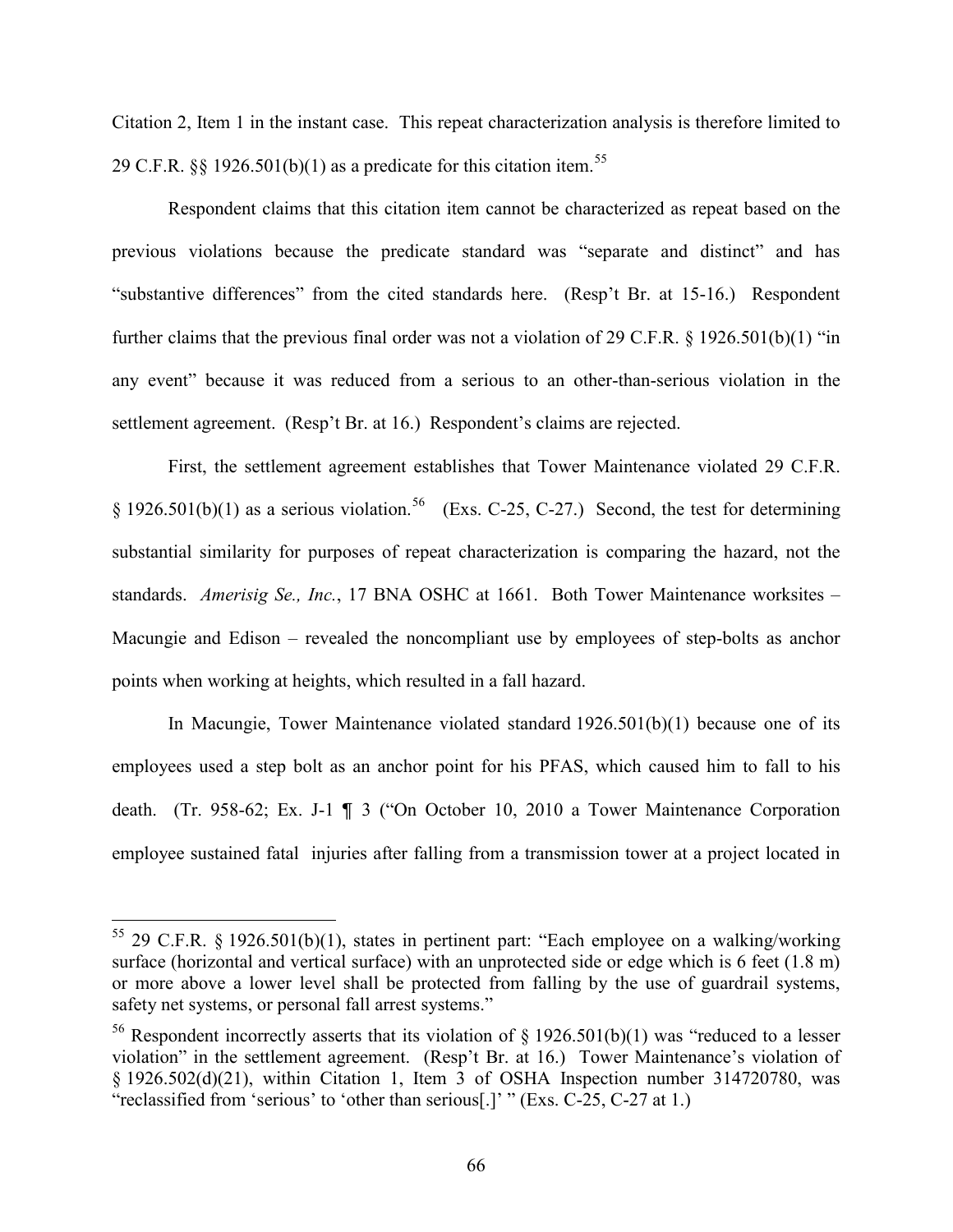Citation 2, Item 1 in the instant case. This repeat characterization analysis is therefore limited to 29 C.F.R. §§ 1926.501(b)(1) as a predicate for this citation item.[55]

Respondent claims that this citation item cannot be characterized as repeat based on the previous violations because the predicate standard was "separate and distinct" and has "substantive differences" from the cited standards here. (Resp't Br. at 15-16.) Respondent further claims that the previous final order was not a violation of 29 C.F.R. § 1926.501(b)(1) "in any event" because it was reduced from a serious to an other-than-serious violation in the settlement agreement. (Resp't Br. at 16.) Respondent's claims are rejected.

First, the settlement agreement establishes that Tower Maintenance violated 29 C.F.R. § 1926.501(b)(1) as a serious violation.[56] (Exs. C-25, C-27.) Second, the test for determining substantial similarity for purposes of repeat characterization is comparing the hazard, not the standards. *Amerisig Se., Inc.*, 17 BNA OSHC at 1661. Both Tower Maintenance worksites – Macungie and Edison – revealed the noncompliant use by employees of step-bolts as anchor points when working at heights, which resulted in a fall hazard.

In Macungie, Tower Maintenance violated standard 1926.501(b)(1) because one of its employees used a step bolt as an anchor point for his PFAS, which caused him to fall to his death. (Tr. 958-62; Ex. J-1 ¶ 3 ("On October 10, 2010 a Tower Maintenance Corporation employee sustained fatal injuries after falling from a transmission tower at a project located in

---

[55] 29 C.F.R. § 1926.501(b)(1), states in pertinent part: "Each employee on a walking/working surface (horizontal and vertical surface) with an unprotected side or edge which is 6 feet (1.8 m) or more above a lower level shall be protected from falling by the use of guardrail systems, safety net systems, or personal fall arrest systems."

[56] Respondent incorrectly asserts that its violation of § 1926.501(b)(1) was "reduced to a lesser violation" in the settlement agreement. (Resp't Br. at 16.) Tower Maintenance's violation of § 1926.502(d)(21), within Citation 1, Item 3 of OSHA Inspection number 314720780, was "reclassified from 'serious' to 'other than serious[.]' " (Exs. C-25, C-27 at 1.)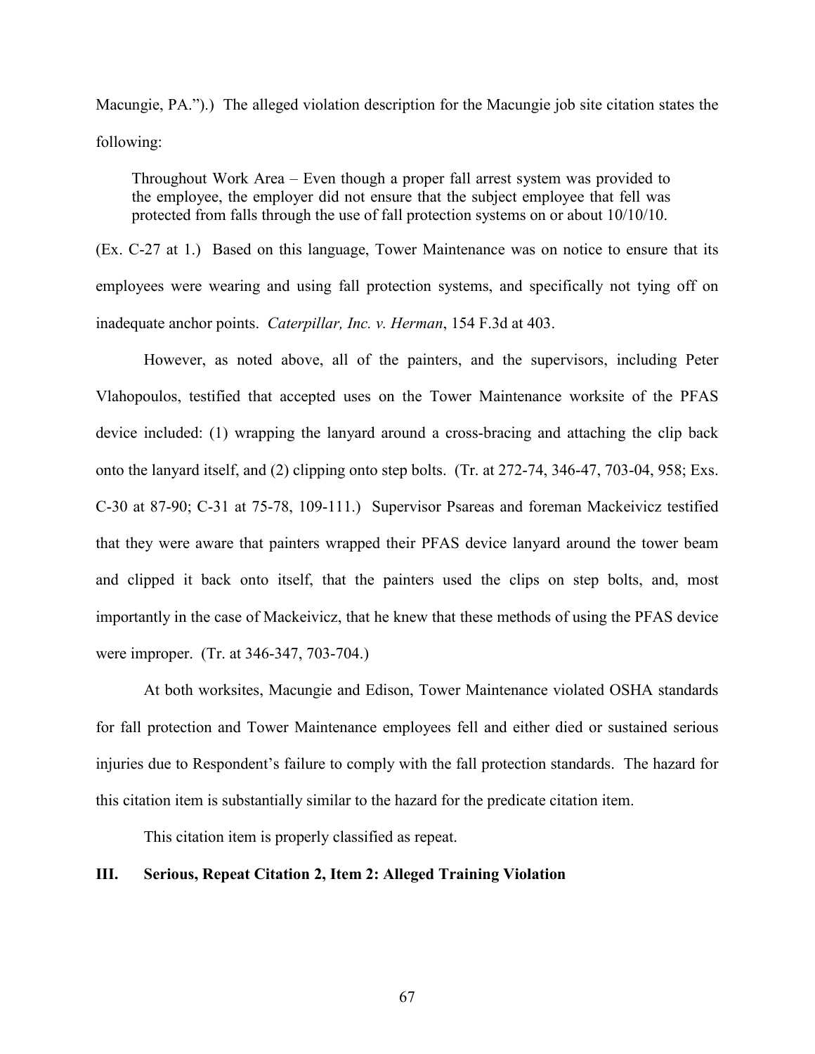Macungie, PA.").) The alleged violation description for the Macungie job site citation states the following:

> Throughout Work Area – Even though a proper fall arrest system was provided to the employee, the employer did not ensure that the subject employee that fell was protected from falls through the use of fall protection systems on or about 10/10/10.

(Ex. C-27 at 1.) Based on this language, Tower Maintenance was on notice to ensure that its employees were wearing and using fall protection systems, and specifically not tying off on inadequate anchor points. *Caterpillar, Inc. v. Herman*, 154 F.3d at 403.

However, as noted above, all of the painters, and the supervisors, including Peter Vlahopoulos, testified that accepted uses on the Tower Maintenance worksite of the PFAS device included: (1) wrapping the lanyard around a cross-bracing and attaching the clip back onto the lanyard itself, and (2) clipping onto step bolts. (Tr. at 272-74, 346-47, 703-04, 958; Exs. C-30 at 87-90; C-31 at 75-78, 109-111.) Supervisor Psareas and foreman Mackeivicz testified that they were aware that painters wrapped their PFAS device lanyard around the tower beam and clipped it back onto itself, that the painters used the clips on step bolts, and, most importantly in the case of Mackeivicz, that he knew that these methods of using the PFAS device were improper. (Tr. at 346-347, 703-704.)

At both worksites, Macungie and Edison, Tower Maintenance violated OSHA standards for fall protection and Tower Maintenance employees fell and either died or sustained serious injuries due to Respondent's failure to comply with the fall protection standards. The hazard for this citation item is substantially similar to the hazard for the predicate citation item.

This citation item is properly classified as repeat.

## III. Serious, Repeat Citation 2, Item 2: Alleged Training Violation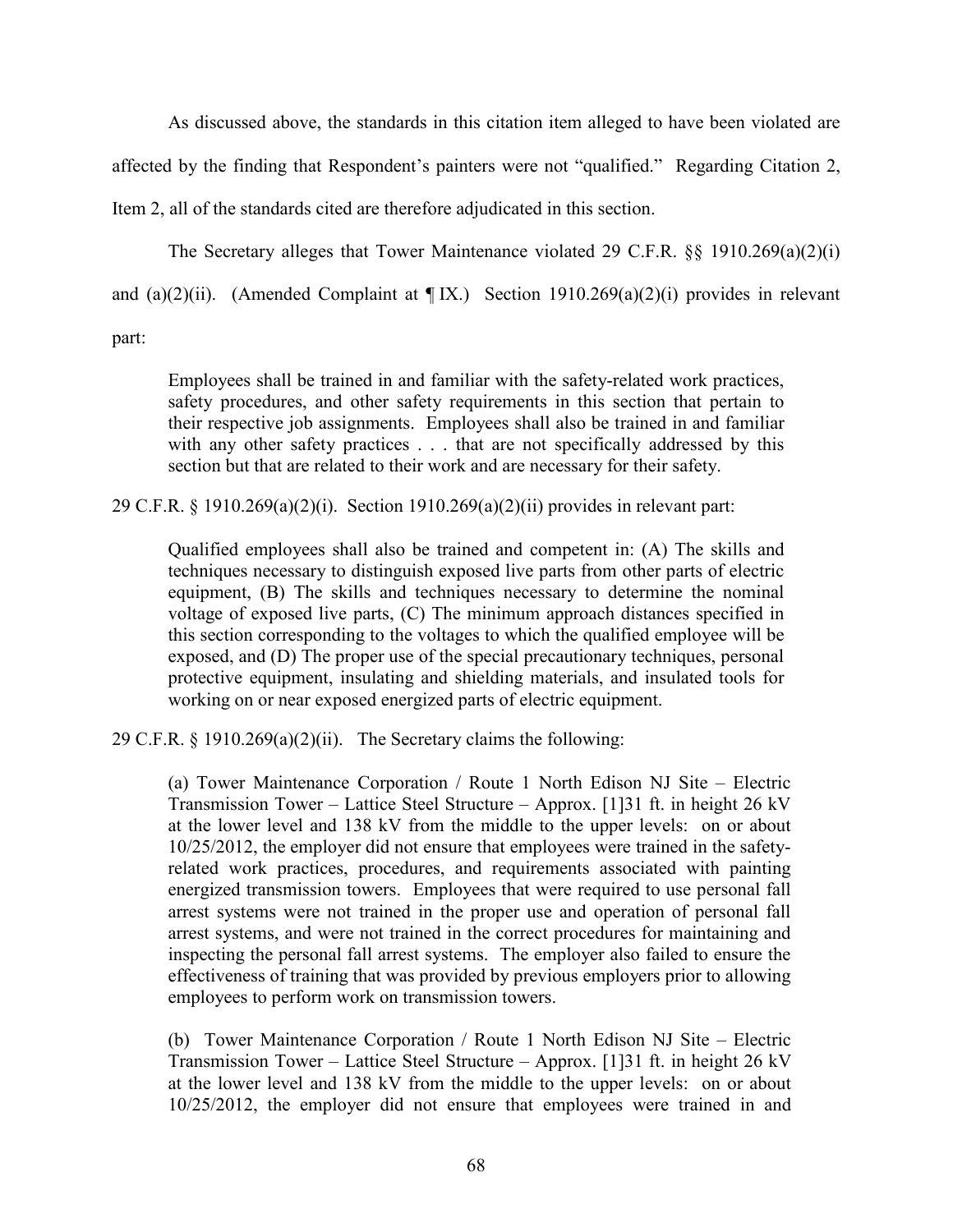As discussed above, the standards in this citation item alleged to have been violated are affected by the finding that Respondent's painters were not "qualified." Regarding Citation 2, Item 2, all of the standards cited are therefore adjudicated in this section.

The Secretary alleges that Tower Maintenance violated 29 C.F.R. §§ 1910.269(a)(2)(i) and (a)(2)(ii). (Amended Complaint at ¶ IX.) Section 1910.269(a)(2)(i) provides in relevant part:

> Employees shall be trained in and familiar with the safety-related work practices, safety procedures, and other safety requirements in this section that pertain to their respective job assignments. Employees shall also be trained in and familiar with any other safety practices . . . that are not specifically addressed by this section but that are related to their work and are necessary for their safety.

29 C.F.R. § 1910.269(a)(2)(i). Section 1910.269(a)(2)(ii) provides in relevant part:

> Qualified employees shall also be trained and competent in: (A) The skills and techniques necessary to distinguish exposed live parts from other parts of electric equipment, (B) The skills and techniques necessary to determine the nominal voltage of exposed live parts, (C) The minimum approach distances specified in this section corresponding to the voltages to which the qualified employee will be exposed, and (D) The proper use of the special precautionary techniques, personal protective equipment, insulating and shielding materials, and insulated tools for working on or near exposed energized parts of electric equipment.

29 C.F.R. § 1910.269(a)(2)(ii). The Secretary claims the following:

> (a) Tower Maintenance Corporation / Route 1 North Edison NJ Site – Electric Transmission Tower – Lattice Steel Structure – Approx. [1]31 ft. in height 26 kV at the lower level and 138 kV from the middle to the upper levels: on or about 10/25/2012, the employer did not ensure that employees were trained in the safety-related work practices, procedures, and requirements associated with painting energized transmission towers. Employees that were required to use personal fall arrest systems were not trained in the proper use and operation of personal fall arrest systems, and were not trained in the correct procedures for maintaining and inspecting the personal fall arrest systems. The employer also failed to ensure the effectiveness of training that was provided by previous employers prior to allowing employees to perform work on transmission towers.
>
> (b) Tower Maintenance Corporation / Route 1 North Edison NJ Site – Electric Transmission Tower – Lattice Steel Structure – Approx. [1]31 ft. in height 26 kV at the lower level and 138 kV from the middle to the upper levels: on or about 10/25/2012, the employer did not ensure that employees were trained in and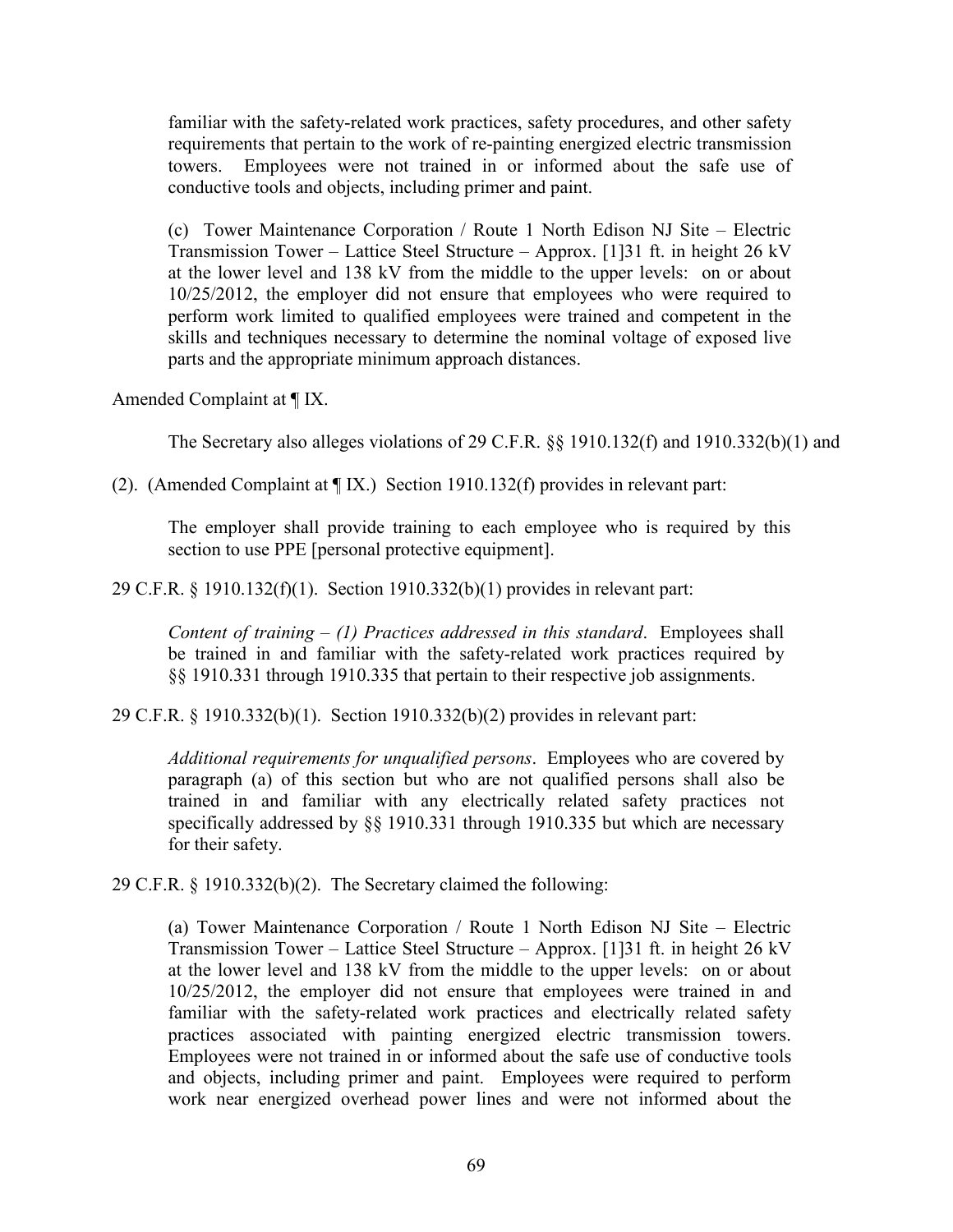> familiar with the safety-related work practices, safety procedures, and other safety requirements that pertain to the work of re-painting energized electric transmission towers. Employees were not trained in or informed about the safe use of conductive tools and objects, including primer and paint.
>
> (c) Tower Maintenance Corporation / Route 1 North Edison NJ Site – Electric Transmission Tower – Lattice Steel Structure – Approx. [1]31 ft. in height 26 kV at the lower level and 138 kV from the middle to the upper levels: on or about 10/25/2012, the employer did not ensure that employees who were required to perform work limited to qualified employees were trained and competent in the skills and techniques necessary to determine the nominal voltage of exposed live parts and the appropriate minimum approach distances.

Amended Complaint at ¶ IX.

The Secretary also alleges violations of 29 C.F.R. §§ 1910.132(f) and 1910.332(b)(1) and (2). (Amended Complaint at ¶ IX.) Section 1910.132(f) provides in relevant part:

> The employer shall provide training to each employee who is required by this section to use PPE [personal protective equipment].

29 C.F.R. § 1910.132(f)(1). Section 1910.332(b)(1) provides in relevant part:

> *Content of training – (1) Practices addressed in this standard*. Employees shall be trained in and familiar with the safety-related work practices required by §§ 1910.331 through 1910.335 that pertain to their respective job assignments.

29 C.F.R. § 1910.332(b)(1). Section 1910.332(b)(2) provides in relevant part:

> *Additional requirements for unqualified persons*. Employees who are covered by paragraph (a) of this section but who are not qualified persons shall also be trained in and familiar with any electrically related safety practices not specifically addressed by §§ 1910.331 through 1910.335 but which are necessary for their safety.

29 C.F.R. § 1910.332(b)(2). The Secretary claimed the following:

> (a) Tower Maintenance Corporation / Route 1 North Edison NJ Site – Electric Transmission Tower – Lattice Steel Structure – Approx. [1]31 ft. in height 26 kV at the lower level and 138 kV from the middle to the upper levels: on or about 10/25/2012, the employer did not ensure that employees were trained in and familiar with the safety-related work practices and electrically related safety practices associated with painting energized electric transmission towers. Employees were not trained in or informed about the safe use of conductive tools and objects, including primer and paint. Employees were required to perform work near energized overhead power lines and were not informed about the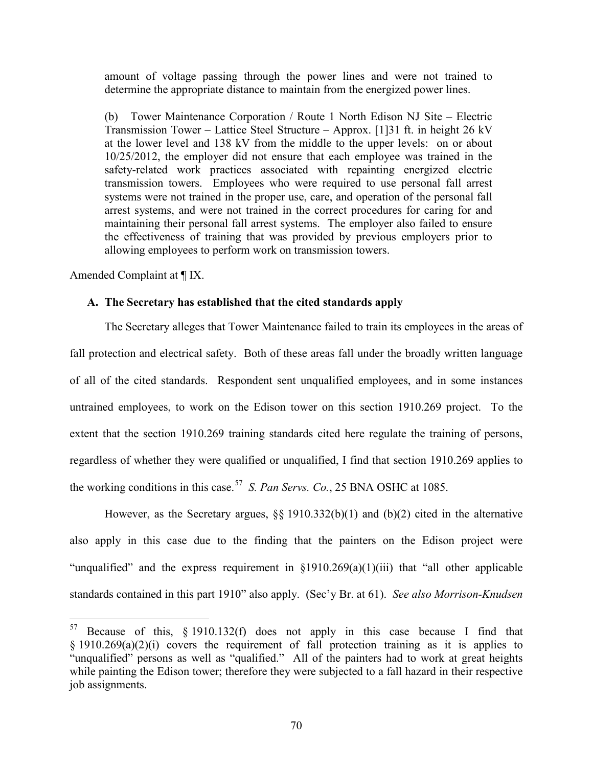amount of voltage passing through the power lines and were not trained to determine the appropriate distance to maintain from the energized power lines.

(b) Tower Maintenance Corporation / Route 1 North Edison NJ Site – Electric Transmission Tower – Lattice Steel Structure – Approx. [1]31 ft. in height 26 kV at the lower level and 138 kV from the middle to the upper levels: on or about 10/25/2012, the employer did not ensure that each employee was trained in the safety-related work practices associated with repainting energized electric transmission towers. Employees who were required to use personal fall arrest systems were not trained in the proper use, care, and operation of the personal fall arrest systems, and were not trained in the correct procedures for caring for and maintaining their personal fall arrest systems. The employer also failed to ensure the effectiveness of training that was provided by previous employers prior to allowing employees to perform work on transmission towers.

Amended Complaint at ¶ IX.

### A. The Secretary has established that the cited standards apply

The Secretary alleges that Tower Maintenance failed to train its employees in the areas of fall protection and electrical safety. Both of these areas fall under the broadly written language of all of the cited standards. Respondent sent unqualified employees, and in some instances untrained employees, to work on the Edison tower on this section 1910.269 project. To the extent that the section 1910.269 training standards cited here regulate the training of persons, regardless of whether they were qualified or unqualified, I find that section 1910.269 applies to the working conditions in this case.[57] *S. Pan Servs. Co.*, 25 BNA OSHC at 1085.

However, as the Secretary argues, §§ 1910.332(b)(1) and (b)(2) cited in the alternative also apply in this case due to the finding that the painters on the Edison project were "unqualified" and the express requirement in §1910.269(a)(1)(iii) that "all other applicable standards contained in this part 1910" also apply. (Sec'y Br. at 61). *See also Morrison-Knudsen*

[57] Because of this, § 1910.132(f) does not apply in this case because I find that § 1910.269(a)(2)(i) covers the requirement of fall protection training as it is applies to "unqualified" persons as well as "qualified." All of the painters had to work at great heights while painting the Edison tower; therefore they were subjected to a fall hazard in their respective job assignments.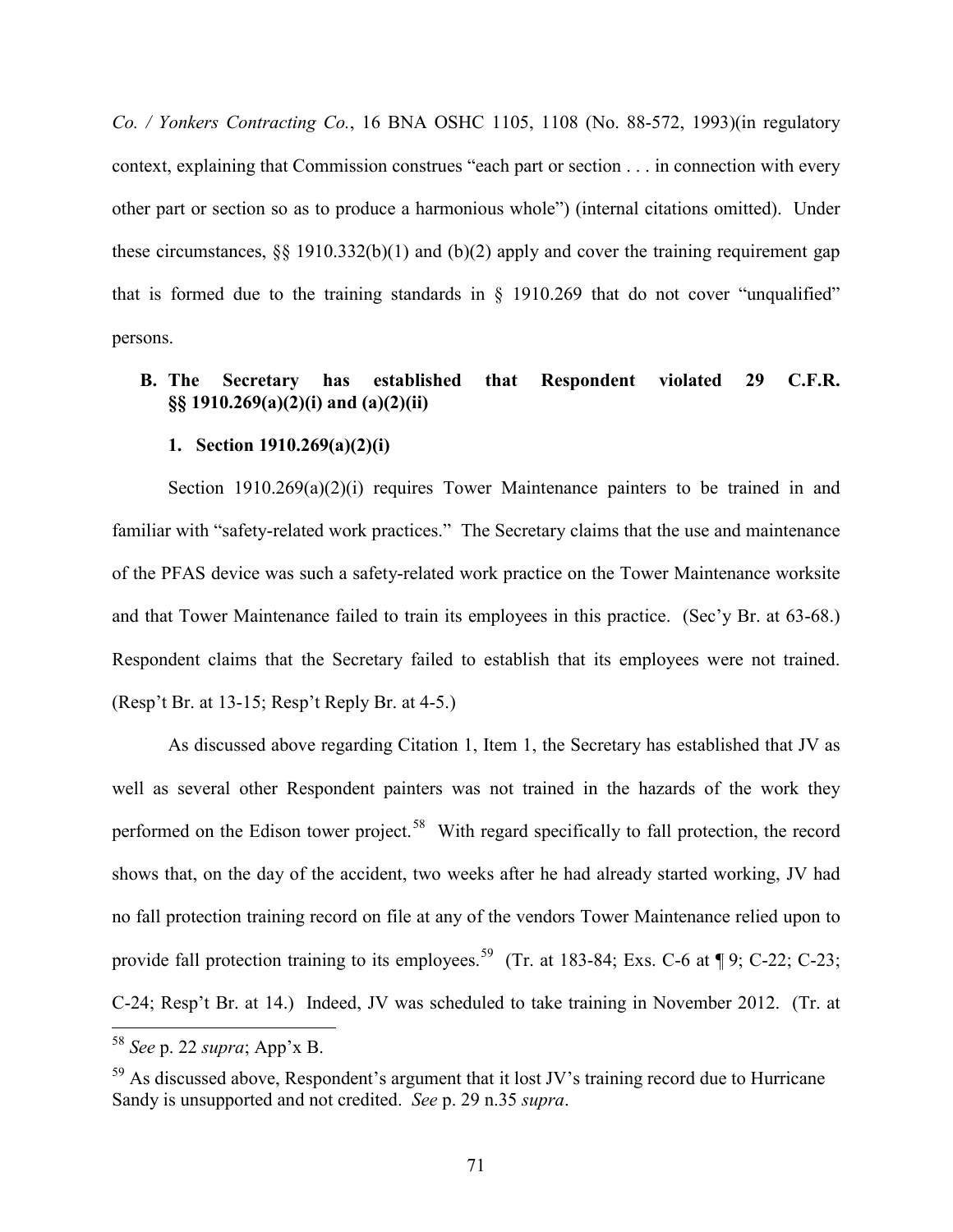*Co. / Yonkers Contracting Co.*, 16 BNA OSHC 1105, 1108 (No. 88-572, 1993)(in regulatory context, explaining that Commission construes "each part or section . . . in connection with every other part or section so as to produce a harmonious whole") (internal citations omitted). Under these circumstances, §§ 1910.332(b)(1) and (b)(2) apply and cover the training requirement gap that is formed due to the training standards in § 1910.269 that do not cover "unqualified" persons.

### B. The Secretary has established that Respondent violated 29 C.F.R. §§ 1910.269(a)(2)(i) and (a)(2)(ii)

#### 1. Section 1910.269(a)(2)(i)

Section 1910.269(a)(2)(i) requires Tower Maintenance painters to be trained in and familiar with "safety-related work practices." The Secretary claims that the use and maintenance of the PFAS device was such a safety-related work practice on the Tower Maintenance worksite and that Tower Maintenance failed to train its employees in this practice. (Sec'y Br. at 63-68.) Respondent claims that the Secretary failed to establish that its employees were not trained. (Resp't Br. at 13-15; Resp't Reply Br. at 4-5.)

As discussed above regarding Citation 1, Item 1, the Secretary has established that JV as well as several other Respondent painters was not trained in the hazards of the work they performed on the Edison tower project.[58] With regard specifically to fall protection, the record shows that, on the day of the accident, two weeks after he had already started working, JV had no fall protection training record on file at any of the vendors Tower Maintenance relied upon to provide fall protection training to its employees.[59] (Tr. at 183-84; Exs. C-6 at ¶ 9; C-22; C-23; C-24; Resp't Br. at 14.) Indeed, JV was scheduled to take training in November 2012. (Tr. at

---

[58] *See* p. 22 *supra*; App'x B.

[59] As discussed above, Respondent's argument that it lost JV's training record due to Hurricane Sandy is unsupported and not credited. *See* p. 29 n.35 *supra*.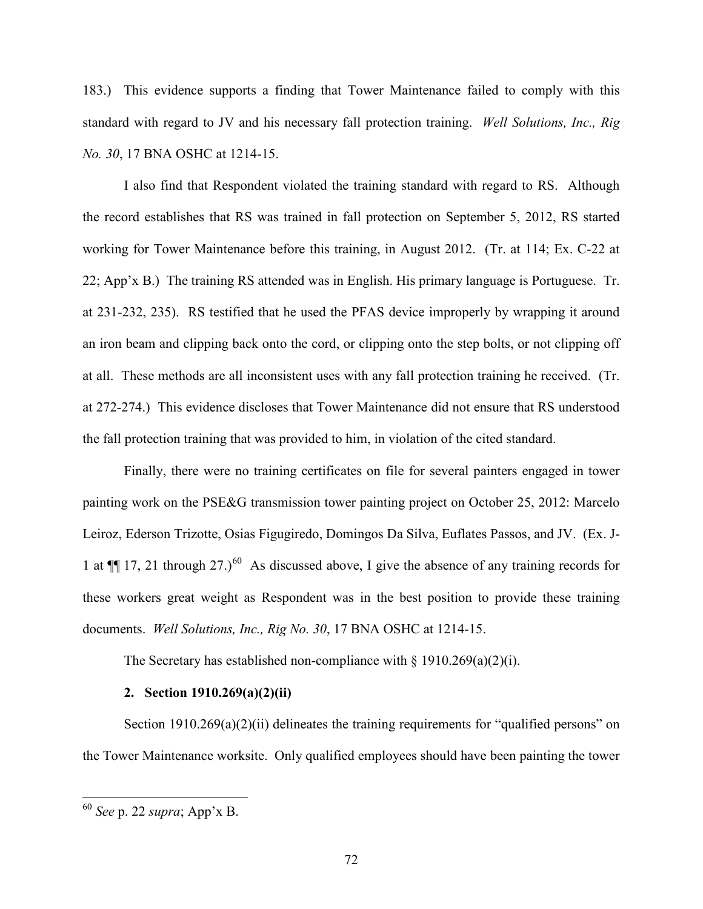183.) This evidence supports a finding that Tower Maintenance failed to comply with this standard with regard to JV and his necessary fall protection training. *Well Solutions, Inc., Rig No. 30*, 17 BNA OSHC at 1214-15.

I also find that Respondent violated the training standard with regard to RS. Although the record establishes that RS was trained in fall protection on September 5, 2012, RS started working for Tower Maintenance before this training, in August 2012. (Tr. at 114; Ex. C-22 at 22; App'x B.) The training RS attended was in English. His primary language is Portuguese. Tr. at 231-232, 235). RS testified that he used the PFAS device improperly by wrapping it around an iron beam and clipping back onto the cord, or clipping onto the step bolts, or not clipping off at all. These methods are all inconsistent uses with any fall protection training he received. (Tr. at 272-274.) This evidence discloses that Tower Maintenance did not ensure that RS understood the fall protection training that was provided to him, in violation of the cited standard.

Finally, there were no training certificates on file for several painters engaged in tower painting work on the PSE&G transmission tower painting project on October 25, 2012: Marcelo Leiroz, Ederson Trizotte, Osias Figugiredo, Domingos Da Silva, Euflates Passos, and JV. (Ex. J-1 at ¶¶ 17, 21 through 27.)[60] As discussed above, I give the absence of any training records for these workers great weight as Respondent was in the best position to provide these training documents. *Well Solutions, Inc., Rig No. 30*, 17 BNA OSHC at 1214-15.

The Secretary has established non-compliance with § 1910.269(a)(2)(i).

**2. Section 1910.269(a)(2)(ii)**

Section 1910.269(a)(2)(ii) delineates the training requirements for "qualified persons" on the Tower Maintenance worksite. Only qualified employees should have been painting the tower

---

[60] *See* p. 22 *supra*; App'x B.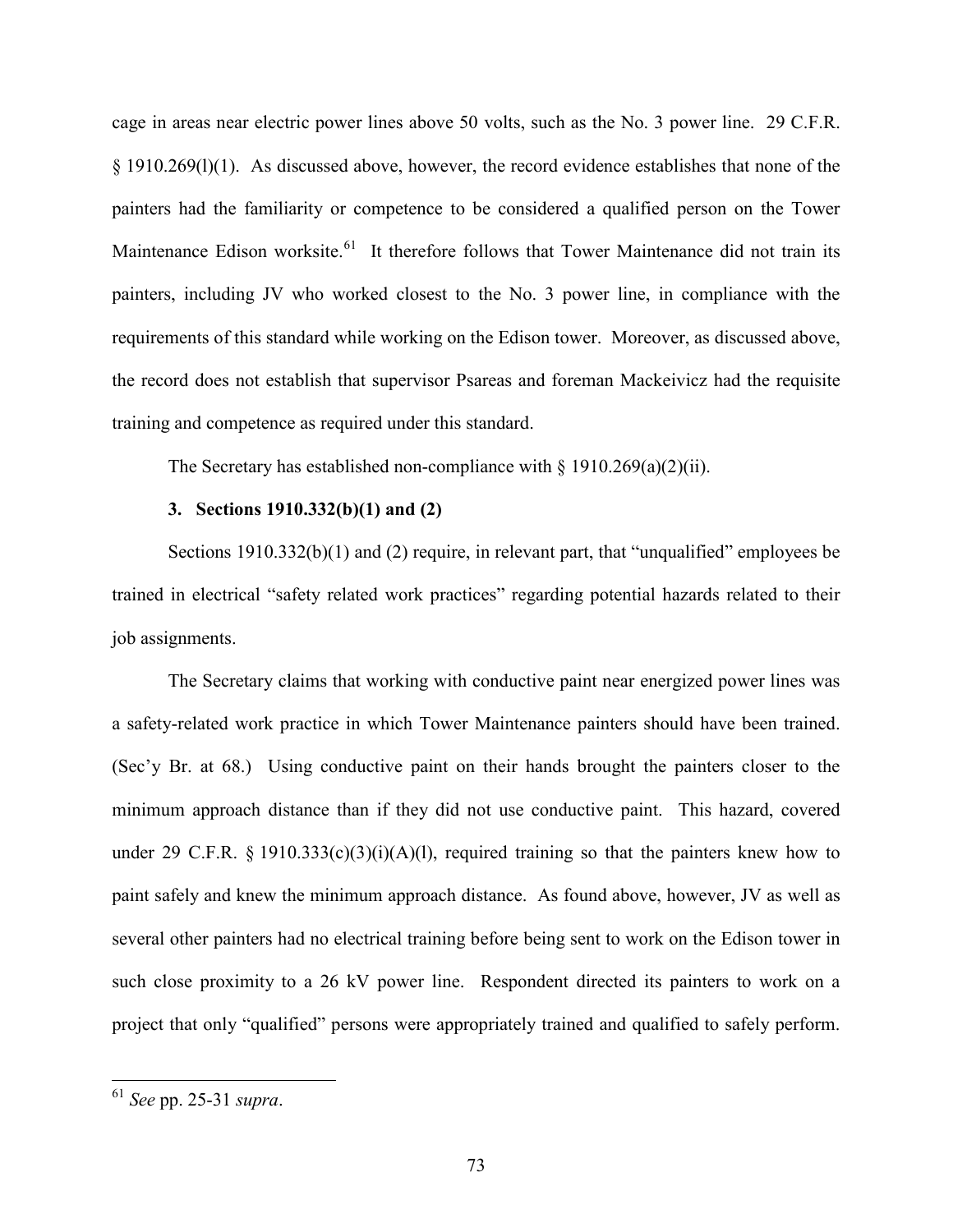cage in areas near electric power lines above 50 volts, such as the No. 3 power line. 29 C.F.R. § 1910.269(l)(1). As discussed above, however, the record evidence establishes that none of the painters had the familiarity or competence to be considered a qualified person on the Tower Maintenance Edison worksite.[61] It therefore follows that Tower Maintenance did not train its painters, including JV who worked closest to the No. 3 power line, in compliance with the requirements of this standard while working on the Edison tower. Moreover, as discussed above, the record does not establish that supervisor Psareas and foreman Mackeivicz had the requisite training and competence as required under this standard.

The Secretary has established non-compliance with § 1910.269(a)(2)(ii).

**3. Sections 1910.332(b)(1) and (2)**

Sections 1910.332(b)(1) and (2) require, in relevant part, that "unqualified" employees be trained in electrical "safety related work practices" regarding potential hazards related to their job assignments.

The Secretary claims that working with conductive paint near energized power lines was a safety-related work practice in which Tower Maintenance painters should have been trained. (Sec'y Br. at 68.) Using conductive paint on their hands brought the painters closer to the minimum approach distance than if they did not use conductive paint. This hazard, covered under 29 C.F.R. § 1910.333(c)(3)(i)(A)(l), required training so that the painters knew how to paint safely and knew the minimum approach distance. As found above, however, JV as well as several other painters had no electrical training before being sent to work on the Edison tower in such close proximity to a 26 kV power line. Respondent directed its painters to work on a project that only "qualified" persons were appropriately trained and qualified to safely perform.

---

[61] *See* pp. 25-31 *supra*.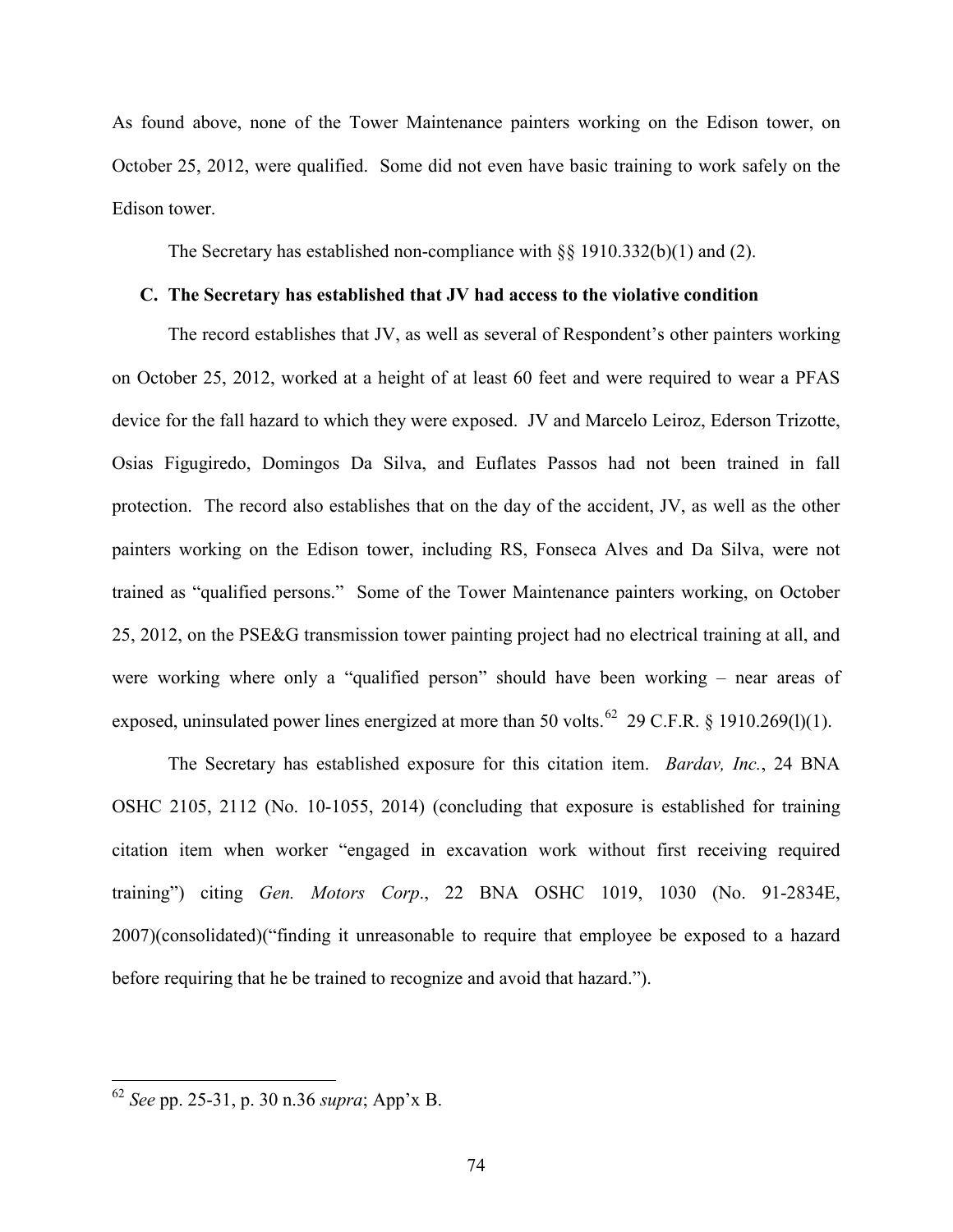As found above, none of the Tower Maintenance painters working on the Edison tower, on October 25, 2012, were qualified. Some did not even have basic training to work safely on the Edison tower.

The Secretary has established non-compliance with §§ 1910.332(b)(1) and (2).

### C. The Secretary has established that JV had access to the violative condition

The record establishes that JV, as well as several of Respondent's other painters working on October 25, 2012, worked at a height of at least 60 feet and were required to wear a PFAS device for the fall hazard to which they were exposed. JV and Marcelo Leiroz, Ederson Trizotte, Osias Figugiredo, Domingos Da Silva, and Euflates Passos had not been trained in fall protection. The record also establishes that on the day of the accident, JV, as well as the other painters working on the Edison tower, including RS, Fonseca Alves and Da Silva, were not trained as "qualified persons." Some of the Tower Maintenance painters working, on October 25, 2012, on the PSE&G transmission tower painting project had no electrical training at all, and were working where only a "qualified person" should have been working – near areas of exposed, uninsulated power lines energized at more than 50 volts.[62] 29 C.F.R. § 1910.269(l)(1).

The Secretary has established exposure for this citation item. *Bardav, Inc.*, 24 BNA OSHC 2105, 2112 (No. 10-1055, 2014) (concluding that exposure is established for training citation item when worker "engaged in excavation work without first receiving required training") citing *Gen. Motors Corp*., 22 BNA OSHC 1019, 1030 (No. 91-2834E, 2007)(consolidated)("finding it unreasonable to require that employee be exposed to a hazard before requiring that he be trained to recognize and avoid that hazard.").

---

[62] *See* pp. 25-31, p. 30 n.36 *supra*; App'x B.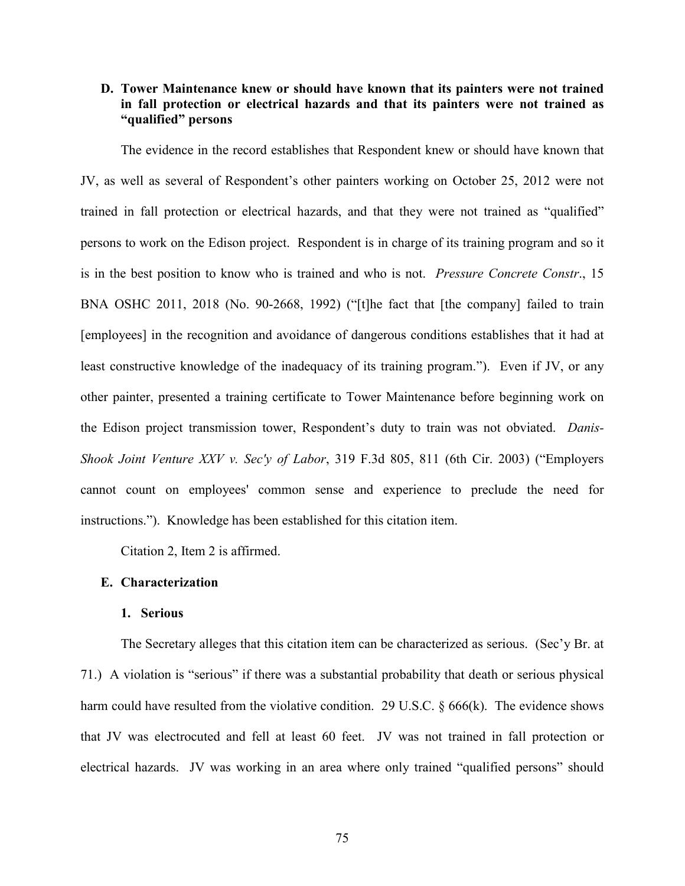### D. Tower Maintenance knew or should have known that its painters were not trained in fall protection or electrical hazards and that its painters were not trained as "qualified" persons

The evidence in the record establishes that Respondent knew or should have known that JV, as well as several of Respondent's other painters working on October 25, 2012 were not trained in fall protection or electrical hazards, and that they were not trained as "qualified" persons to work on the Edison project. Respondent is in charge of its training program and so it is in the best position to know who is trained and who is not. *Pressure Concrete Constr*., 15 BNA OSHC 2011, 2018 (No. 90-2668, 1992) ("[t]he fact that [the company] failed to train [employees] in the recognition and avoidance of dangerous conditions establishes that it had at least constructive knowledge of the inadequacy of its training program."). Even if JV, or any other painter, presented a training certificate to Tower Maintenance before beginning work on the Edison project transmission tower, Respondent's duty to train was not obviated. *Danis-Shook Joint Venture XXV v. Sec'y of Labor*, 319 F.3d 805, 811 (6th Cir. 2003) ("Employers cannot count on employees' common sense and experience to preclude the need for instructions."). Knowledge has been established for this citation item.

Citation 2, Item 2 is affirmed.

### E. Characterization

#### 1. Serious

The Secretary alleges that this citation item can be characterized as serious. (Sec'y Br. at 71.) A violation is "serious" if there was a substantial probability that death or serious physical harm could have resulted from the violative condition. 29 U.S.C. § 666(k). The evidence shows that JV was electrocuted and fell at least 60 feet. JV was not trained in fall protection or electrical hazards. JV was working in an area where only trained "qualified persons" should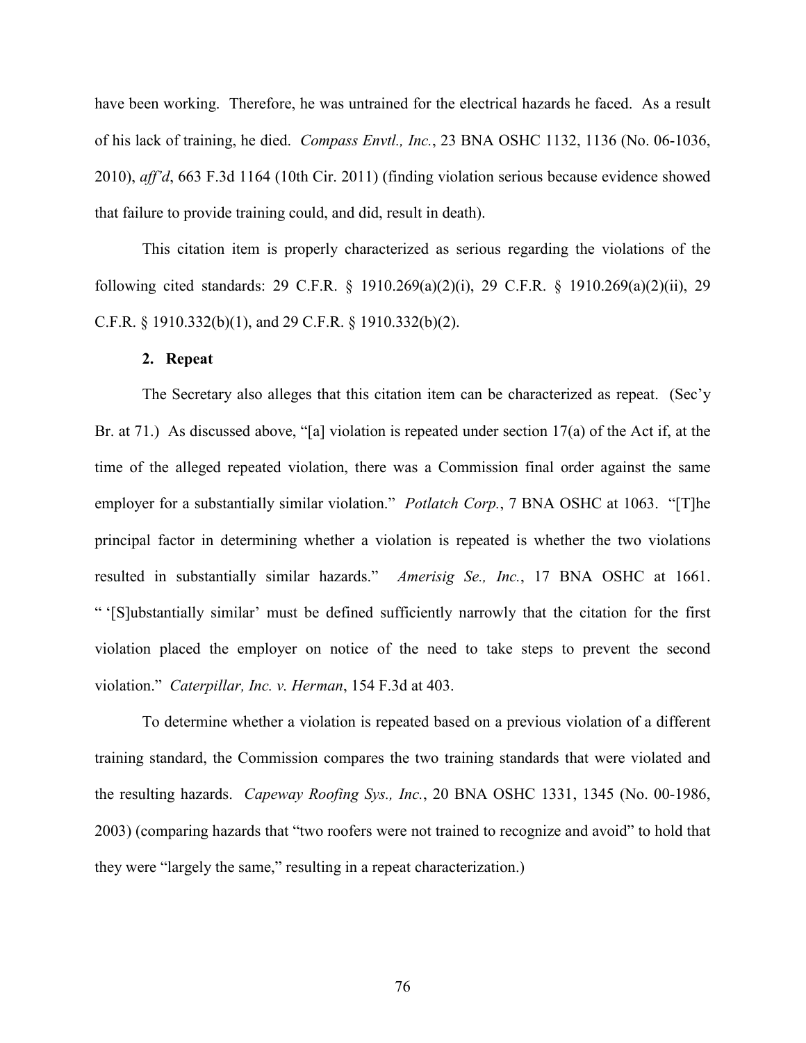have been working. Therefore, he was untrained for the electrical hazards he faced. As a result of his lack of training, he died. *Compass Envtl., Inc.*, 23 BNA OSHC 1132, 1136 (No. 06-1036, 2010), *aff'd*, 663 F.3d 1164 (10th Cir. 2011) (finding violation serious because evidence showed that failure to provide training could, and did, result in death).

This citation item is properly characterized as serious regarding the violations of the following cited standards: 29 C.F.R. § 1910.269(a)(2)(i), 29 C.F.R. § 1910.269(a)(2)(ii), 29 C.F.R. § 1910.332(b)(1), and 29 C.F.R. § 1910.332(b)(2).

**2. Repeat**

The Secretary also alleges that this citation item can be characterized as repeat. (Sec'y Br. at 71.) As discussed above, "[a] violation is repeated under section 17(a) of the Act if, at the time of the alleged repeated violation, there was a Commission final order against the same employer for a substantially similar violation." *Potlatch Corp.*, 7 BNA OSHC at 1063. "[T]he principal factor in determining whether a violation is repeated is whether the two violations resulted in substantially similar hazards." *Amerisig Se., Inc.*, 17 BNA OSHC at 1661. " '[S]ubstantially similar' must be defined sufficiently narrowly that the citation for the first violation placed the employer on notice of the need to take steps to prevent the second violation." *Caterpillar, Inc. v. Herman*, 154 F.3d at 403.

To determine whether a violation is repeated based on a previous violation of a different training standard, the Commission compares the two training standards that were violated and the resulting hazards. *Capeway Roofing Sys., Inc.*, 20 BNA OSHC 1331, 1345 (No. 00-1986, 2003) (comparing hazards that "two roofers were not trained to recognize and avoid" to hold that they were "largely the same," resulting in a repeat characterization.)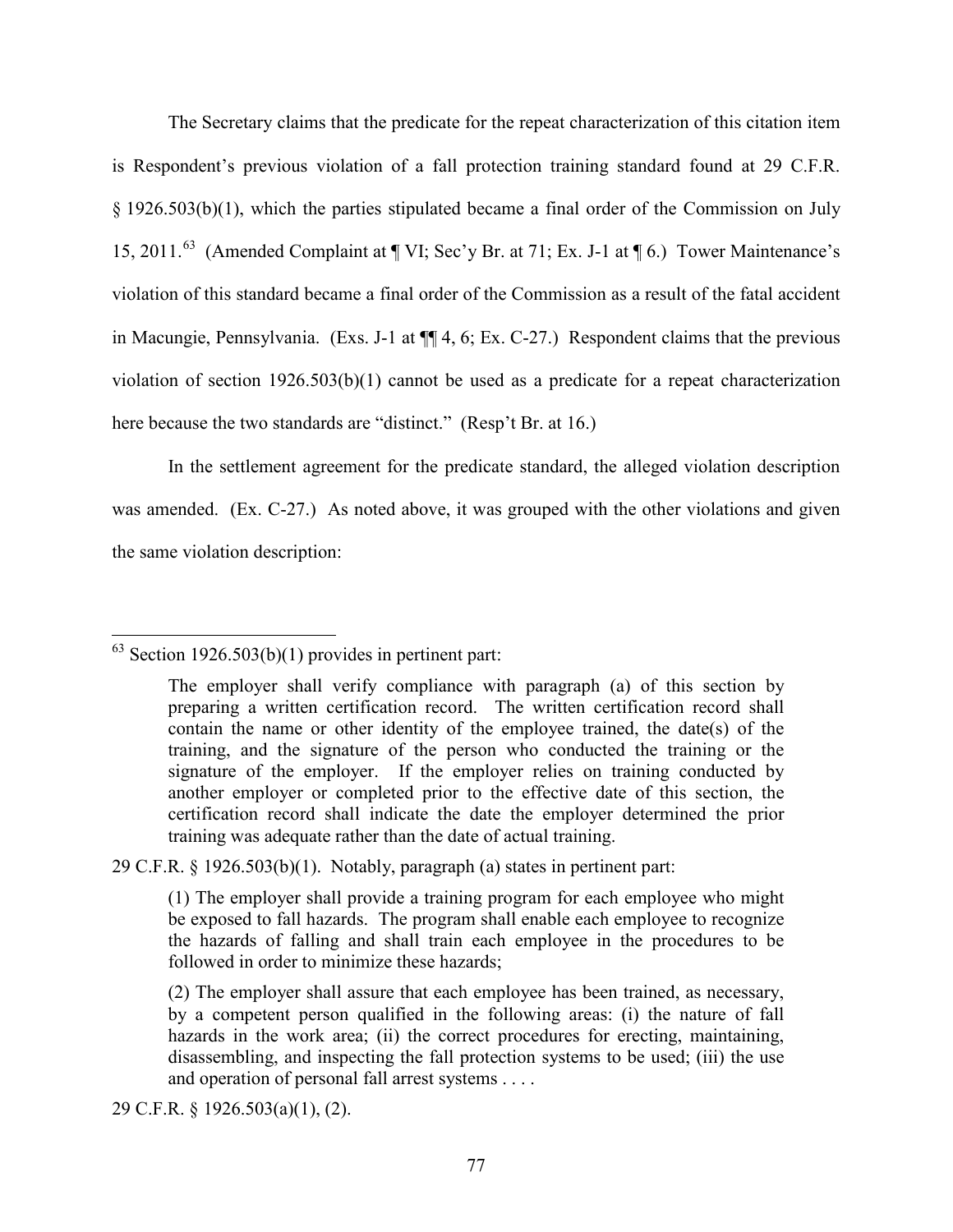The Secretary claims that the predicate for the repeat characterization of this citation item is Respondent's previous violation of a fall protection training standard found at 29 C.F.R. § 1926.503(b)(1), which the parties stipulated became a final order of the Commission on July 15, 2011.[63] (Amended Complaint at ¶ VI; Sec'y Br. at 71; Ex. J-1 at ¶ 6.) Tower Maintenance's violation of this standard became a final order of the Commission as a result of the fatal accident in Macungie, Pennsylvania. (Exs. J-1 at ¶¶ 4, 6; Ex. C-27.) Respondent claims that the previous violation of section 1926.503(b)(1) cannot be used as a predicate for a repeat characterization here because the two standards are "distinct." (Resp't Br. at 16.)

In the settlement agreement for the predicate standard, the alleged violation description was amended. (Ex. C-27.) As noted above, it was grouped with the other violations and given the same violation description:

---

[63] Section 1926.503(b)(1) provides in pertinent part:

> The employer shall verify compliance with paragraph (a) of this section by preparing a written certification record. The written certification record shall contain the name or other identity of the employee trained, the date(s) of the training, and the signature of the person who conducted the training or the signature of the employer. If the employer relies on training conducted by another employer or completed prior to the effective date of this section, the certification record shall indicate the date the employer determined the prior training was adequate rather than the date of actual training.

29 C.F.R. § 1926.503(b)(1). Notably, paragraph (a) states in pertinent part:

> (1) The employer shall provide a training program for each employee who might be exposed to fall hazards. The program shall enable each employee to recognize the hazards of falling and shall train each employee in the procedures to be followed in order to minimize these hazards;
>
> (2) The employer shall assure that each employee has been trained, as necessary, by a competent person qualified in the following areas: (i) the nature of fall hazards in the work area; (ii) the correct procedures for erecting, maintaining, disassembling, and inspecting the fall protection systems to be used; (iii) the use and operation of personal fall arrest systems . . . .

29 C.F.R. § 1926.503(a)(1), (2).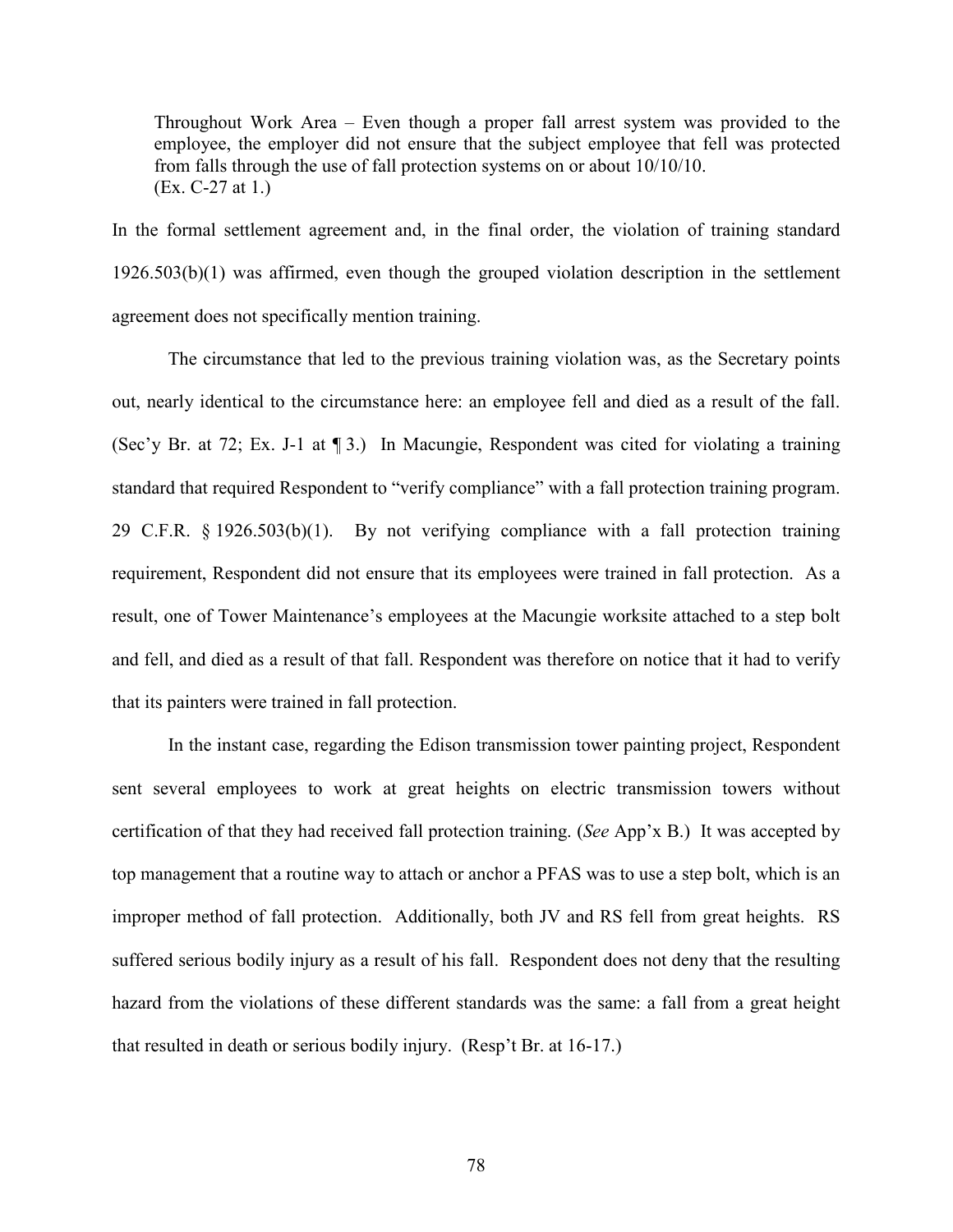> Throughout Work Area – Even though a proper fall arrest system was provided to the employee, the employer did not ensure that the subject employee that fell was protected from falls through the use of fall protection systems on or about 10/10/10.
> (Ex. C-27 at 1.)

In the formal settlement agreement and, in the final order, the violation of training standard 1926.503(b)(1) was affirmed, even though the grouped violation description in the settlement agreement does not specifically mention training.

The circumstance that led to the previous training violation was, as the Secretary points out, nearly identical to the circumstance here: an employee fell and died as a result of the fall. (Sec'y Br. at 72; Ex. J-1 at ¶ 3.) In Macungie, Respondent was cited for violating a training standard that required Respondent to "verify compliance" with a fall protection training program. 29 C.F.R. § 1926.503(b)(1). By not verifying compliance with a fall protection training requirement, Respondent did not ensure that its employees were trained in fall protection. As a result, one of Tower Maintenance's employees at the Macungie worksite attached to a step bolt and fell, and died as a result of that fall. Respondent was therefore on notice that it had to verify that its painters were trained in fall protection.

In the instant case, regarding the Edison transmission tower painting project, Respondent sent several employees to work at great heights on electric transmission towers without certification of that they had received fall protection training. (*See* App'x B.) It was accepted by top management that a routine way to attach or anchor a PFAS was to use a step bolt, which is an improper method of fall protection. Additionally, both JV and RS fell from great heights. RS suffered serious bodily injury as a result of his fall. Respondent does not deny that the resulting hazard from the violations of these different standards was the same: a fall from a great height that resulted in death or serious bodily injury. (Resp't Br. at 16-17.)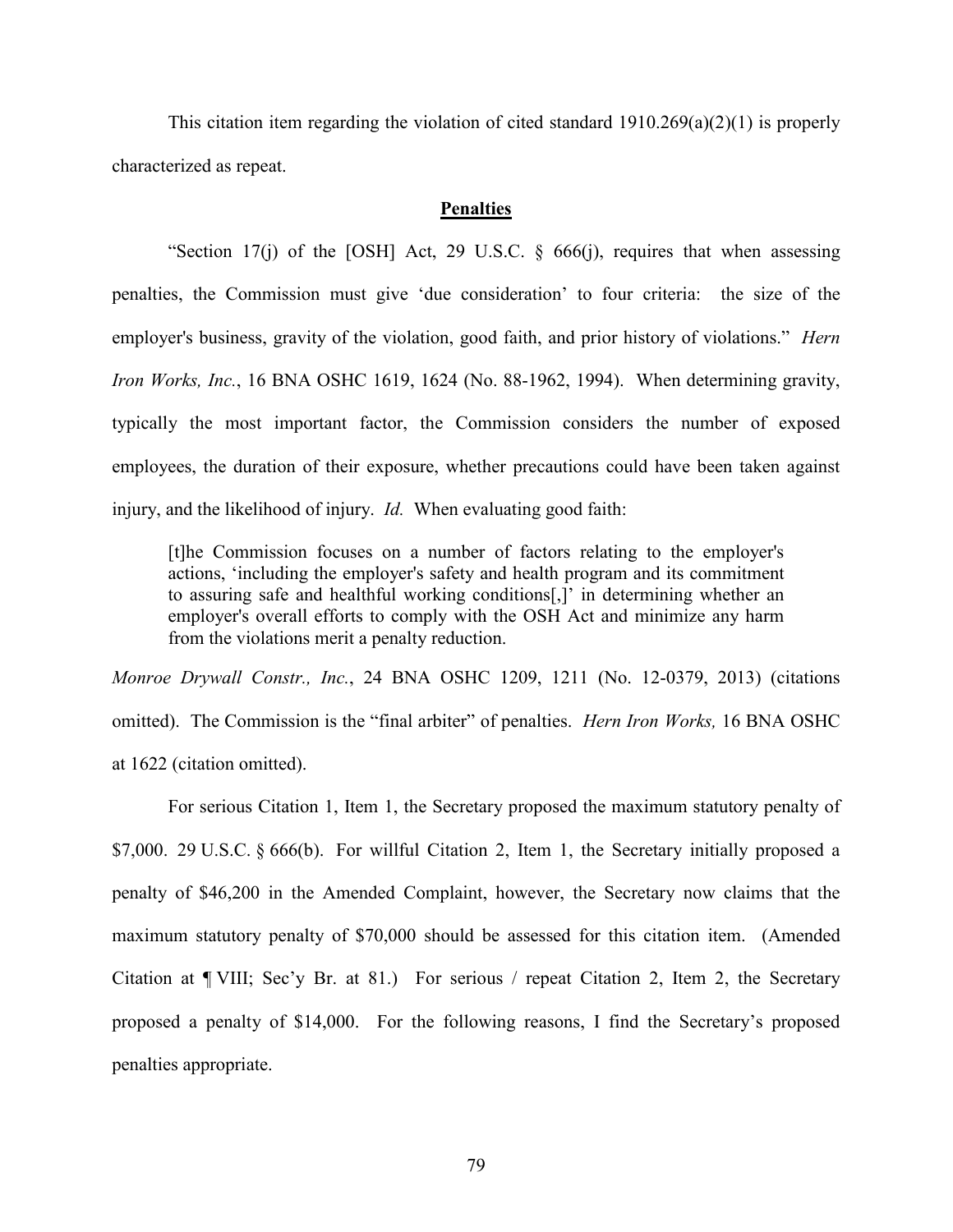This citation item regarding the violation of cited standard 1910.269(a)(2)(1) is properly characterized as repeat.

## Penalties

"Section 17(j) of the [OSH] Act, 29 U.S.C. § 666(j), requires that when assessing penalties, the Commission must give 'due consideration' to four criteria: the size of the employer's business, gravity of the violation, good faith, and prior history of violations." *Hern Iron Works, Inc.*, 16 BNA OSHC 1619, 1624 (No. 88-1962, 1994). When determining gravity, typically the most important factor, the Commission considers the number of exposed employees, the duration of their exposure, whether precautions could have been taken against injury, and the likelihood of injury. *Id.* When evaluating good faith:

> [t]he Commission focuses on a number of factors relating to the employer's actions, 'including the employer's safety and health program and its commitment to assuring safe and healthful working conditions[,]' in determining whether an employer's overall efforts to comply with the OSH Act and minimize any harm from the violations merit a penalty reduction.

*Monroe Drywall Constr., Inc.*, 24 BNA OSHC 1209, 1211 (No. 12-0379, 2013) (citations omitted). The Commission is the "final arbiter" of penalties. *Hern Iron Works,* 16 BNA OSHC at 1622 (citation omitted).

For serious Citation 1, Item 1, the Secretary proposed the maximum statutory penalty of $7,000. 29 U.S.C. § 666(b). For willful Citation 2, Item 1, the Secretary initially proposed a penalty of $46,200 in the Amended Complaint, however, the Secretary now claims that the maximum statutory penalty of $70,000 should be assessed for this citation item. (Amended Citation at ¶ VIII; Sec'y Br. at 81.) For serious / repeat Citation 2, Item 2, the Secretary proposed a penalty of $14,000. For the following reasons, I find the Secretary's proposed penalties appropriate.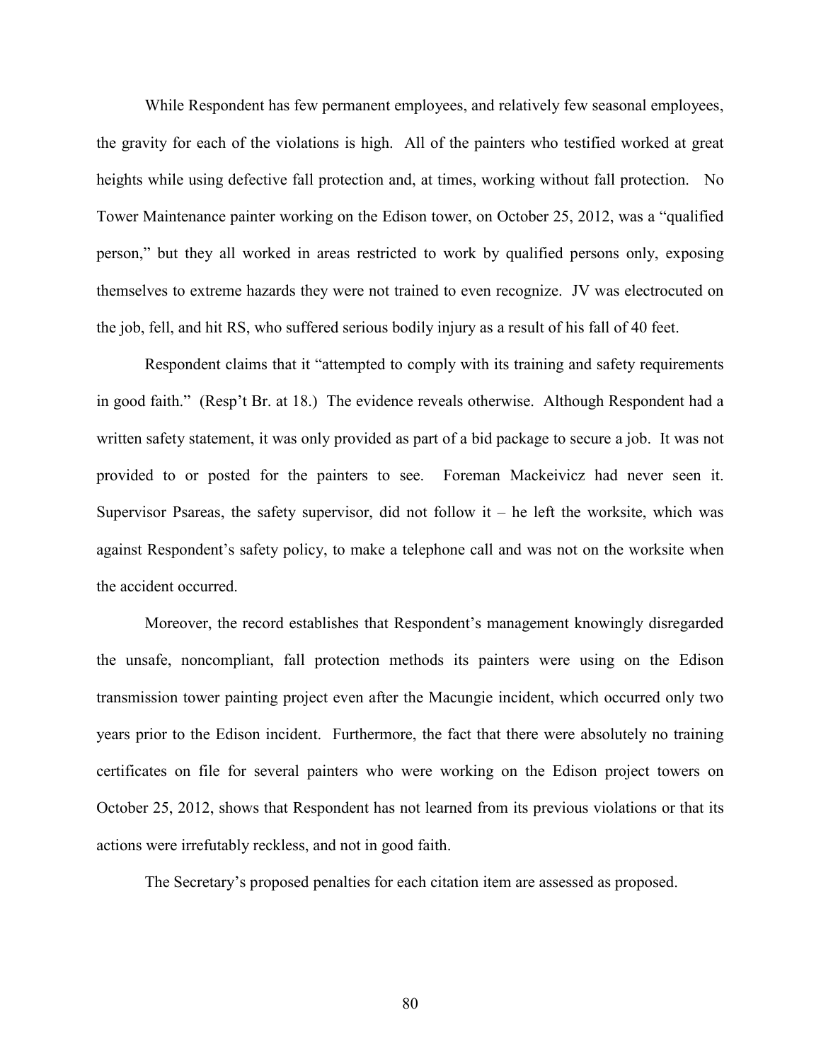While Respondent has few permanent employees, and relatively few seasonal employees, the gravity for each of the violations is high. All of the painters who testified worked at great heights while using defective fall protection and, at times, working without fall protection. No Tower Maintenance painter working on the Edison tower, on October 25, 2012, was a "qualified person," but they all worked in areas restricted to work by qualified persons only, exposing themselves to extreme hazards they were not trained to even recognize. JV was electrocuted on the job, fell, and hit RS, who suffered serious bodily injury as a result of his fall of 40 feet.

Respondent claims that it "attempted to comply with its training and safety requirements in good faith." (Resp't Br. at 18.) The evidence reveals otherwise. Although Respondent had a written safety statement, it was only provided as part of a bid package to secure a job. It was not provided to or posted for the painters to see. Foreman Mackeivicz had never seen it. Supervisor Psareas, the safety supervisor, did not follow it – he left the worksite, which was against Respondent's safety policy, to make a telephone call and was not on the worksite when the accident occurred.

Moreover, the record establishes that Respondent's management knowingly disregarded the unsafe, noncompliant, fall protection methods its painters were using on the Edison transmission tower painting project even after the Macungie incident, which occurred only two years prior to the Edison incident. Furthermore, the fact that there were absolutely no training certificates on file for several painters who were working on the Edison project towers on October 25, 2012, shows that Respondent has not learned from its previous violations or that its actions were irrefutably reckless, and not in good faith.

The Secretary's proposed penalties for each citation item are assessed as proposed.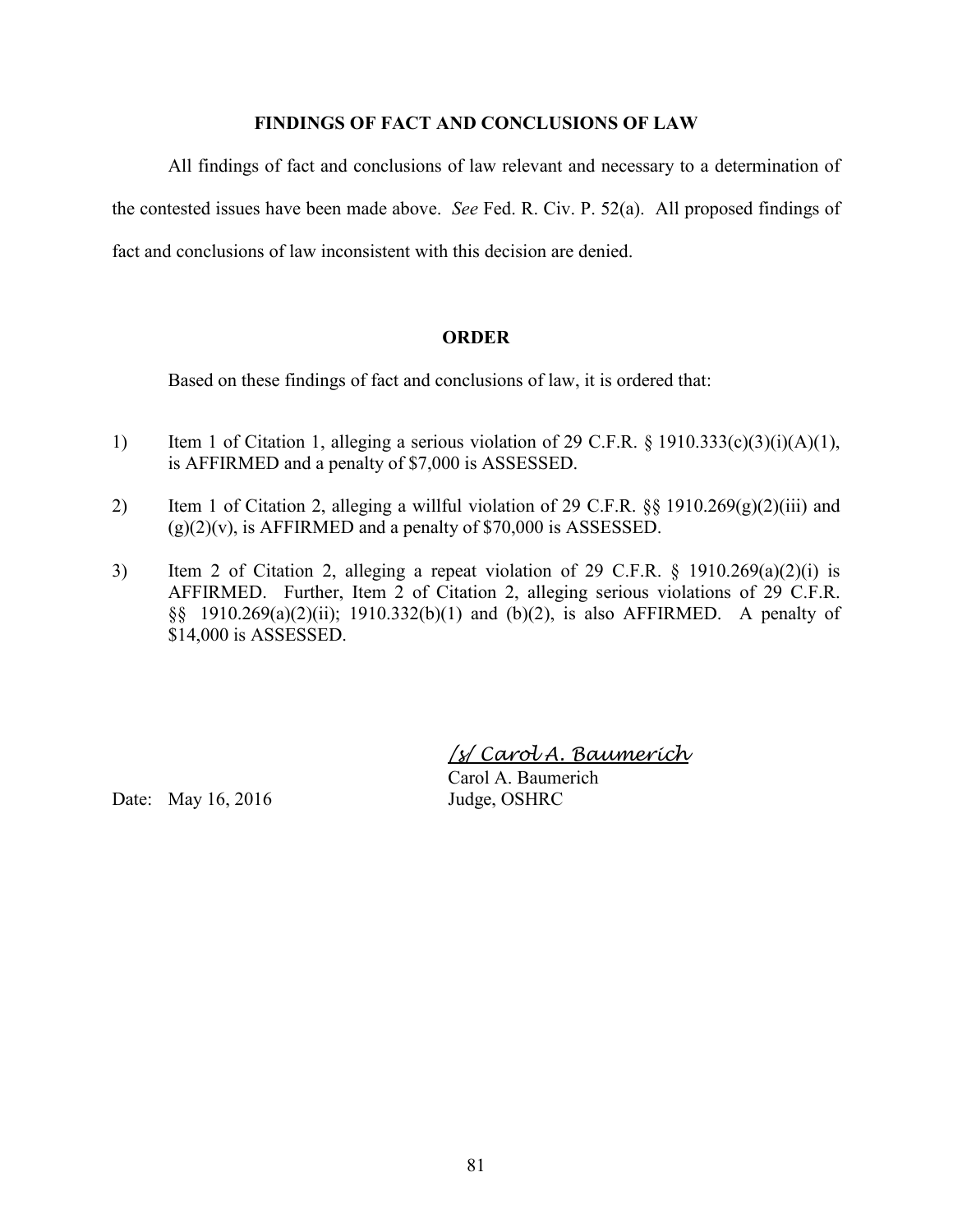## FINDINGS OF FACT AND CONCLUSIONS OF LAW

All findings of fact and conclusions of law relevant and necessary to a determination of the contested issues have been made above. *See* Fed. R. Civ. P. 52(a). All proposed findings of fact and conclusions of law inconsistent with this decision are denied.

## ORDER

Based on these findings of fact and conclusions of law, it is ordered that:

1) Item 1 of Citation 1, alleging a serious violation of 29 C.F.R. § 1910.333(c)(3)(i)(A)(1), is AFFIRMED and a penalty of $7,000 is ASSESSED.

2) Item 1 of Citation 2, alleging a willful violation of 29 C.F.R. §§ 1910.269(g)(2)(iii) and (g)(2)(v), is AFFIRMED and a penalty of $70,000 is ASSESSED.

3) Item 2 of Citation 2, alleging a repeat violation of 29 C.F.R. § 1910.269(a)(2)(i) is AFFIRMED. Further, Item 2 of Citation 2, alleging serious violations of 29 C.F.R. §§ 1910.269(a)(2)(ii); 1910.332(b)(1) and (b)(2), is also AFFIRMED. A penalty of $14,000 is ASSESSED.

/s/ Carol A. Baumerich  
Carol A. Baumerich  
Judge, OSHRC

Date: May 16, 2016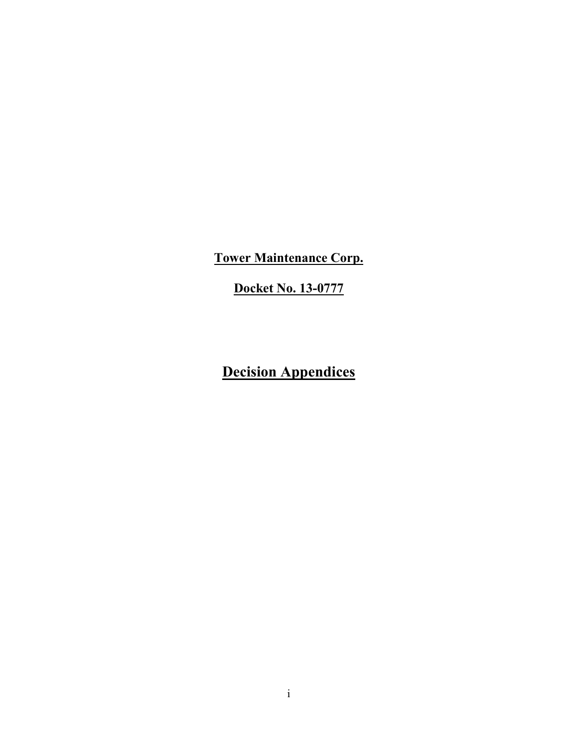**Tower Maintenance Corp.**

**Docket No. 13-0777**

# Decision Appendices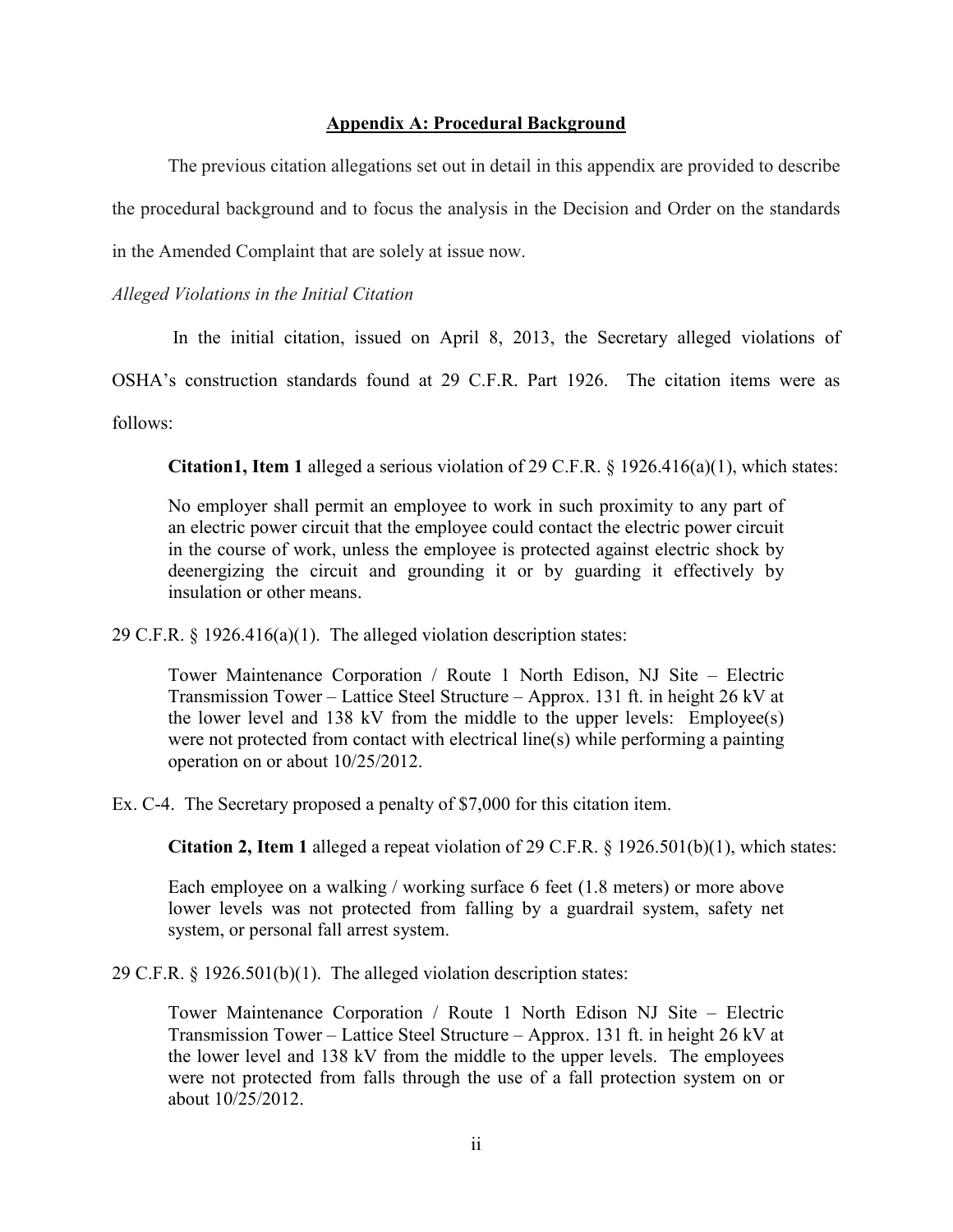## Appendix A: Procedural Background

The previous citation allegations set out in detail in this appendix are provided to describe the procedural background and to focus the analysis in the Decision and Order on the standards in the Amended Complaint that are solely at issue now.

*Alleged Violations in the Initial Citation*

In the initial citation, issued on April 8, 2013, the Secretary alleged violations of OSHA's construction standards found at 29 C.F.R. Part 1926. The citation items were as follows:

**Citation1, Item 1** alleged a serious violation of 29 C.F.R. § 1926.416(a)(1), which states:

> No employer shall permit an employee to work in such proximity to any part of an electric power circuit that the employee could contact the electric power circuit in the course of work, unless the employee is protected against electric shock by deenergizing the circuit and grounding it or by guarding it effectively by insulation or other means.

29 C.F.R. § 1926.416(a)(1). The alleged violation description states:

> Tower Maintenance Corporation / Route 1 North Edison, NJ Site – Electric Transmission Tower – Lattice Steel Structure – Approx. 131 ft. in height 26 kV at the lower level and 138 kV from the middle to the upper levels: Employee(s) were not protected from contact with electrical line(s) while performing a painting operation on or about 10/25/2012.

Ex. C-4. The Secretary proposed a penalty of $7,000 for this citation item.

**Citation 2, Item 1** alleged a repeat violation of 29 C.F.R. § 1926.501(b)(1), which states:

> Each employee on a walking / working surface 6 feet (1.8 meters) or more above lower levels was not protected from falling by a guardrail system, safety net system, or personal fall arrest system.

29 C.F.R. § 1926.501(b)(1). The alleged violation description states:

> Tower Maintenance Corporation / Route 1 North Edison NJ Site – Electric Transmission Tower – Lattice Steel Structure – Approx. 131 ft. in height 26 kV at the lower level and 138 kV from the middle to the upper levels. The employees were not protected from falls through the use of a fall protection system on or about 10/25/2012.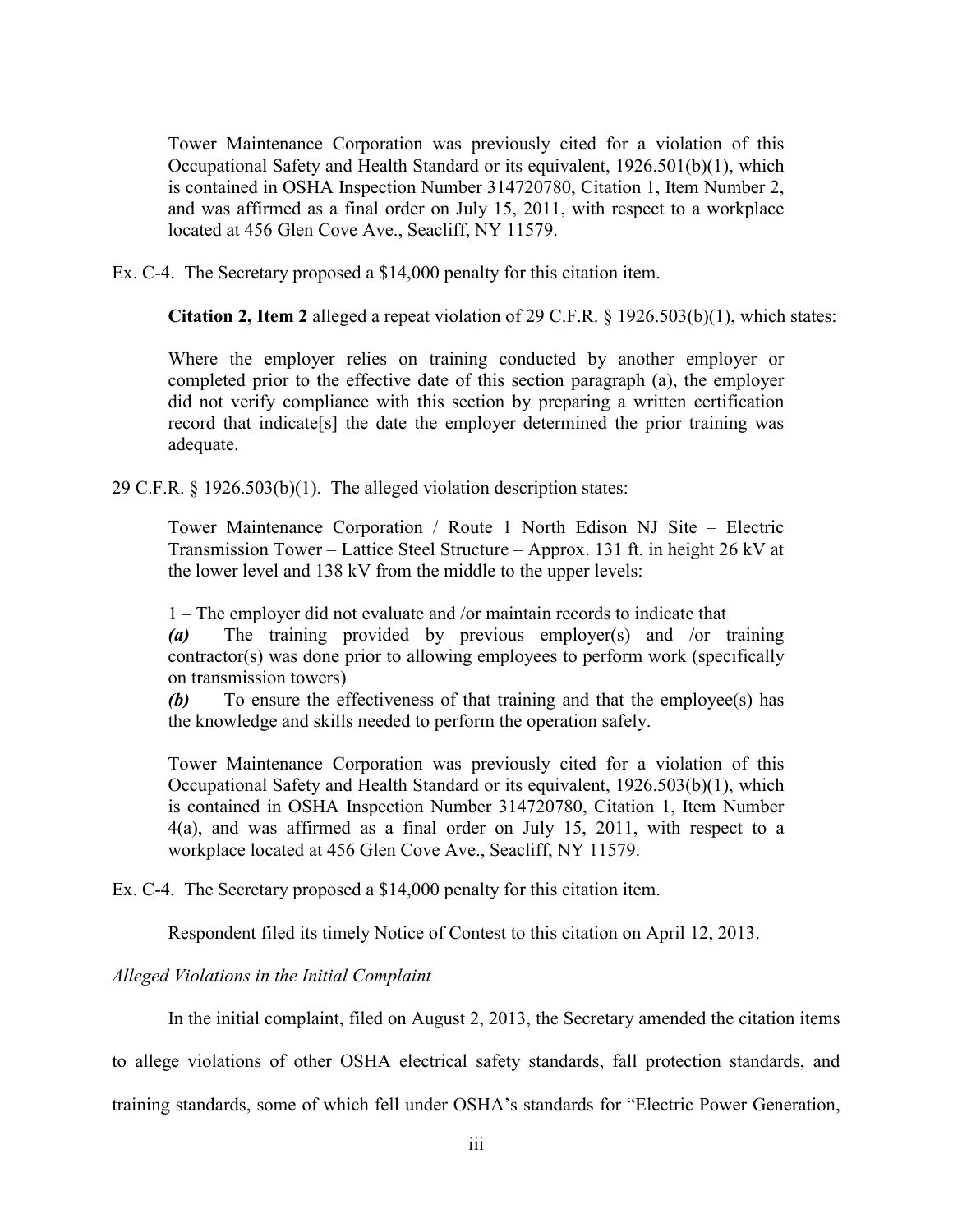> Tower Maintenance Corporation was previously cited for a violation of this Occupational Safety and Health Standard or its equivalent, 1926.501(b)(1), which is contained in OSHA Inspection Number 314720780, Citation 1, Item Number 2, and was affirmed as a final order on July 15, 2011, with respect to a workplace located at 456 Glen Cove Ave., Seacliff, NY 11579.

Ex. C-4. The Secretary proposed a $14,000 penalty for this citation item.

**Citation 2, Item 2** alleged a repeat violation of 29 C.F.R. § 1926.503(b)(1), which states:

> Where the employer relies on training conducted by another employer or completed prior to the effective date of this section paragraph (a), the employer did not verify compliance with this section by preparing a written certification record that indicate[s] the date the employer determined the prior training was adequate.

29 C.F.R. § 1926.503(b)(1). The alleged violation description states:

> Tower Maintenance Corporation / Route 1 North Edison NJ Site – Electric Transmission Tower – Lattice Steel Structure – Approx. 131 ft. in height 26 kV at the lower level and 138 kV from the middle to the upper levels:
>
> 1 – The employer did not evaluate and /or maintain records to indicate that
> ***(a)*** The training provided by previous employer(s) and /or training contractor(s) was done prior to allowing employees to perform work (specifically on transmission towers)
> ***(b)*** To ensure the effectiveness of that training and that the employee(s) has the knowledge and skills needed to perform the operation safely.
>
> Tower Maintenance Corporation was previously cited for a violation of this Occupational Safety and Health Standard or its equivalent, 1926.503(b)(1), which is contained in OSHA Inspection Number 314720780, Citation 1, Item Number 4(a), and was affirmed as a final order on July 15, 2011, with respect to a workplace located at 456 Glen Cove Ave., Seacliff, NY 11579.

Ex. C-4. The Secretary proposed a $14,000 penalty for this citation item.

Respondent filed its timely Notice of Contest to this citation on April 12, 2013.

*Alleged Violations in the Initial Complaint*

In the initial complaint, filed on August 2, 2013, the Secretary amended the citation items to allege violations of other OSHA electrical safety standards, fall protection standards, and training standards, some of which fell under OSHA's standards for "Electric Power Generation,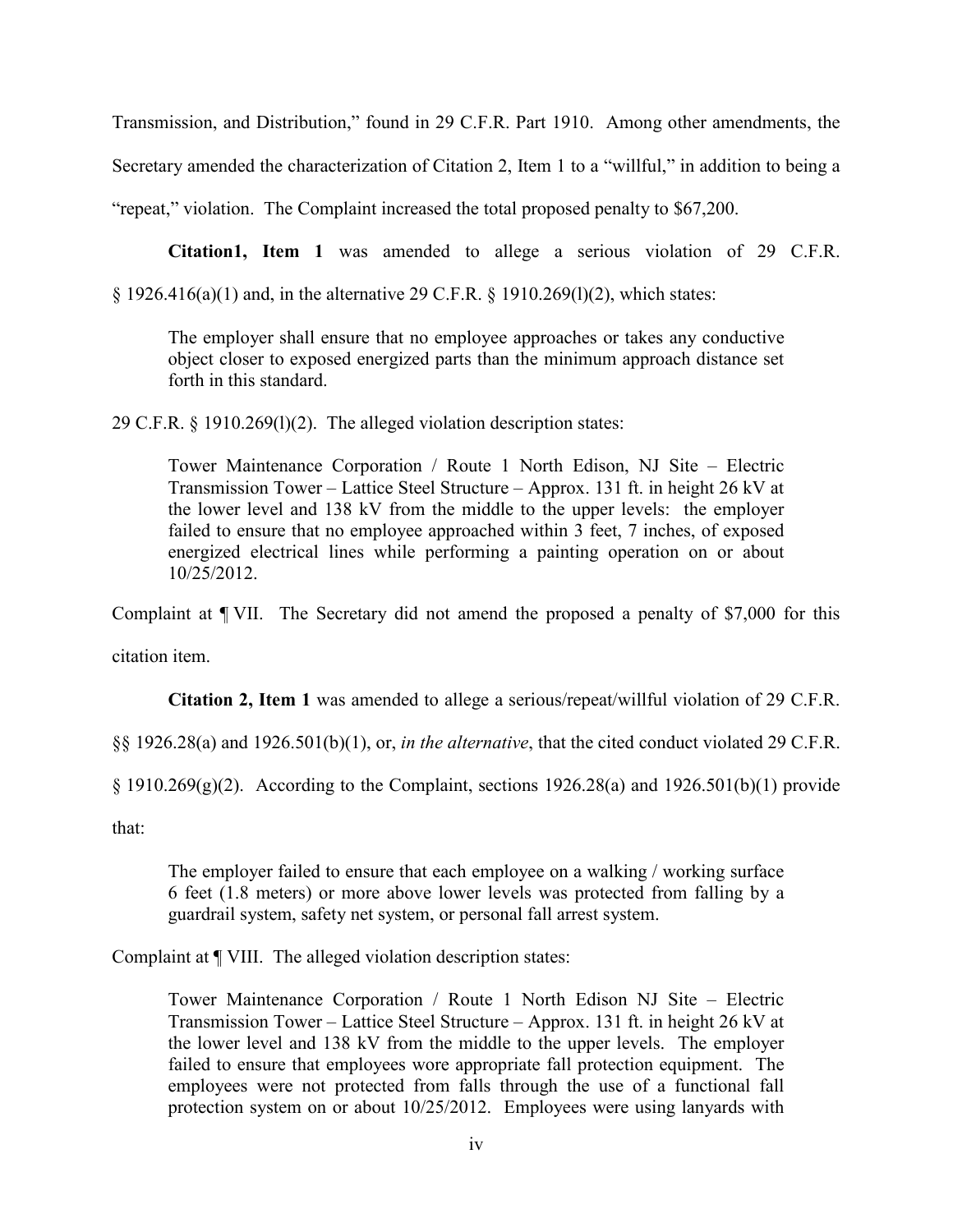Transmission, and Distribution," found in 29 C.F.R. Part 1910. Among other amendments, the Secretary amended the characterization of Citation 2, Item 1 to a "willful," in addition to being a "repeat," violation. The Complaint increased the total proposed penalty to $67,200.

**Citation1, Item 1** was amended to allege a serious violation of 29 C.F.R. § 1926.416(a)(1) and, in the alternative 29 C.F.R. § 1910.269(l)(2), which states:

> The employer shall ensure that no employee approaches or takes any conductive object closer to exposed energized parts than the minimum approach distance set forth in this standard.

29 C.F.R. § 1910.269(l)(2). The alleged violation description states:

> Tower Maintenance Corporation / Route 1 North Edison, NJ Site – Electric Transmission Tower – Lattice Steel Structure – Approx. 131 ft. in height 26 kV at the lower level and 138 kV from the middle to the upper levels: the employer failed to ensure that no employee approached within 3 feet, 7 inches, of exposed energized electrical lines while performing a painting operation on or about 10/25/2012.

Complaint at ¶ VII. The Secretary did not amend the proposed a penalty of $7,000 for this citation item.

**Citation 2, Item 1** was amended to allege a serious/repeat/willful violation of 29 C.F.R. §§ 1926.28(a) and 1926.501(b)(1), or, *in the alternative*, that the cited conduct violated 29 C.F.R. § 1910.269(g)(2). According to the Complaint, sections 1926.28(a) and 1926.501(b)(1) provide that:

> The employer failed to ensure that each employee on a walking / working surface 6 feet (1.8 meters) or more above lower levels was protected from falling by a guardrail system, safety net system, or personal fall arrest system.

Complaint at ¶ VIII. The alleged violation description states:

> Tower Maintenance Corporation / Route 1 North Edison NJ Site – Electric Transmission Tower – Lattice Steel Structure – Approx. 131 ft. in height 26 kV at the lower level and 138 kV from the middle to the upper levels. The employer failed to ensure that employees wore appropriate fall protection equipment. The employees were not protected from falls through the use of a functional fall protection system on or about 10/25/2012. Employees were using lanyards with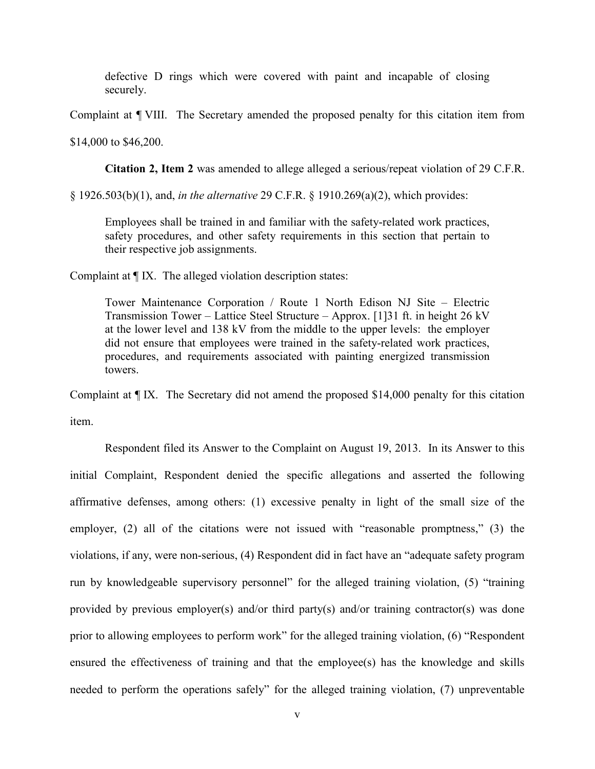> defective D rings which were covered with paint and incapable of closing securely.

Complaint at ¶ VIII. The Secretary amended the proposed penalty for this citation item from $14,000 to $46,200.

**Citation 2, Item 2** was amended to allege alleged a serious/repeat violation of 29 C.F.R. § 1926.503(b)(1), and, *in the alternative* 29 C.F.R. § 1910.269(a)(2), which provides:

> Employees shall be trained in and familiar with the safety-related work practices, safety procedures, and other safety requirements in this section that pertain to their respective job assignments.

Complaint at ¶ IX. The alleged violation description states:

> Tower Maintenance Corporation / Route 1 North Edison NJ Site – Electric Transmission Tower – Lattice Steel Structure – Approx. [1]31 ft. in height 26 kV at the lower level and 138 kV from the middle to the upper levels: the employer did not ensure that employees were trained in the safety-related work practices, procedures, and requirements associated with painting energized transmission towers.

Complaint at ¶ IX. The Secretary did not amend the proposed $14,000 penalty for this citation item.

Respondent filed its Answer to the Complaint on August 19, 2013. In its Answer to this initial Complaint, Respondent denied the specific allegations and asserted the following affirmative defenses, among others: (1) excessive penalty in light of the small size of the employer, (2) all of the citations were not issued with "reasonable promptness," (3) the violations, if any, were non-serious, (4) Respondent did in fact have an "adequate safety program run by knowledgeable supervisory personnel" for the alleged training violation, (5) "training provided by previous employer(s) and/or third party(s) and/or training contractor(s) was done prior to allowing employees to perform work" for the alleged training violation, (6) "Respondent ensured the effectiveness of training and that the employee(s) has the knowledge and skills needed to perform the operations safely" for the alleged training violation, (7) unpreventable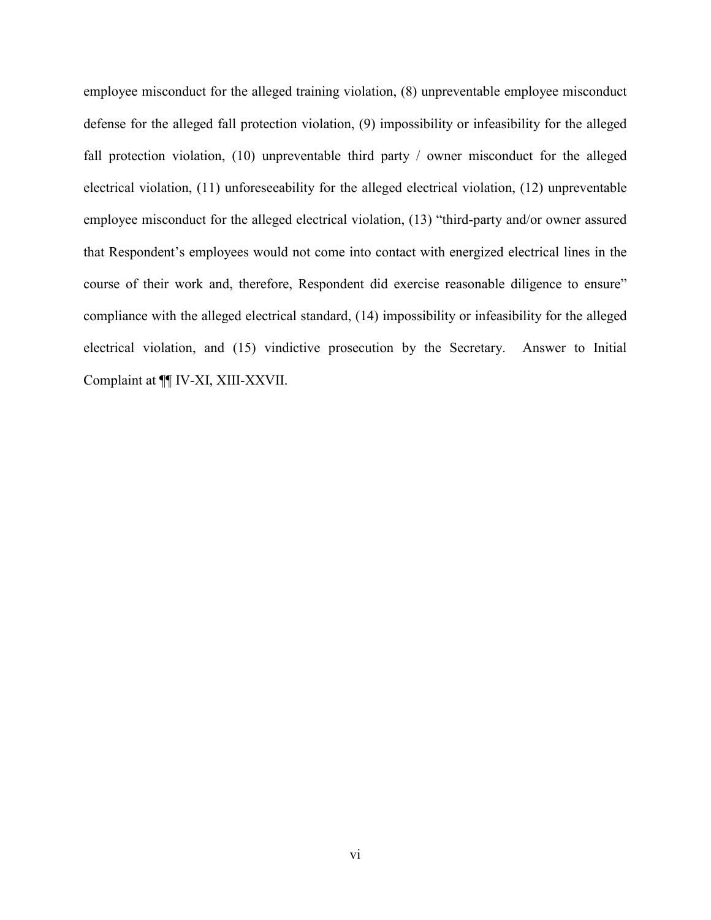employee misconduct for the alleged training violation, (8) unpreventable employee misconduct defense for the alleged fall protection violation, (9) impossibility or infeasibility for the alleged fall protection violation, (10) unpreventable third party / owner misconduct for the alleged electrical violation, (11) unforeseeability for the alleged electrical violation, (12) unpreventable employee misconduct for the alleged electrical violation, (13) "third-party and/or owner assured that Respondent's employees would not come into contact with energized electrical lines in the course of their work and, therefore, Respondent did exercise reasonable diligence to ensure" compliance with the alleged electrical standard, (14) impossibility or infeasibility for the alleged electrical violation, and (15) vindictive prosecution by the Secretary. Answer to Initial Complaint at ¶¶ IV-XI, XIII-XXVII.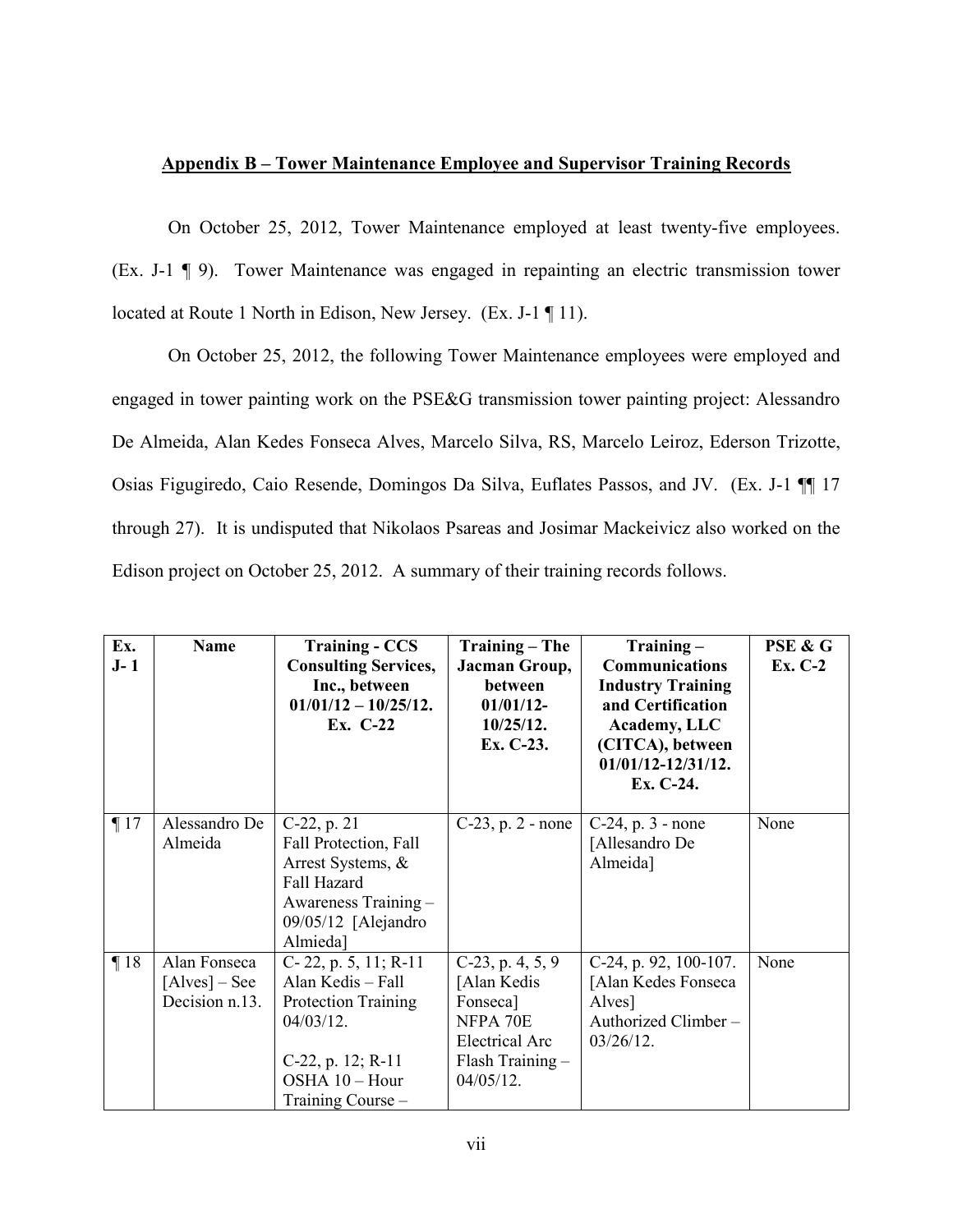## Appendix B – Tower Maintenance Employee and Supervisor Training Records

On October 25, 2012, Tower Maintenance employed at least twenty-five employees. (Ex. J-1 ¶ 9). Tower Maintenance was engaged in repainting an electric transmission tower located at Route 1 North in Edison, New Jersey. (Ex. J-1 ¶ 11).

On October 25, 2012, the following Tower Maintenance employees were employed and engaged in tower painting work on the PSE&G transmission tower painting project: Alessandro De Almeida, Alan Kedes Fonseca Alves, Marcelo Silva, RS, Marcelo Leiroz, Ederson Trizotte, Osias Figugiredo, Caio Resende, Domingos Da Silva, Euflates Passos, and JV. (Ex. J-1 ¶¶ 17 through 27). It is undisputed that Nikolaos Psareas and Josimar Mackeivicz also worked on the Edison project on October 25, 2012. A summary of their training records follows.

| Ex. J- 1 | Name | Training - CCS Consulting Services, Inc., between 01/01/12 – 10/25/12. Ex. C-22 | Training – The Jacman Group, between 01/01/12-10/25/12. Ex. C-23. | Training – Communications Industry Training and Certification Academy, LLC (CITCA), between 01/01/12-12/31/12. Ex. C-24. | PSE & G Ex. C-2 |
|---|---|---|---|---|---|
| ¶ 17 | Alessandro De Almeida | C-22, p. 21 Fall Protection, Fall Arrest Systems, & Fall Hazard Awareness Training – 09/05/12 [Alejandro Almieda] | C-23, p. 2 - none | C-24, p. 3 - none [Allesandro De Almeida] | None |
| ¶ 18 | Alan Fonseca [Alves] – See Decision n.13. | C- 22, p. 5, 11; R-11 Alan Kedis – Fall Protection Training 04/03/12.<br><br>C-22, p. 12; R-11 OSHA 10 – Hour Training Course – | C-23, p. 4, 5, 9 [Alan Kedis Fonseca] NFPA 70E Electrical Arc Flash Training – 04/05/12. | C-24, p. 92, 100-107. [Alan Kedes Fonseca Alves] Authorized Climber – 03/26/12. | None |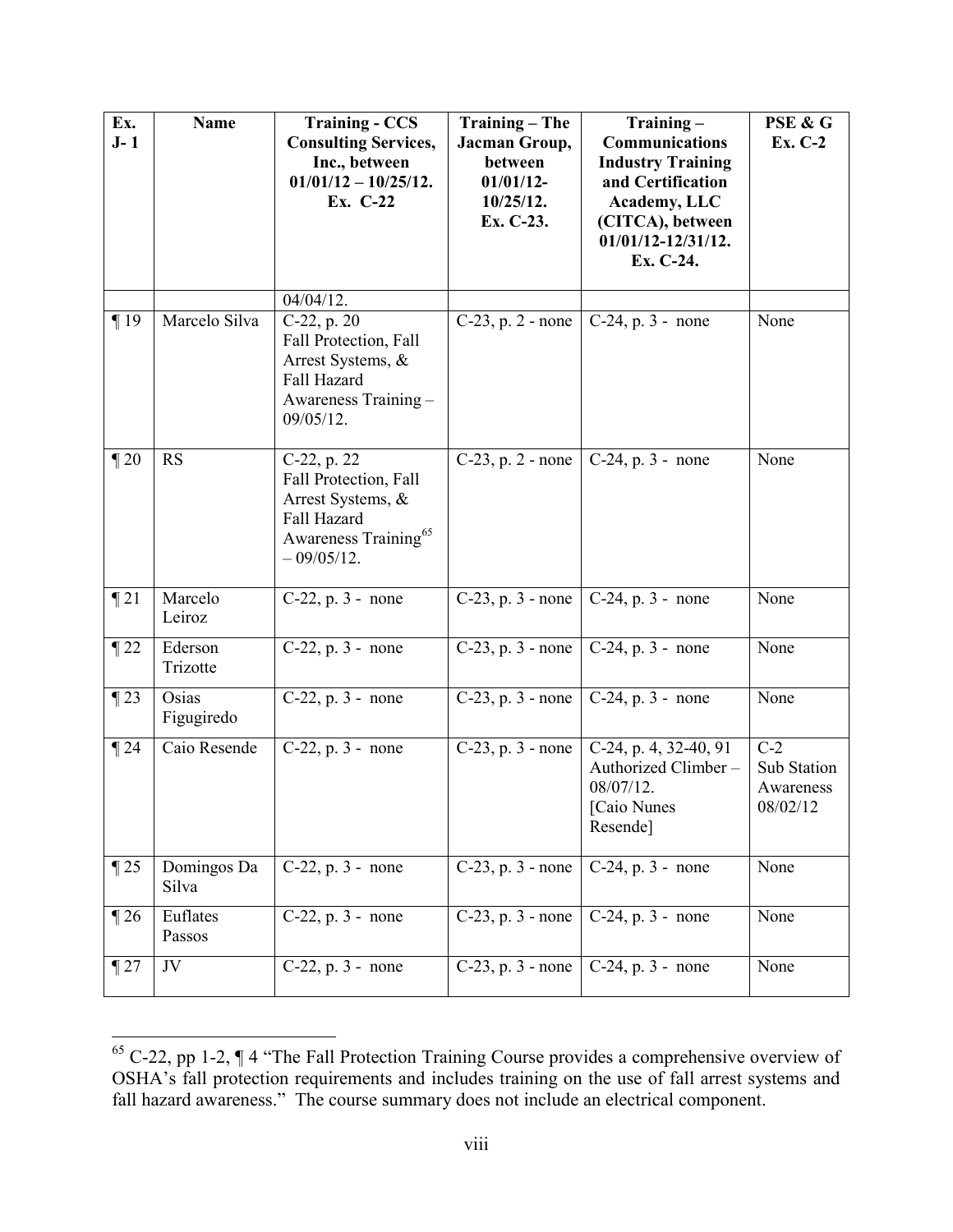| Ex. J- 1 | Name | Training - CCS Consulting Services, Inc., between 01/01/12 – 10/25/12. Ex. C-22 | Training – The Jacman Group, between 01/01/12- 10/25/12. Ex. C-23. | Training – Communications Industry Training and Certification Academy, LLC (CITCA), between 01/01/12-12/31/12. Ex. C-24. | PSE & G Ex. C-2 |
|---|---|---|---|---|---|
| | | 04/04/12. | | | |
| ¶ 19 | Marcelo Silva | C-22, p. 20 Fall Protection, Fall Arrest Systems, & Fall Hazard Awareness Training – 09/05/12. | C-23, p. 2 - none | C-24, p. 3 - none | None |
| ¶ 20 | RS | C-22, p. 22 Fall Protection, Fall Arrest Systems, & Fall Hazard Awareness Training[65] – 09/05/12. | C-23, p. 2 - none | C-24, p. 3 - none | None |
| ¶ 21 | Marcelo Leiroz | C-22, p. 3 - none | C-23, p. 3 - none | C-24, p. 3 - none | None |
| ¶ 22 | Ederson Trizotte | C-22, p. 3 - none | C-23, p. 3 - none | C-24, p. 3 - none | None |
| ¶ 23 | Osias Figugiredo | C-22, p. 3 - none | C-23, p. 3 - none | C-24, p. 3 - none | None |
| ¶ 24 | Caio Resende | C-22, p. 3 - none | C-23, p. 3 - none | C-24, p. 4, 32-40, 91 Authorized Climber – 08/07/12. [Caio Nunes Resende] | C-2 Sub Station Awareness 08/02/12 |
| ¶ 25 | Domingos Da Silva | C-22, p. 3 - none | C-23, p. 3 - none | C-24, p. 3 - none | None |
| ¶ 26 | Euflates Passos | C-22, p. 3 - none | C-23, p. 3 - none | C-24, p. 3 - none | None |
| ¶ 27 | JV | C-22, p. 3 - none | C-23, p. 3 - none | C-24, p. 3 - none | None |

[65] C-22, pp 1-2, ¶ 4 "The Fall Protection Training Course provides a comprehensive overview of OSHA's fall protection requirements and includes training on the use of fall arrest systems and fall hazard awareness." The course summary does not include an electrical component.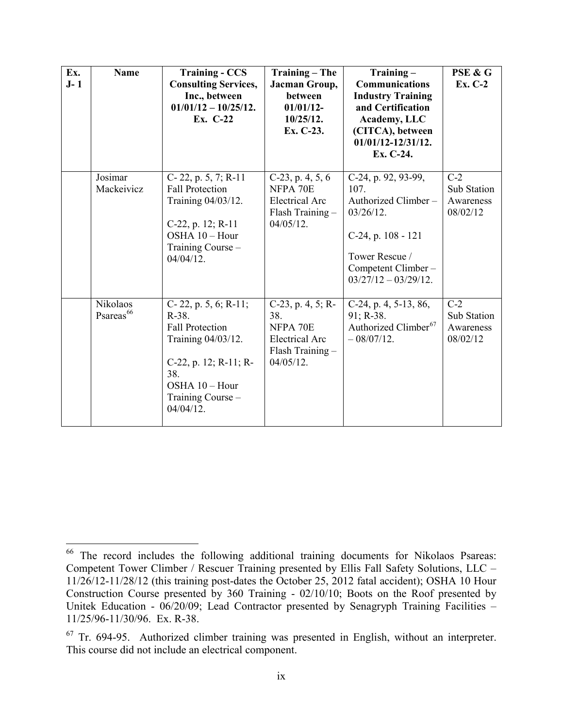| Ex. J- 1 | Name | Training - CCS Consulting Services, Inc., between 01/01/12 – 10/25/12. Ex. C-22 | Training – The Jacman Group, between 01/01/12-10/25/12. Ex. C-23. | Training – Communications Industry Training and Certification Academy, LLC (CITCA), between 01/01/12-12/31/12. Ex. C-24. | PSE & G Ex. C-2 |
|---|---|---|---|---|---|
| | Josimar Mackeivicz | C- 22, p. 5, 7; R-11 Fall Protection Training 04/03/12.<br><br>C-22, p. 12; R-11 OSHA 10 – Hour Training Course – 04/04/12. | C-23, p. 4, 5, 6 NFPA 70E Electrical Arc Flash Training – 04/05/12. | C-24, p. 92, 93-99, 107. Authorized Climber – 03/26/12.<br><br>C-24, p. 108 - 121<br><br>Tower Rescue / Competent Climber – 03/27/12 – 03/29/12. | C-2 Sub Station Awareness 08/02/12 |
| | Nikolaos Psareas[66] | C- 22, p. 5, 6; R-11; R-38. Fall Protection Training 04/03/12.<br><br>C-22, p. 12; R-11; R-38. OSHA 10 – Hour Training Course – 04/04/12. | C-23, p. 4, 5; R-38. NFPA 70E Electrical Arc Flash Training – 04/05/12. | C-24, p. 4, 5-13, 86, 91; R-38. Authorized Climber[67] – 08/07/12. | C-2 Sub Station Awareness 08/02/12 |

[66] The record includes the following additional training documents for Nikolaos Psareas: Competent Tower Climber / Rescuer Training presented by Ellis Fall Safety Solutions, LLC – 11/26/12-11/28/12 (this training post-dates the October 25, 2012 fatal accident); OSHA 10 Hour Construction Course presented by 360 Training - 02/10/10; Boots on the Roof presented by Unitek Education - 06/20/09; Lead Contractor presented by Senagryph Training Facilities – 11/25/96-11/30/96. Ex. R-38.

[67] Tr. 694-95. Authorized climber training was presented in English, without an interpreter. This course did not include an electrical component.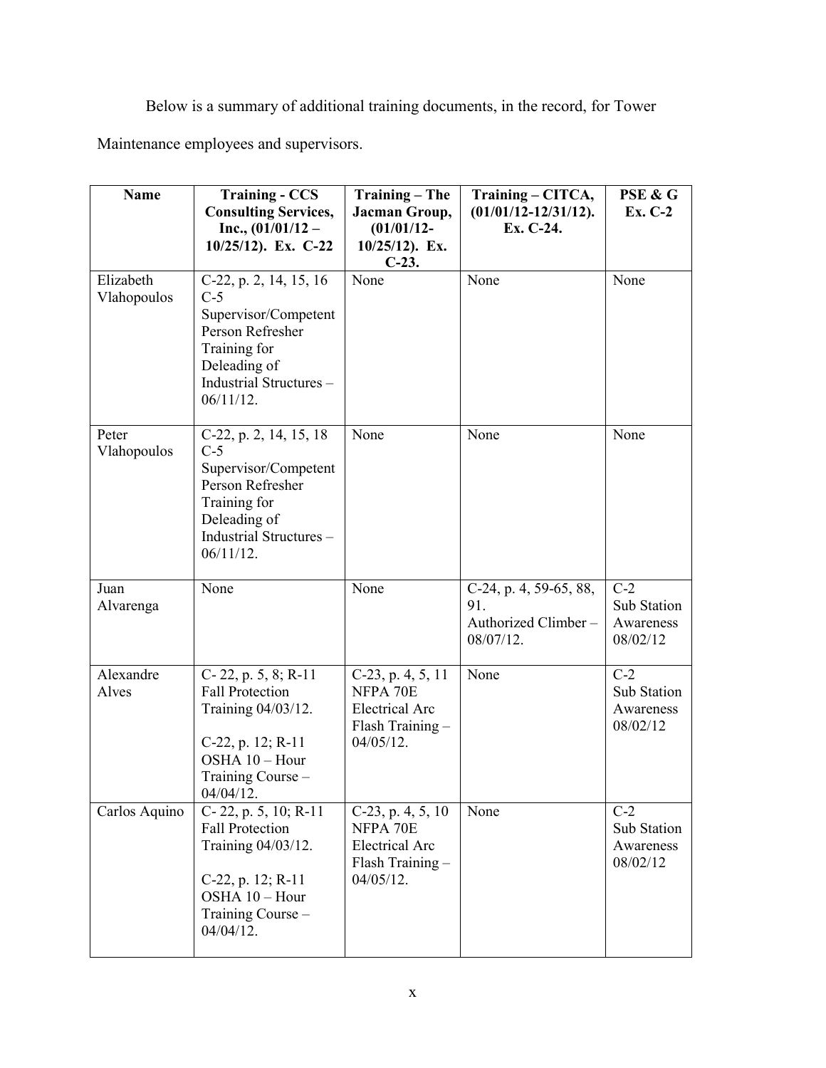Below is a summary of additional training documents, in the record, for Tower Maintenance employees and supervisors.

| Name | Training - CCS Consulting Services, Inc., (01/01/12 – 10/25/12). Ex. C-22 | Training – The Jacman Group, (01/01/12-10/25/12). Ex. C-23. | Training – CITCA, (01/01/12-12/31/12). Ex. C-24. | PSE & G Ex. C-2 |
|---|---|---|---|---|
| Elizabeth Vlahopoulos | C-22, p. 2, 14, 15, 16 C-5 Supervisor/Competent Person Refresher Training for Deleading of Industrial Structures – 06/11/12. | None | None | None |
| Peter Vlahopoulos | C-22, p. 2, 14, 15, 18 C-5 Supervisor/Competent Person Refresher Training for Deleading of Industrial Structures – 06/11/12. | None | None | None |
| Juan Alvarenga | None | None | C-24, p. 4, 59-65, 88, 91. Authorized Climber – 08/07/12. | C-2 Sub Station Awareness 08/02/12 |
| Alexandre Alves | C- 22, p. 5, 8; R-11 Fall Protection Training 04/03/12.<br><br>C-22, p. 12; R-11 OSHA 10 – Hour Training Course – 04/04/12. | C-23, p. 4, 5, 11 NFPA 70E Electrical Arc Flash Training – 04/05/12. | None | C-2 Sub Station Awareness 08/02/12 |
| Carlos Aquino | C- 22, p. 5, 10; R-11 Fall Protection Training 04/03/12.<br><br>C-22, p. 12; R-11 OSHA 10 – Hour Training Course – 04/04/12. | C-23, p. 4, 5, 10 NFPA 70E Electrical Arc Flash Training – 04/05/12. | None | C-2 Sub Station Awareness 08/02/12 |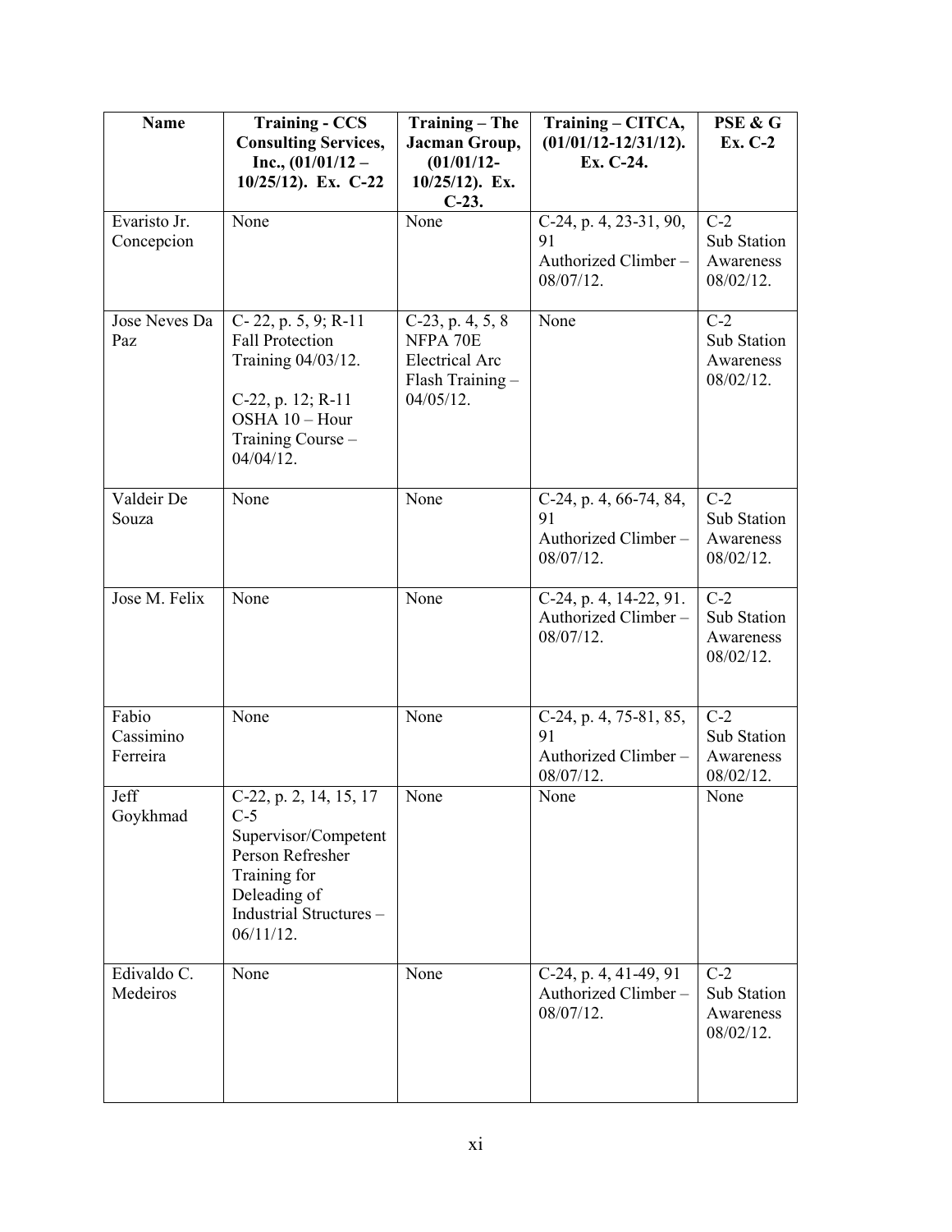| Name | Training - CCS Consulting Services, Inc., (01/01/12 – 10/25/12). Ex. C-22 | Training – The Jacman Group, (01/01/12-10/25/12). Ex. C-23. | Training – CITCA, (01/01/12-12/31/12). Ex. C-24. | PSE & G Ex. C-2 |
|---|---|---|---|---|
| Evaristo Jr. Concepcion | None | None | C-24, p. 4, 23-31, 90, 91 Authorized Climber – 08/07/12. | C-2 Sub Station Awareness 08/02/12. |
| Jose Neves Da Paz | C- 22, p. 5, 9; R-11 Fall Protection Training 04/03/12. C-22, p. 12; R-11 OSHA 10 – Hour Training Course – 04/04/12. | C-23, p. 4, 5, 8 NFPA 70E Electrical Arc Flash Training – 04/05/12. | None | C-2 Sub Station Awareness 08/02/12. |
| Valdeir De Souza | None | None | C-24, p. 4, 66-74, 84, 91 Authorized Climber – 08/07/12. | C-2 Sub Station Awareness 08/02/12. |
| Jose M. Felix | None | None | C-24, p. 4, 14-22, 91. Authorized Climber – 08/07/12. | C-2 Sub Station Awareness 08/02/12. |
| Fabio Cassimino Ferreira | None | None | C-24, p. 4, 75-81, 85, 91 Authorized Climber – 08/07/12. | C-2 Sub Station Awareness 08/02/12. |
| Jeff Goykhmad | C-22, p. 2, 14, 15, 17 C-5 Supervisor/Competent Person Refresher Training for Deleading of Industrial Structures – 06/11/12. | None | None | None |
| Edivaldo C. Medeiros | None | None | C-24, p. 4, 41-49, 91 Authorized Climber – 08/07/12. | C-2 Sub Station Awareness 08/02/12. |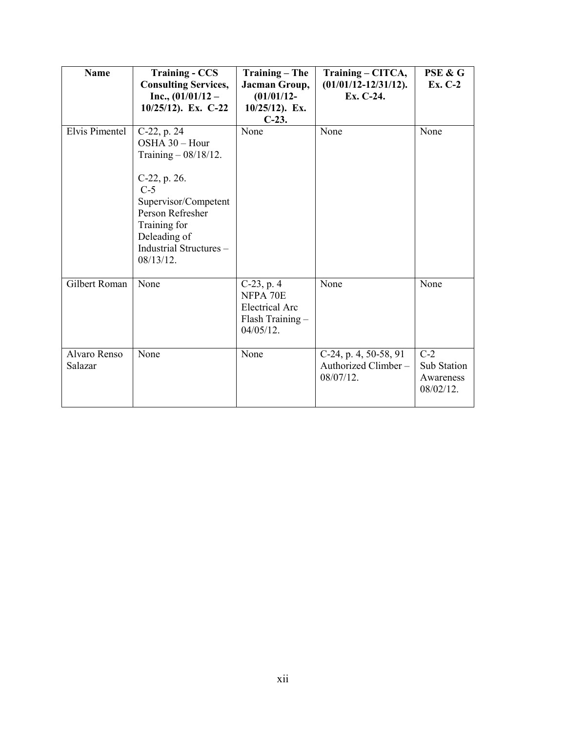| Name | Training - CCS Consulting Services, Inc., (01/01/12 – 10/25/12). Ex. C-22 | Training – The Jacman Group, (01/01/12- 10/25/12). Ex. C-23. | Training – CITCA, (01/01/12-12/31/12). Ex. C-24. | PSE & G Ex. C-2 |
|---|---|---|---|---|
| Elvis Pimentel | C-22, p. 24 OSHA 30 – Hour Training – 08/18/12. C-22, p. 26. C-5 Supervisor/Competent Person Refresher Training for Deleading of Industrial Structures – 08/13/12. | None | None | None |
| Gilbert Roman | None | C-23, p. 4 NFPA 70E Electrical Arc Flash Training – 04/05/12. | None | None |
| Alvaro Renso Salazar | None | None | C-24, p. 4, 50-58, 91 Authorized Climber – 08/07/12. | C-2 Sub Station Awareness 08/02/12. |